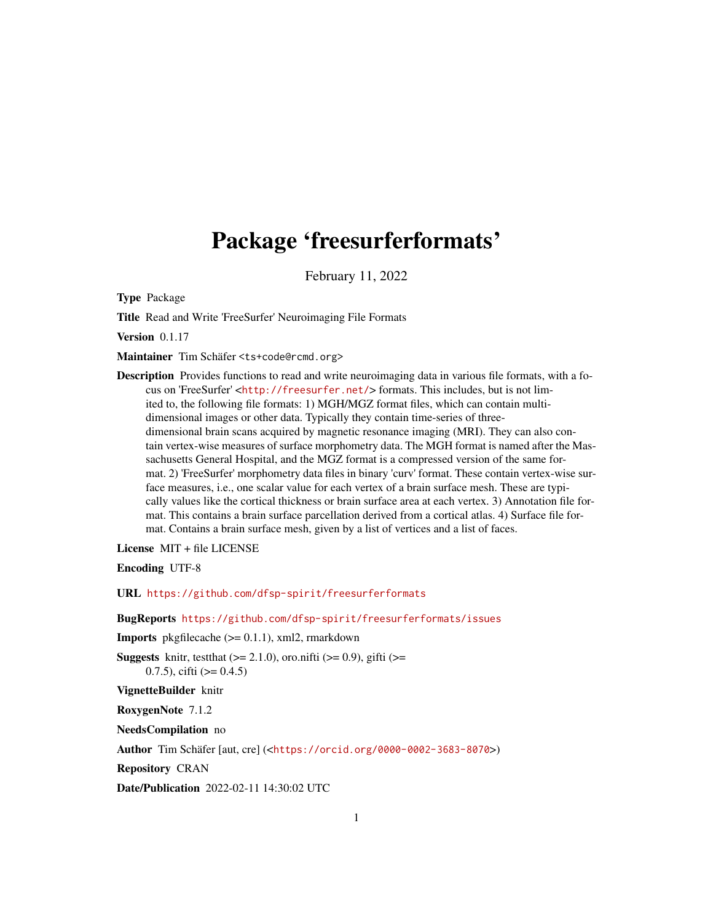# Package 'freesurferformats'

February 11, 2022

**Type** Package

**Title** Read and Write 'FreeSurfer' Neuroimaging File Formats

**Version** 0.1.17

**Maintainer** Tim Schäfer <ts+code@rcmd.org>

**Description** Provides functions to read and write neuroimaging data in various file formats, with a focus on 'FreeSurfer' <http://freesurfer.net/> formats. This includes, but is not limited to, the following file formats: 1) MGH/MGZ format files, which can contain multi-dimensional images or other data. Typically they contain time-series of three-dimensional brain scans acquired by magnetic resonance imaging (MRI). They can also contain vertex-wise measures of surface morphometry data. The MGH format is named after the Massachusetts General Hospital, and the MGZ format is a compressed version of the same format. 2) 'FreeSurfer' morphometry data files in binary 'curv' format. These contain vertex-wise surface measures, i.e., one scalar value for each vertex of a brain surface mesh. These are typically values like the cortical thickness or brain surface area at each vertex. 3) Annotation file format. This contains a brain surface parcellation derived from a cortical atlas. 4) Surface file format. Contains a brain surface mesh, given by a list of vertices and a list of faces.

**License** MIT + file LICENSE

**Encoding** UTF-8

**URL** https://github.com/dfsp-spirit/freesurferformats

**BugReports** https://github.com/dfsp-spirit/freesurferformats/issues

**Imports** pkgfilecache (>= 0.1.1), xml2, rmarkdown

**Suggests** knitr, testthat (>= 2.1.0), oro.nifti (>= 0.9), gifti (>= 0.7.5), cifti (>= 0.4.5)

**VignetteBuilder** knitr

**RoxygenNote** 7.1.2

**NeedsCompilation** no

**Author** Tim Schäfer [aut, cre] (<https://orcid.org/0000-0002-3683-8070>)

**Repository** CRAN

**Date/Publication** 2022-02-11 14:30:02 UTC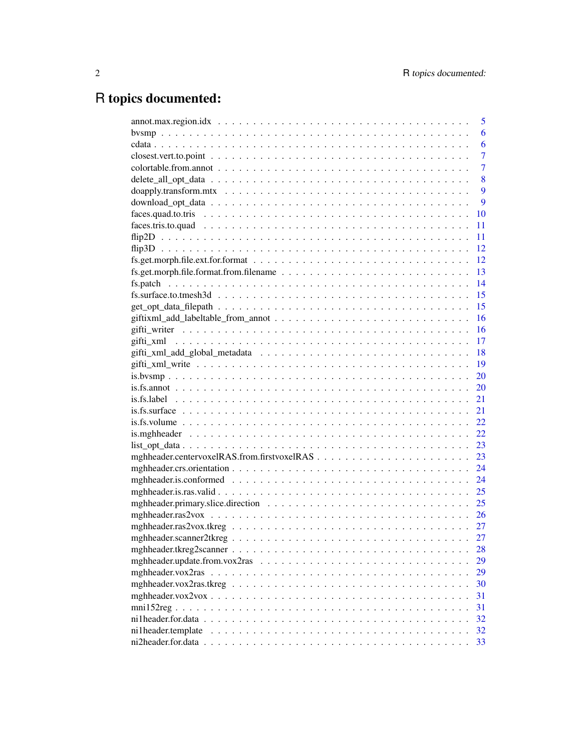# R topics documented:

annot.max.region.idx . . . . . . . . . . . . . . . . . . . . . . . . . . . . . . . . . 5
bvsmp . . . . . . . . . . . . . . . . . . . . . . . . . . . . . . . . . . . . . . . . 6
cdata . . . . . . . . . . . . . . . . . . . . . . . . . . . . . . . . . . . . . . . . 6
closest.vert.to.point . . . . . . . . . . . . . . . . . . . . . . . . . . . . . . . . 7
colortable.from.annot . . . . . . . . . . . . . . . . . . . . . . . . . . . . . . . . 7
delete_all_opt_data . . . . . . . . . . . . . . . . . . . . . . . . . . . . . . . . . 8
doapply.transform.mtx . . . . . . . . . . . . . . . . . . . . . . . . . . . . . . . . 9
download_opt_data . . . . . . . . . . . . . . . . . . . . . . . . . . . . . . . . . . 9
faces.quad.to.tris . . . . . . . . . . . . . . . . . . . . . . . . . . . . . . . . . . 10
faces.tris.to.quad . . . . . . . . . . . . . . . . . . . . . . . . . . . . . . . . . . 11
flip2D . . . . . . . . . . . . . . . . . . . . . . . . . . . . . . . . . . . . . . . . 11
flip3D . . . . . . . . . . . . . . . . . . . . . . . . . . . . . . . . . . . . . . . . 12
fs.get.morph.file.ext.for.format . . . . . . . . . . . . . . . . . . . . . . . . . . . 12
fs.get.morph.file.format.from.filename . . . . . . . . . . . . . . . . . . . . . . . . 13
fs.patch . . . . . . . . . . . . . . . . . . . . . . . . . . . . . . . . . . . . . . . 14
fs.surface.to.tmesh3d . . . . . . . . . . . . . . . . . . . . . . . . . . . . . . . . 15
get_opt_data_filepath . . . . . . . . . . . . . . . . . . . . . . . . . . . . . . . . 15
giftixml_add_labeltable_from_annot . . . . . . . . . . . . . . . . . . . . . . . . . 16
gifti_writer . . . . . . . . . . . . . . . . . . . . . . . . . . . . . . . . . . . . . 16
gifti_xml . . . . . . . . . . . . . . . . . . . . . . . . . . . . . . . . . . . . . . 17
gifti_xml_add_global_metadata . . . . . . . . . . . . . . . . . . . . . . . . . . . . 18
gifti_xml_write . . . . . . . . . . . . . . . . . . . . . . . . . . . . . . . . . . . 19
is.bvsmp . . . . . . . . . . . . . . . . . . . . . . . . . . . . . . . . . . . . . . . 20
is.fs.annot . . . . . . . . . . . . . . . . . . . . . . . . . . . . . . . . . . . . . 20
is.fs.label . . . . . . . . . . . . . . . . . . . . . . . . . . . . . . . . . . . . . 21
is.fs.surface . . . . . . . . . . . . . . . . . . . . . . . . . . . . . . . . . . . . 21
is.fs.volume . . . . . . . . . . . . . . . . . . . . . . . . . . . . . . . . . . . . 22
is.mghheader . . . . . . . . . . . . . . . . . . . . . . . . . . . . . . . . . . . . 22
list_opt_data . . . . . . . . . . . . . . . . . . . . . . . . . . . . . . . . . . . . 23
mghheader.centervoxelRAS.from.firstvoxelRAS . . . . . . . . . . . . . . . . . . . . . 23
mghheader.crs.orientation . . . . . . . . . . . . . . . . . . . . . . . . . . . . . . 24
mghheader.is.conformed . . . . . . . . . . . . . . . . . . . . . . . . . . . . . . . . 24
mghheader.is.ras.valid . . . . . . . . . . . . . . . . . . . . . . . . . . . . . . . . 25
mghheader.primary.slice.direction . . . . . . . . . . . . . . . . . . . . . . . . . . 25
mghheader.ras2vox . . . . . . . . . . . . . . . . . . . . . . . . . . . . . . . . . . 26
mghheader.ras2vox.tkreg . . . . . . . . . . . . . . . . . . . . . . . . . . . . . . . 27
mghheader.scanner2tkreg . . . . . . . . . . . . . . . . . . . . . . . . . . . . . . . 27
mghheader.tkreg2scanner . . . . . . . . . . . . . . . . . . . . . . . . . . . . . . . 28
mghheader.update.from.vox2ras . . . . . . . . . . . . . . . . . . . . . . . . . . . . 29
mghheader.vox2ras . . . . . . . . . . . . . . . . . . . . . . . . . . . . . . . . . . 29
mghheader.vox2ras.tkreg . . . . . . . . . . . . . . . . . . . . . . . . . . . . . . . 30
mghheader.vox2vox . . . . . . . . . . . . . . . . . . . . . . . . . . . . . . . . . . 31
mni152reg . . . . . . . . . . . . . . . . . . . . . . . . . . . . . . . . . . . . . . 31
ni1header.for.data . . . . . . . . . . . . . . . . . . . . . . . . . . . . . . . . . . 32
ni1header.template . . . . . . . . . . . . . . . . . . . . . . . . . . . . . . . . . . 32
ni2header.for.data . . . . . . . . . . . . . . . . . . . . . . . . . . . . . . . . . . 33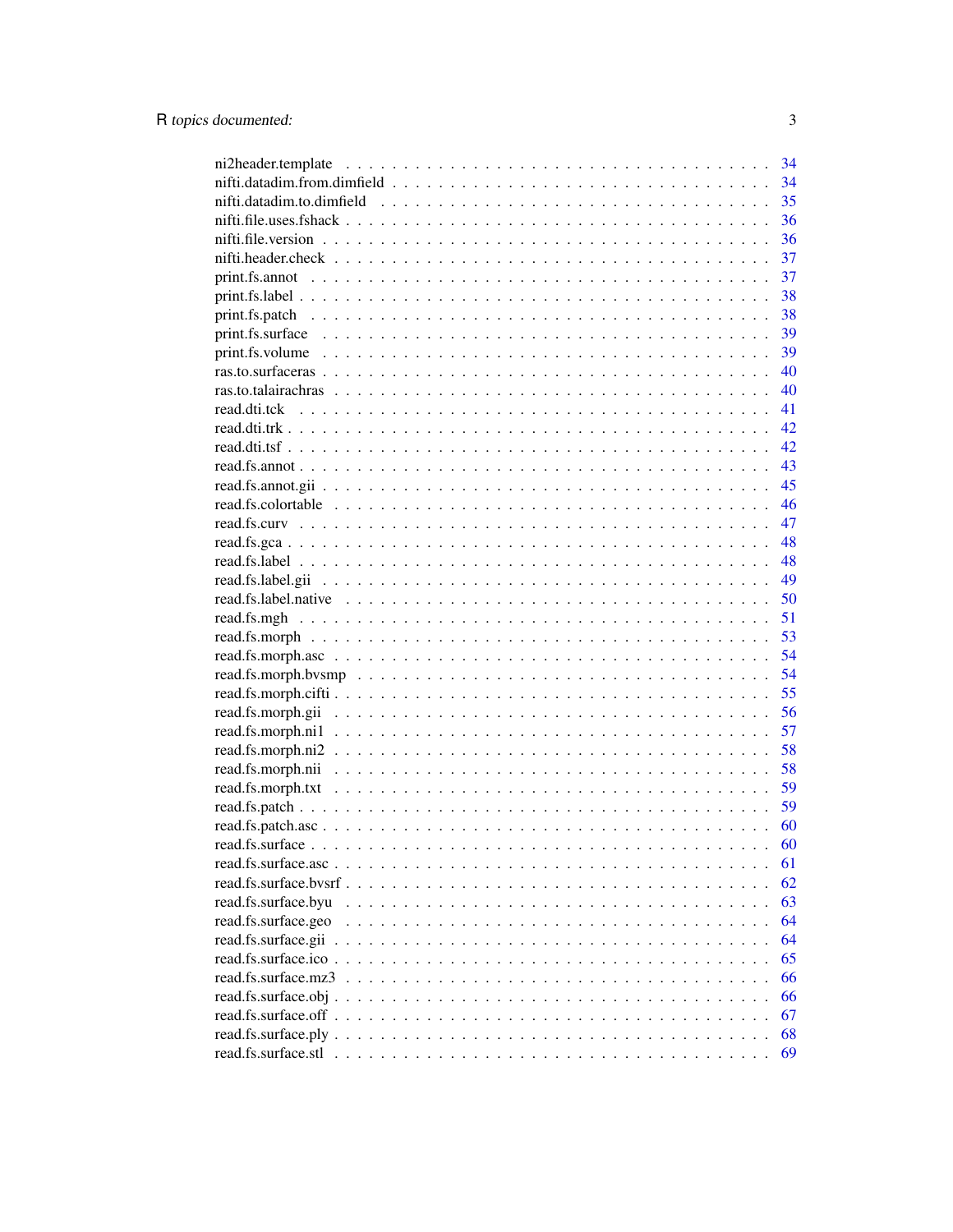ni2header.template . . . . . . . . . . . . . . . . . . . . . . . . . . . . . . . . . . . 34
nifti.datadim.from.dimfield . . . . . . . . . . . . . . . . . . . . . . . . . . . . . . . 34
nifti.datadim.to.dimfield . . . . . . . . . . . . . . . . . . . . . . . . . . . . . . . . 35
nifti.file.uses.fshack . . . . . . . . . . . . . . . . . . . . . . . . . . . . . . . . . . 36
nifti.file.version . . . . . . . . . . . . . . . . . . . . . . . . . . . . . . . . . . . . 36
nifti.header.check . . . . . . . . . . . . . . . . . . . . . . . . . . . . . . . . . . . 37
print.fs.annot . . . . . . . . . . . . . . . . . . . . . . . . . . . . . . . . . . . . . 37
print.fs.label . . . . . . . . . . . . . . . . . . . . . . . . . . . . . . . . . . . . . 38
print.fs.patch . . . . . . . . . . . . . . . . . . . . . . . . . . . . . . . . . . . . . 38
print.fs.surface . . . . . . . . . . . . . . . . . . . . . . . . . . . . . . . . . . . . 39
print.fs.volume . . . . . . . . . . . . . . . . . . . . . . . . . . . . . . . . . . . . 39
ras.to.surfaceras . . . . . . . . . . . . . . . . . . . . . . . . . . . . . . . . . . . 40
ras.to.talairachras . . . . . . . . . . . . . . . . . . . . . . . . . . . . . . . . . . 40
read.dti.tck . . . . . . . . . . . . . . . . . . . . . . . . . . . . . . . . . . . . . . 41
read.dti.trk . . . . . . . . . . . . . . . . . . . . . . . . . . . . . . . . . . . . . . 42
read.dti.tsf . . . . . . . . . . . . . . . . . . . . . . . . . . . . . . . . . . . . . . 42
read.fs.annot . . . . . . . . . . . . . . . . . . . . . . . . . . . . . . . . . . . . . 43
read.fs.annot.gii . . . . . . . . . . . . . . . . . . . . . . . . . . . . . . . . . . . 45
read.fs.colortable . . . . . . . . . . . . . . . . . . . . . . . . . . . . . . . . . . 46
read.fs.curv . . . . . . . . . . . . . . . . . . . . . . . . . . . . . . . . . . . . . 47
read.fs.gca . . . . . . . . . . . . . . . . . . . . . . . . . . . . . . . . . . . . . . 48
read.fs.label . . . . . . . . . . . . . . . . . . . . . . . . . . . . . . . . . . . . . 48
read.fs.label.gii . . . . . . . . . . . . . . . . . . . . . . . . . . . . . . . . . . . 49
read.fs.label.native . . . . . . . . . . . . . . . . . . . . . . . . . . . . . . . . . 50
read.fs.mgh . . . . . . . . . . . . . . . . . . . . . . . . . . . . . . . . . . . . . . 51
read.fs.morph . . . . . . . . . . . . . . . . . . . . . . . . . . . . . . . . . . . . . 53
read.fs.morph.asc . . . . . . . . . . . . . . . . . . . . . . . . . . . . . . . . . . 54
read.fs.morph.bvsmp . . . . . . . . . . . . . . . . . . . . . . . . . . . . . . . . . 54
read.fs.morph.cifti . . . . . . . . . . . . . . . . . . . . . . . . . . . . . . . . . . 55
read.fs.morph.gii . . . . . . . . . . . . . . . . . . . . . . . . . . . . . . . . . . . 56
read.fs.morph.ni1 . . . . . . . . . . . . . . . . . . . . . . . . . . . . . . . . . . . 57
read.fs.morph.ni2 . . . . . . . . . . . . . . . . . . . . . . . . . . . . . . . . . . . 58
read.fs.morph.nii . . . . . . . . . . . . . . . . . . . . . . . . . . . . . . . . . . . 58
read.fs.morph.txt . . . . . . . . . . . . . . . . . . . . . . . . . . . . . . . . . . . 59
read.fs.patch . . . . . . . . . . . . . . . . . . . . . . . . . . . . . . . . . . . . . 59
read.fs.patch.asc . . . . . . . . . . . . . . . . . . . . . . . . . . . . . . . . . . . 60
read.fs.surface . . . . . . . . . . . . . . . . . . . . . . . . . . . . . . . . . . . . 60
read.fs.surface.asc . . . . . . . . . . . . . . . . . . . . . . . . . . . . . . . . . . 61
read.fs.surface.bvsrf . . . . . . . . . . . . . . . . . . . . . . . . . . . . . . . . . 62
read.fs.surface.byu . . . . . . . . . . . . . . . . . . . . . . . . . . . . . . . . . . 63
read.fs.surface.geo . . . . . . . . . . . . . . . . . . . . . . . . . . . . . . . . . . 64
read.fs.surface.gii . . . . . . . . . . . . . . . . . . . . . . . . . . . . . . . . . . 64
read.fs.surface.ico . . . . . . . . . . . . . . . . . . . . . . . . . . . . . . . . . . 65
read.fs.surface.mz3 . . . . . . . . . . . . . . . . . . . . . . . . . . . . . . . . . . 66
read.fs.surface.obj . . . . . . . . . . . . . . . . . . . . . . . . . . . . . . . . . . 66
read.fs.surface.off . . . . . . . . . . . . . . . . . . . . . . . . . . . . . . . . . . 67
read.fs.surface.ply . . . . . . . . . . . . . . . . . . . . . . . . . . . . . . . . . . 68
read.fs.surface.stl . . . . . . . . . . . . . . . . . . . . . . . . . . . . . . . . . . 69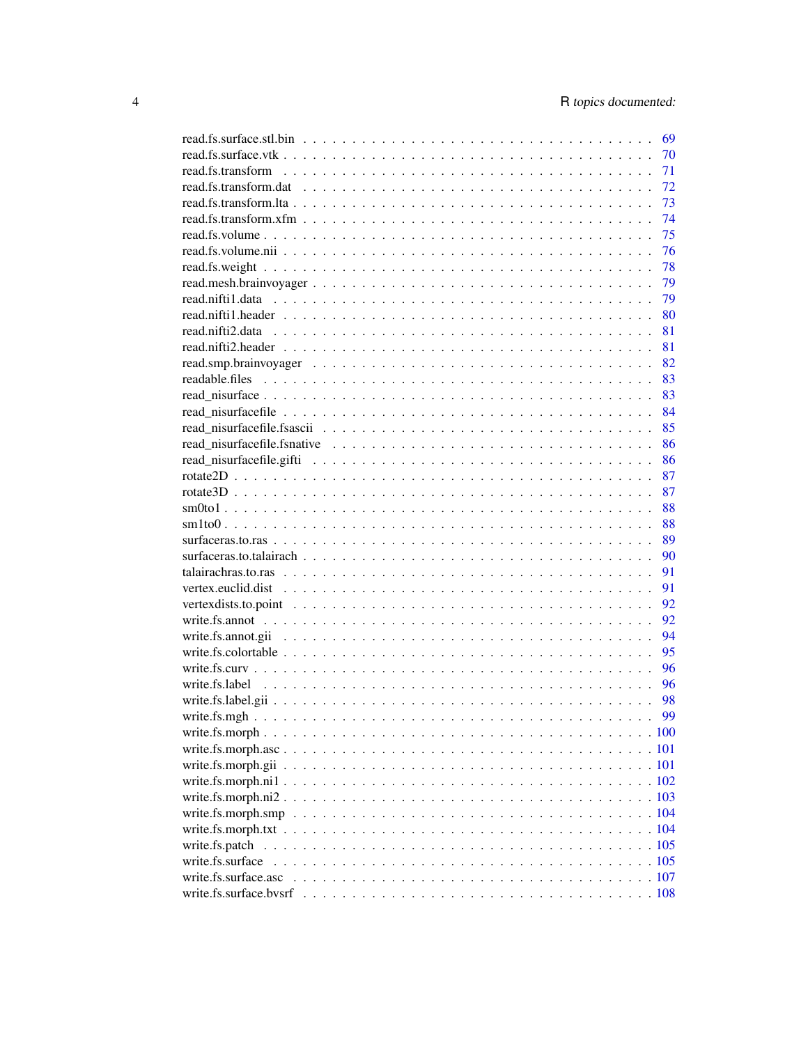read.fs.surface.stl.bin . . . . . . . . . . . . . . . . . . . . . . . . . . . . . . . . . . . 69
read.fs.surface.vtk . . . . . . . . . . . . . . . . . . . . . . . . . . . . . . . . . . . . . 70
read.fs.transform . . . . . . . . . . . . . . . . . . . . . . . . . . . . . . . . . . . . . . 71
read.fs.transform.dat . . . . . . . . . . . . . . . . . . . . . . . . . . . . . . . . . . . . 72
read.fs.transform.lta . . . . . . . . . . . . . . . . . . . . . . . . . . . . . . . . . . . . 73
read.fs.transform.xfm . . . . . . . . . . . . . . . . . . . . . . . . . . . . . . . . . . . . 74
read.fs.volume . . . . . . . . . . . . . . . . . . . . . . . . . . . . . . . . . . . . . . . . 75
read.fs.volume.nii . . . . . . . . . . . . . . . . . . . . . . . . . . . . . . . . . . . . . . 76
read.fs.weight . . . . . . . . . . . . . . . . . . . . . . . . . . . . . . . . . . . . . . . . 78
read.mesh.brainvoyager . . . . . . . . . . . . . . . . . . . . . . . . . . . . . . . . . . . 79
read.nifti1.data . . . . . . . . . . . . . . . . . . . . . . . . . . . . . . . . . . . . . . . 79
read.nifti1.header . . . . . . . . . . . . . . . . . . . . . . . . . . . . . . . . . . . . . . 80
read.nifti2.data . . . . . . . . . . . . . . . . . . . . . . . . . . . . . . . . . . . . . . . 81
read.nifti2.header . . . . . . . . . . . . . . . . . . . . . . . . . . . . . . . . . . . . . . 81
read.smp.brainvoyager . . . . . . . . . . . . . . . . . . . . . . . . . . . . . . . . . . . 82
readable.files . . . . . . . . . . . . . . . . . . . . . . . . . . . . . . . . . . . . . . . . 83
read_nisurface . . . . . . . . . . . . . . . . . . . . . . . . . . . . . . . . . . . . . . . . 83
read_nisurfacefile . . . . . . . . . . . . . . . . . . . . . . . . . . . . . . . . . . . . . . 84
read_nisurfacefile.fsascii . . . . . . . . . . . . . . . . . . . . . . . . . . . . . . . . . . 85
read_nisurfacefile.fsnative . . . . . . . . . . . . . . . . . . . . . . . . . . . . . . . . . 86
read_nisurfacefile.gifti . . . . . . . . . . . . . . . . . . . . . . . . . . . . . . . . . . . 86
rotate2D . . . . . . . . . . . . . . . . . . . . . . . . . . . . . . . . . . . . . . . . . . . 87
rotate3D . . . . . . . . . . . . . . . . . . . . . . . . . . . . . . . . . . . . . . . . . . . 87
sm0to1 . . . . . . . . . . . . . . . . . . . . . . . . . . . . . . . . . . . . . . . . . . . . 88
sm1to0 . . . . . . . . . . . . . . . . . . . . . . . . . . . . . . . . . . . . . . . . . . . . 88
surfaceras.to.ras . . . . . . . . . . . . . . . . . . . . . . . . . . . . . . . . . . . . . . . 89
surfaceras.to.talairach . . . . . . . . . . . . . . . . . . . . . . . . . . . . . . . . . . . . 90
talairachras.to.ras . . . . . . . . . . . . . . . . . . . . . . . . . . . . . . . . . . . . . . 91
vertex.euclid.dist . . . . . . . . . . . . . . . . . . . . . . . . . . . . . . . . . . . . . . . 91
vertexdists.to.point . . . . . . . . . . . . . . . . . . . . . . . . . . . . . . . . . . . . . . 92
write.fs.annot . . . . . . . . . . . . . . . . . . . . . . . . . . . . . . . . . . . . . . . . 92
write.fs.annot.gii . . . . . . . . . . . . . . . . . . . . . . . . . . . . . . . . . . . . . . . 94
write.fs.colortable . . . . . . . . . . . . . . . . . . . . . . . . . . . . . . . . . . . . . . 95
write.fs.curv . . . . . . . . . . . . . . . . . . . . . . . . . . . . . . . . . . . . . . . . . 96
write.fs.label . . . . . . . . . . . . . . . . . . . . . . . . . . . . . . . . . . . . . . . . . 96
write.fs.label.gii . . . . . . . . . . . . . . . . . . . . . . . . . . . . . . . . . . . . . . . 98
write.fs.mgh . . . . . . . . . . . . . . . . . . . . . . . . . . . . . . . . . . . . . . . . . 99
write.fs.morph . . . . . . . . . . . . . . . . . . . . . . . . . . . . . . . . . . . . . . . . 100
write.fs.morph.asc . . . . . . . . . . . . . . . . . . . . . . . . . . . . . . . . . . . . . . 101
write.fs.morph.gii . . . . . . . . . . . . . . . . . . . . . . . . . . . . . . . . . . . . . . 101
write.fs.morph.ni1 . . . . . . . . . . . . . . . . . . . . . . . . . . . . . . . . . . . . . . 102
write.fs.morph.ni2 . . . . . . . . . . . . . . . . . . . . . . . . . . . . . . . . . . . . . . 103
write.fs.morph.smp . . . . . . . . . . . . . . . . . . . . . . . . . . . . . . . . . . . . . . 104
write.fs.morph.txt . . . . . . . . . . . . . . . . . . . . . . . . . . . . . . . . . . . . . . 104
write.fs.patch . . . . . . . . . . . . . . . . . . . . . . . . . . . . . . . . . . . . . . . . 105
write.fs.surface . . . . . . . . . . . . . . . . . . . . . . . . . . . . . . . . . . . . . . . . 105
write.fs.surface.asc . . . . . . . . . . . . . . . . . . . . . . . . . . . . . . . . . . . . . . 107
write.fs.surface.bvsrf . . . . . . . . . . . . . . . . . . . . . . . . . . . . . . . . . . . . 108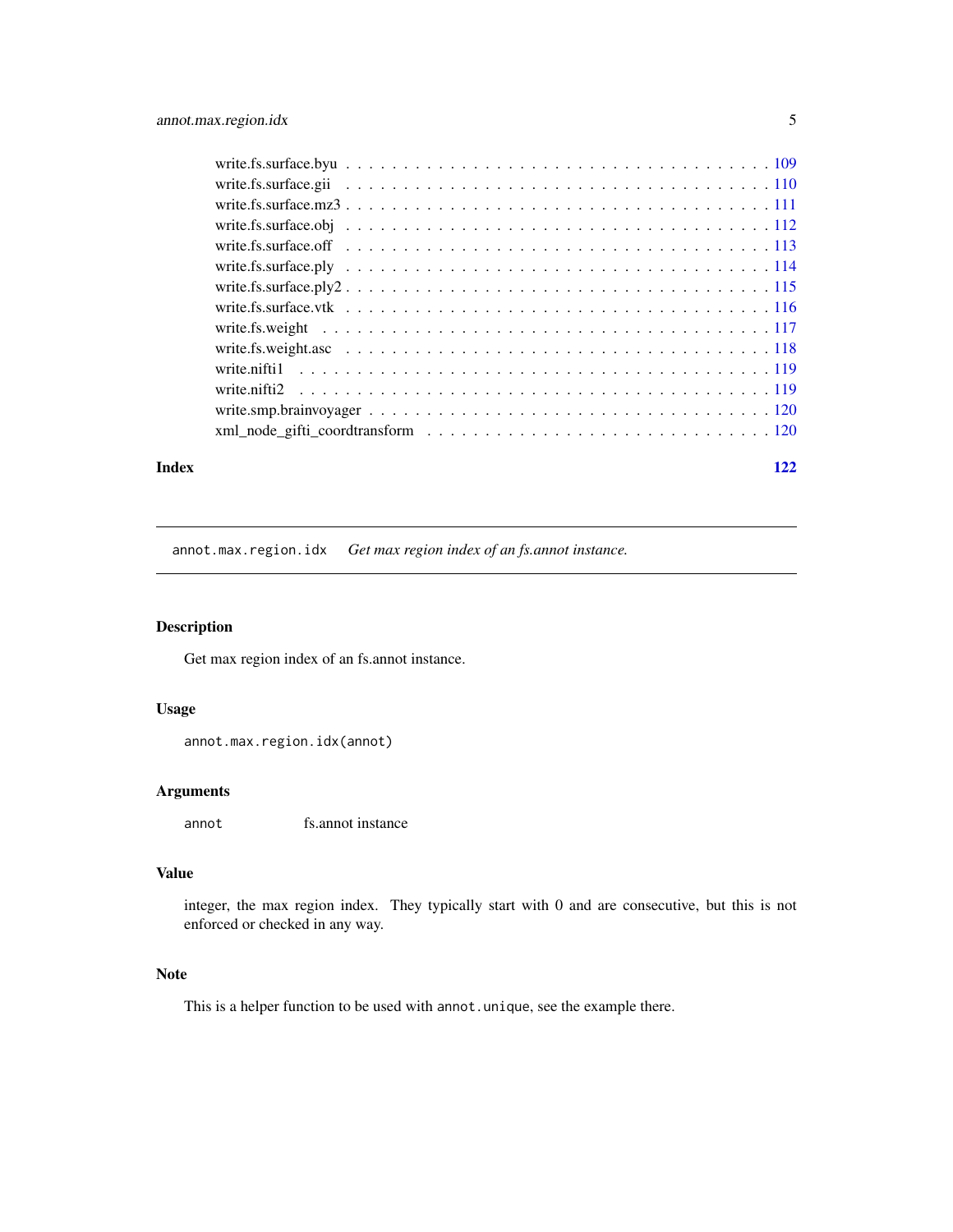write.fs.surface.byu . . . . . . . . . . . . . . . . . . . . . . . . . . . . . . . . . . . . 109
write.fs.surface.gii . . . . . . . . . . . . . . . . . . . . . . . . . . . . . . . . . . . . 110
write.fs.surface.mz3 . . . . . . . . . . . . . . . . . . . . . . . . . . . . . . . . . . . . 111
write.fs.surface.obj . . . . . . . . . . . . . . . . . . . . . . . . . . . . . . . . . . . . 112
write.fs.surface.off . . . . . . . . . . . . . . . . . . . . . . . . . . . . . . . . . . . . 113
write.fs.surface.ply . . . . . . . . . . . . . . . . . . . . . . . . . . . . . . . . . . . . 114
write.fs.surface.ply2 . . . . . . . . . . . . . . . . . . . . . . . . . . . . . . . . . . . . 115
write.fs.surface.vtk . . . . . . . . . . . . . . . . . . . . . . . . . . . . . . . . . . . . 116
write.fs.weight . . . . . . . . . . . . . . . . . . . . . . . . . . . . . . . . . . . . 117
write.fs.weight.asc . . . . . . . . . . . . . . . . . . . . . . . . . . . . . . . . . . . . 118
write.nifti1 . . . . . . . . . . . . . . . . . . . . . . . . . . . . . . . . . . . . 119
write.nifti2 . . . . . . . . . . . . . . . . . . . . . . . . . . . . . . . . . . . . 119
write.smp.brainvoyager . . . . . . . . . . . . . . . . . . . . . . . . . . . . . . . . . . . . 120
xml_node_gifti_coordtransform . . . . . . . . . . . . . . . . . . . . . . . . . . . . . . . . . . . . 120

**Index** **122**

---

## annot.max.region.idx *Get max region index of an fs.annot instance.*

---

### Description

Get max region index of an fs.annot instance.

### Usage

```
annot.max.region.idx(annot)
```

### Arguments

| | |
|---|---|
| annot | fs.annot instance |

### Value

integer, the max region index. They typically start with 0 and are consecutive, but this is not enforced or checked in any way.

### Note

This is a helper function to be used with `annot.unique`, see the example there.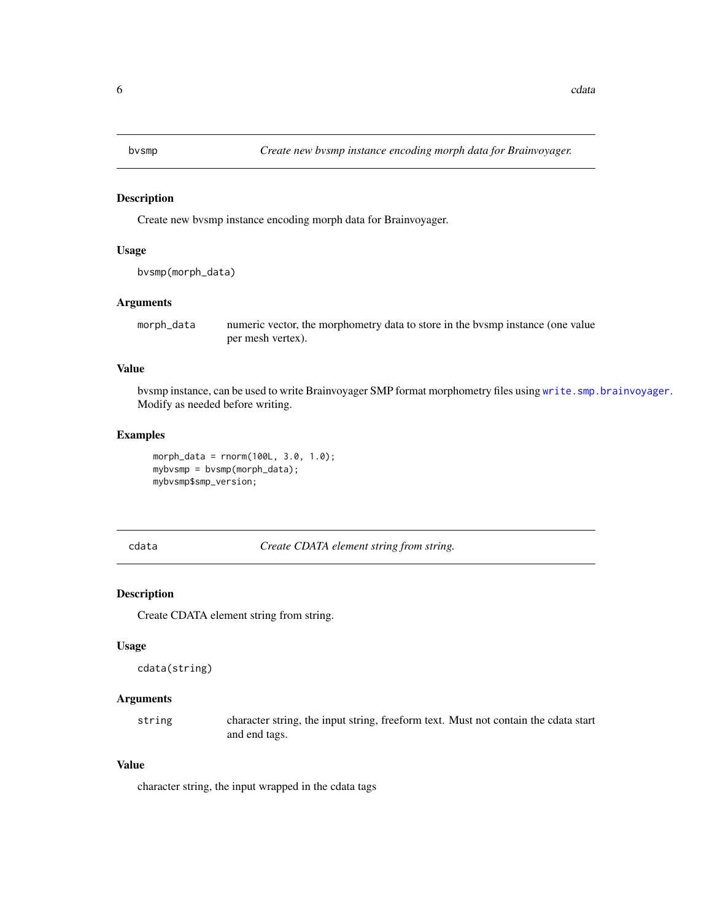## bvsmp — *Create new bvsmp instance encoding morph data for Brainvoyager.*

### Description

Create new bvsmp instance encoding morph data for Brainvoyager.

### Usage

```
bvsmp(morph_data)
```

### Arguments

| | |
|---|---|
| morph_data | numeric vector, the morphometry data to store in the bvsmp instance (one value per mesh vertex). |

### Value

bvsmp instance, can be used to write Brainvoyager SMP format morphometry files using `write.smp.brainvoyager`. Modify as needed before writing.

### Examples

```
morph_data = rnorm(100L, 3.0, 1.0);
mybvsmp = bvsmp(morph_data);
mybvsmp$smp_version;
```

## cdata — *Create CDATA element string from string.*

### Description

Create CDATA element string from string.

### Usage

```
cdata(string)
```

### Arguments

| | |
|---|---|
| string | character string, the input string, freeform text. Must not contain the cdata start and end tags. |

### Value

character string, the input wrapped in the cdata tags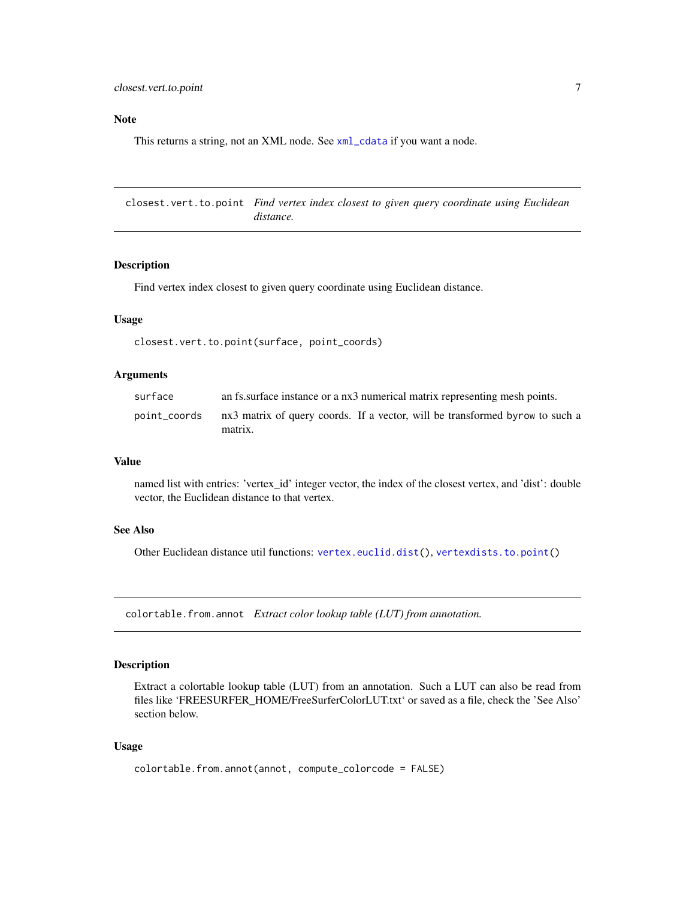### Note

This returns a string, not an XML node. See `xml_cdata` if you want a node.

---

## closest.vert.to.point — *Find vertex index closest to given query coordinate using Euclidean distance.*

### Description

Find vertex index closest to given query coordinate using Euclidean distance.

### Usage

```
closest.vert.to.point(surface, point_coords)
```

### Arguments

| | |
|---|---|
| `surface` | an fs.surface instance or a nx3 numerical matrix representing mesh points. |
| `point_coords` | nx3 matrix of query coords. If a vector, will be transformed `byrow` to such a matrix. |

### Value

named list with entries: 'vertex_id' integer vector, the index of the closest vertex, and 'dist': double vector, the Euclidean distance to that vertex.

### See Also

Other Euclidean distance util functions: `vertex.euclid.dist()`, `vertexdists.to.point()`

---

## colortable.from.annot — *Extract color lookup table (LUT) from annotation.*

### Description

Extract a colortable lookup table (LUT) from an annotation. Such a LUT can also be read from files like 'FREESURFER_HOME/FreeSurferColorLUT.txt' or saved as a file, check the 'See Also' section below.

### Usage

```
colortable.from.annot(annot, compute_colorcode = FALSE)
```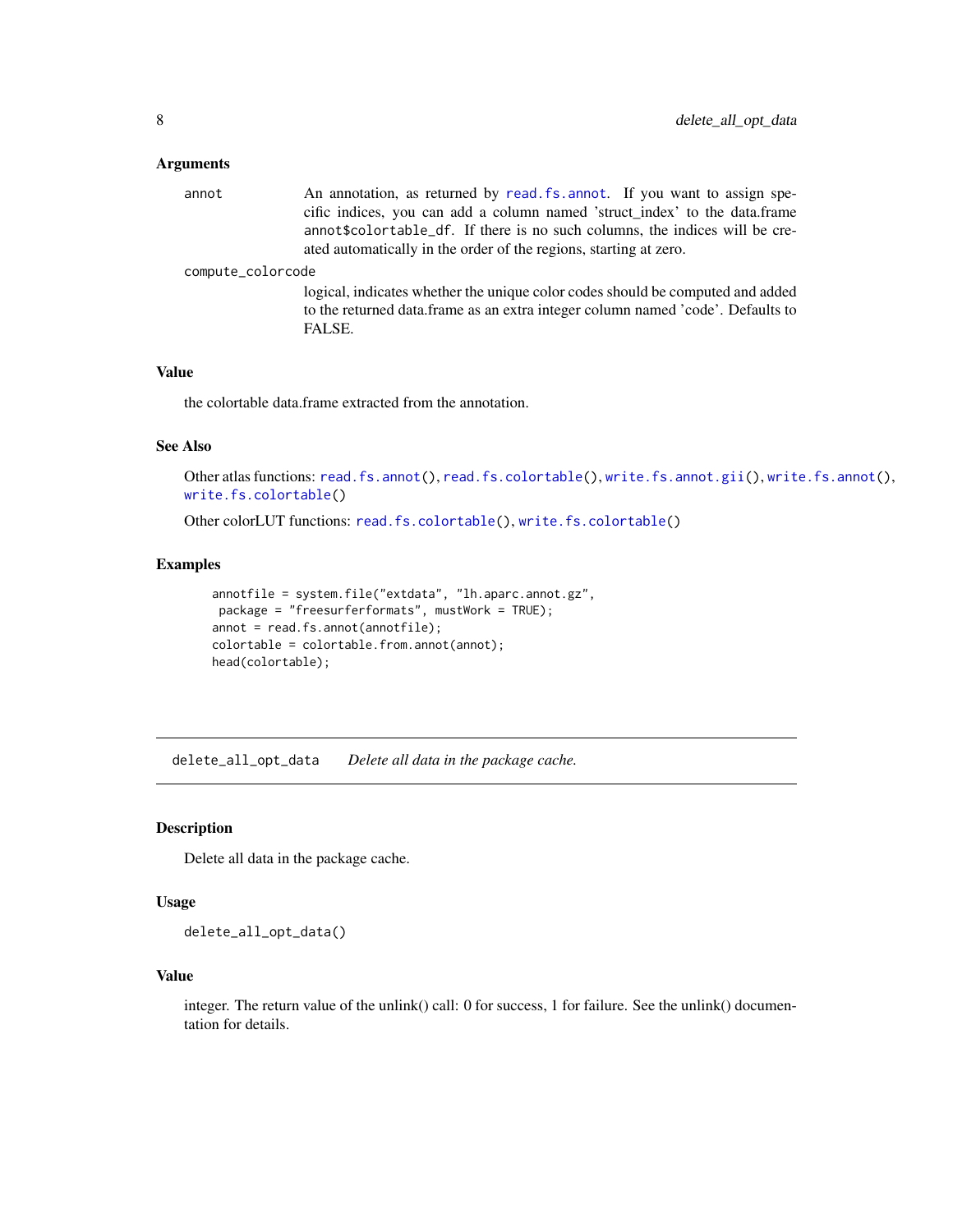### Arguments

- `annot`: An annotation, as returned by `read.fs.annot`. If you want to assign specific indices, you can add a column named 'struct_index' to the data.frame `annot$colortable_df`. If there is no such columns, the indices will be created automatically in the order of the regions, starting at zero.
- `compute_colorcode`: logical, indicates whether the unique color codes should be computed and added to the returned data.frame as an extra integer column named 'code'. Defaults to FALSE.

### Value

the colortable data.frame extracted from the annotation.

### See Also

Other atlas functions: `read.fs.annot()`, `read.fs.colortable()`, `write.fs.annot.gii()`, `write.fs.annot()`, `write.fs.colortable()`

Other colorLUT functions: `read.fs.colortable()`, `write.fs.colortable()`

### Examples

```
annotfile = system.file("extdata", "lh.aparc.annot.gz",
 package = "freesurferformats", mustWork = TRUE);
annot = read.fs.annot(annotfile);
colortable = colortable.from.annot(annot);
head(colortable);
```

---

## delete_all_opt_data    *Delete all data in the package cache.*

### Description

Delete all data in the package cache.

### Usage

```
delete_all_opt_data()
```

### Value

integer. The return value of the unlink() call: 0 for success, 1 for failure. See the unlink() documentation for details.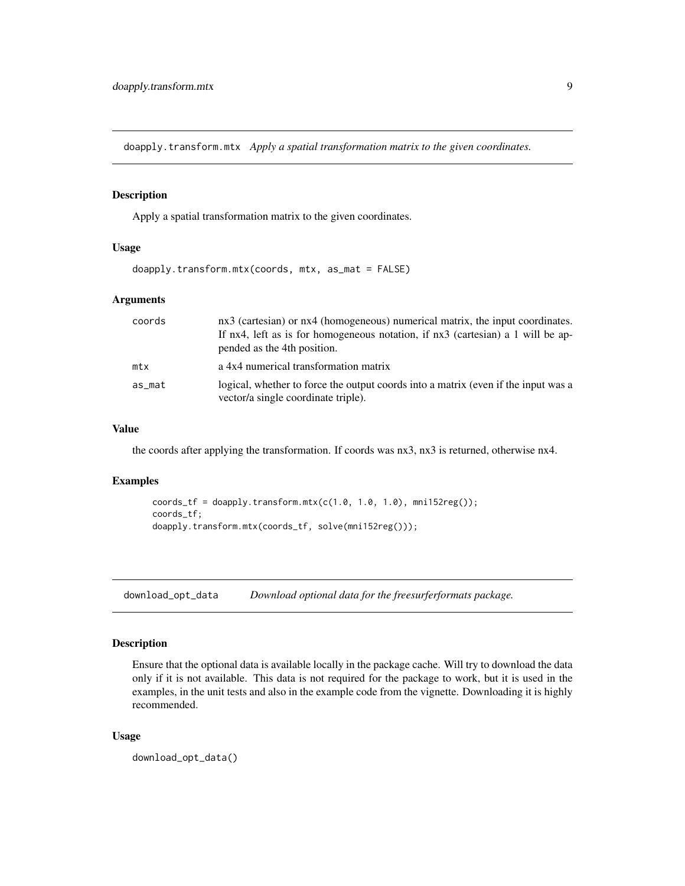## doapply.transform.mtx *Apply a spatial transformation matrix to the given coordinates.*

### Description

Apply a spatial transformation matrix to the given coordinates.

### Usage

```
doapply.transform.mtx(coords, mtx, as_mat = FALSE)
```

### Arguments

| | |
|---|---|
| coords | nx3 (cartesian) or nx4 (homogeneous) numerical matrix, the input coordinates. If nx4, left as is for homogeneous notation, if nx3 (cartesian) a 1 will be appended as the 4th position. |
| mtx | a 4x4 numerical transformation matrix |
| as_mat | logical, whether to force the output coords into a matrix (even if the input was a vector/a single coordinate triple). |

### Value

the coords after applying the transformation. If coords was nx3, nx3 is returned, otherwise nx4.

### Examples

```
coords_tf = doapply.transform.mtx(c(1.0, 1.0, 1.0), mni152reg());
coords_tf;
doapply.transform.mtx(coords_tf, solve(mni152reg()));
```

## download_opt_data *Download optional data for the freesurferformats package.*

### Description

Ensure that the optional data is available locally in the package cache. Will try to download the data only if it is not available. This data is not required for the package to work, but it is used in the examples, in the unit tests and also in the example code from the vignette. Downloading it is highly recommended.

### Usage

```
download_opt_data()
```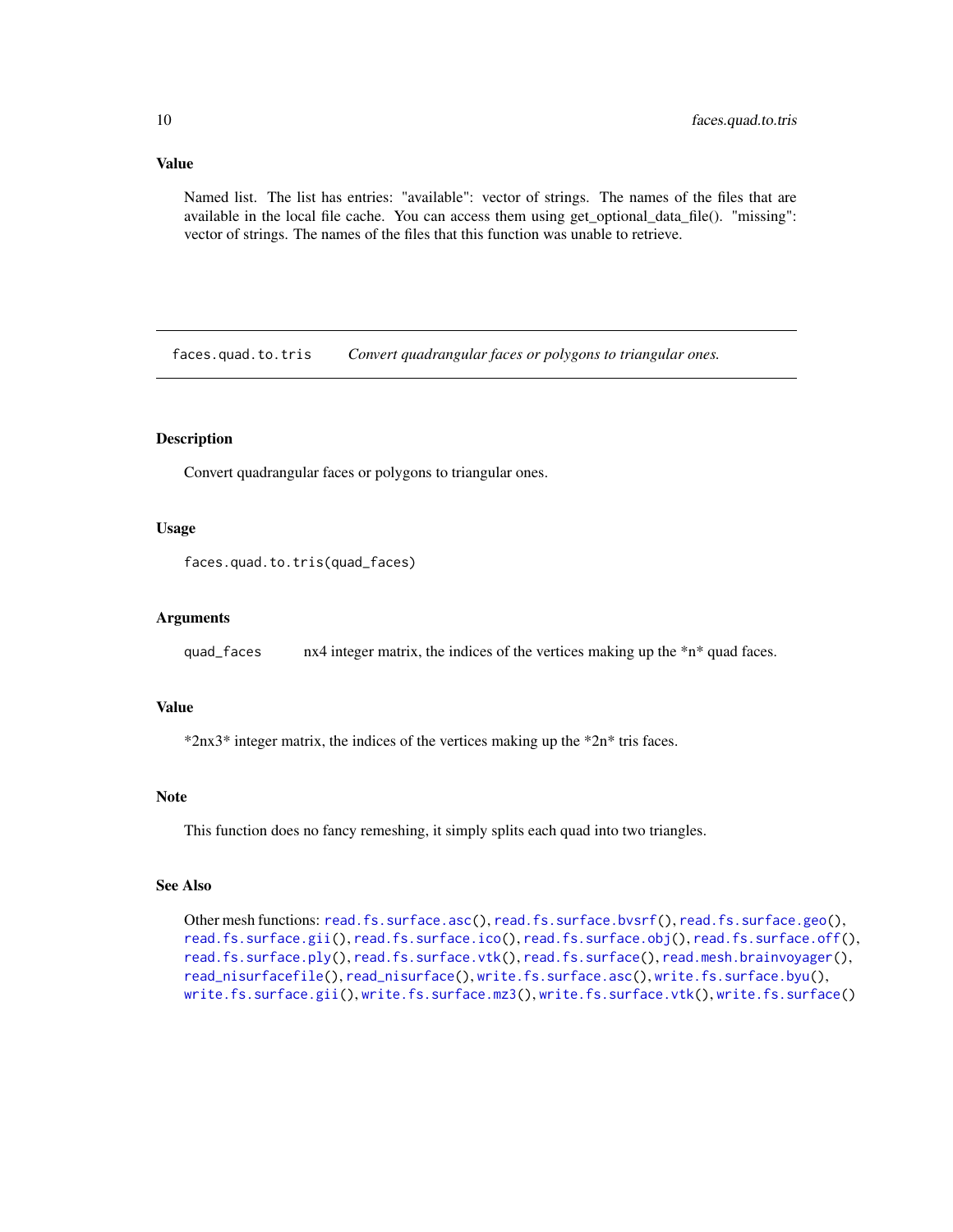### Value

Named list. The list has entries: "available": vector of strings. The names of the files that are available in the local file cache. You can access them using get_optional_data_file(). "missing": vector of strings. The names of the files that this function was unable to retrieve.

---

## faces.quad.to.tris    *Convert quadrangular faces or polygons to triangular ones.*

---

### Description

Convert quadrangular faces or polygons to triangular ones.

### Usage

```
faces.quad.to.tris(quad_faces)
```

### Arguments

| | |
|---|---|
| quad_faces | nx4 integer matrix, the indices of the vertices making up the *n* quad faces. |

### Value

*2nx3* integer matrix, the indices of the vertices making up the *2n* tris faces.

### Note

This function does no fancy remeshing, it simply splits each quad into two triangles.

### See Also

Other mesh functions: `read.fs.surface.asc()`, `read.fs.surface.bvsrf()`, `read.fs.surface.geo()`, `read.fs.surface.gii()`, `read.fs.surface.ico()`, `read.fs.surface.obj()`, `read.fs.surface.off()`, `read.fs.surface.ply()`, `read.fs.surface.vtk()`, `read.fs.surface()`, `read.mesh.brainvoyager()`, `read_nisurfacefile()`, `read_nisurface()`, `write.fs.surface.asc()`, `write.fs.surface.byu()`, `write.fs.surface.gii()`, `write.fs.surface.mz3()`, `write.fs.surface.vtk()`, `write.fs.surface()`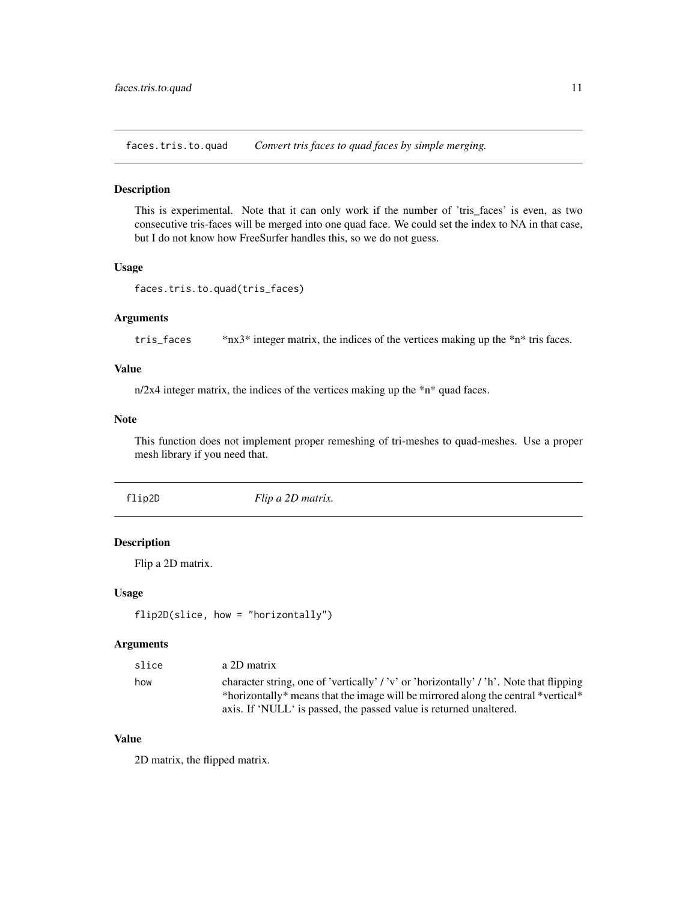## faces.tris.to.quad *Convert tris faces to quad faces by simple merging.*

### Description

This is experimental. Note that it can only work if the number of 'tris_faces' is even, as two consecutive tris-faces will be merged into one quad face. We could set the index to NA in that case, but I do not know how FreeSurfer handles this, so we do not guess.

### Usage

```
faces.tris.to.quad(tris_faces)
```

### Arguments

| | |
|---|---|
| tris_faces | *nx3* integer matrix, the indices of the vertices making up the *n* tris faces. |

### Value

n/2x4 integer matrix, the indices of the vertices making up the *n* quad faces.

### Note

This function does not implement proper remeshing of tri-meshes to quad-meshes. Use a proper mesh library if you need that.

## flip2D *Flip a 2D matrix.*

### Description

Flip a 2D matrix.

### Usage

```
flip2D(slice, how = "horizontally")
```

### Arguments

| | |
|---|---|
| slice | a 2D matrix |
| how | character string, one of 'vertically' / 'v' or 'horizontally' / 'h'. Note that flipping *horizontally* means that the image will be mirrored along the central *vertical* axis. If 'NULL' is passed, the passed value is returned unaltered. |

### Value

2D matrix, the flipped matrix.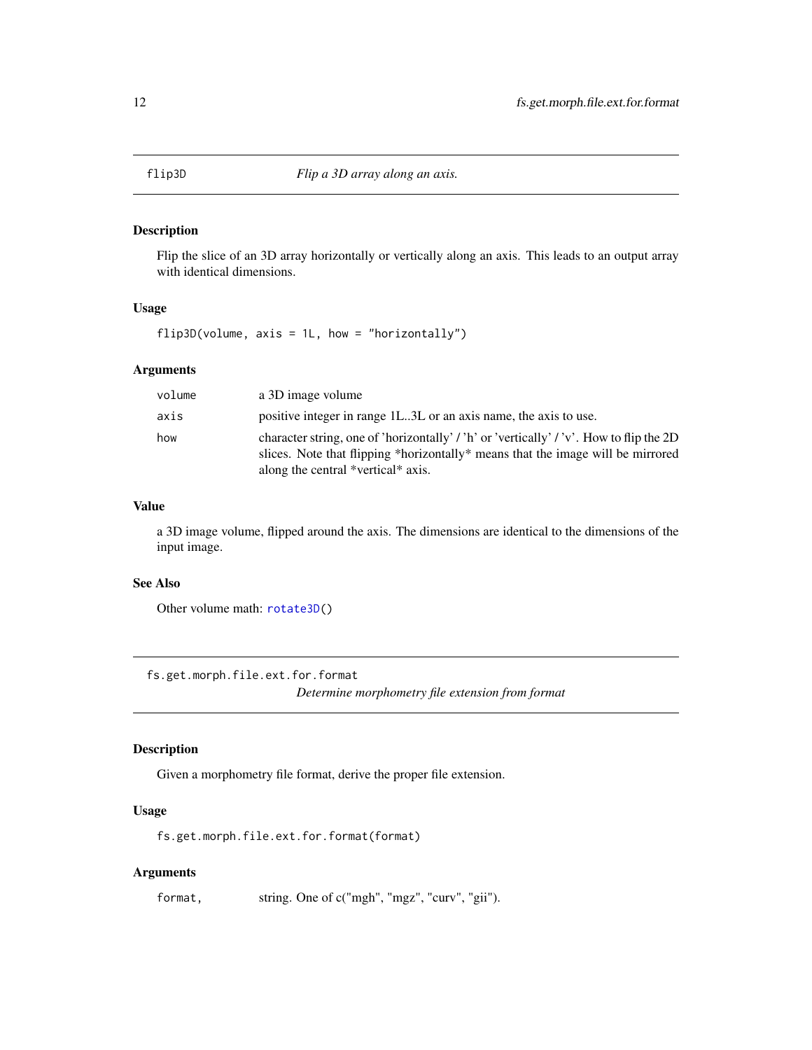## flip3D — *Flip a 3D array along an axis.*

### Description

Flip the slice of an 3D array horizontally or vertically along an axis. This leads to an output array with identical dimensions.

### Usage

```
flip3D(volume, axis = 1L, how = "horizontally")
```

### Arguments

| | |
|---|---|
| volume | a 3D image volume |
| axis | positive integer in range 1L..3L or an axis name, the axis to use. |
| how | character string, one of 'horizontally' / 'h' or 'vertically' / 'v'. How to flip the 2D slices. Note that flipping *horizontally* means that the image will be mirrored along the central *vertical* axis. |

### Value

a 3D image volume, flipped around the axis. The dimensions are identical to the dimensions of the input image.

### See Also

Other volume math: rotate3D()

## fs.get.morph.file.ext.for.format — *Determine morphometry file extension from format*

### Description

Given a morphometry file format, derive the proper file extension.

### Usage

```
fs.get.morph.file.ext.for.format(format)
```

### Arguments

| | |
|---|---|
| format, | string. One of c("mgh", "mgz", "curv", "gii"). |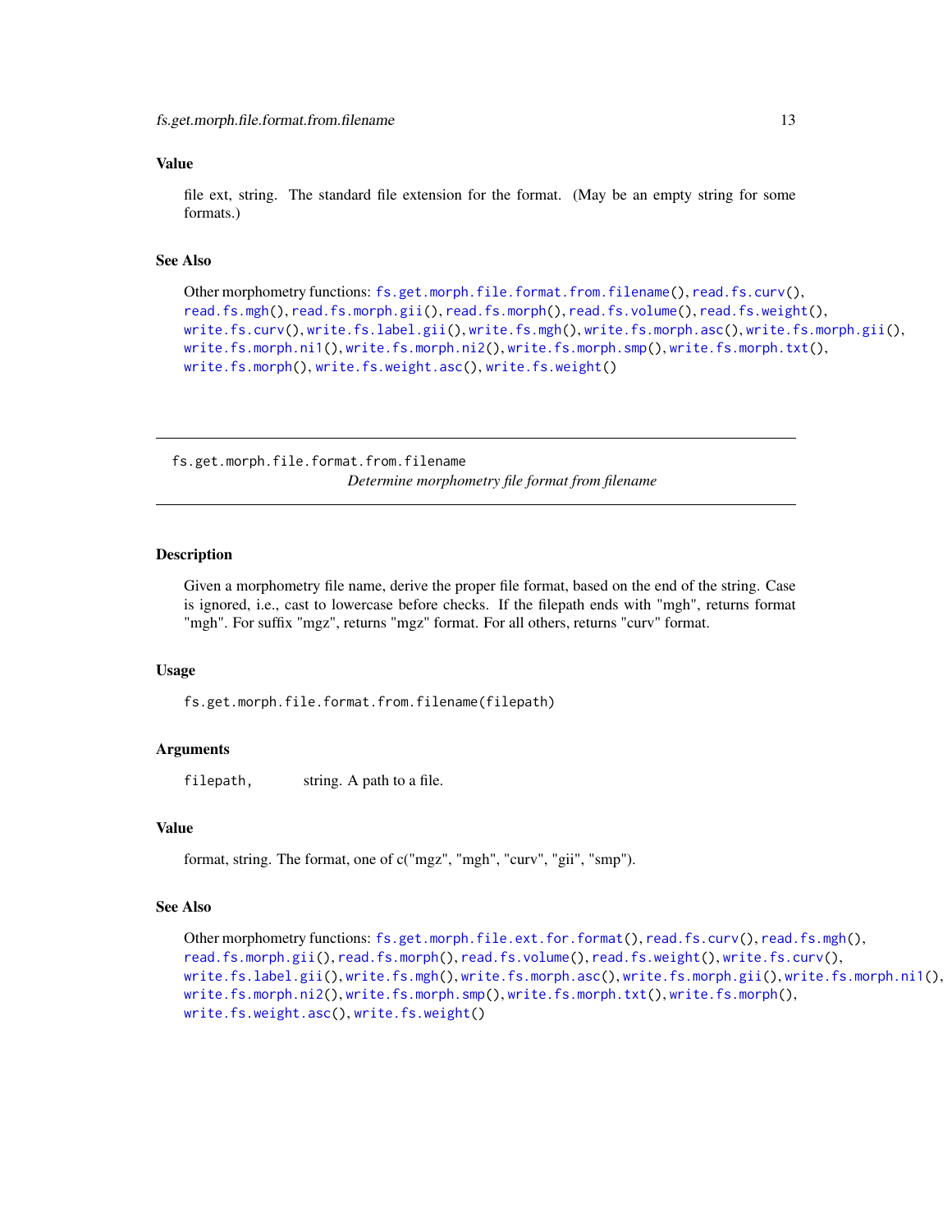### Value

file ext, string. The standard file extension for the format. (May be an empty string for some formats.)

### See Also

Other morphometry functions: `fs.get.morph.file.format.from.filename()`, `read.fs.curv()`, `read.fs.mgh()`, `read.fs.morph.gii()`, `read.fs.morph()`, `read.fs.volume()`, `read.fs.weight()`, `write.fs.curv()`, `write.fs.label.gii()`, `write.fs.mgh()`, `write.fs.morph.asc()`, `write.fs.morph.gii()`, `write.fs.morph.ni1()`, `write.fs.morph.ni2()`, `write.fs.morph.smp()`, `write.fs.morph.txt()`, `write.fs.morph()`, `write.fs.weight.asc()`, `write.fs.weight()`

---

## fs.get.morph.file.format.from.filename

*Determine morphometry file format from filename*

### Description

Given a morphometry file name, derive the proper file format, based on the end of the string. Case is ignored, i.e., cast to lowercase before checks. If the filepath ends with "mgh", returns format "mgh". For suffix "mgz", returns "mgz" format. For all others, returns "curv" format.

### Usage

```
fs.get.morph.file.format.from.filename(filepath)
```

### Arguments

| | |
|---|---|
| `filepath,` | string. A path to a file. |

### Value

format, string. The format, one of c("mgz", "mgh", "curv", "gii", "smp").

### See Also

Other morphometry functions: `fs.get.morph.file.ext.for.format()`, `read.fs.curv()`, `read.fs.mgh()`, `read.fs.morph.gii()`, `read.fs.morph()`, `read.fs.volume()`, `read.fs.weight()`, `write.fs.curv()`, `write.fs.label.gii()`, `write.fs.mgh()`, `write.fs.morph.asc()`, `write.fs.morph.gii()`, `write.fs.morph.ni1()`, `write.fs.morph.ni2()`, `write.fs.morph.smp()`, `write.fs.morph.txt()`, `write.fs.morph()`, `write.fs.weight.asc()`, `write.fs.weight()`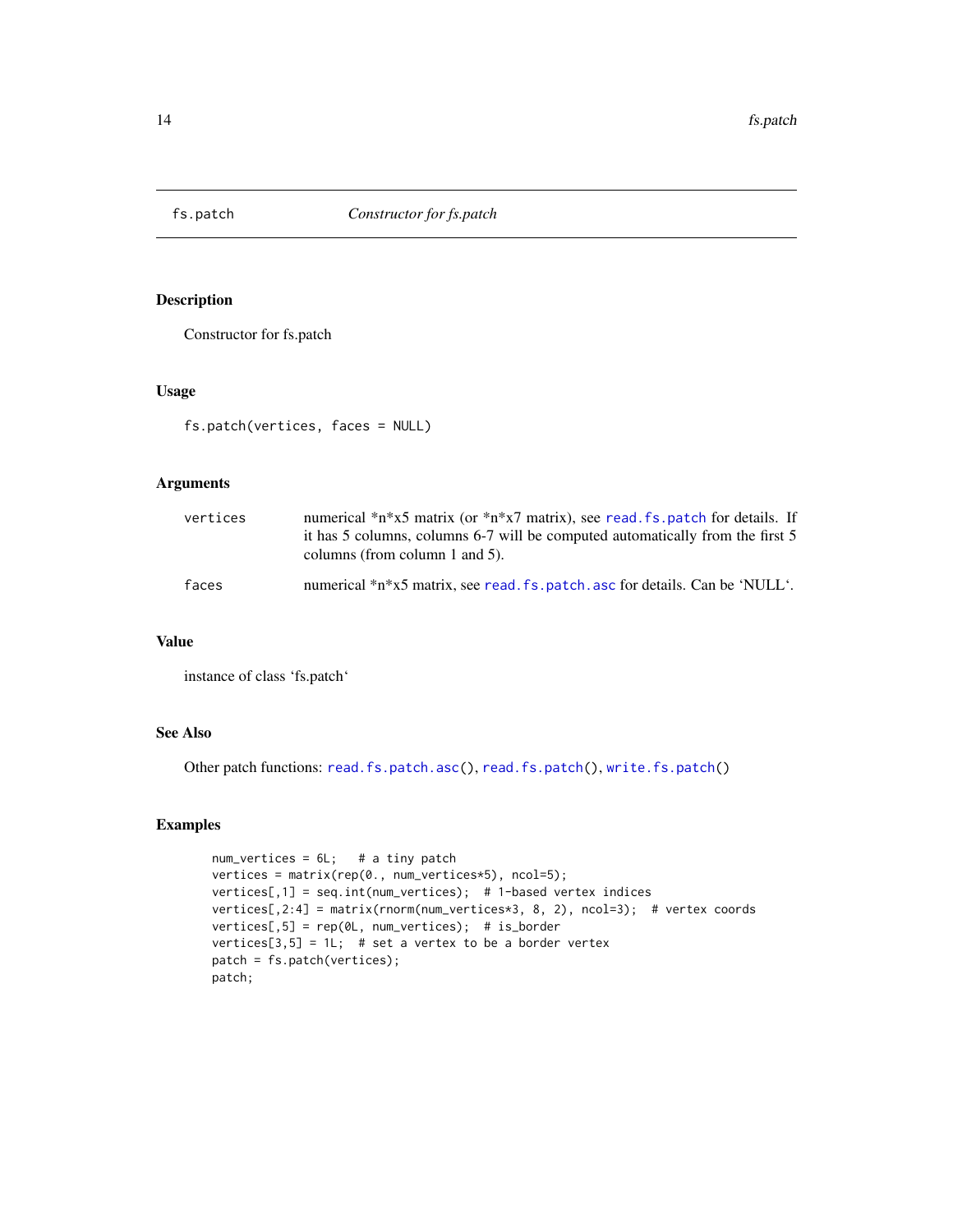fs.patch *Constructor for fs.patch*

## Description

Constructor for fs.patch

## Usage

```
fs.patch(vertices, faces = NULL)
```

## Arguments

| | |
|---|---|
| vertices | numerical *n*x5 matrix (or *n*x7 matrix), see read.fs.patch for details. If it has 5 columns, columns 6-7 will be computed automatically from the first 5 columns (from column 1 and 5). |
| faces | numerical *n*x5 matrix, see read.fs.patch.asc for details. Can be 'NULL'. |

## Value

instance of class 'fs.patch'

## See Also

Other patch functions: read.fs.patch.asc(), read.fs.patch(), write.fs.patch()

## Examples

```
num_vertices = 6L;   # a tiny patch
vertices = matrix(rep(0., num_vertices*5), ncol=5);
vertices[,1] = seq.int(num_vertices);  # 1-based vertex indices
vertices[,2:4] = matrix(rnorm(num_vertices*3, 8, 2), ncol=3);  # vertex coords
vertices[,5] = rep(0L, num_vertices);  # is_border
vertices[3,5] = 1L;  # set a vertex to be a border vertex
patch = fs.patch(vertices);
patch;
```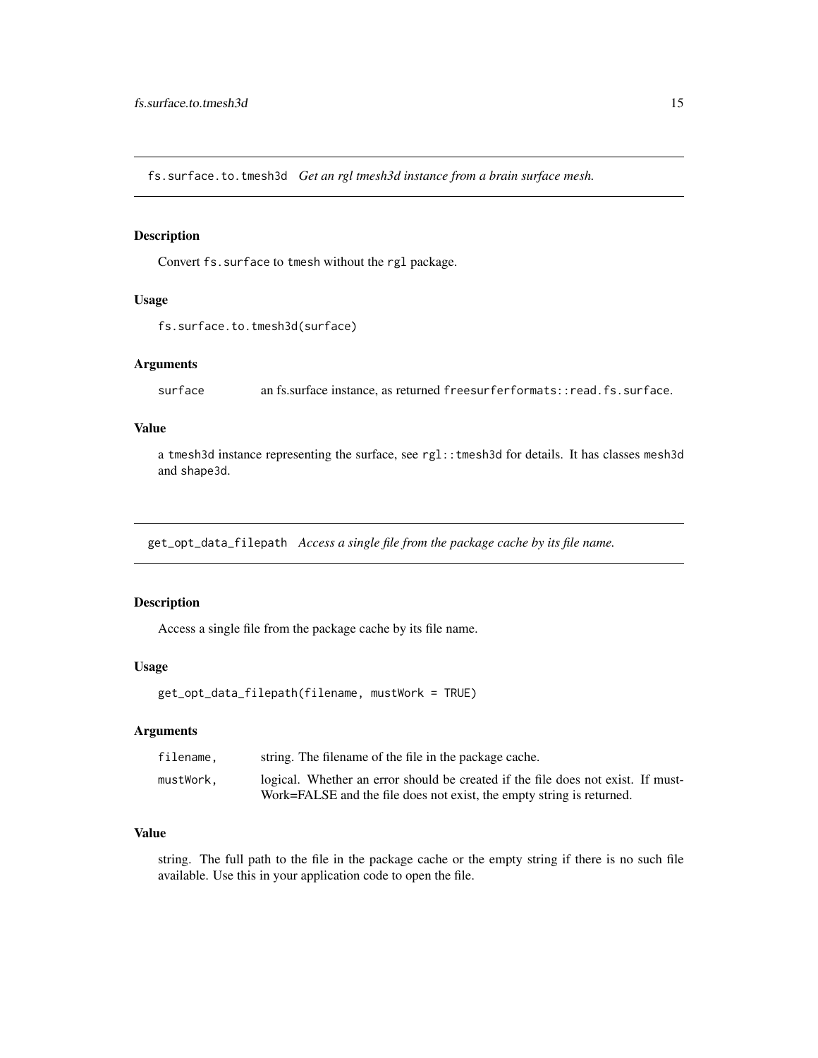## fs.surface.to.tmesh3d *Get an rgl tmesh3d instance from a brain surface mesh.*

### Description

Convert `fs.surface` to `tmesh` without the `rgl` package.

### Usage

```
fs.surface.to.tmesh3d(surface)
```

### Arguments

| | |
|---|---|
| `surface` | an fs.surface instance, as returned `freesurferformats::read.fs.surface`. |

### Value

a `tmesh3d` instance representing the surface, see `rgl::tmesh3d` for details. It has classes `mesh3d` and `shape3d`.

## get_opt_data_filepath *Access a single file from the package cache by its file name.*

### Description

Access a single file from the package cache by its file name.

### Usage

```
get_opt_data_filepath(filename, mustWork = TRUE)
```

### Arguments

| | |
|---|---|
| `filename,` | string. The filename of the file in the package cache. |
| `mustWork,` | logical. Whether an error should be created if the file does not exist. If mustWork=FALSE and the file does not exist, the empty string is returned. |

### Value

string. The full path to the file in the package cache or the empty string if there is no such file available. Use this in your application code to open the file.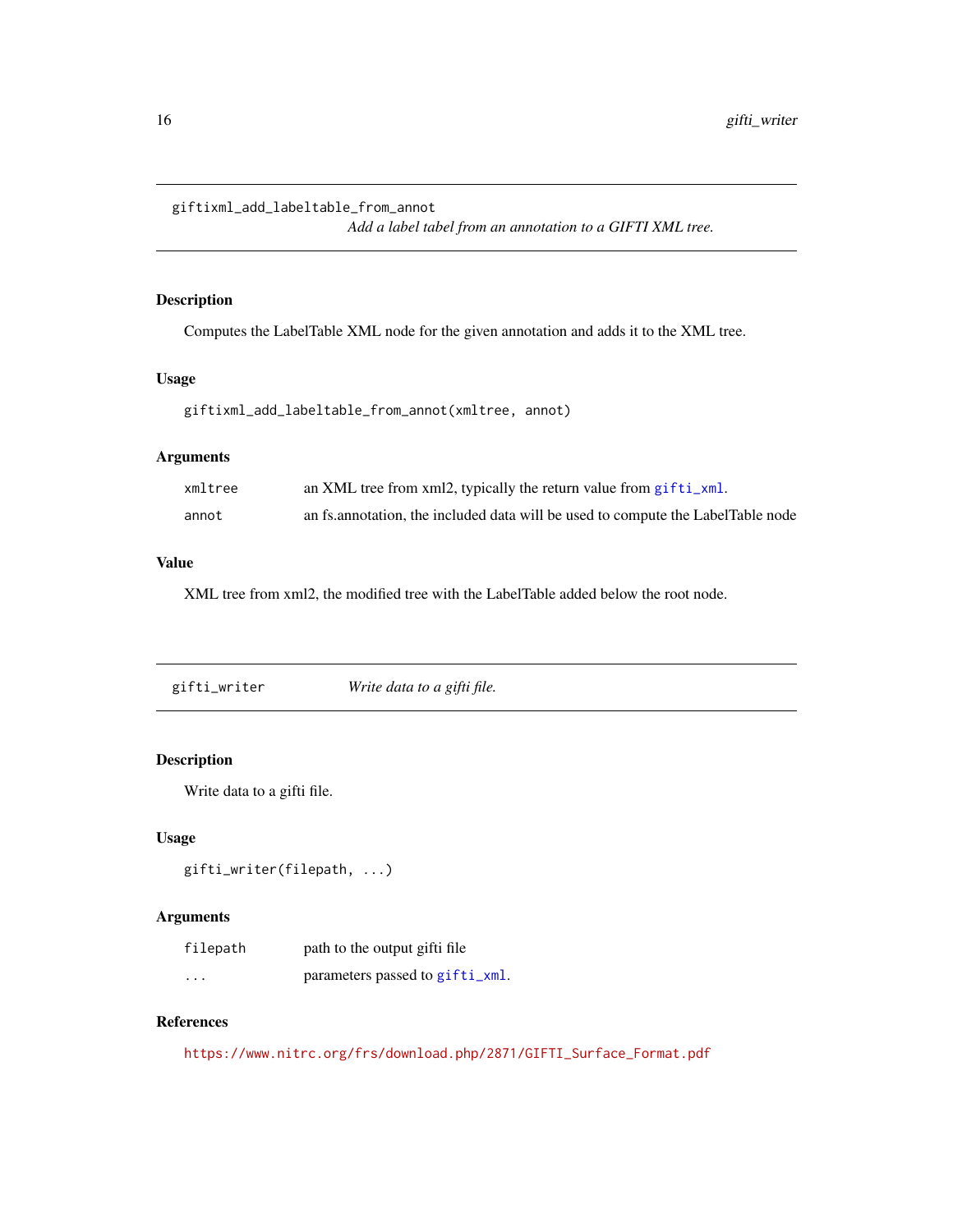## giftixml_add_labeltable_from_annot

*Add a label tabel from an annotation to a GIFTI XML tree.*

### Description

Computes the LabelTable XML node for the given annotation and adds it to the XML tree.

### Usage

```
giftixml_add_labeltable_from_annot(xmltree, annot)
```

### Arguments

| | |
|---|---|
| xmltree | an XML tree from xml2, typically the return value from gifti_xml. |
| annot | an fs.annotation, the included data will be used to compute the LabelTable node |

### Value

XML tree from xml2, the modified tree with the LabelTable added below the root node.

## gifti_writer

*Write data to a gifti file.*

### Description

Write data to a gifti file.

### Usage

```
gifti_writer(filepath, ...)
```

### Arguments

| | |
|---|---|
| filepath | path to the output gifti file |
| ... | parameters passed to gifti_xml. |

### References

https://www.nitrc.org/frs/download.php/2871/GIFTI_Surface_Format.pdf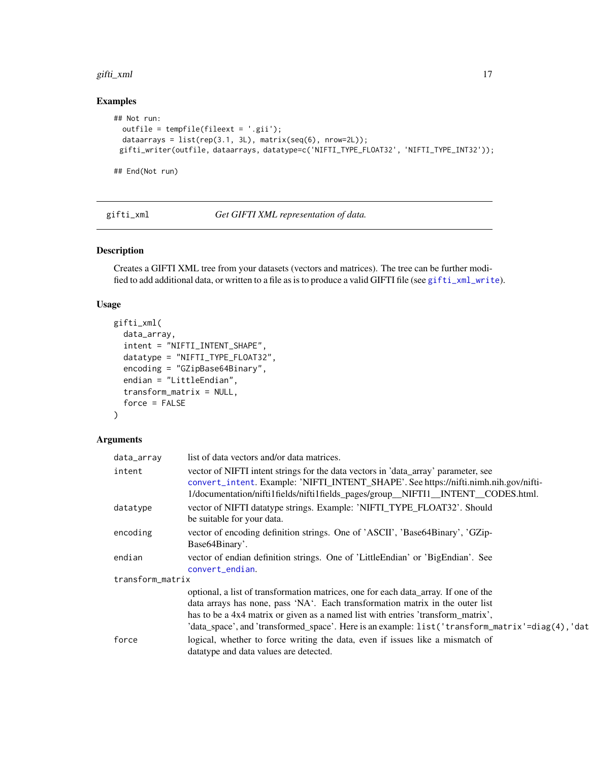## Examples

```
## Not run:
  outfile = tempfile(fileext = '.gii');
  dataarrays = list(rep(3.1, 3L), matrix(seq(6), nrow=2L));
 gifti_writer(outfile, dataarrays, datatype=c('NIFTI_TYPE_FLOAT32', 'NIFTI_TYPE_INT32'));

## End(Not run)
```

---

# gifti_xml — *Get GIFTI XML representation of data.*

## Description

Creates a GIFTI XML tree from your datasets (vectors and matrices). The tree can be further modified to add additional data, or written to a file as is to produce a valid GIFTI file (see gifti_xml_write).

## Usage

```
gifti_xml(
  data_array,
  intent = "NIFTI_INTENT_SHAPE",
  datatype = "NIFTI_TYPE_FLOAT32",
  encoding = "GZipBase64Binary",
  endian = "LittleEndian",
  transform_matrix = NULL,
  force = FALSE
)
```

## Arguments

| | |
|---|---|
| `data_array` | list of data vectors and/or data matrices. |
| `intent` | vector of NIFTI intent strings for the data vectors in 'data_array' parameter, see convert_intent. Example: 'NIFTI_INTENT_SHAPE'. See https://nifti.nimh.nih.gov/nifti-1/documentation/nifti1fields/nifti1fields_pages/group__NIFTI1__INTENT__CODES.html. |
| `datatype` | vector of NIFTI datatype strings. Example: 'NIFTI_TYPE_FLOAT32'. Should be suitable for your data. |
| `encoding` | vector of encoding definition strings. One of 'ASCII', 'Base64Binary', 'GZipBase64Binary'. |
| `endian` | vector of endian definition strings. One of 'LittleEndian' or 'BigEndian'. See convert_endian. |
| `transform_matrix` | optional, a list of transformation matrices, one for each data_array. If one of the data arrays has none, pass 'NA'. Each transformation matrix in the outer list has to be a 4x4 matrix or given as a named list with entries 'transform_matrix', 'data_space', and 'transformed_space'. Here is an example: `list('transform_matrix'=diag(4),'dat` |
| `force` | logical, whether to force writing the data, even if issues like a mismatch of datatype and data values are detected. |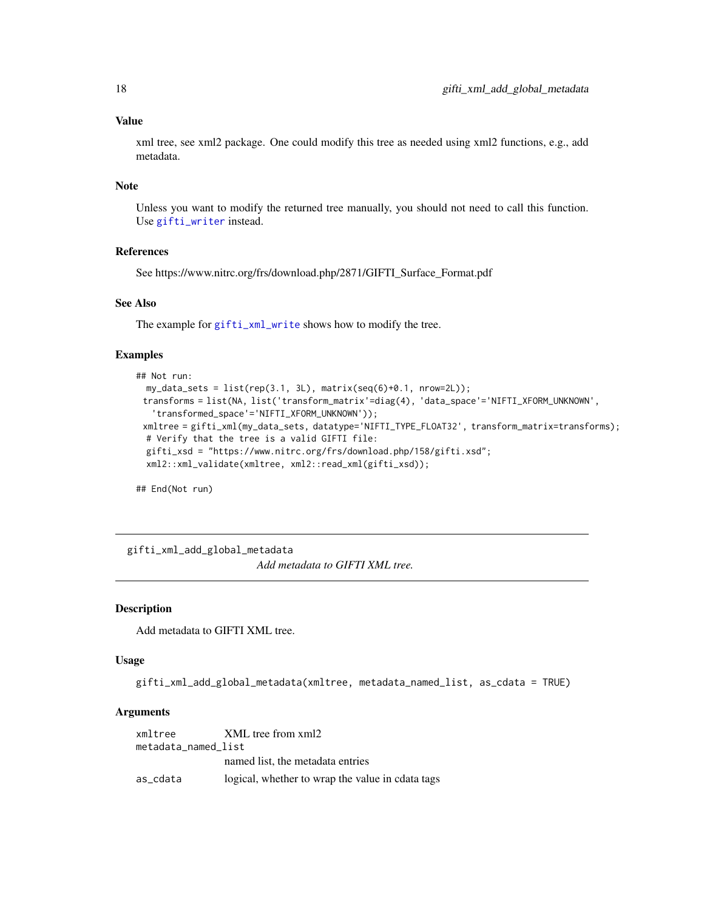### Value

xml tree, see xml2 package. One could modify this tree as needed using xml2 functions, e.g., add metadata.

### Note

Unless you want to modify the returned tree manually, you should not need to call this function. Use gifti_writer instead.

### References

See https://www.nitrc.org/frs/download.php/2871/GIFTI_Surface_Format.pdf

### See Also

The example for gifti_xml_write shows how to modify the tree.

### Examples

```
## Not run:
  my_data_sets = list(rep(3.1, 3L), matrix(seq(6)+0.1, nrow=2L));
 transforms = list(NA, list('transform_matrix'=diag(4), 'data_space'='NIFTI_XFORM_UNKNOWN',
   'transformed_space'='NIFTI_XFORM_UNKNOWN'));
 xmltree = gifti_xml(my_data_sets, datatype='NIFTI_TYPE_FLOAT32', transform_matrix=transforms);
  # Verify that the tree is a valid GIFTI file:
  gifti_xsd = "https://www.nitrc.org/frs/download.php/158/gifti.xsd";
  xml2::xml_validate(xmltree, xml2::read_xml(gifti_xsd));

## End(Not run)
```

---

## gifti_xml_add_global_metadata

*Add metadata to GIFTI XML tree.*

### Description

Add metadata to GIFTI XML tree.

### Usage

```
gifti_xml_add_global_metadata(xmltree, metadata_named_list, as_cdata = TRUE)
```

### Arguments

| | |
|---|---|
| xmltree | XML tree from xml2 |
| metadata_named_list | named list, the metadata entries |
| as_cdata | logical, whether to wrap the value in cdata tags |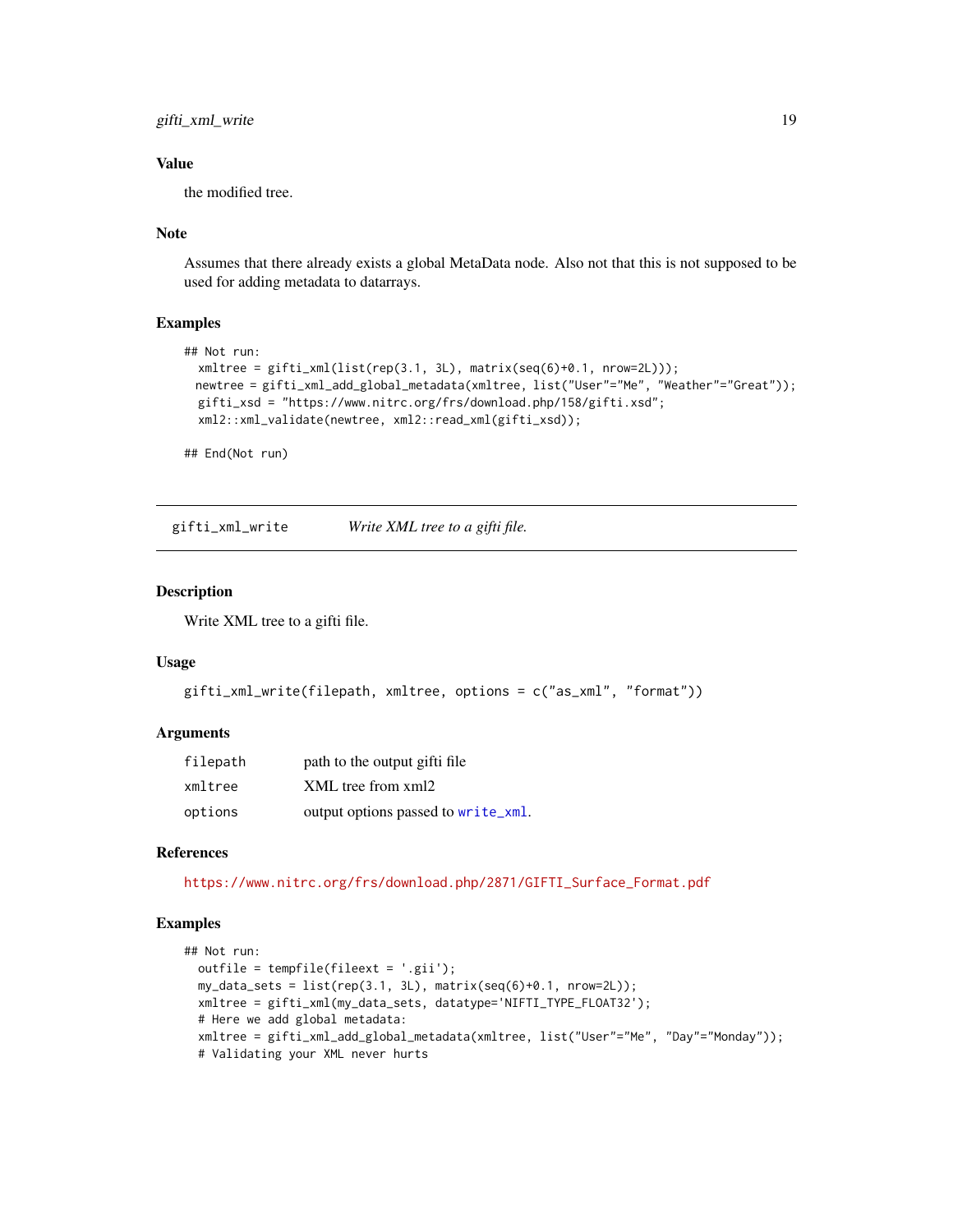### Value

the modified tree.

### Note

Assumes that there already exists a global MetaData node. Also not that this is not supposed to be used for adding metadata to datarrays.

### Examples

```
## Not run:
  xmltree = gifti_xml(list(rep(3.1, 3L), matrix(seq(6)+0.1, nrow=2L)));
  newtree = gifti_xml_add_global_metadata(xmltree, list("User"="Me", "Weather"="Great"));
  gifti_xsd = "https://www.nitrc.org/frs/download.php/158/gifti.xsd";
  xml2::xml_validate(newtree, xml2::read_xml(gifti_xsd));

## End(Not run)
```

---

## gifti_xml_write — *Write XML tree to a gifti file.*

### Description

Write XML tree to a gifti file.

### Usage

```
gifti_xml_write(filepath, xmltree, options = c("as_xml", "format"))
```

### Arguments

| | |
|---|---|
| filepath | path to the output gifti file |
| xmltree | XML tree from xml2 |
| options | output options passed to `write_xml`. |

### References

https://www.nitrc.org/frs/download.php/2871/GIFTI_Surface_Format.pdf

### Examples

```
## Not run:
  outfile = tempfile(fileext = '.gii');
  my_data_sets = list(rep(3.1, 3L), matrix(seq(6)+0.1, nrow=2L));
  xmltree = gifti_xml(my_data_sets, datatype='NIFTI_TYPE_FLOAT32');
  # Here we add global metadata:
  xmltree = gifti_xml_add_global_metadata(xmltree, list("User"="Me", "Day"="Monday"));
  # Validating your XML never hurts
```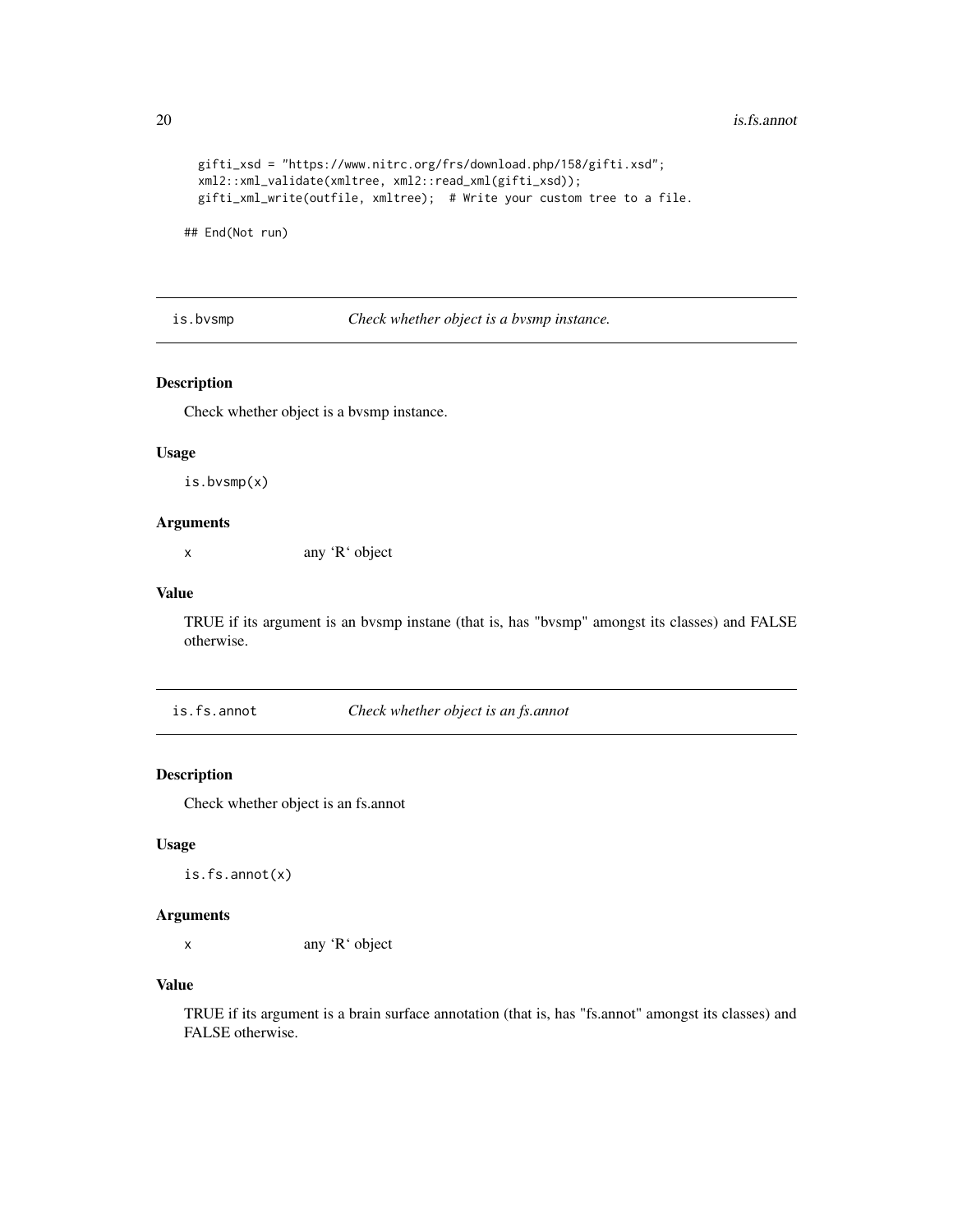```
  gifti_xsd = "https://www.nitrc.org/frs/download.php/158/gifti.xsd";
  xml2::xml_validate(xmltree, xml2::read_xml(gifti_xsd));
  gifti_xml_write(outfile, xmltree);  # Write your custom tree to a file.

## End(Not run)
```

## is.bvsmp — *Check whether object is a bvsmp instance.*

### Description

Check whether object is a bvsmp instance.

### Usage

```
is.bvsmp(x)
```

### Arguments

| | |
|---|---|
| x | any 'R' object |

### Value

TRUE if its argument is an bvsmp instane (that is, has "bvsmp" amongst its classes) and FALSE otherwise.

## is.fs.annot — *Check whether object is an fs.annot*

### Description

Check whether object is an fs.annot

### Usage

```
is.fs.annot(x)
```

### Arguments

| | |
|---|---|
| x | any 'R' object |

### Value

TRUE if its argument is a brain surface annotation (that is, has "fs.annot" amongst its classes) and FALSE otherwise.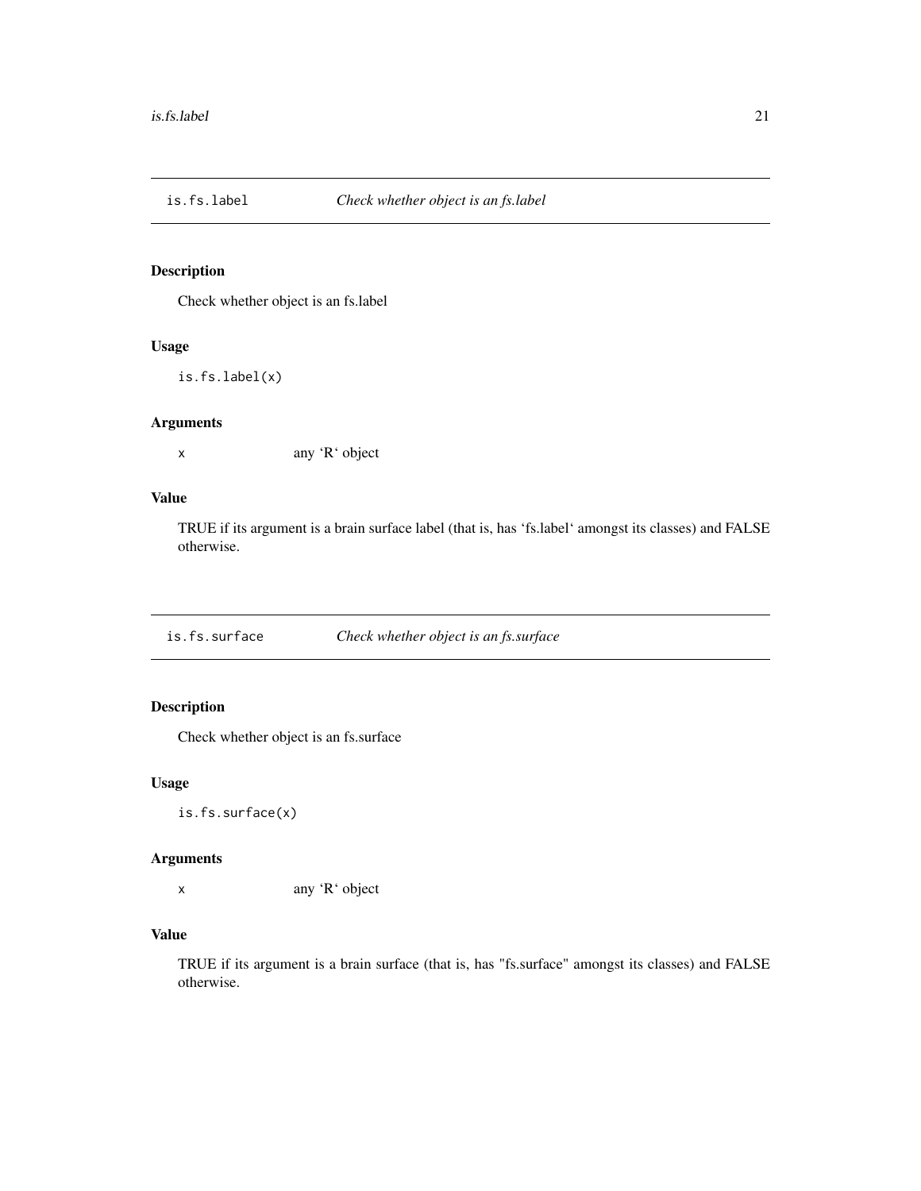## is.fs.label — *Check whether object is an fs.label*

### Description

Check whether object is an fs.label

### Usage

```
is.fs.label(x)
```

### Arguments

| | |
|---|---|
| x | any 'R' object |

### Value

TRUE if its argument is a brain surface label (that is, has 'fs.label' amongst its classes) and FALSE otherwise.

## is.fs.surface — *Check whether object is an fs.surface*

### Description

Check whether object is an fs.surface

### Usage

```
is.fs.surface(x)
```

### Arguments

| | |
|---|---|
| x | any 'R' object |

### Value

TRUE if its argument is a brain surface (that is, has "fs.surface" amongst its classes) and FALSE otherwise.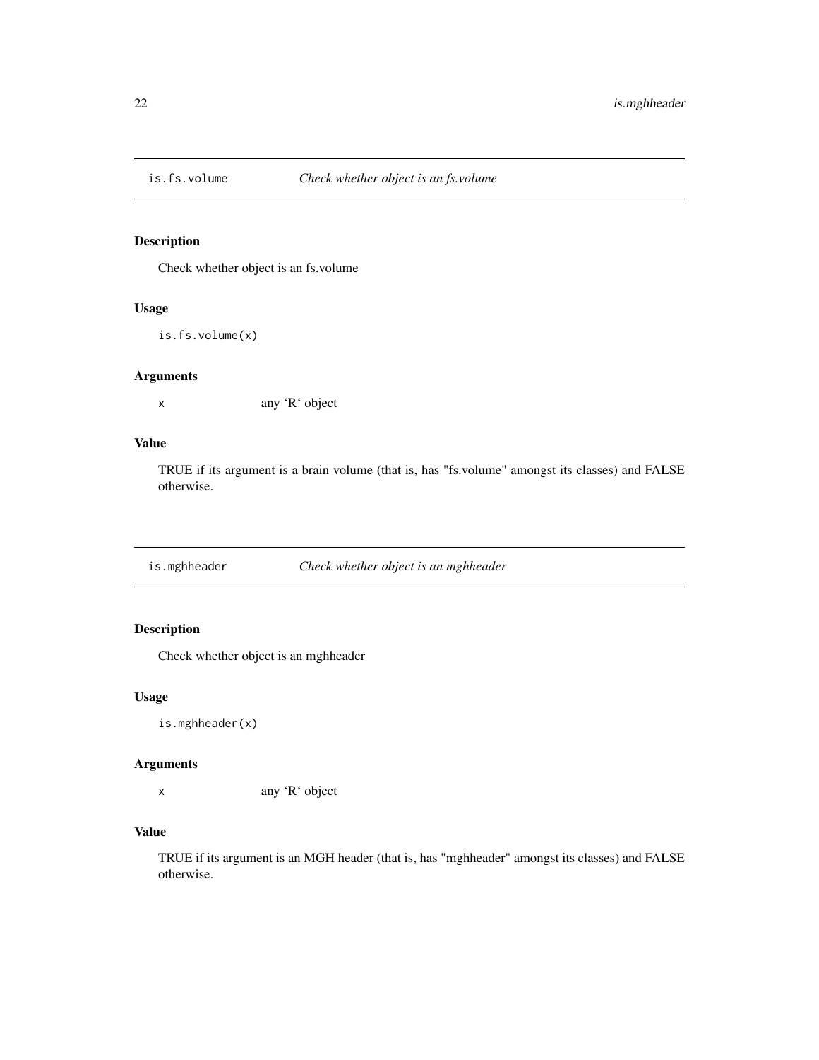## is.fs.volume — *Check whether object is an fs.volume*

### Description

Check whether object is an fs.volume

### Usage

```
is.fs.volume(x)
```

### Arguments

| | |
|---|---|
| x | any 'R' object |

### Value

TRUE if its argument is a brain volume (that is, has "fs.volume" amongst its classes) and FALSE otherwise.

## is.mghheader — *Check whether object is an mghheader*

### Description

Check whether object is an mghheader

### Usage

```
is.mghheader(x)
```

### Arguments

| | |
|---|---|
| x | any 'R' object |

### Value

TRUE if its argument is an MGH header (that is, has "mghheader" amongst its classes) and FALSE otherwise.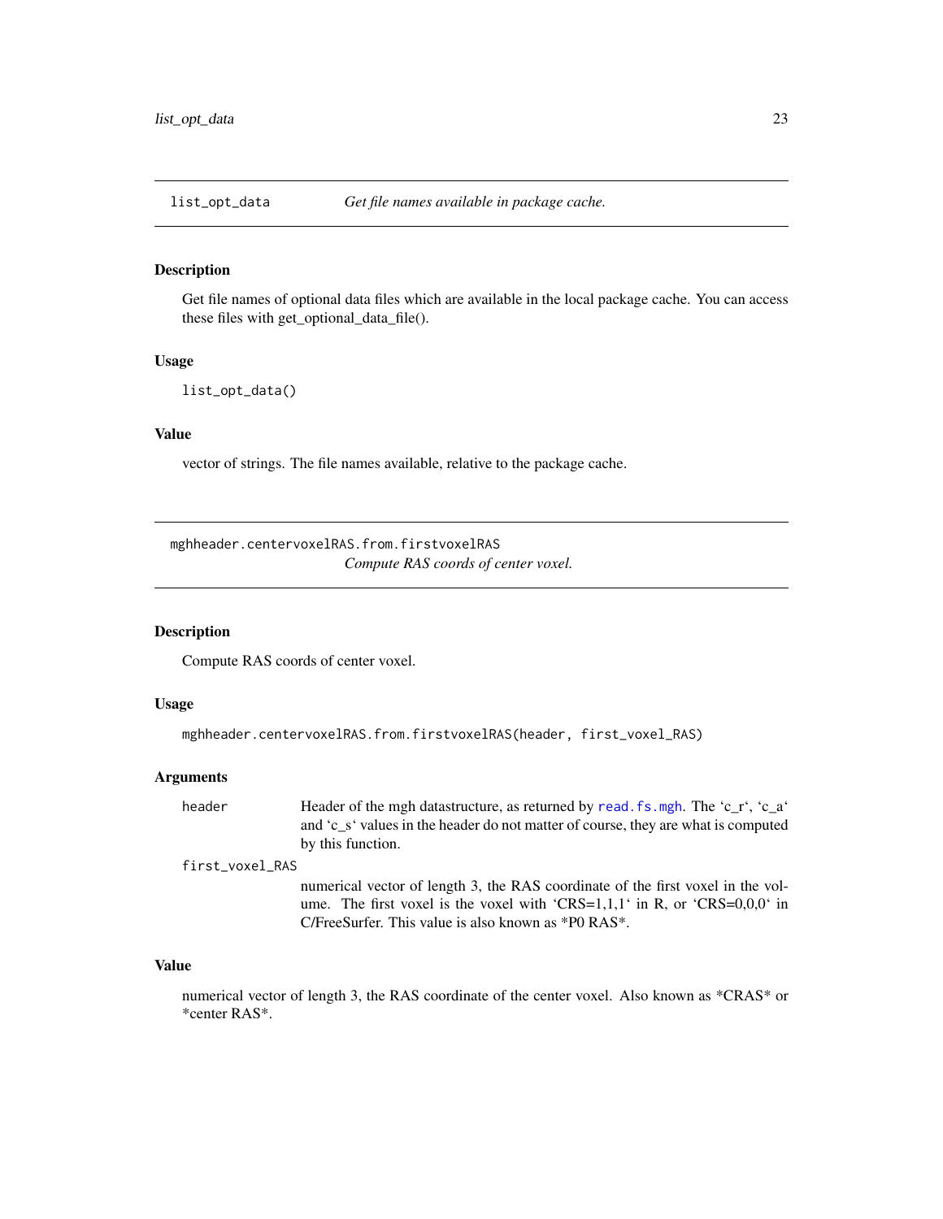## list_opt_data — *Get file names available in package cache.*

### Description

Get file names of optional data files which are available in the local package cache. You can access these files with get_optional_data_file().

### Usage

```
list_opt_data()
```

### Value

vector of strings. The file names available, relative to the package cache.

## mghheader.centervoxelRAS.from.firstvoxelRAS — *Compute RAS coords of center voxel.*

### Description

Compute RAS coords of center voxel.

### Usage

```
mghheader.centervoxelRAS.from.firstvoxelRAS(header, first_voxel_RAS)
```

### Arguments

| | |
|---|---|
| header | Header of the mgh datastructure, as returned by read.fs.mgh. The 'c_r', 'c_a' and 'c_s' values in the header do not matter of course, they are what is computed by this function. |
| first_voxel_RAS | numerical vector of length 3, the RAS coordinate of the first voxel in the volume. The first voxel is the voxel with 'CRS=1,1,1' in R, or 'CRS=0,0,0' in C/FreeSurfer. This value is also known as *P0 RAS*. |

### Value

numerical vector of length 3, the RAS coordinate of the center voxel. Also known as *CRAS* or *center RAS*.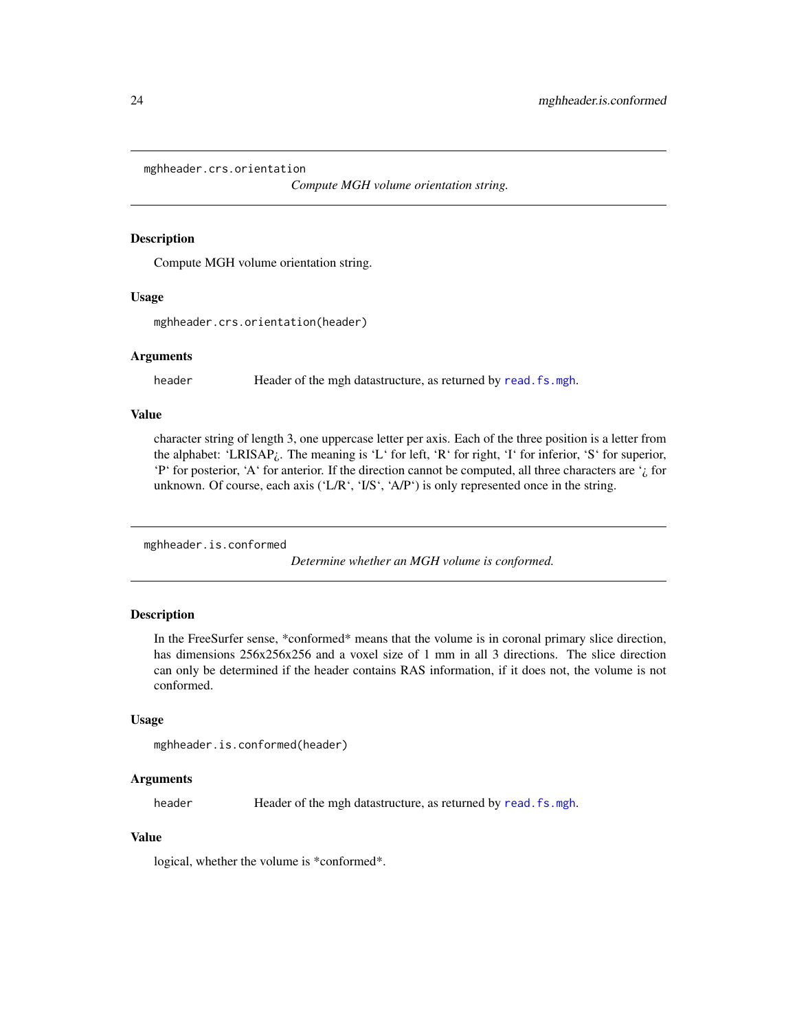## mghheader.crs.orientation

*Compute MGH volume orientation string.*

### Description

Compute MGH volume orientation string.

### Usage

```
mghheader.crs.orientation(header)
```

### Arguments

| | |
|---|---|
| header | Header of the mgh datastructure, as returned by read.fs.mgh. |

### Value

character string of length 3, one uppercase letter per axis. Each of the three position is a letter from the alphabet: 'LRISAP¿. The meaning is 'L' for left, 'R' for right, 'I' for inferior, 'S' for superior, 'P' for posterior, 'A' for anterior. If the direction cannot be computed, all three characters are '¿ for unknown. Of course, each axis ('L/R', 'I/S', 'A/P') is only represented once in the string.

## mghheader.is.conformed

*Determine whether an MGH volume is conformed.*

### Description

In the FreeSurfer sense, *conformed* means that the volume is in coronal primary slice direction, has dimensions 256x256x256 and a voxel size of 1 mm in all 3 directions. The slice direction can only be determined if the header contains RAS information, if it does not, the volume is not conformed.

### Usage

```
mghheader.is.conformed(header)
```

### Arguments

| | |
|---|---|
| header | Header of the mgh datastructure, as returned by read.fs.mgh. |

### Value

logical, whether the volume is *conformed*.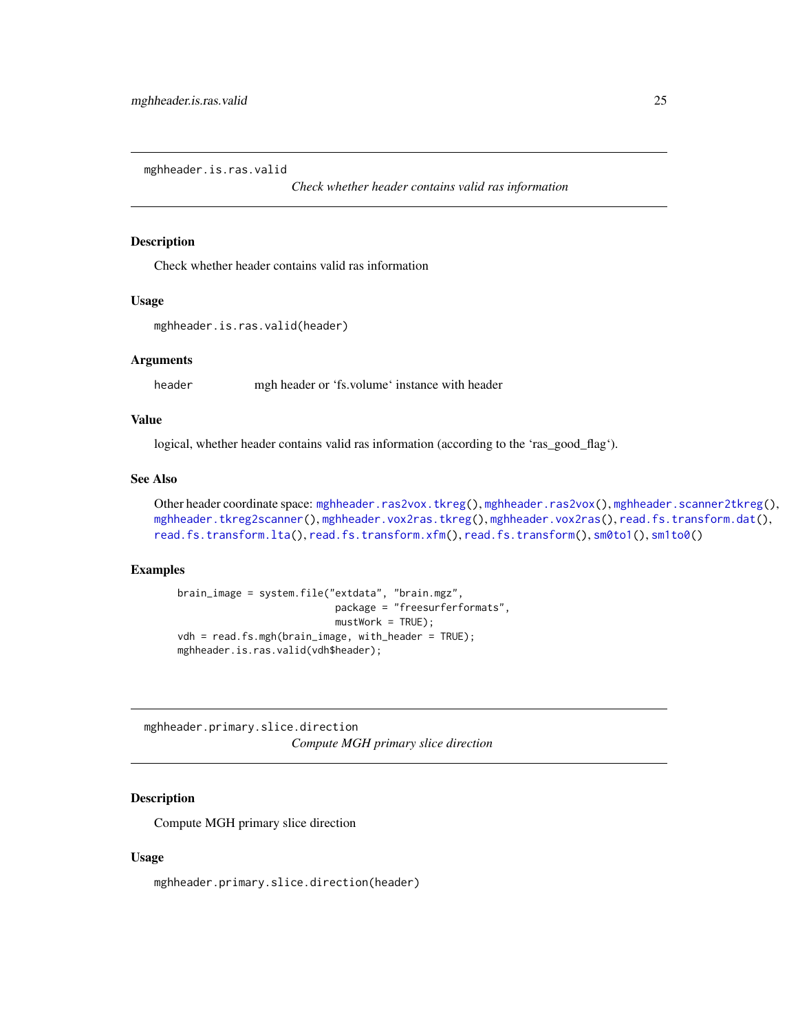## mghheader.is.ras.valid

*Check whether header contains valid ras information*

### Description

Check whether header contains valid ras information

### Usage

```
mghheader.is.ras.valid(header)
```

### Arguments

| | |
|---|---|
| header | mgh header or 'fs.volume' instance with header |

### Value

logical, whether header contains valid ras information (according to the 'ras_good_flag').

### See Also

Other header coordinate space: mghheader.ras2vox.tkreg(), mghheader.ras2vox(), mghheader.scanner2tkreg(), mghheader.tkreg2scanner(), mghheader.vox2ras.tkreg(), mghheader.vox2ras(), read.fs.transform.dat(), read.fs.transform.lta(), read.fs.transform.xfm(), read.fs.transform(), sm0to1(), sm1to0()

### Examples

```
brain_image = system.file("extdata", "brain.mgz",
                          package = "freesurferformats",
                          mustWork = TRUE);
vdh = read.fs.mgh(brain_image, with_header = TRUE);
mghheader.is.ras.valid(vdh$header);
```

## mghheader.primary.slice.direction

*Compute MGH primary slice direction*

### Description

Compute MGH primary slice direction

### Usage

```
mghheader.primary.slice.direction(header)
```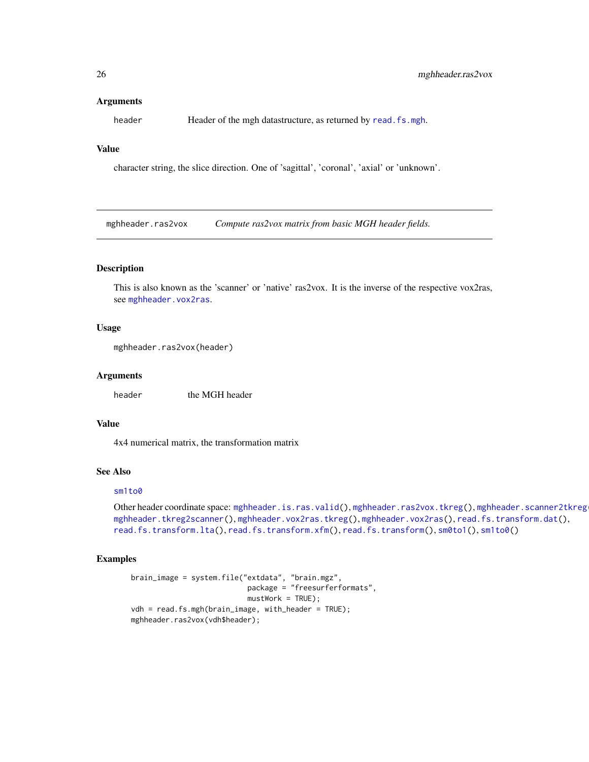### Arguments

header Header of the mgh datastructure, as returned by read.fs.mgh.

### Value

character string, the slice direction. One of 'sagittal', 'coronal', 'axial' or 'unknown'.

---

## mghheader.ras2vox *Compute ras2vox matrix from basic MGH header fields.*

---

### Description

This is also known as the 'scanner' or 'native' ras2vox. It is the inverse of the respective vox2ras, see mghheader.vox2ras.

### Usage

```
mghheader.ras2vox(header)
```

### Arguments

header the MGH header

### Value

4x4 numerical matrix, the transformation matrix

### See Also

sm1to0

Other header coordinate space: mghheader.is.ras.valid(), mghheader.ras2vox.tkreg(), mghheader.scanner2tkreg(), mghheader.tkreg2scanner(), mghheader.vox2ras.tkreg(), mghheader.vox2ras(), read.fs.transform.dat(), read.fs.transform.lta(), read.fs.transform.xfm(), read.fs.transform(), sm0to1(), sm1to0()

### Examples

```
brain_image = system.file("extdata", "brain.mgz",
                          package = "freesurferformats",
                          mustWork = TRUE);
vdh = read.fs.mgh(brain_image, with_header = TRUE);
mghheader.ras2vox(vdh$header);
```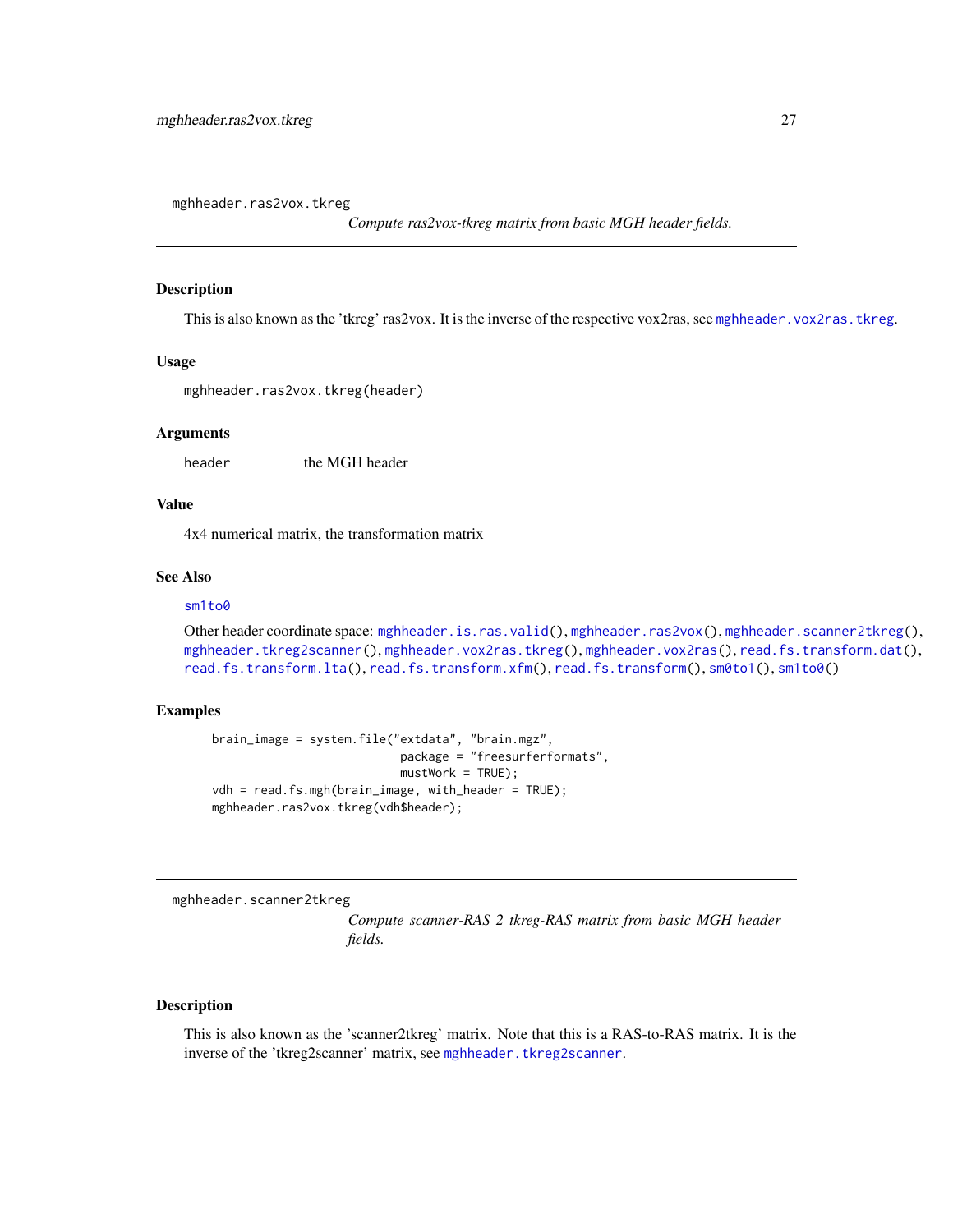## mghheader.ras2vox.tkreg

*Compute ras2vox-tkreg matrix from basic MGH header fields.*

### Description

This is also known as the 'tkreg' ras2vox. It is the inverse of the respective vox2ras, see mghheader.vox2ras.tkreg.

### Usage

```
mghheader.ras2vox.tkreg(header)
```

### Arguments

| | |
|---|---|
| header | the MGH header |

### Value

4x4 numerical matrix, the transformation matrix

### See Also

sm1to0

Other header coordinate space: mghheader.is.ras.valid(), mghheader.ras2vox(), mghheader.scanner2tkreg(), mghheader.tkreg2scanner(), mghheader.vox2ras.tkreg(), mghheader.vox2ras(), read.fs.transform.dat(), read.fs.transform.lta(), read.fs.transform.xfm(), read.fs.transform(), sm0to1(), sm1to0()

### Examples

```
brain_image = system.file("extdata", "brain.mgz",
                          package = "freesurferformats",
                          mustWork = TRUE);
vdh = read.fs.mgh(brain_image, with_header = TRUE);
mghheader.ras2vox.tkreg(vdh$header);
```

## mghheader.scanner2tkreg

*Compute scanner-RAS 2 tkreg-RAS matrix from basic MGH header fields.*

### Description

This is also known as the 'scanner2tkreg' matrix. Note that this is a RAS-to-RAS matrix. It is the inverse of the 'tkreg2scanner' matrix, see mghheader.tkreg2scanner.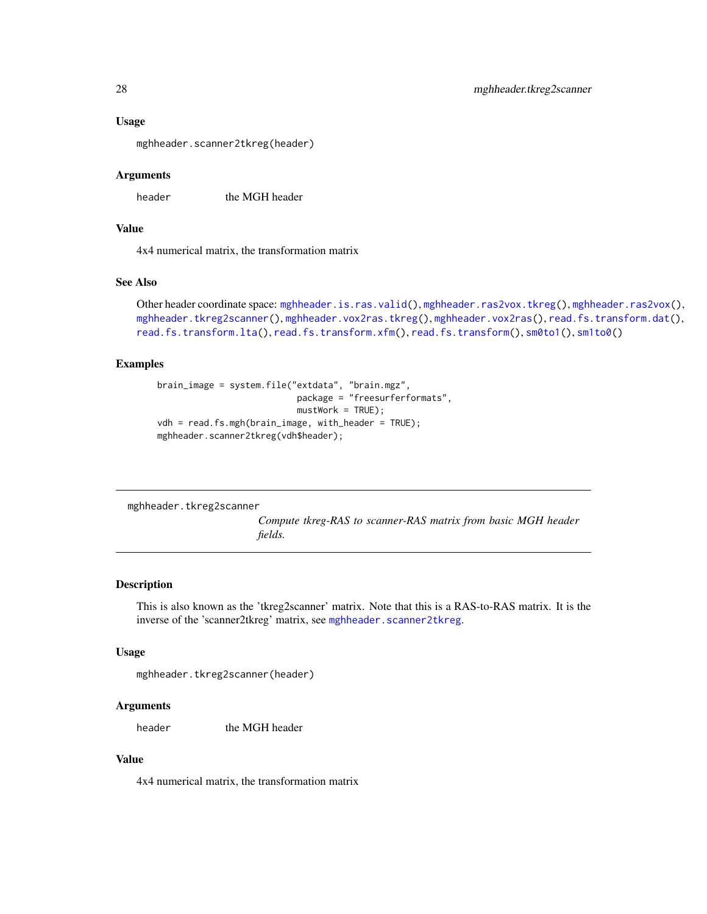### Usage

```
mghheader.scanner2tkreg(header)
```

### Arguments

| | |
|---|---|
| header | the MGH header |

### Value

4x4 numerical matrix, the transformation matrix

### See Also

Other header coordinate space: `mghheader.is.ras.valid()`, `mghheader.ras2vox.tkreg()`, `mghheader.ras2vox()`, `mghheader.tkreg2scanner()`, `mghheader.vox2ras.tkreg()`, `mghheader.vox2ras()`, `read.fs.transform.dat()`, `read.fs.transform.lta()`, `read.fs.transform.xfm()`, `read.fs.transform()`, `sm0to1()`, `sm1to0()`

### Examples

```
brain_image = system.file("extdata", "brain.mgz",
                          package = "freesurferformats",
                          mustWork = TRUE);
vdh = read.fs.mgh(brain_image, with_header = TRUE);
mghheader.scanner2tkreg(vdh$header);
```

---

## mghheader.tkreg2scanner

*Compute tkreg-RAS to scanner-RAS matrix from basic MGH header fields.*

---

### Description

This is also known as the 'tkreg2scanner' matrix. Note that this is a RAS-to-RAS matrix. It is the inverse of the 'scanner2tkreg' matrix, see `mghheader.scanner2tkreg`.

### Usage

```
mghheader.tkreg2scanner(header)
```

### Arguments

| | |
|---|---|
| header | the MGH header |

### Value

4x4 numerical matrix, the transformation matrix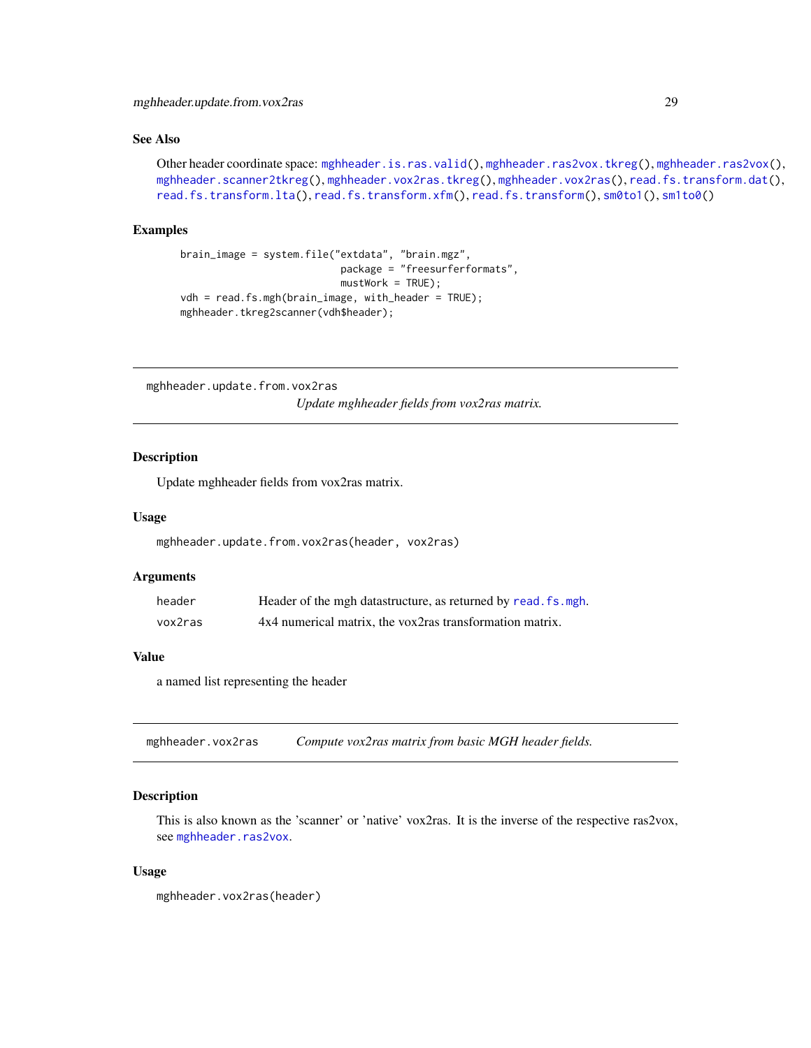### See Also

Other header coordinate space: `mghheader.is.ras.valid()`, `mghheader.ras2vox.tkreg()`, `mghheader.ras2vox()`, `mghheader.scanner2tkreg()`, `mghheader.vox2ras.tkreg()`, `mghheader.vox2ras()`, `read.fs.transform.dat()`, `read.fs.transform.lta()`, `read.fs.transform.xfm()`, `read.fs.transform()`, `sm0to1()`, `sm1to0()`

### Examples

```
brain_image = system.file("extdata", "brain.mgz",
                          package = "freesurferformats",
                          mustWork = TRUE);
vdh = read.fs.mgh(brain_image, with_header = TRUE);
mghheader.tkreg2scanner(vdh$header);
```

---

## mghheader.update.from.vox2ras

*Update mghheader fields from vox2ras matrix.*

---

### Description

Update mghheader fields from vox2ras matrix.

### Usage

```
mghheader.update.from.vox2ras(header, vox2ras)
```

### Arguments

| | |
|---|---|
| `header` | Header of the mgh datastructure, as returned by `read.fs.mgh`. |
| `vox2ras` | 4x4 numerical matrix, the vox2ras transformation matrix. |

### Value

a named list representing the header

---

## mghheader.vox2ras

*Compute vox2ras matrix from basic MGH header fields.*

---

### Description

This is also known as the 'scanner' or 'native' vox2ras. It is the inverse of the respective ras2vox, see `mghheader.ras2vox`.

### Usage

```
mghheader.vox2ras(header)
```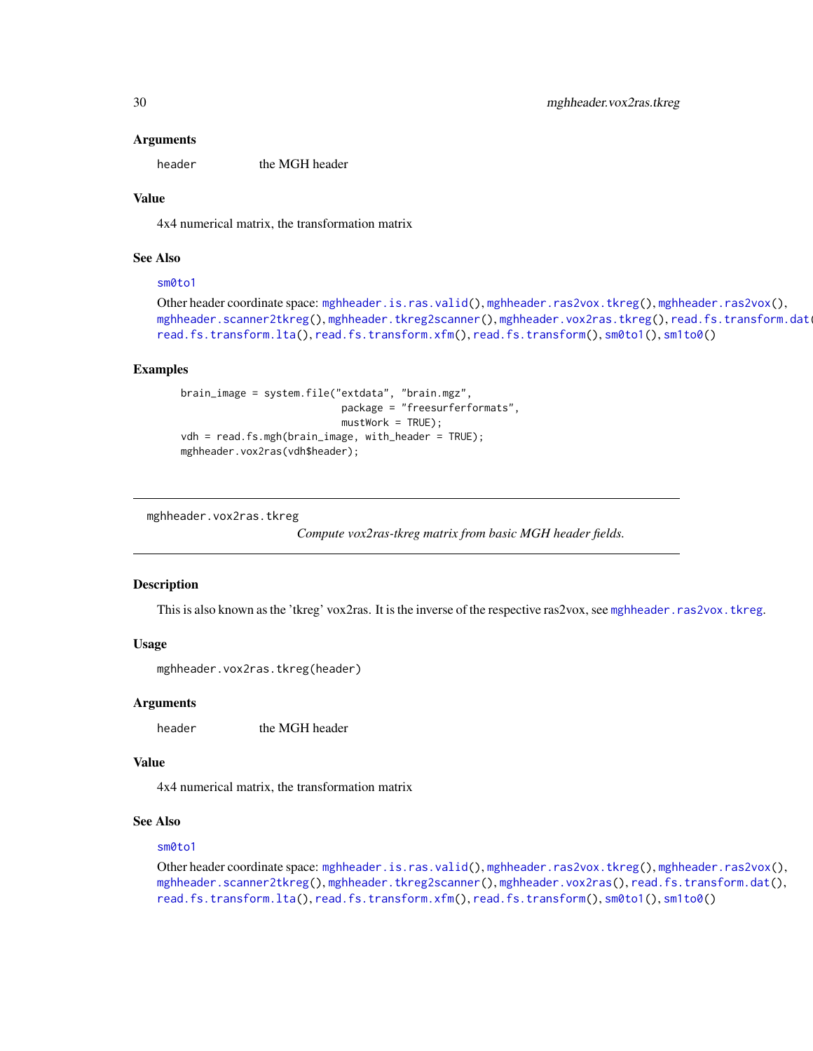### Arguments

header          the MGH header

### Value

4x4 numerical matrix, the transformation matrix

### See Also

sm0to1

Other header coordinate space: mghheader.is.ras.valid(), mghheader.ras2vox.tkreg(), mghheader.ras2vox(), mghheader.scanner2tkreg(), mghheader.tkreg2scanner(), mghheader.vox2ras.tkreg(), read.fs.transform.dat(), read.fs.transform.lta(), read.fs.transform.xfm(), read.fs.transform(), sm0to1(), sm1to0()

### Examples

```
brain_image = system.file("extdata", "brain.mgz",
                          package = "freesurferformats",
                          mustWork = TRUE);
vdh = read.fs.mgh(brain_image, with_header = TRUE);
mghheader.vox2ras(vdh$header);
```

---

## mghheader.vox2ras.tkreg    *Compute vox2ras-tkreg matrix from basic MGH header fields.*

---

### Description

This is also known as the 'tkreg' vox2ras. It is the inverse of the respective ras2vox, see mghheader.ras2vox.tkreg.

### Usage

```
mghheader.vox2ras.tkreg(header)
```

### Arguments

header          the MGH header

### Value

4x4 numerical matrix, the transformation matrix

### See Also

sm0to1

Other header coordinate space: mghheader.is.ras.valid(), mghheader.ras2vox.tkreg(), mghheader.ras2vox(), mghheader.scanner2tkreg(), mghheader.tkreg2scanner(), mghheader.vox2ras(), read.fs.transform.dat(), read.fs.transform.lta(), read.fs.transform.xfm(), read.fs.transform(), sm0to1(), sm1to0()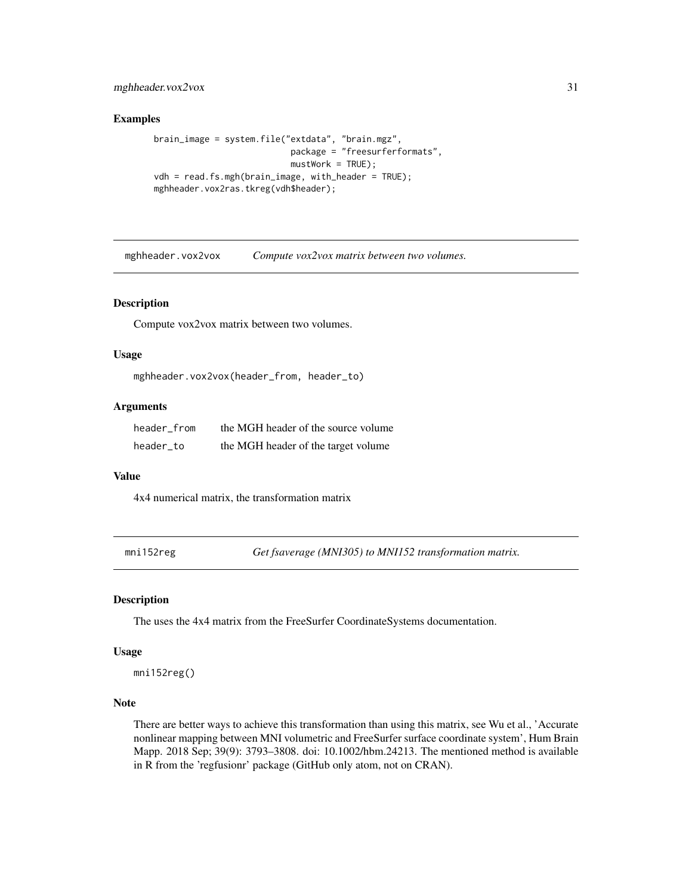### Examples

```
brain_image = system.file("extdata", "brain.mgz",
                          package = "freesurferformats",
                          mustWork = TRUE);
vdh = read.fs.mgh(brain_image, with_header = TRUE);
mghheader.vox2ras.tkreg(vdh$header);
```

## mghheader.vox2vox — *Compute vox2vox matrix between two volumes.*

### Description

Compute vox2vox matrix between two volumes.

### Usage

```
mghheader.vox2vox(header_from, header_to)
```

### Arguments

| | |
|---|---|
| header_from | the MGH header of the source volume |
| header_to | the MGH header of the target volume |

### Value

4x4 numerical matrix, the transformation matrix

## mni152reg — *Get fsaverage (MNI305) to MNI152 transformation matrix.*

### Description

The uses the 4x4 matrix from the FreeSurfer CoordinateSystems documentation.

### Usage

```
mni152reg()
```

### Note

There are better ways to achieve this transformation than using this matrix, see Wu et al., 'Accurate nonlinear mapping between MNI volumetric and FreeSurfer surface coordinate system', Hum Brain Mapp. 2018 Sep; 39(9): 3793–3808. doi: 10.1002/hbm.24213. The mentioned method is available in R from the 'regfusionr' package (GitHub only atom, not on CRAN).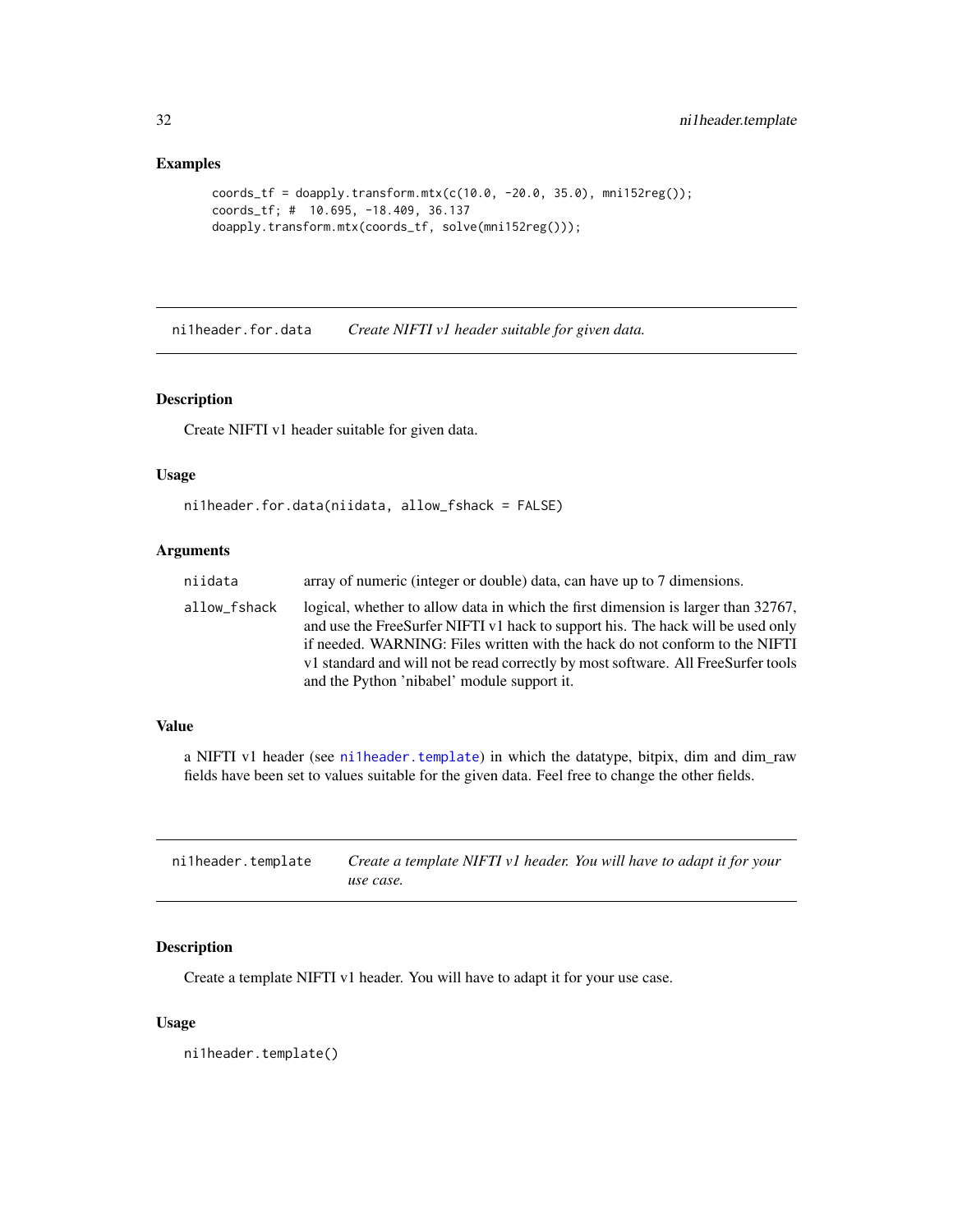## Examples

```
coords_tf = doapply.transform.mtx(c(10.0, -20.0, 35.0), mni152reg());
coords_tf; #  10.695, -18.409, 36.137
doapply.transform.mtx(coords_tf, solve(mni152reg()));
```

---

`ni1header.for.data` *Create NIFTI v1 header suitable for given data.*

---

### Description

Create NIFTI v1 header suitable for given data.

### Usage

```
ni1header.for.data(niidata, allow_fshack = FALSE)
```

### Arguments

| | |
|---|---|
| `niidata` | array of numeric (integer or double) data, can have up to 7 dimensions. |
| `allow_fshack` | logical, whether to allow data in which the first dimension is larger than 32767, and use the FreeSurfer NIFTI v1 hack to support his. The hack will be used only if needed. WARNING: Files written with the hack do not conform to the NIFTI v1 standard and will not be read correctly by most software. All FreeSurfer tools and the Python 'nibabel' module support it. |

### Value

a NIFTI v1 header (see `ni1header.template`) in which the datatype, bitpix, dim and dim_raw fields have been set to values suitable for the given data. Feel free to change the other fields.

---

`ni1header.template` *Create a template NIFTI v1 header. You will have to adapt it for your use case.*

---

### Description

Create a template NIFTI v1 header. You will have to adapt it for your use case.

### Usage

```
ni1header.template()
```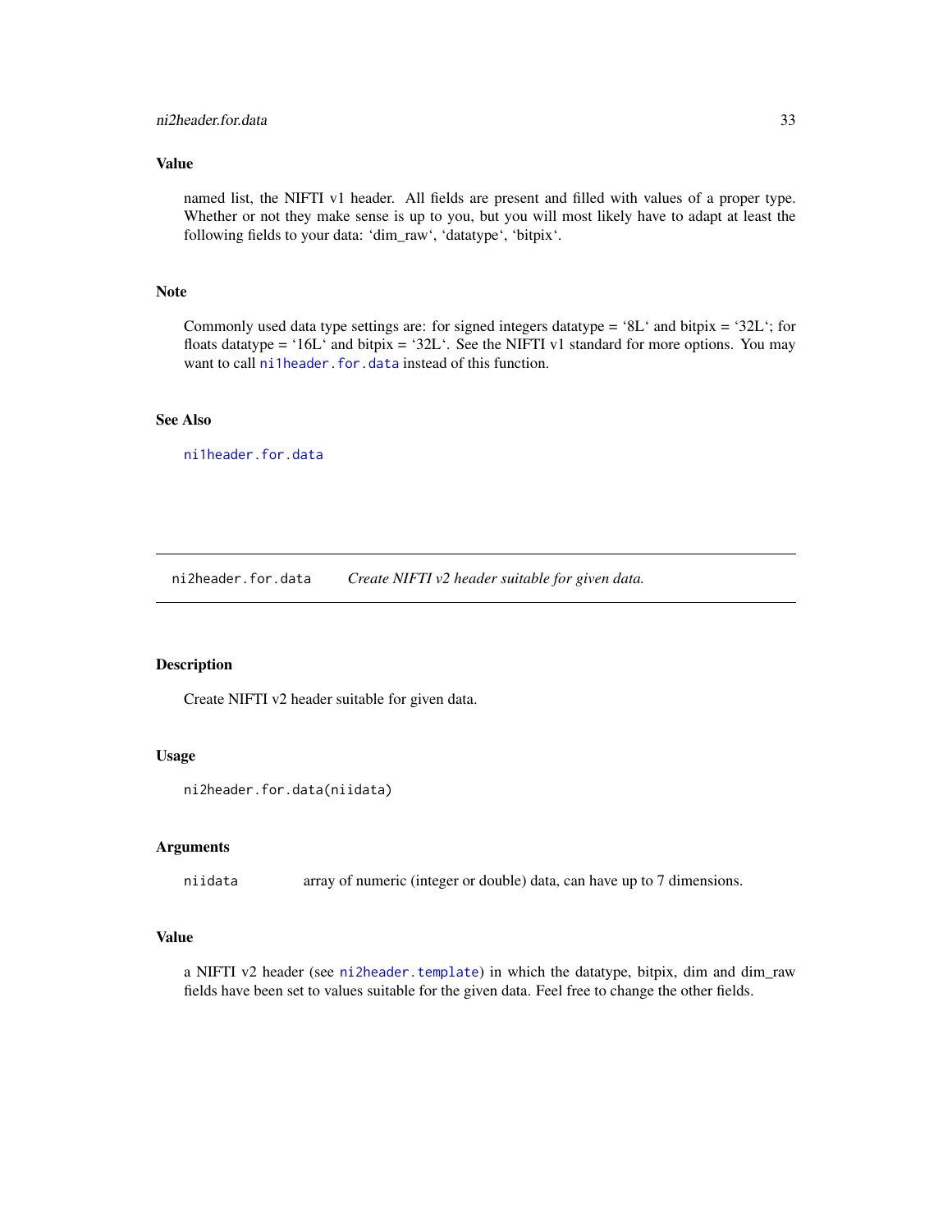### Value

named list, the NIFTI v1 header. All fields are present and filled with values of a proper type. Whether or not they make sense is up to you, but you will most likely have to adapt at least the following fields to your data: 'dim_raw', 'datatype', 'bitpix'.

### Note

Commonly used data type settings are: for signed integers datatype = '8L' and bitpix = '32L'; for floats datatype = '16L' and bitpix = '32L'. See the NIFTI v1 standard for more options. You may want to call `ni1header.for.data` instead of this function.

### See Also

`ni1header.for.data`

---

## ni2header.for.data — *Create NIFTI v2 header suitable for given data.*

---

### Description

Create NIFTI v2 header suitable for given data.

### Usage

```
ni2header.for.data(niidata)
```

### Arguments

| | |
|---|---|
| `niidata` | array of numeric (integer or double) data, can have up to 7 dimensions. |

### Value

a NIFTI v2 header (see `ni2header.template`) in which the datatype, bitpix, dim and dim_raw fields have been set to values suitable for the given data. Feel free to change the other fields.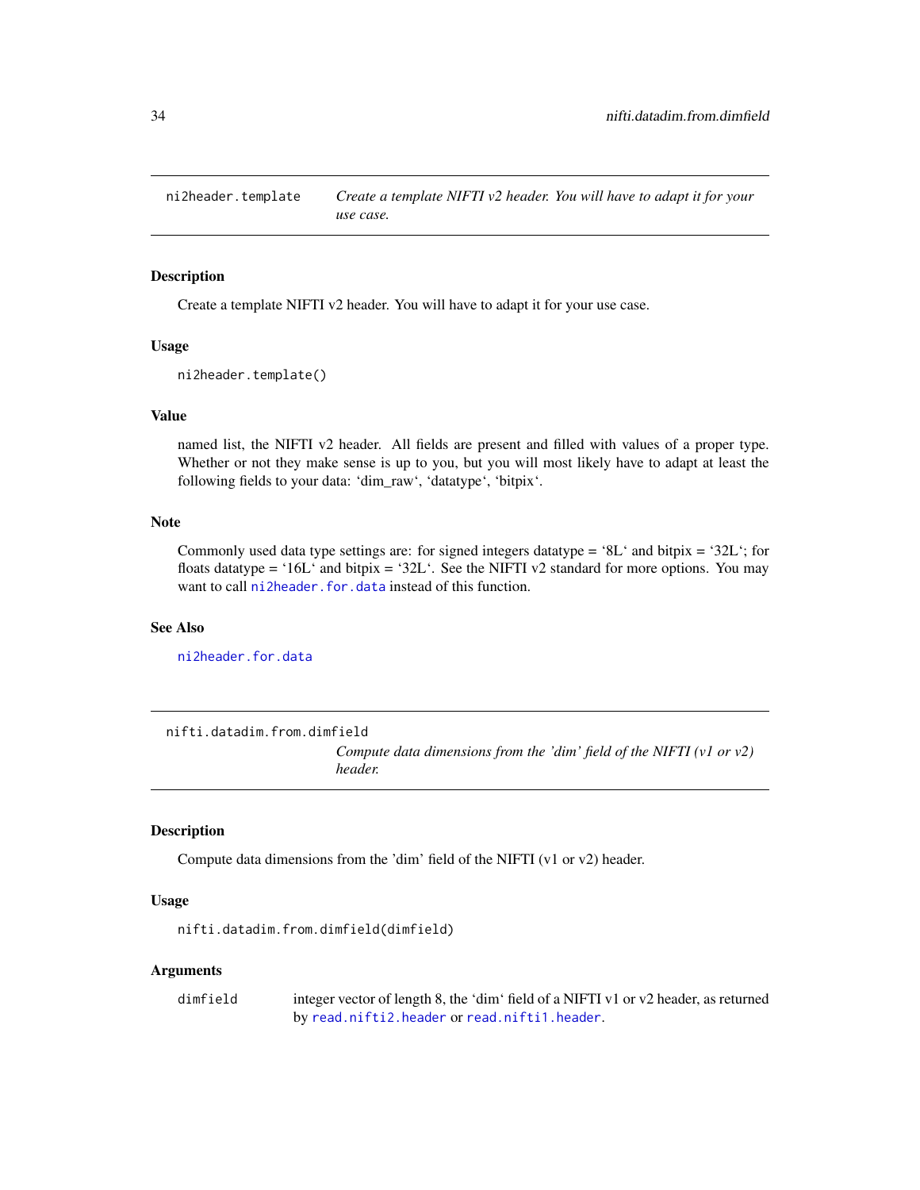## ni2header.template

*Create a template NIFTI v2 header. You will have to adapt it for your use case.*

### Description

Create a template NIFTI v2 header. You will have to adapt it for your use case.

### Usage

```
ni2header.template()
```

### Value

named list, the NIFTI v2 header. All fields are present and filled with values of a proper type. Whether or not they make sense is up to you, but you will most likely have to adapt at least the following fields to your data: 'dim_raw', 'datatype', 'bitpix'.

### Note

Commonly used data type settings are: for signed integers datatype = '8L' and bitpix = '32L'; for floats datatype = '16L' and bitpix = '32L'. See the NIFTI v2 standard for more options. You may want to call `ni2header.for.data` instead of this function.

### See Also

`ni2header.for.data`

## nifti.datadim.from.dimfield

*Compute data dimensions from the 'dim' field of the NIFTI (v1 or v2) header.*

### Description

Compute data dimensions from the 'dim' field of the NIFTI (v1 or v2) header.

### Usage

```
nifti.datadim.from.dimfield(dimfield)
```

### Arguments

| | |
|---|---|
| dimfield | integer vector of length 8, the 'dim' field of a NIFTI v1 or v2 header, as returned by `read.nifti2.header` or `read.nifti1.header`. |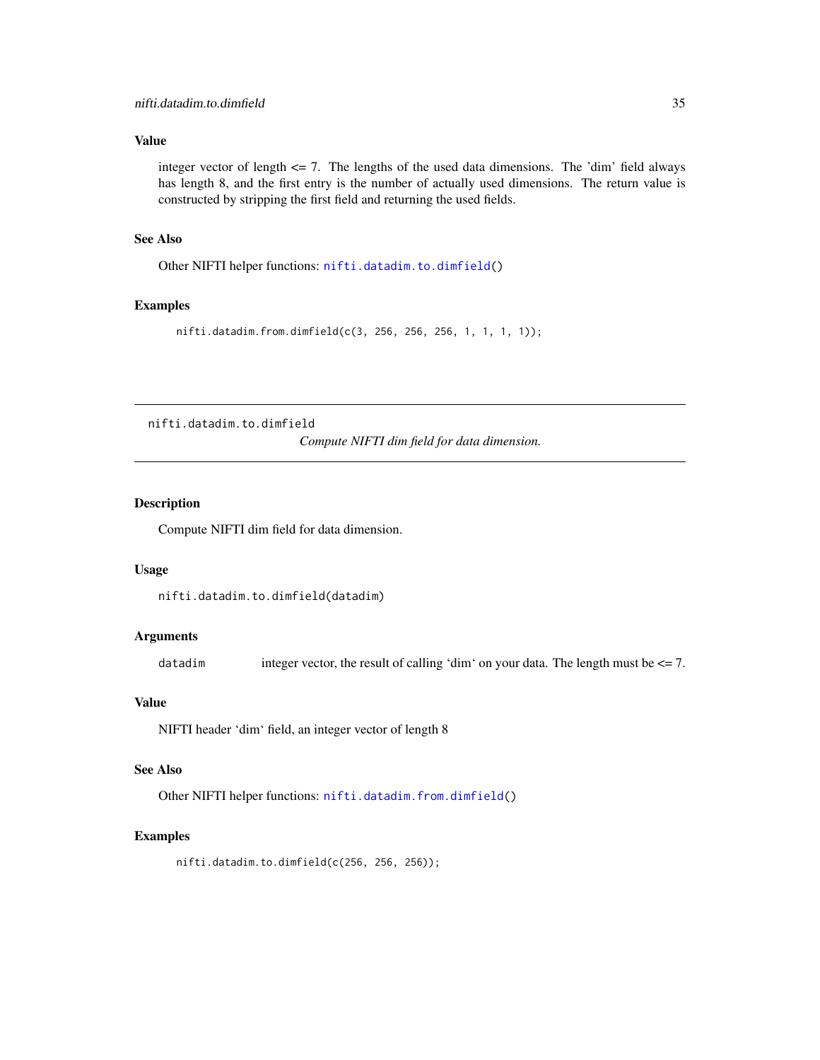### Value

integer vector of length <= 7. The lengths of the used data dimensions. The 'dim' field always has length 8, and the first entry is the number of actually used dimensions. The return value is constructed by stripping the first field and returning the used fields.

### See Also

Other NIFTI helper functions: nifti.datadim.to.dimfield()

### Examples

```
nifti.datadim.from.dimfield(c(3, 256, 256, 256, 1, 1, 1, 1));
```

---

## nifti.datadim.to.dimfield

*Compute NIFTI dim field for data dimension.*

---

### Description

Compute NIFTI dim field for data dimension.

### Usage

```
nifti.datadim.to.dimfield(datadim)
```

### Arguments

| | |
|---|---|
| datadim | integer vector, the result of calling 'dim' on your data. The length must be <= 7. |

### Value

NIFTI header 'dim' field, an integer vector of length 8

### See Also

Other NIFTI helper functions: nifti.datadim.from.dimfield()

### Examples

```
nifti.datadim.to.dimfield(c(256, 256, 256));
```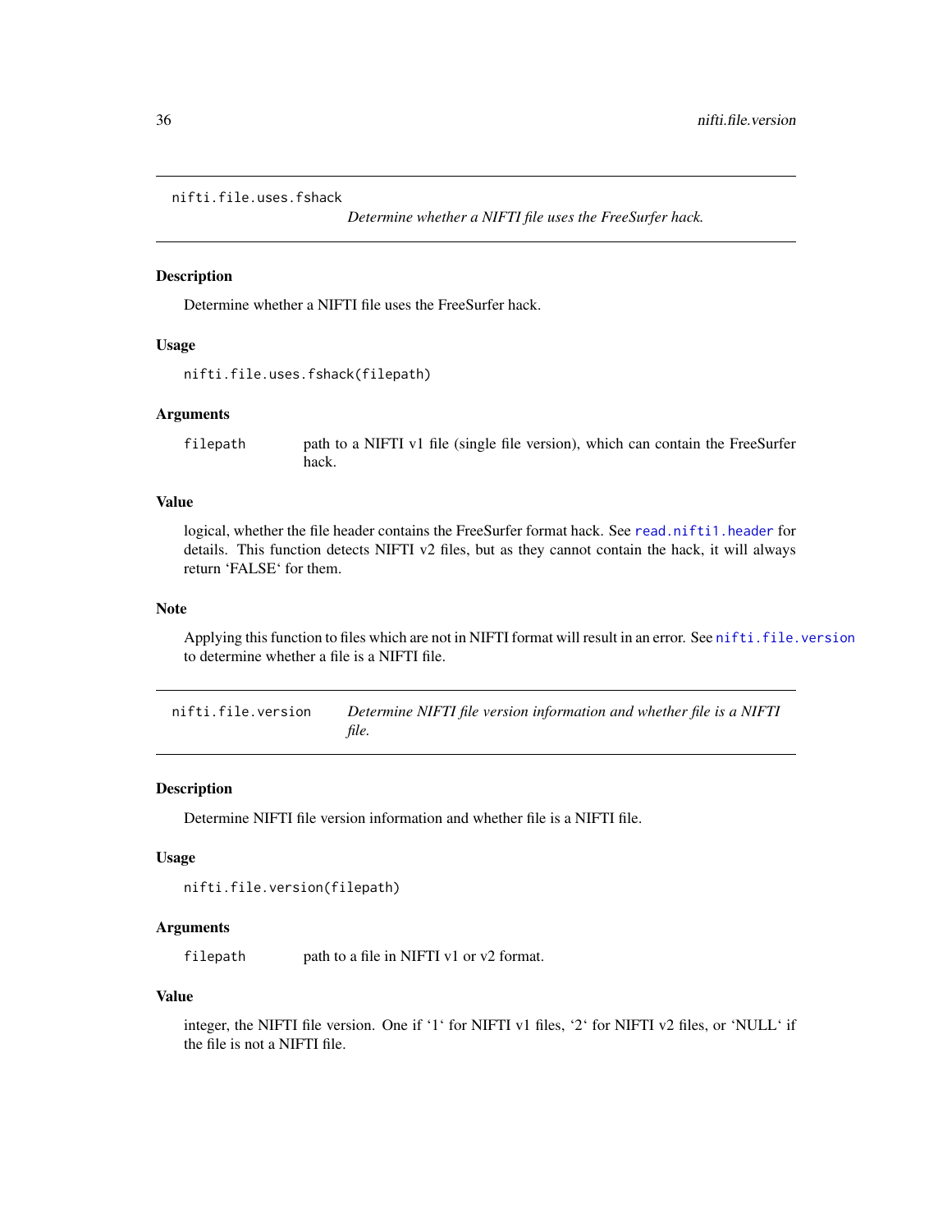## nifti.file.uses.fshack

*Determine whether a NIFTI file uses the FreeSurfer hack.*

### Description

Determine whether a NIFTI file uses the FreeSurfer hack.

### Usage

```
nifti.file.uses.fshack(filepath)
```

### Arguments

| | |
|---|---|
| `filepath` | path to a NIFTI v1 file (single file version), which can contain the FreeSurfer hack. |

### Value

logical, whether the file header contains the FreeSurfer format hack. See `read.nifti1.header` for details. This function detects NIFTI v2 files, but as they cannot contain the hack, it will always return 'FALSE' for them.

### Note

Applying this function to files which are not in NIFTI format will result in an error. See `nifti.file.version` to determine whether a file is a NIFTI file.

## nifti.file.version

*Determine NIFTI file version information and whether file is a NIFTI file.*

### Description

Determine NIFTI file version information and whether file is a NIFTI file.

### Usage

```
nifti.file.version(filepath)
```

### Arguments

| | |
|---|---|
| `filepath` | path to a file in NIFTI v1 or v2 format. |

### Value

integer, the NIFTI file version. One if '1' for NIFTI v1 files, '2' for NIFTI v2 files, or 'NULL' if the file is not a NIFTI file.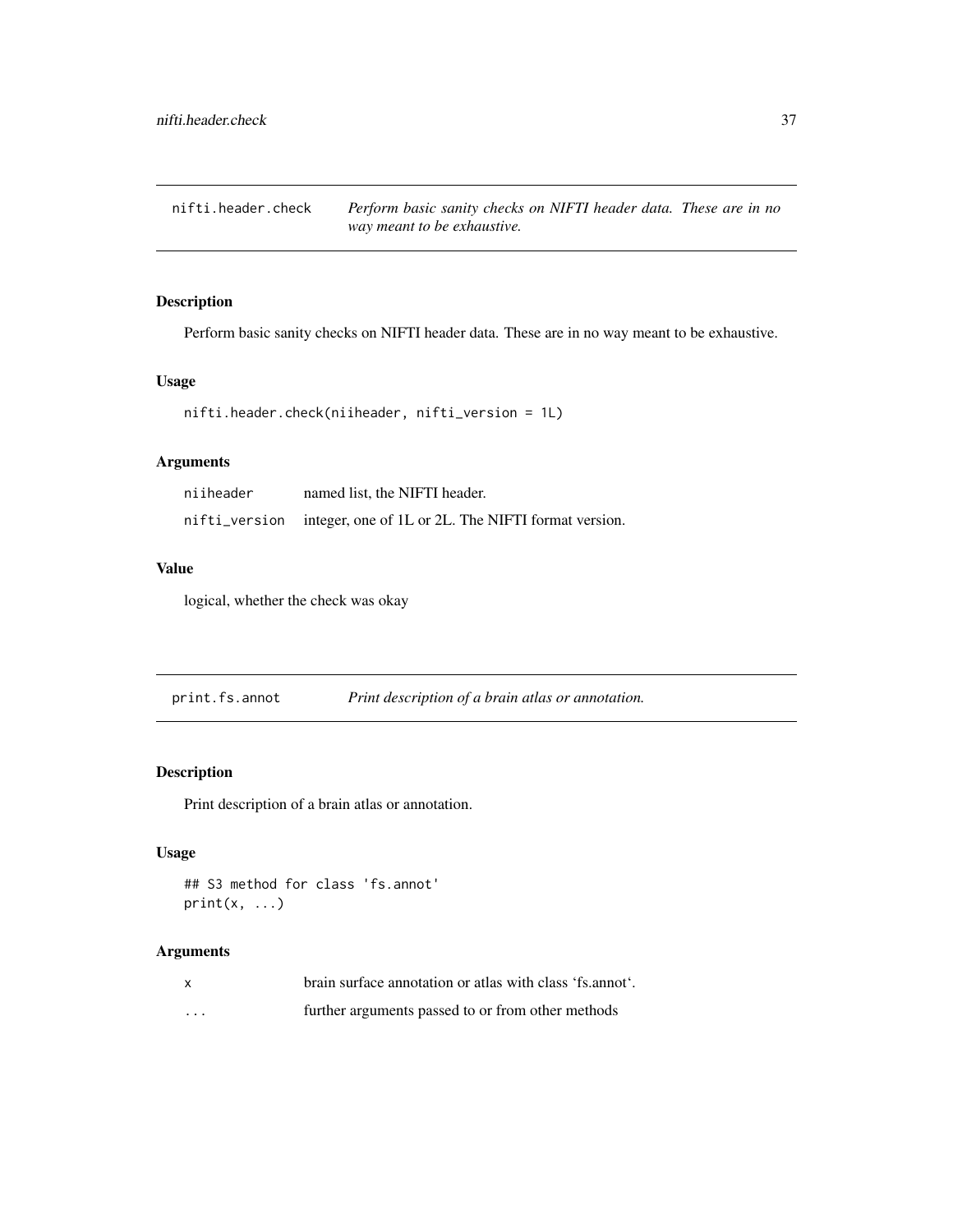## nifti.header.check *Perform basic sanity checks on NIFTI header data. These are in no way meant to be exhaustive.*

### Description

Perform basic sanity checks on NIFTI header data. These are in no way meant to be exhaustive.

### Usage

```
nifti.header.check(niiheader, nifti_version = 1L)
```

### Arguments

| | |
|---|---|
| niiheader | named list, the NIFTI header. |
| nifti_version | integer, one of 1L or 2L. The NIFTI format version. |

### Value

logical, whether the check was okay

## print.fs.annot *Print description of a brain atlas or annotation.*

### Description

Print description of a brain atlas or annotation.

### Usage

```
## S3 method for class 'fs.annot'
print(x, ...)
```

### Arguments

| | |
|---|---|
| x | brain surface annotation or atlas with class 'fs.annot'. |
| ... | further arguments passed to or from other methods |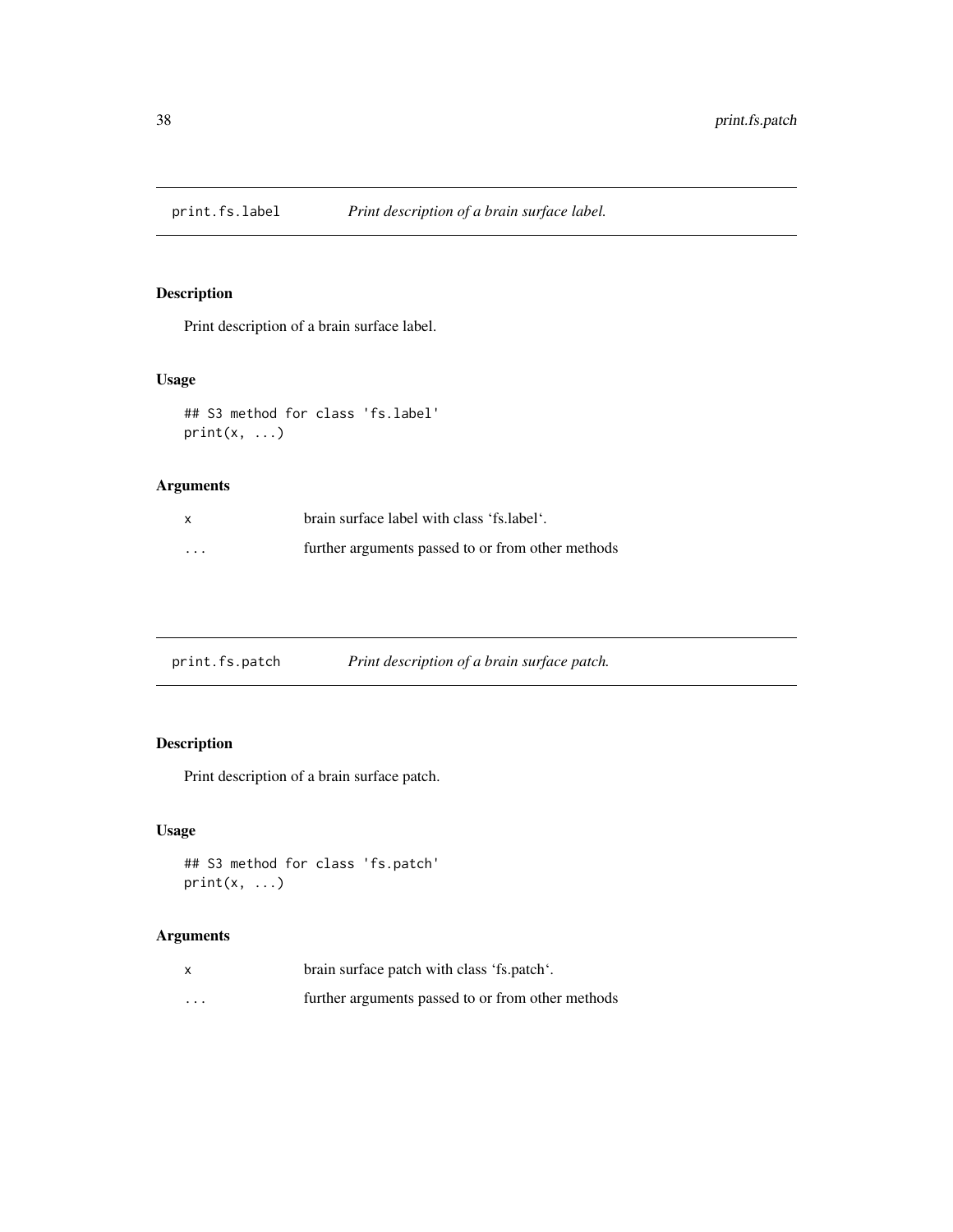## print.fs.label — *Print description of a brain surface label.*

### Description

Print description of a brain surface label.

### Usage

```
## S3 method for class 'fs.label'
print(x, ...)
```

### Arguments

| | |
|---|---|
| x | brain surface label with class 'fs.label'. |
| ... | further arguments passed to or from other methods |

## print.fs.patch — *Print description of a brain surface patch.*

### Description

Print description of a brain surface patch.

### Usage

```
## S3 method for class 'fs.patch'
print(x, ...)
```

### Arguments

| | |
|---|---|
| x | brain surface patch with class 'fs.patch'. |
| ... | further arguments passed to or from other methods |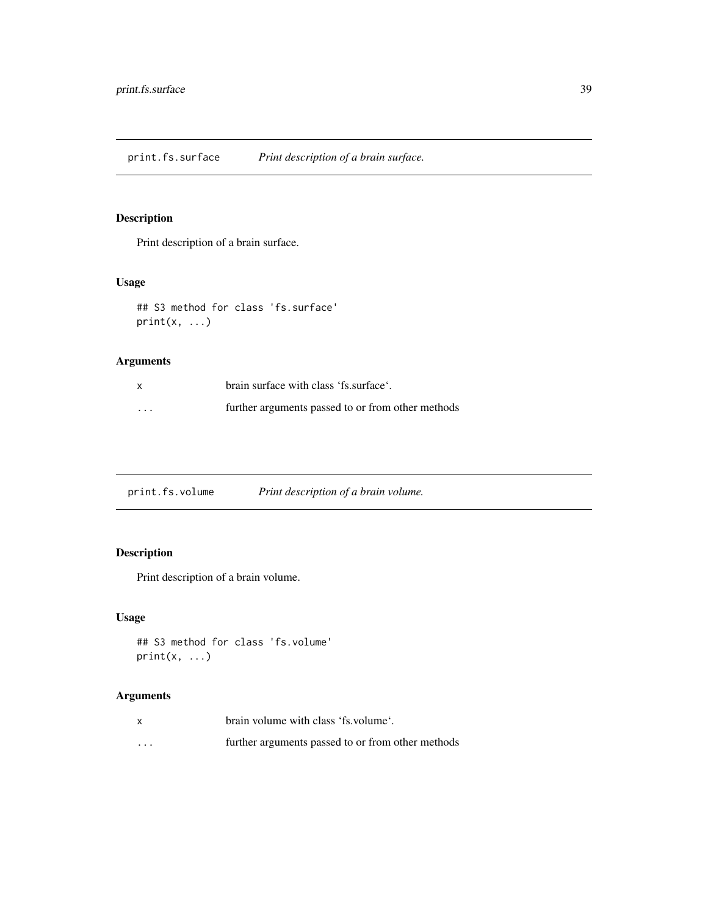## print.fs.surface *Print description of a brain surface.*

### Description

Print description of a brain surface.

### Usage

```
## S3 method for class 'fs.surface'
print(x, ...)
```

### Arguments

| | |
|---|---|
| x | brain surface with class 'fs.surface'. |
| ... | further arguments passed to or from other methods |

## print.fs.volume *Print description of a brain volume.*

### Description

Print description of a brain volume.

### Usage

```
## S3 method for class 'fs.volume'
print(x, ...)
```

### Arguments

| | |
|---|---|
| x | brain volume with class 'fs.volume'. |
| ... | further arguments passed to or from other methods |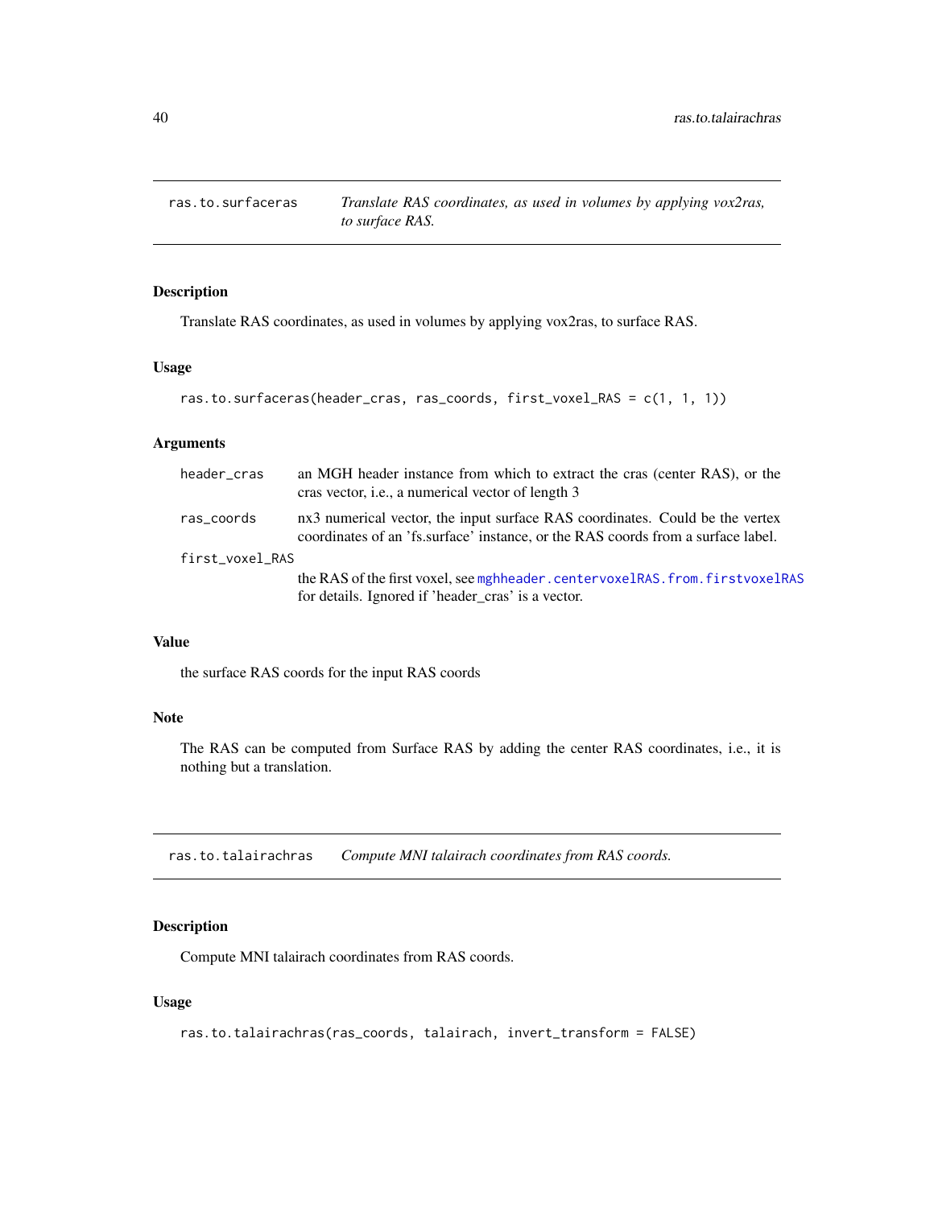## ras.to.surfaceras — *Translate RAS coordinates, as used in volumes by applying vox2ras, to surface RAS.*

### Description

Translate RAS coordinates, as used in volumes by applying vox2ras, to surface RAS.

### Usage

```
ras.to.surfaceras(header_cras, ras_coords, first_voxel_RAS = c(1, 1, 1))
```

### Arguments

| | |
|---|---|
| header_cras | an MGH header instance from which to extract the cras (center RAS), or the cras vector, i.e., a numerical vector of length 3 |
| ras_coords | nx3 numerical vector, the input surface RAS coordinates. Could be the vertex coordinates of an 'fs.surface' instance, or the RAS coords from a surface label. |
| first_voxel_RAS | the RAS of the first voxel, see mghheader.centervoxelRAS.from.firstvoxelRAS for details. Ignored if 'header_cras' is a vector. |

### Value

the surface RAS coords for the input RAS coords

### Note

The RAS can be computed from Surface RAS by adding the center RAS coordinates, i.e., it is nothing but a translation.

## ras.to.talairachras — *Compute MNI talairach coordinates from RAS coords.*

### Description

Compute MNI talairach coordinates from RAS coords.

### Usage

```
ras.to.talairachras(ras_coords, talairach, invert_transform = FALSE)
```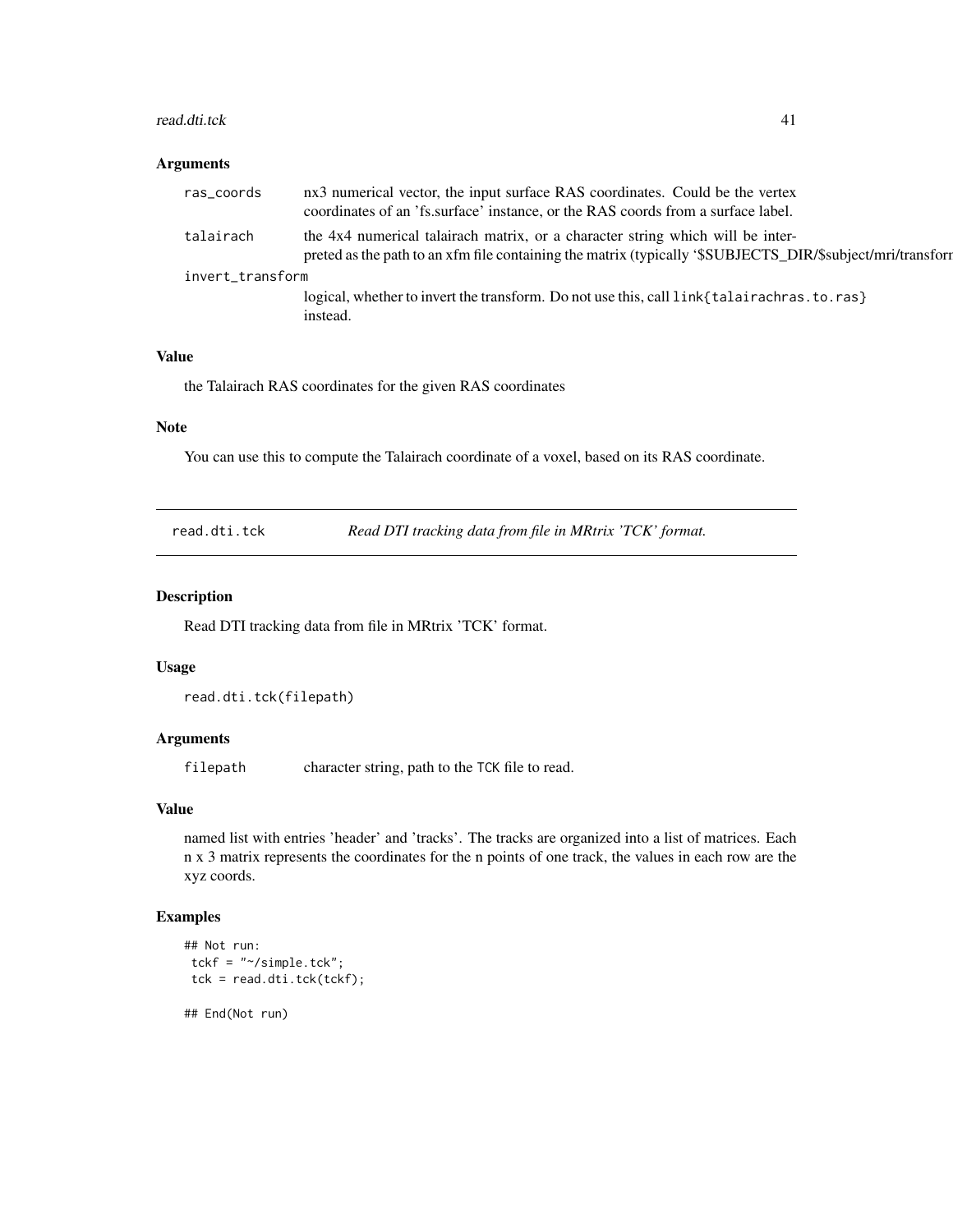### Arguments

| | |
|---|---|
| ras_coords | nx3 numerical vector, the input surface RAS coordinates. Could be the vertex coordinates of an 'fs.surface' instance, or the RAS coords from a surface label. |
| talairach | the 4x4 numerical talairach matrix, or a character string which will be interpreted as the path to an xfm file containing the matrix (typically '$SUBJECTS_DIR/$subject/mri/transforr |
| invert_transform | logical, whether to invert the transform. Do not use this, call `link{talairachras.to.ras}` instead. |

### Value

the Talairach RAS coordinates for the given RAS coordinates

### Note

You can use this to compute the Talairach coordinate of a voxel, based on its RAS coordinate.

---

## read.dti.tck — *Read DTI tracking data from file in MRtrix 'TCK' format.*

### Description

Read DTI tracking data from file in MRtrix 'TCK' format.

### Usage

```
read.dti.tck(filepath)
```

### Arguments

| | |
|---|---|
| filepath | character string, path to the TCK file to read. |

### Value

named list with entries 'header' and 'tracks'. The tracks are organized into a list of matrices. Each n x 3 matrix represents the coordinates for the n points of one track, the values in each row are the xyz coords.

### Examples

```
## Not run:
 tckf = "~/simple.tck";
 tck = read.dti.tck(tckf);

## End(Not run)
```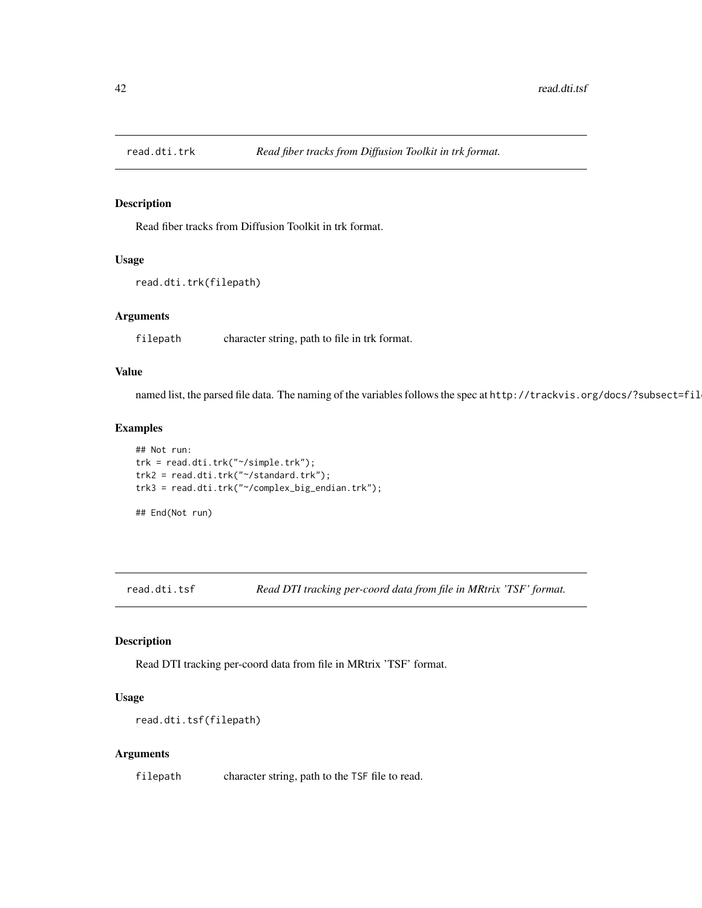## read.dti.trk *Read fiber tracks from Diffusion Toolkit in trk format.*

### Description

Read fiber tracks from Diffusion Toolkit in trk format.

### Usage

```
read.dti.trk(filepath)
```

### Arguments

filepath	character string, path to file in trk format.

### Value

named list, the parsed file data. The naming of the variables follows the spec at `http://trackvis.org/docs/?subsect=fil`

### Examples

```
## Not run:
trk = read.dti.trk("~/simple.trk");
trk2 = read.dti.trk("~/standard.trk");
trk3 = read.dti.trk("~/complex_big_endian.trk");

## End(Not run)
```

## read.dti.tsf *Read DTI tracking per-coord data from file in MRtrix 'TSF' format.*

### Description

Read DTI tracking per-coord data from file in MRtrix 'TSF' format.

### Usage

```
read.dti.tsf(filepath)
```

### Arguments

filepath	character string, path to the TSF file to read.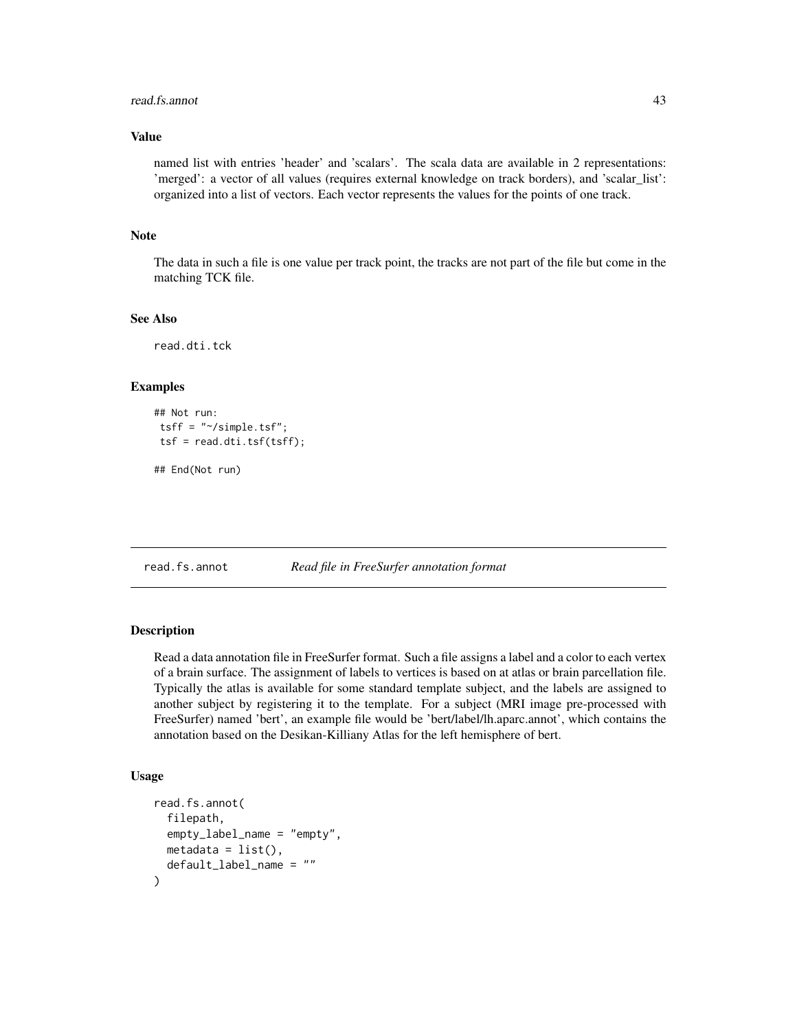### Value

named list with entries 'header' and 'scalars'. The scala data are available in 2 representations: 'merged': a vector of all values (requires external knowledge on track borders), and 'scalar_list': organized into a list of vectors. Each vector represents the values for the points of one track.

### Note

The data in such a file is one value per track point, the tracks are not part of the file but come in the matching TCK file.

### See Also

read.dti.tck

### Examples

```
## Not run:
 tsff = "~/simple.tsf";
 tsf = read.dti.tsf(tsff);

## End(Not run)
```

---

## read.fs.annot — *Read file in FreeSurfer annotation format*

---

### Description

Read a data annotation file in FreeSurfer format. Such a file assigns a label and a color to each vertex of a brain surface. The assignment of labels to vertices is based on at atlas or brain parcellation file. Typically the atlas is available for some standard template subject, and the labels are assigned to another subject by registering it to the template. For a subject (MRI image pre-processed with FreeSurfer) named 'bert', an example file would be 'bert/label/lh.aparc.annot', which contains the annotation based on the Desikan-Killiany Atlas for the left hemisphere of bert.

### Usage

```
read.fs.annot(
  filepath,
  empty_label_name = "empty",
  metadata = list(),
  default_label_name = ""
)
```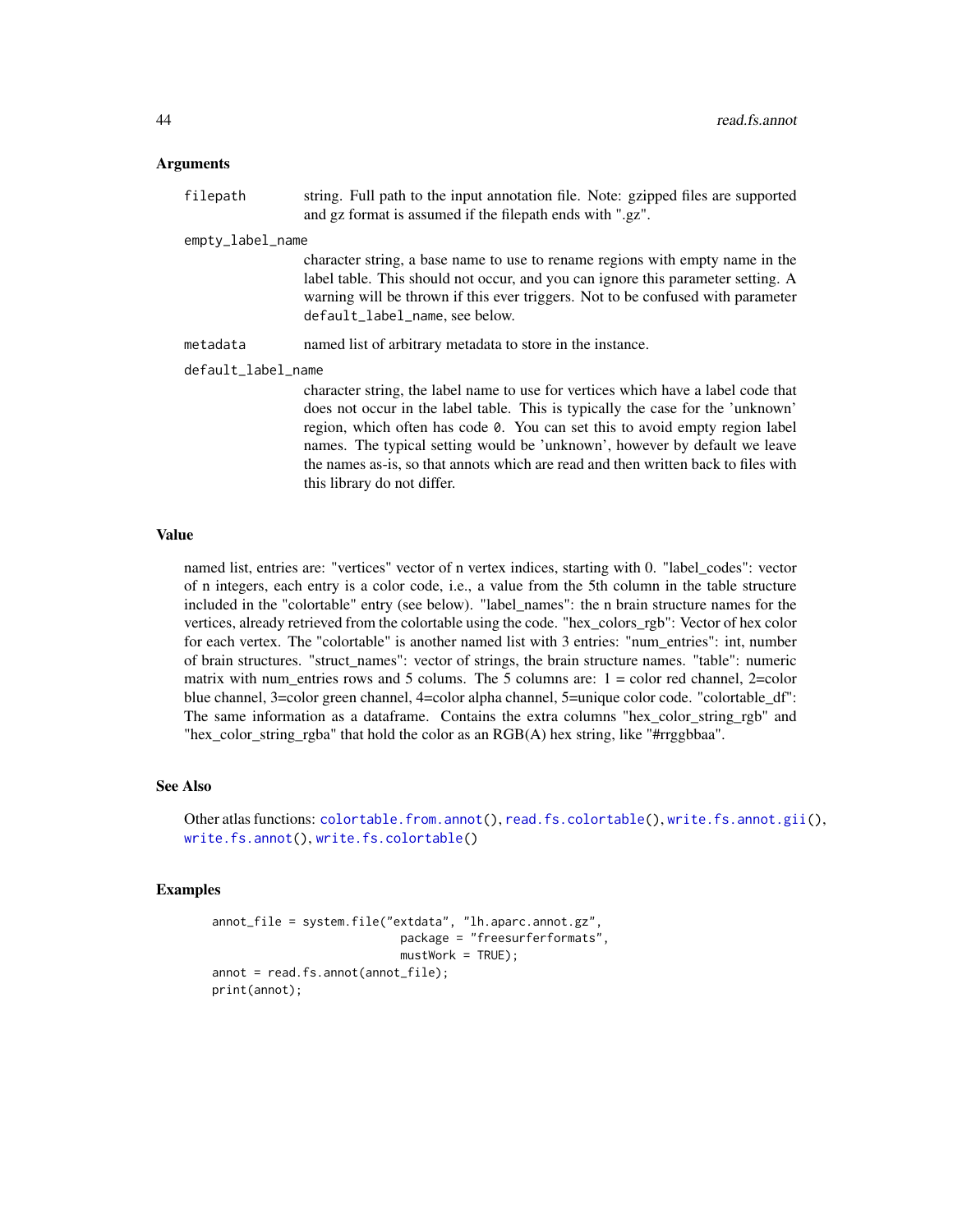## Arguments

**filepath** string. Full path to the input annotation file. Note: gzipped files are supported and gz format is assumed if the filepath ends with ".gz".

**empty_label_name** character string, a base name to use to rename regions with empty name in the label table. This should not occur, and you can ignore this parameter setting. A warning will be thrown if this ever triggers. Not to be confused with parameter `default_label_name`, see below.

**metadata** named list of arbitrary metadata to store in the instance.

**default_label_name** character string, the label name to use for vertices which have a label code that does not occur in the label table. This is typically the case for the 'unknown' region, which often has code `0`. You can set this to avoid empty region label names. The typical setting would be 'unknown', however by default we leave the names as-is, so that annots which are read and then written back to files with this library do not differ.

## Value

named list, entries are: "vertices" vector of n vertex indices, starting with 0. "label_codes": vector of n integers, each entry is a color code, i.e., a value from the 5th column in the table structure included in the "colortable" entry (see below). "label_names": the n brain structure names for the vertices, already retrieved from the colortable using the code. "hex_colors_rgb": Vector of hex color for each vertex. The "colortable" is another named list with 3 entries: "num_entries": int, number of brain structures. "struct_names": vector of strings, the brain structure names. "table": numeric matrix with num_entries rows and 5 colums. The 5 columns are: 1 = color red channel, 2=color blue channel, 3=color green channel, 4=color alpha channel, 5=unique color code. "colortable_df": The same information as a dataframe. Contains the extra columns "hex_color_string_rgb" and "hex_color_string_rgba" that hold the color as an RGB(A) hex string, like "#rrggbbaa".

## See Also

Other atlas functions: `colortable.from.annot()`, `read.fs.colortable()`, `write.fs.annot.gii()`, `write.fs.annot()`, `write.fs.colortable()`

## Examples

```
annot_file = system.file("extdata", "lh.aparc.annot.gz",
                          package = "freesurferformats",
                          mustWork = TRUE);
annot = read.fs.annot(annot_file);
print(annot);
```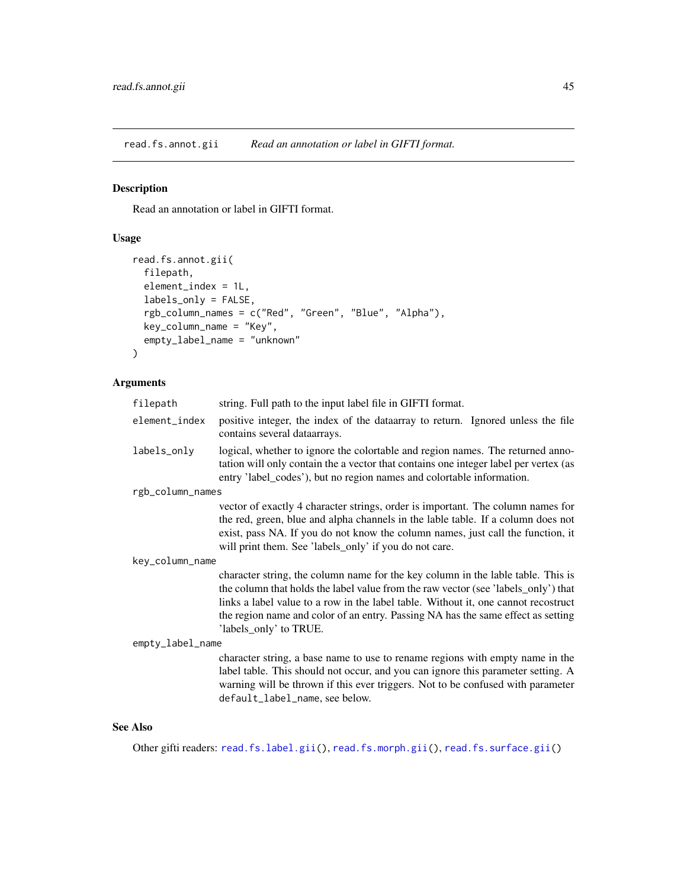read.fs.annot.gii    *Read an annotation or label in GIFTI format.*

## Description

Read an annotation or label in GIFTI format.

## Usage

```
read.fs.annot.gii(
  filepath,
  element_index = 1L,
  labels_only = FALSE,
  rgb_column_names = c("Red", "Green", "Blue", "Alpha"),
  key_column_name = "Key",
  empty_label_name = "unknown"
)
```

## Arguments

- `filepath` string. Full path to the input label file in GIFTI format.
- `element_index` positive integer, the index of the dataarray to return. Ignored unless the file contains several dataarrays.
- `labels_only` logical, whether to ignore the colortable and region names. The returned annotation will only contain the a vector that contains one integer label per vertex (as entry 'label_codes'), but no region names and colortable information.
- `rgb_column_names` vector of exactly 4 character strings, order is important. The column names for the red, green, blue and alpha channels in the lable table. If a column does not exist, pass NA. If you do not know the column names, just call the function, it will print them. See 'labels_only' if you do not care.
- `key_column_name` character string, the column name for the key column in the lable table. This is the column that holds the label value from the raw vector (see 'labels_only') that links a label value to a row in the label table. Without it, one cannot recostruct the region name and color of an entry. Passing NA has the same effect as setting 'labels_only' to TRUE.
- `empty_label_name` character string, a base name to use to rename regions with empty name in the label table. This should not occur, and you can ignore this parameter setting. A warning will be thrown if this ever triggers. Not to be confused with parameter `default_label_name`, see below.

## See Also

Other gifti readers: `read.fs.label.gii()`, `read.fs.morph.gii()`, `read.fs.surface.gii()`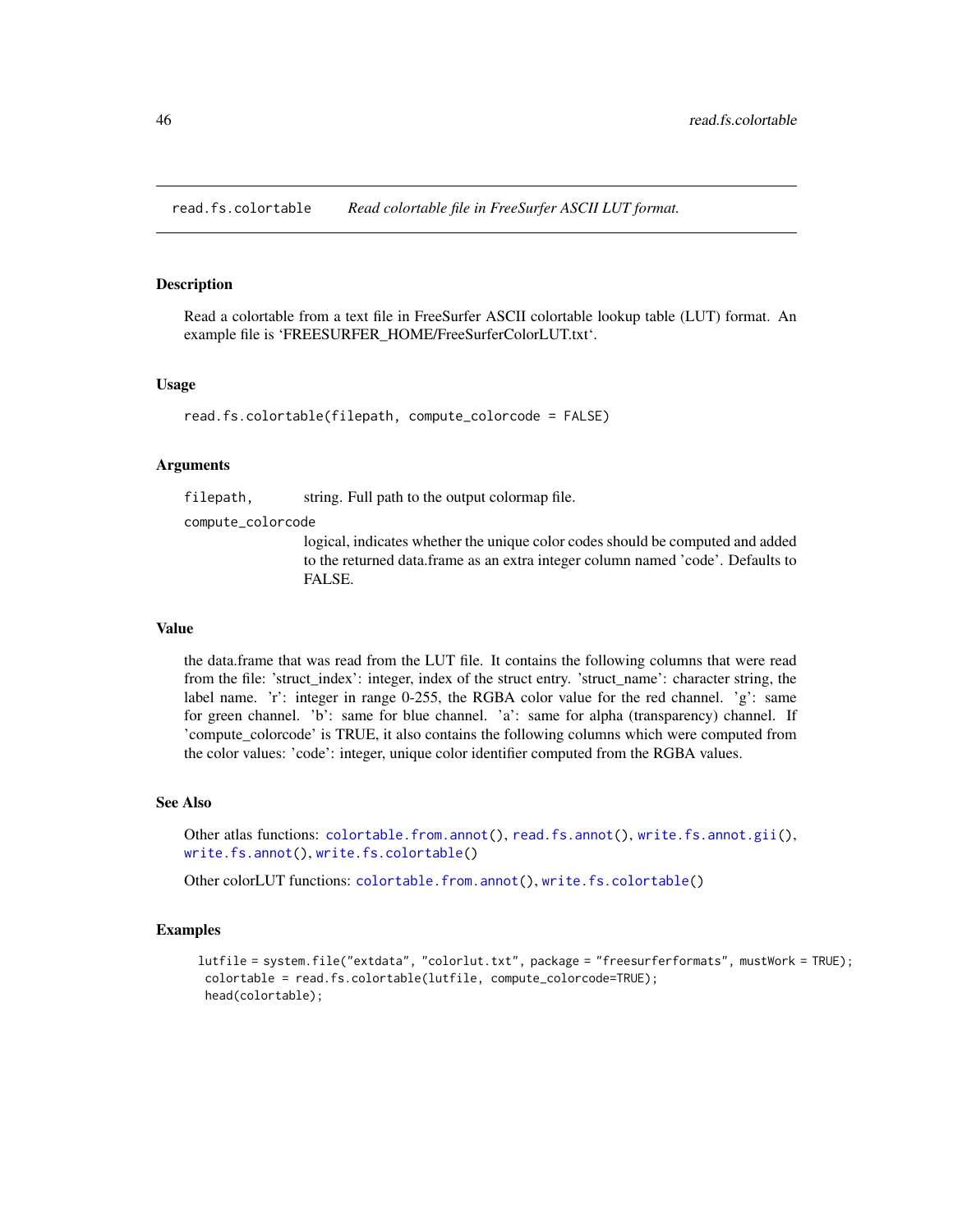read.fs.colortable    *Read colortable file in FreeSurfer ASCII LUT format.*

## Description

Read a colortable from a text file in FreeSurfer ASCII colortable lookup table (LUT) format. An example file is 'FREESURFER_HOME/FreeSurferColorLUT.txt'.

## Usage

```
read.fs.colortable(filepath, compute_colorcode = FALSE)
```

## Arguments

| | |
|---|---|
| `filepath,` | string. Full path to the output colormap file. |
| `compute_colorcode` | logical, indicates whether the unique color codes should be computed and added to the returned data.frame as an extra integer column named 'code'. Defaults to FALSE. |

## Value

the data.frame that was read from the LUT file. It contains the following columns that were read from the file: 'struct_index': integer, index of the struct entry. 'struct_name': character string, the label name. 'r': integer in range 0-255, the RGBA color value for the red channel. 'g': same for green channel. 'b': same for blue channel. 'a': same for alpha (transparency) channel. If 'compute_colorcode' is TRUE, it also contains the following columns which were computed from the color values: 'code': integer, unique color identifier computed from the RGBA values.

## See Also

Other atlas functions: `colortable.from.annot()`, `read.fs.annot()`, `write.fs.annot.gii()`, `write.fs.annot()`, `write.fs.colortable()`

Other colorLUT functions: `colortable.from.annot()`, `write.fs.colortable()`

## Examples

```
lutfile = system.file("extdata", "colorlut.txt", package = "freesurferformats", mustWork = TRUE);
 colortable = read.fs.colortable(lutfile, compute_colorcode=TRUE);
 head(colortable);
```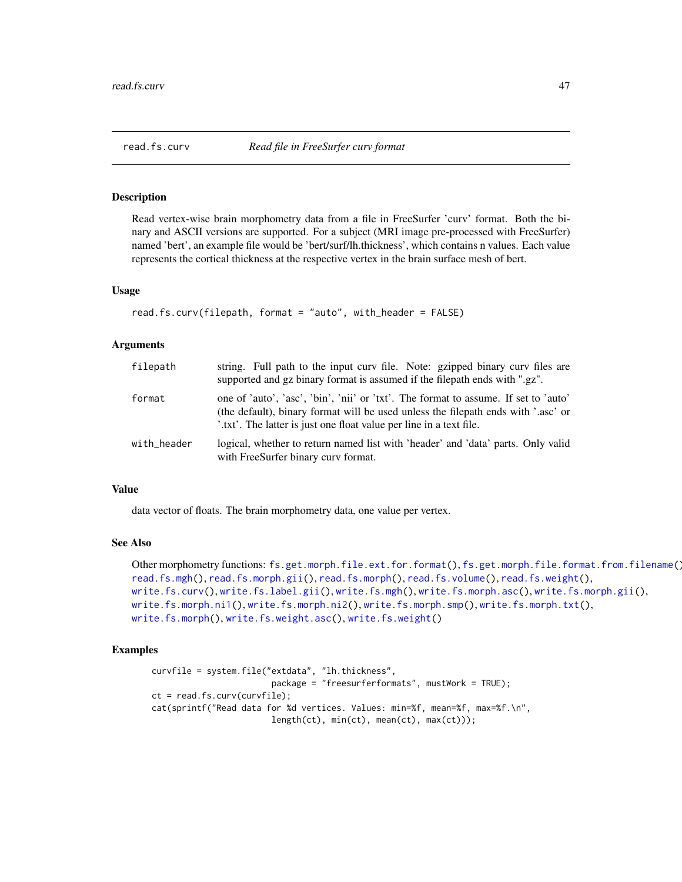## read.fs.curv — *Read file in FreeSurfer curv format*

### Description

Read vertex-wise brain morphometry data from a file in FreeSurfer 'curv' format. Both the binary and ASCII versions are supported. For a subject (MRI image pre-processed with FreeSurfer) named 'bert', an example file would be 'bert/surf/lh.thickness', which contains n values. Each value represents the cortical thickness at the respective vertex in the brain surface mesh of bert.

### Usage

```
read.fs.curv(filepath, format = "auto", with_header = FALSE)
```

### Arguments

| | |
|---|---|
| filepath | string. Full path to the input curv file. Note: gzipped binary curv files are supported and gz binary format is assumed if the filepath ends with ".gz". |
| format | one of 'auto', 'asc', 'bin', 'nii' or 'txt'. The format to assume. If set to 'auto' (the default), binary format will be used unless the filepath ends with '.asc' or '.txt'. The latter is just one float value per line in a text file. |
| with_header | logical, whether to return named list with 'header' and 'data' parts. Only valid with FreeSurfer binary curv format. |

### Value

data vector of floats. The brain morphometry data, one value per vertex.

### See Also

Other morphometry functions: fs.get.morph.file.ext.for.format(), fs.get.morph.file.format.from.filename(), read.fs.mgh(), read.fs.morph.gii(), read.fs.morph(), read.fs.volume(), read.fs.weight(), write.fs.curv(), write.fs.label.gii(), write.fs.mgh(), write.fs.morph.asc(), write.fs.morph.gii(), write.fs.morph.ni1(), write.fs.morph.ni2(), write.fs.morph.smp(), write.fs.morph.txt(), write.fs.morph(), write.fs.weight.asc(), write.fs.weight()

### Examples

```
curvfile = system.file("extdata", "lh.thickness",
                       package = "freesurferformats", mustWork = TRUE);
ct = read.fs.curv(curvfile);
cat(sprintf("Read data for %d vertices. Values: min=%f, mean=%f, max=%f.\n",
                       length(ct), min(ct), mean(ct), max(ct)));
```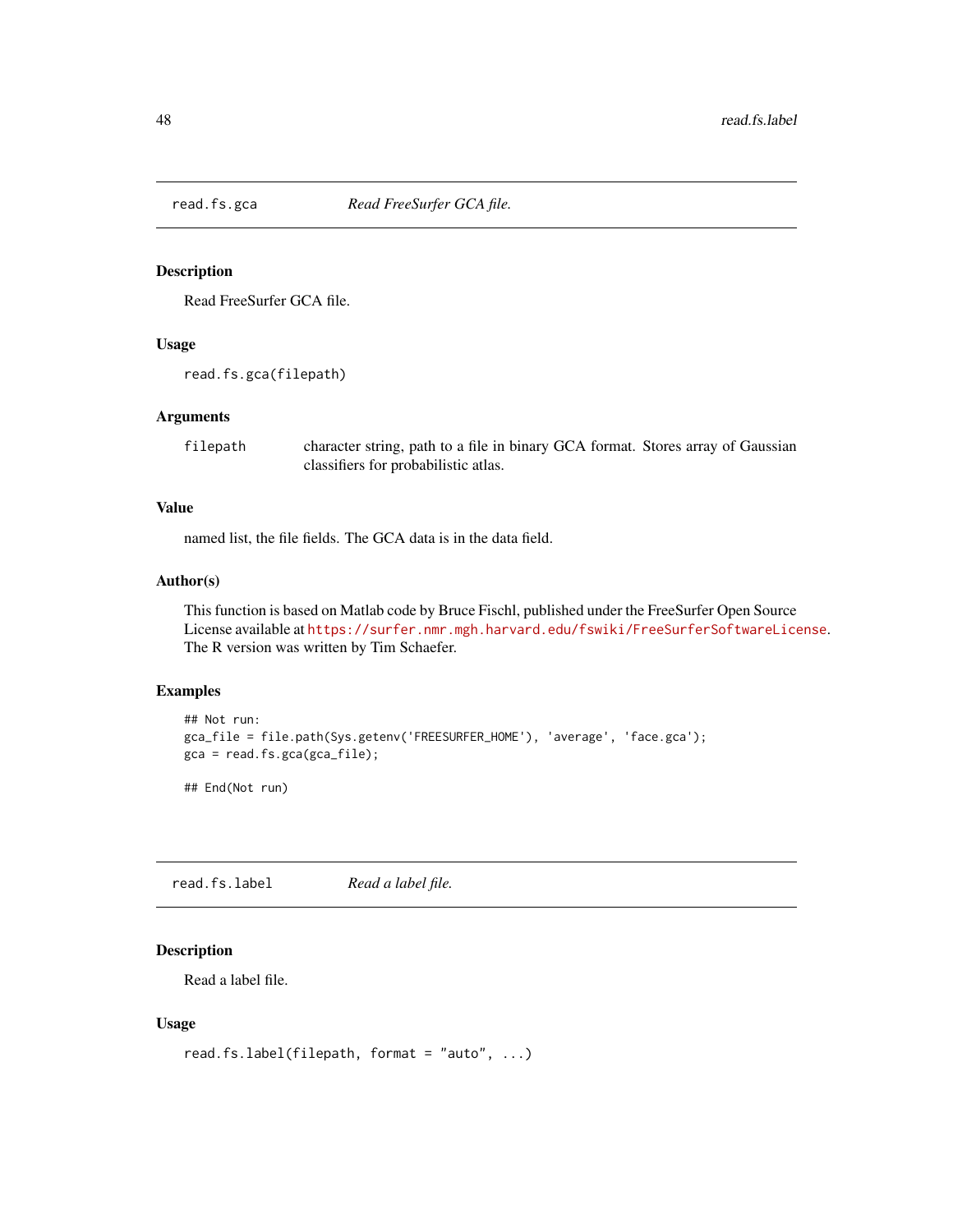## read.fs.gca — *Read FreeSurfer GCA file.*

### Description

Read FreeSurfer GCA file.

### Usage

```
read.fs.gca(filepath)
```

### Arguments

| | |
|---|---|
| `filepath` | character string, path to a file in binary GCA format. Stores array of Gaussian classifiers for probabilistic atlas. |

### Value

named list, the file fields. The GCA data is in the data field.

### Author(s)

This function is based on Matlab code by Bruce Fischl, published under the FreeSurfer Open Source License available at https://surfer.nmr.mgh.harvard.edu/fswiki/FreeSurferSoftwareLicense. The R version was written by Tim Schaefer.

### Examples

```
## Not run:
gca_file = file.path(Sys.getenv('FREESURFER_HOME'), 'average', 'face.gca');
gca = read.fs.gca(gca_file);

## End(Not run)
```

## read.fs.label — *Read a label file.*

### Description

Read a label file.

### Usage

```
read.fs.label(filepath, format = "auto", ...)
```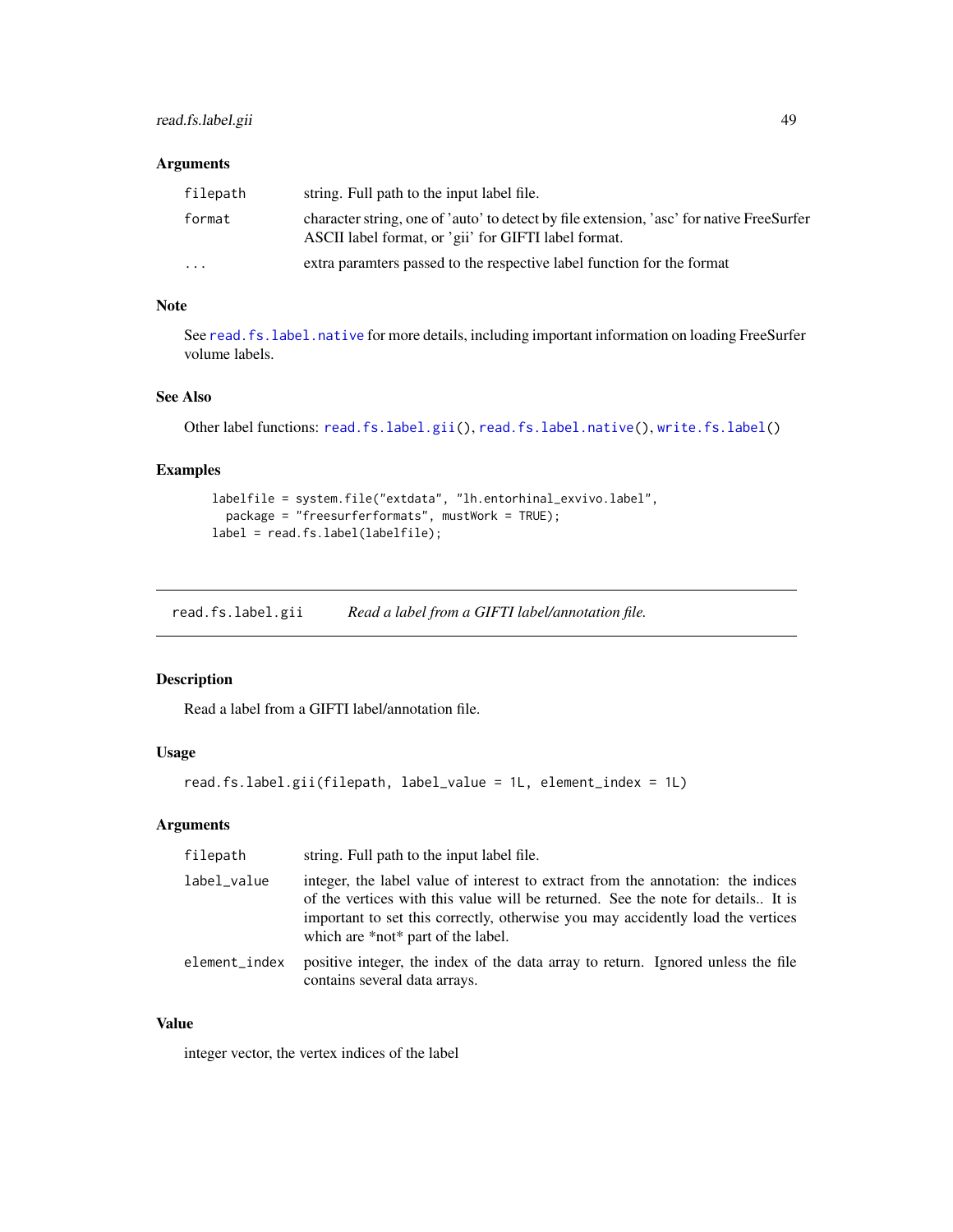### Arguments

| | |
|---|---|
| filepath | string. Full path to the input label file. |
| format | character string, one of 'auto' to detect by file extension, 'asc' for native FreeSurfer ASCII label format, or 'gii' for GIFTI label format. |
| ... | extra paramters passed to the respective label function for the format |

### Note

See read.fs.label.native for more details, including important information on loading FreeSurfer volume labels.

### See Also

Other label functions: read.fs.label.gii(), read.fs.label.native(), write.fs.label()

### Examples

```
labelfile = system.file("extdata", "lh.entorhinal_exvivo.label",
  package = "freesurferformats", mustWork = TRUE);
label = read.fs.label(labelfile);
```

---

## read.fs.label.gii    *Read a label from a GIFTI label/annotation file.*

### Description

Read a label from a GIFTI label/annotation file.

### Usage

```
read.fs.label.gii(filepath, label_value = 1L, element_index = 1L)
```

### Arguments

| | |
|---|---|
| filepath | string. Full path to the input label file. |
| label_value | integer, the label value of interest to extract from the annotation: the indices of the vertices with this value will be returned. See the note for details.. It is important to set this correctly, otherwise you may accidently load the vertices which are *not* part of the label. |
| element_index | positive integer, the index of the data array to return. Ignored unless the file contains several data arrays. |

### Value

integer vector, the vertex indices of the label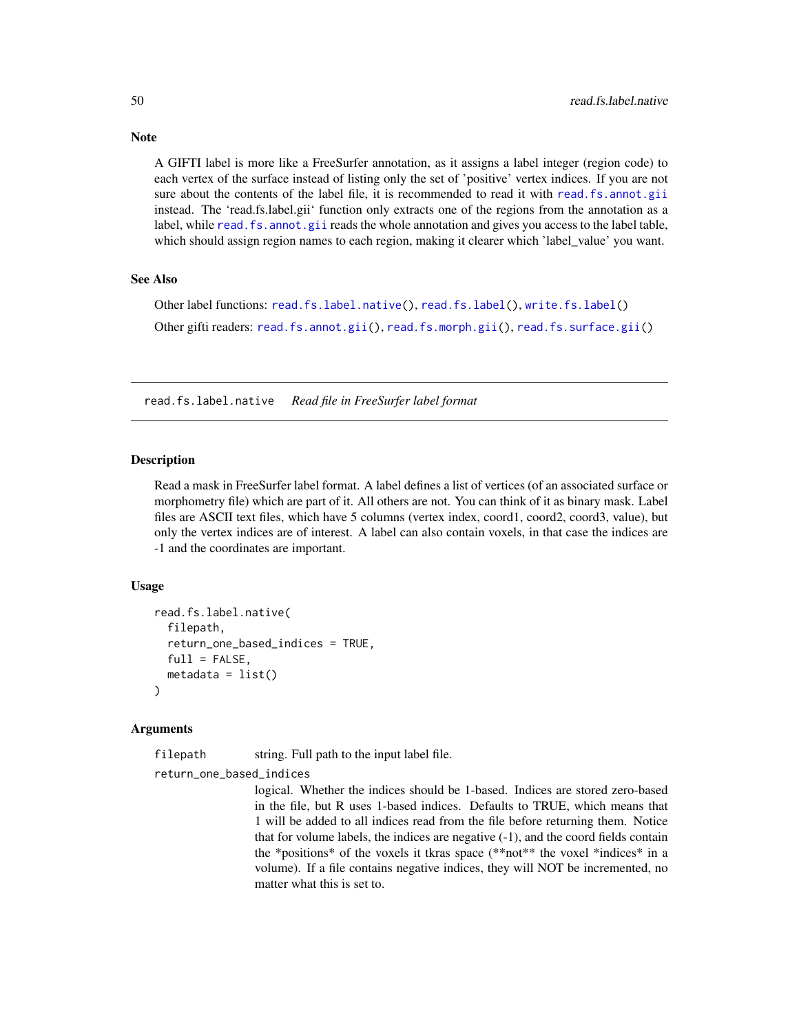### Note

A GIFTI label is more like a FreeSurfer annotation, as it assigns a label integer (region code) to each vertex of the surface instead of listing only the set of 'positive' vertex indices. If you are not sure about the contents of the label file, it is recommended to read it with `read.fs.annot.gii` instead. The 'read.fs.label.gii' function only extracts one of the regions from the annotation as a label, while `read.fs.annot.gii` reads the whole annotation and gives you access to the label table, which should assign region names to each region, making it clearer which 'label_value' you want.

### See Also

Other label functions: `read.fs.label.native()`, `read.fs.label()`, `write.fs.label()`

Other gifti readers: `read.fs.annot.gii()`, `read.fs.morph.gii()`, `read.fs.surface.gii()`

---

## read.fs.label.native    *Read file in FreeSurfer label format*

---

### Description

Read a mask in FreeSurfer label format. A label defines a list of vertices (of an associated surface or morphometry file) which are part of it. All others are not. You can think of it as binary mask. Label files are ASCII text files, which have 5 columns (vertex index, coord1, coord2, coord3, value), but only the vertex indices are of interest. A label can also contain voxels, in that case the indices are -1 and the coordinates are important.

### Usage

```
read.fs.label.native(
  filepath,
  return_one_based_indices = TRUE,
  full = FALSE,
  metadata = list()
)
```

### Arguments

`filepath` string. Full path to the input label file.

`return_one_based_indices`
logical. Whether the indices should be 1-based. Indices are stored zero-based in the file, but R uses 1-based indices. Defaults to TRUE, which means that 1 will be added to all indices read from the file before returning them. Notice that for volume labels, the indices are negative (-1), and the coord fields contain the *positions* of the voxels it tkras space (**not** the voxel *indices* in a volume). If a file contains negative indices, they will NOT be incremented, no matter what this is set to.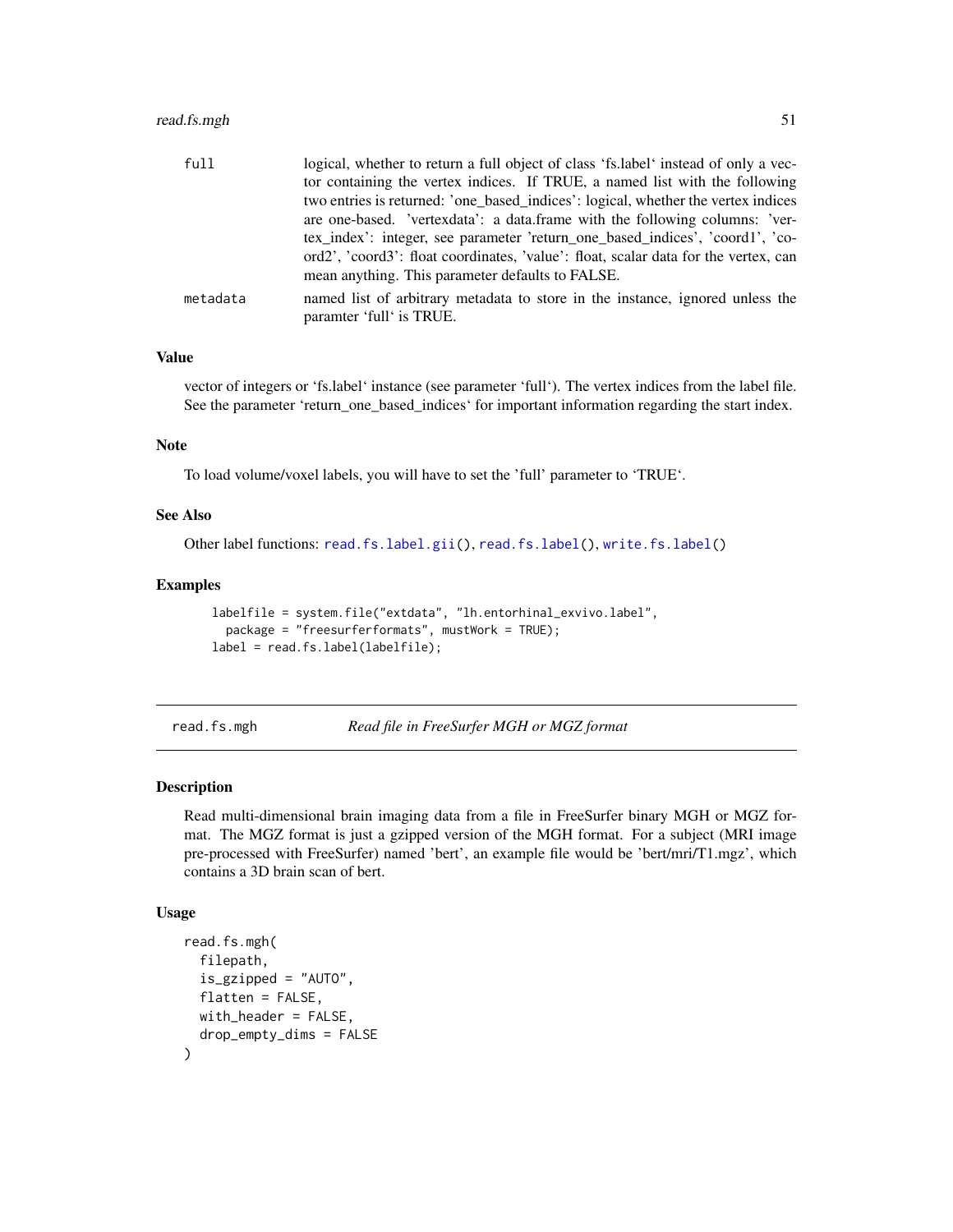| | |
|---|---|
| full | logical, whether to return a full object of class 'fs.label' instead of only a vector containing the vertex indices. If TRUE, a named list with the following two entries is returned: 'one_based_indices': logical, whether the vertex indices are one-based. 'vertexdata': a data.frame with the following columns: 'vertex_index': integer, see parameter 'return_one_based_indices', 'coord1', 'coord2', 'coord3': float coordinates, 'value': float, scalar data for the vertex, can mean anything. This parameter defaults to FALSE. |
| metadata | named list of arbitrary metadata to store in the instance, ignored unless the paramter 'full' is TRUE. |

### Value

vector of integers or 'fs.label' instance (see parameter 'full'). The vertex indices from the label file. See the parameter 'return_one_based_indices' for important information regarding the start index.

### Note

To load volume/voxel labels, you will have to set the 'full' parameter to 'TRUE'.

### See Also

Other label functions: read.fs.label.gii(), read.fs.label(), write.fs.label()

### Examples

```
labelfile = system.file("extdata", "lh.entorhinal_exvivo.label",
  package = "freesurferformats", mustWork = TRUE);
label = read.fs.label(labelfile);
```

---

## read.fs.mgh — *Read file in FreeSurfer MGH or MGZ format*

### Description

Read multi-dimensional brain imaging data from a file in FreeSurfer binary MGH or MGZ format. The MGZ format is just a gzipped version of the MGH format. For a subject (MRI image pre-processed with FreeSurfer) named 'bert', an example file would be 'bert/mri/T1.mgz', which contains a 3D brain scan of bert.

### Usage

```
read.fs.mgh(
  filepath,
  is_gzipped = "AUTO",
  flatten = FALSE,
  with_header = FALSE,
  drop_empty_dims = FALSE
)
```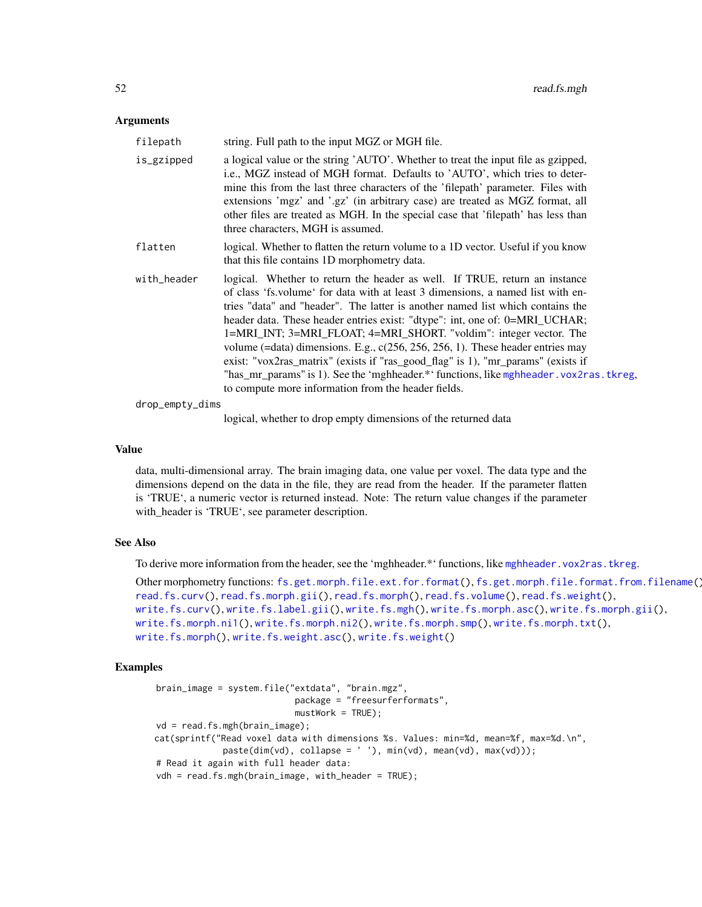### Arguments

- **filepath** string. Full path to the input MGZ or MGH file.
- **is_gzipped** a logical value or the string 'AUTO'. Whether to treat the input file as gzipped, i.e., MGZ instead of MGH format. Defaults to 'AUTO', which tries to determine this from the last three characters of the 'filepath' parameter. Files with extensions 'mgz' and '.gz' (in arbitrary case) are treated as MGZ format, all other files are treated as MGH. In the special case that 'filepath' has less than three characters, MGH is assumed.
- **flatten** logical. Whether to flatten the return volume to a 1D vector. Useful if you know that this file contains 1D morphometry data.
- **with_header** logical. Whether to return the header as well. If TRUE, return an instance of class 'fs.volume' for data with at least 3 dimensions, a named list with entries "data" and "header". The latter is another named list which contains the header data. These header entries exist: "dtype": int, one of: 0=MRI_UCHAR; 1=MRI_INT; 3=MRI_FLOAT; 4=MRI_SHORT. "voldim": integer vector. The volume (=data) dimensions. E.g., c(256, 256, 256, 1). These header entries may exist: "vox2ras_matrix" (exists if "ras_good_flag" is 1), "mr_params" (exists if "has_mr_params" is 1). See the 'mghheader.*' functions, like `mghheader.vox2ras.tkreg`, to compute more information from the header fields.
- **drop_empty_dims** logical, whether to drop empty dimensions of the returned data

### Value

data, multi-dimensional array. The brain imaging data, one value per voxel. The data type and the dimensions depend on the data in the file, they are read from the header. If the parameter flatten is 'TRUE', a numeric vector is returned instead. Note: The return value changes if the parameter with_header is 'TRUE', see parameter description.

### See Also

To derive more information from the header, see the 'mghheader.*' functions, like `mghheader.vox2ras.tkreg`.

Other morphometry functions: `fs.get.morph.file.ext.for.format()`, `fs.get.morph.file.format.from.filename()`, `read.fs.curv()`, `read.fs.morph.gii()`, `read.fs.morph()`, `read.fs.volume()`, `read.fs.weight()`, `write.fs.curv()`, `write.fs.label.gii()`, `write.fs.mgh()`, `write.fs.morph.asc()`, `write.fs.morph.gii()`, `write.fs.morph.ni1()`, `write.fs.morph.ni2()`, `write.fs.morph.smp()`, `write.fs.morph.txt()`, `write.fs.morph()`, `write.fs.weight.asc()`, `write.fs.weight()`

### Examples

```
brain_image = system.file("extdata", "brain.mgz",
                          package = "freesurferformats",
                          mustWork = TRUE);
vd = read.fs.mgh(brain_image);
cat(sprintf("Read voxel data with dimensions %s. Values: min=%d, mean=%f, max=%d.\n",
            paste(dim(vd), collapse = ' '), min(vd), mean(vd), max(vd)));
# Read it again with full header data:
vdh = read.fs.mgh(brain_image, with_header = TRUE);
```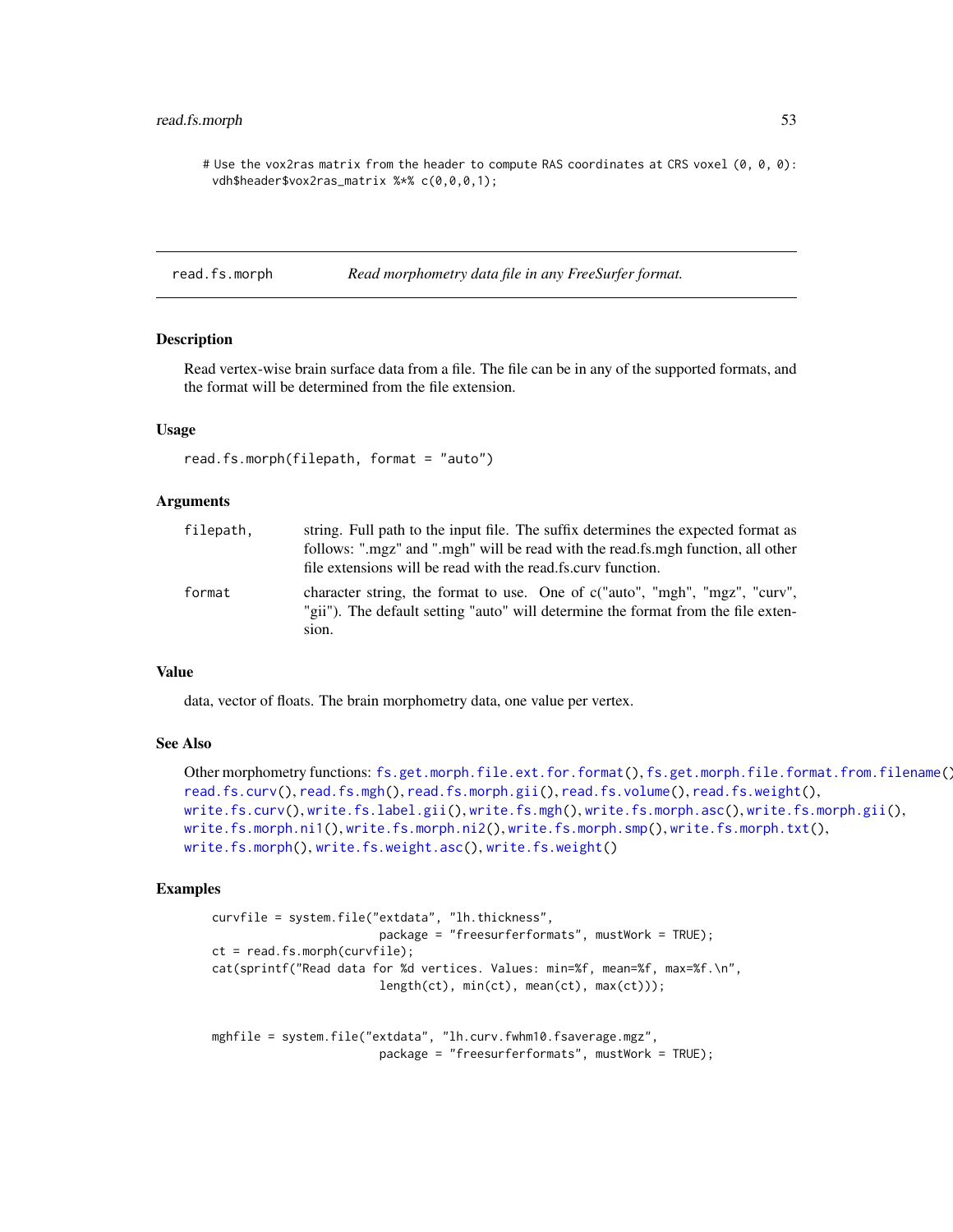```
# Use the vox2ras matrix from the header to compute RAS coordinates at CRS voxel (0, 0, 0):
vdh$header$vox2ras_matrix %*% c(0,0,0,1);
```

---

## read.fs.morph — *Read morphometry data file in any FreeSurfer format.*

### Description

Read vertex-wise brain surface data from a file. The file can be in any of the supported formats, and the format will be determined from the file extension.

### Usage

```
read.fs.morph(filepath, format = "auto")
```

### Arguments

| | |
|---|---|
| `filepath,` | string. Full path to the input file. The suffix determines the expected format as follows: ".mgz" and ".mgh" will be read with the read.fs.mgh function, all other file extensions will be read with the read.fs.curv function. |
| `format` | character string, the format to use. One of c("auto", "mgh", "mgz", "curv", "gii"). The default setting "auto" will determine the format from the file extension. |

### Value

data, vector of floats. The brain morphometry data, one value per vertex.

### See Also

Other morphometry functions: `fs.get.morph.file.ext.for.format()`, `fs.get.morph.file.format.from.filename()`, `read.fs.curv()`, `read.fs.mgh()`, `read.fs.morph.gii()`, `read.fs.volume()`, `read.fs.weight()`, `write.fs.curv()`, `write.fs.label.gii()`, `write.fs.mgh()`, `write.fs.morph.asc()`, `write.fs.morph.gii()`, `write.fs.morph.ni1()`, `write.fs.morph.ni2()`, `write.fs.morph.smp()`, `write.fs.morph.txt()`, `write.fs.morph()`, `write.fs.weight.asc()`, `write.fs.weight()`

### Examples

```
curvfile = system.file("extdata", "lh.thickness",
                        package = "freesurferformats", mustWork = TRUE);
ct = read.fs.morph(curvfile);
cat(sprintf("Read data for %d vertices. Values: min=%f, mean=%f, max=%f.\n",
                        length(ct), min(ct), mean(ct), max(ct)));


mghfile = system.file("extdata", "lh.curv.fwhm10.fsaverage.mgz",
                        package = "freesurferformats", mustWork = TRUE);
```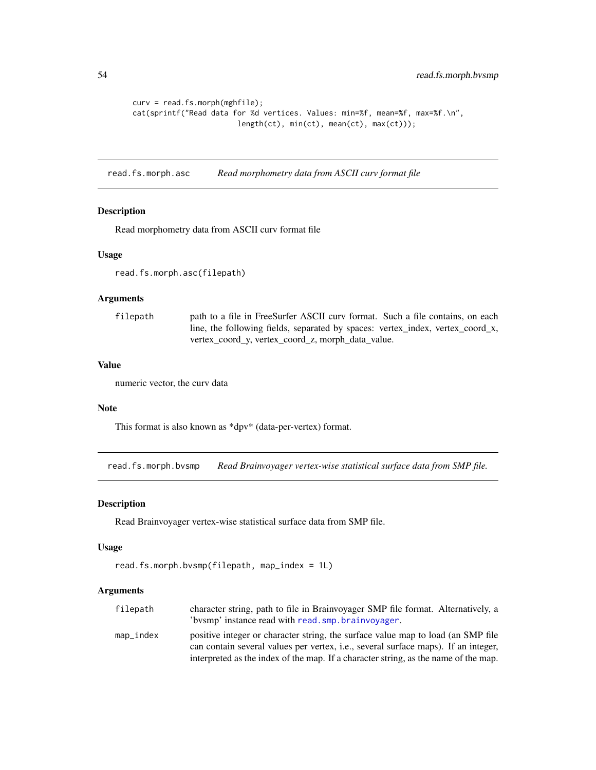```
curv = read.fs.morph(mghfile);
cat(sprintf("Read data for %d vertices. Values: min=%f, mean=%f, max=%f.\n",
                         length(ct), min(ct), mean(ct), max(ct)));
```

## read.fs.morph.asc — *Read morphometry data from ASCII curv format file*

### Description

Read morphometry data from ASCII curv format file

### Usage

```
read.fs.morph.asc(filepath)
```

### Arguments

| | |
|---|---|
| `filepath` | path to a file in FreeSurfer ASCII curv format. Such a file contains, on each line, the following fields, separated by spaces: vertex_index, vertex_coord_x, vertex_coord_y, vertex_coord_z, morph_data_value. |

### Value

numeric vector, the curv data

### Note

This format is also known as *dpv* (data-per-vertex) format.

## read.fs.morph.bvsmp — *Read Brainvoyager vertex-wise statistical surface data from SMP file.*

### Description

Read Brainvoyager vertex-wise statistical surface data from SMP file.

### Usage

```
read.fs.morph.bvsmp(filepath, map_index = 1L)
```

### Arguments

| | |
|---|---|
| `filepath` | character string, path to file in Brainvoyager SMP file format. Alternatively, a 'bvsmp' instance read with `read.smp.brainvoyager`. |
| `map_index` | positive integer or character string, the surface value map to load (an SMP file can contain several values per vertex, i.e., several surface maps). If an integer, interpreted as the index of the map. If a character string, as the name of the map. |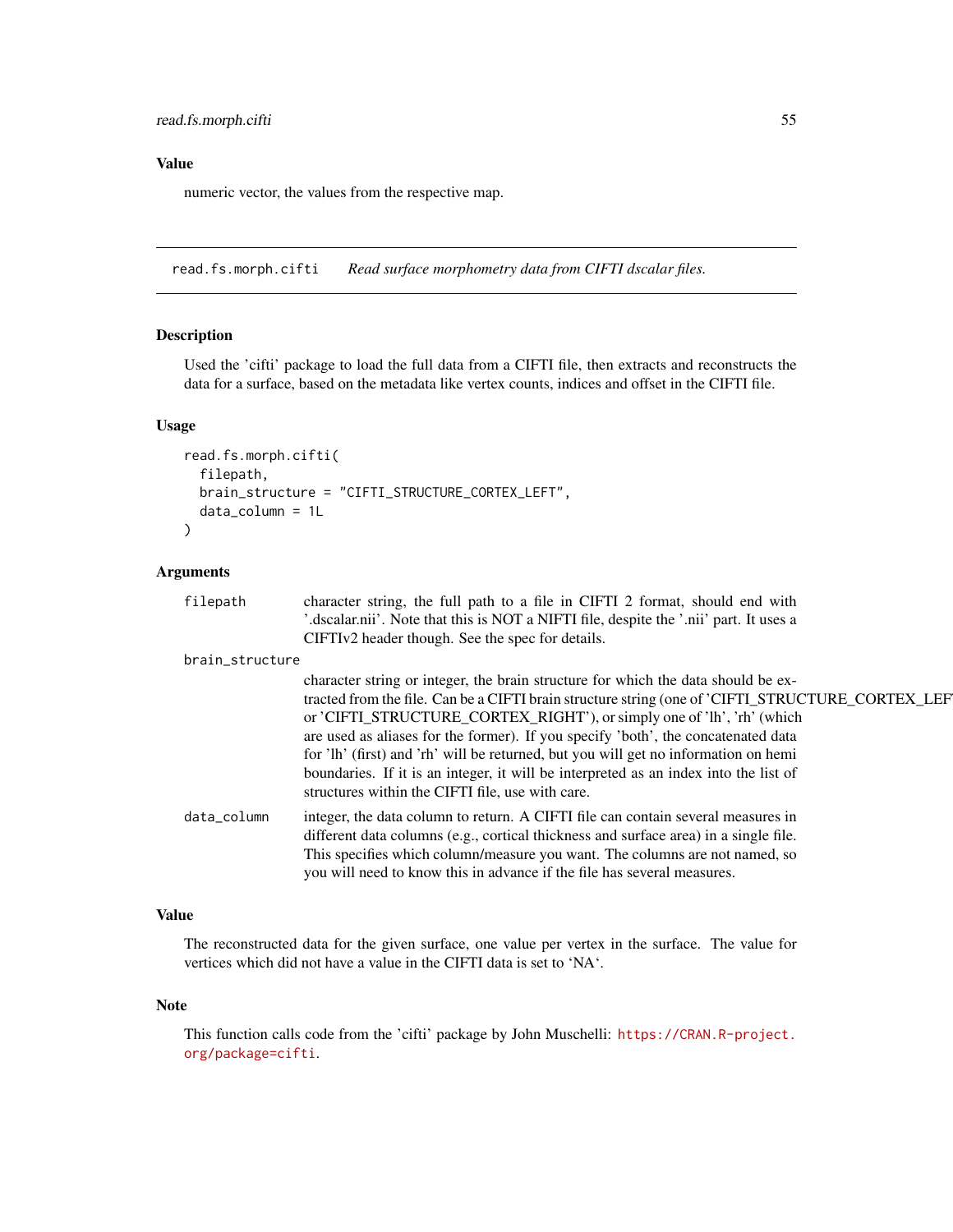### Value

numeric vector, the values from the respective map.

---

## read.fs.morph.cifti    *Read surface morphometry data from CIFTI dscalar files.*

---

### Description

Used the 'cifti' package to load the full data from a CIFTI file, then extracts and reconstructs the data for a surface, based on the metadata like vertex counts, indices and offset in the CIFTI file.

### Usage

```
read.fs.morph.cifti(
  filepath,
  brain_structure = "CIFTI_STRUCTURE_CORTEX_LEFT",
  data_column = 1L
)
```

### Arguments

| | |
|---|---|
| `filepath` | character string, the full path to a file in CIFTI 2 format, should end with '.dscalar.nii'. Note that this is NOT a NIFTI file, despite the '.nii' part. It uses a CIFTIv2 header though. See the spec for details. |
| `brain_structure` | character string or integer, the brain structure for which the data should be extracted from the file. Can be a CIFTI brain structure string (one of 'CIFTI_STRUCTURE_CORTEX_LEFT' or 'CIFTI_STRUCTURE_CORTEX_RIGHT'), or simply one of 'lh', 'rh' (which are used as aliases for the former). If you specify 'both', the concatenated data for 'lh' (first) and 'rh' will be returned, but you will get no information on hemi boundaries. If it is an integer, it will be interpreted as an index into the list of structures within the CIFTI file, use with care. |
| `data_column` | integer, the data column to return. A CIFTI file can contain several measures in different data columns (e.g., cortical thickness and surface area) in a single file. This specifies which column/measure you want. The columns are not named, so you will need to know this in advance if the file has several measures. |

### Value

The reconstructed data for the given surface, one value per vertex in the surface. The value for vertices which did not have a value in the CIFTI data is set to 'NA'.

### Note

This function calls code from the 'cifti' package by John Muschelli: https://CRAN.R-project.org/package=cifti.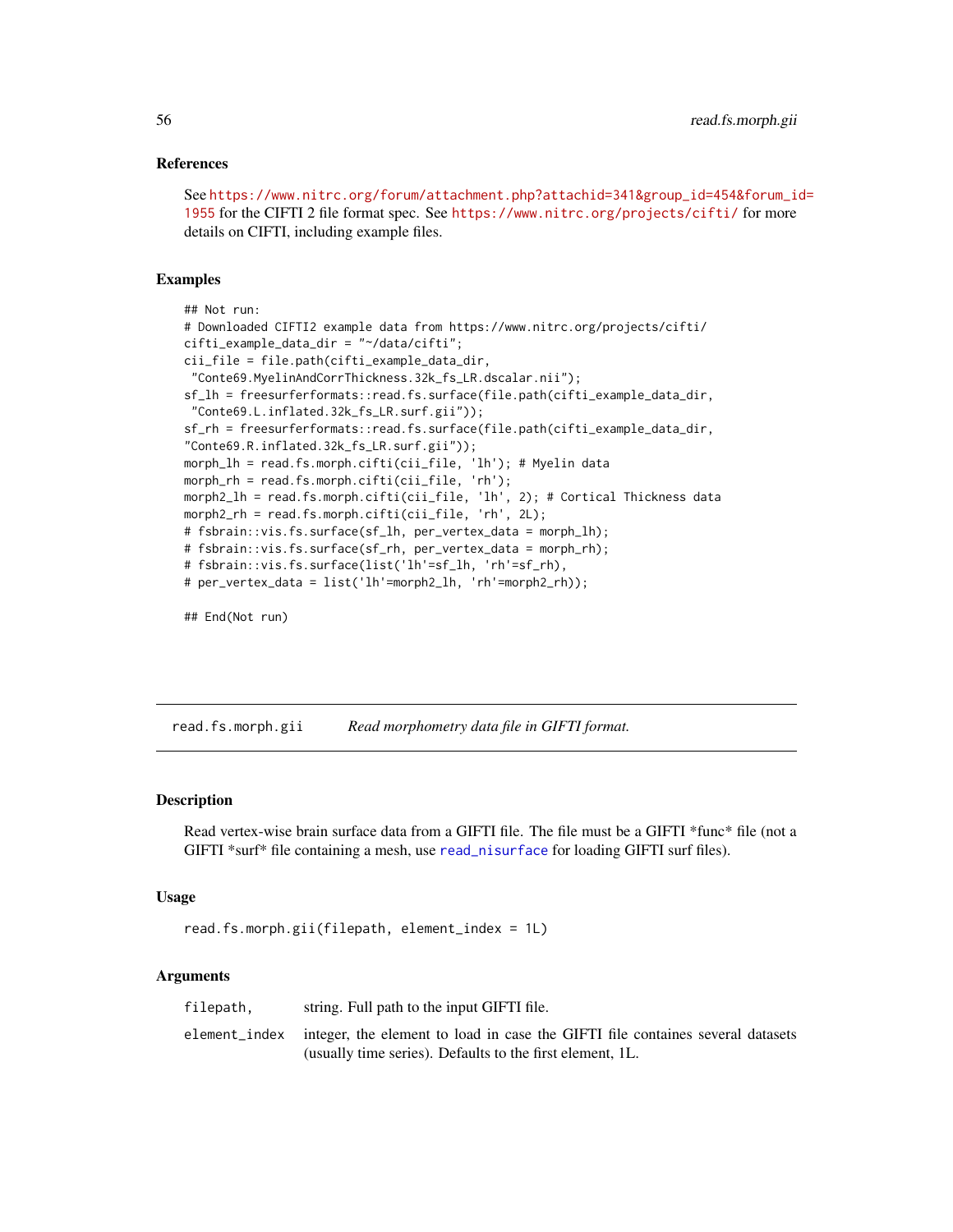### References

See https://www.nitrc.org/forum/attachment.php?attachid=341&group_id=454&forum_id=1955 for the CIFTI 2 file format spec. See https://www.nitrc.org/projects/cifti/ for more details on CIFTI, including example files.

### Examples

```
## Not run:
# Downloaded CIFTI2 example data from https://www.nitrc.org/projects/cifti/
cifti_example_data_dir = "~/data/cifti";
cii_file = file.path(cifti_example_data_dir,
 "Conte69.MyelinAndCorrThickness.32k_fs_LR.dscalar.nii");
sf_lh = freesurferformats::read.fs.surface(file.path(cifti_example_data_dir,
 "Conte69.L.inflated.32k_fs_LR.surf.gii"));
sf_rh = freesurferformats::read.fs.surface(file.path(cifti_example_data_dir,
"Conte69.R.inflated.32k_fs_LR.surf.gii"));
morph_lh = read.fs.morph.cifti(cii_file, 'lh'); # Myelin data
morph_rh = read.fs.morph.cifti(cii_file, 'rh');
morph2_lh = read.fs.morph.cifti(cii_file, 'lh', 2); # Cortical Thickness data
morph2_rh = read.fs.morph.cifti(cii_file, 'rh', 2L);
# fsbrain::vis.fs.surface(sf_lh, per_vertex_data = morph_lh);
# fsbrain::vis.fs.surface(sf_rh, per_vertex_data = morph_rh);
# fsbrain::vis.fs.surface(list('lh'=sf_lh, 'rh'=sf_rh),
# per_vertex_data = list('lh'=morph2_lh, 'rh'=morph2_rh));

## End(Not run)
```

---

## read.fs.morph.gii *Read morphometry data file in GIFTI format.*

### Description

Read vertex-wise brain surface data from a GIFTI file. The file must be a GIFTI *func* file (not a GIFTI *surf* file containing a mesh, use read_nisurface for loading GIFTI surf files).

### Usage

```
read.fs.morph.gii(filepath, element_index = 1L)
```

### Arguments

| | |
|---|---|
| filepath, | string. Full path to the input GIFTI file. |
| element_index | integer, the element to load in case the GIFTI file containes several datasets (usually time series). Defaults to the first element, 1L. |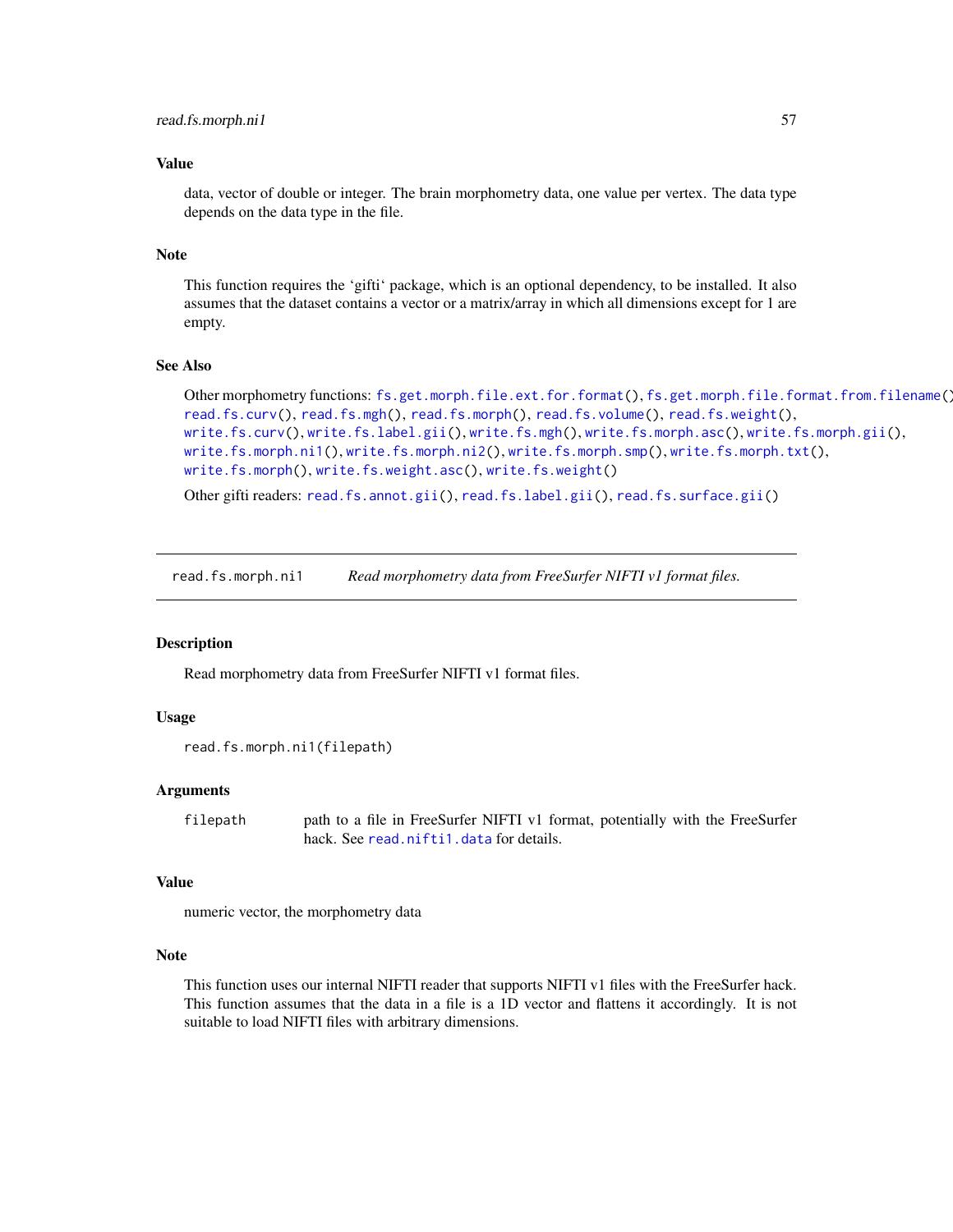## Value

data, vector of double or integer. The brain morphometry data, one value per vertex. The data type depends on the data type in the file.

## Note

This function requires the 'gifti' package, which is an optional dependency, to be installed. It also assumes that the dataset contains a vector or a matrix/array in which all dimensions except for 1 are empty.

## See Also

Other morphometry functions: `fs.get.morph.file.ext.for.format()`, `fs.get.morph.file.format.from.filename()`, `read.fs.curv()`, `read.fs.mgh()`, `read.fs.morph()`, `read.fs.volume()`, `read.fs.weight()`, `write.fs.curv()`, `write.fs.label.gii()`, `write.fs.mgh()`, `write.fs.morph.asc()`, `write.fs.morph.gii()`, `write.fs.morph.ni1()`, `write.fs.morph.ni2()`, `write.fs.morph.smp()`, `write.fs.morph.txt()`, `write.fs.morph()`, `write.fs.weight.asc()`, `write.fs.weight()`

Other gifti readers: `read.fs.annot.gii()`, `read.fs.label.gii()`, `read.fs.surface.gii()`

---

# read.fs.morph.ni1 — *Read morphometry data from FreeSurfer NIFTI v1 format files.*

## Description

Read morphometry data from FreeSurfer NIFTI v1 format files.

## Usage

```
read.fs.morph.ni1(filepath)
```

## Arguments

| | |
|---|---|
| `filepath` | path to a file in FreeSurfer NIFTI v1 format, potentially with the FreeSurfer hack. See `read.nifti1.data` for details. |

## Value

numeric vector, the morphometry data

## Note

This function uses our internal NIFTI reader that supports NIFTI v1 files with the FreeSurfer hack. This function assumes that the data in a file is a 1D vector and flattens it accordingly. It is not suitable to load NIFTI files with arbitrary dimensions.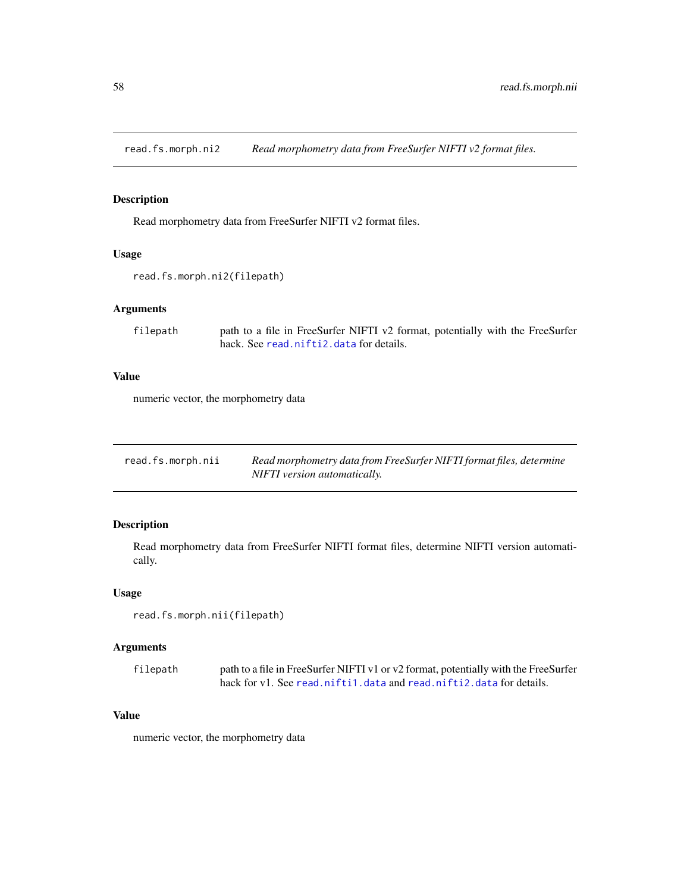## read.fs.morph.ni2 *Read morphometry data from FreeSurfer NIFTI v2 format files.*

### Description

Read morphometry data from FreeSurfer NIFTI v2 format files.

### Usage

```
read.fs.morph.ni2(filepath)
```

### Arguments

| | |
|---|---|
| filepath | path to a file in FreeSurfer NIFTI v2 format, potentially with the FreeSurfer hack. See read.nifti2.data for details. |

### Value

numeric vector, the morphometry data

## read.fs.morph.nii *Read morphometry data from FreeSurfer NIFTI format files, determine NIFTI version automatically.*

### Description

Read morphometry data from FreeSurfer NIFTI format files, determine NIFTI version automatically.

### Usage

```
read.fs.morph.nii(filepath)
```

### Arguments

| | |
|---|---|
| filepath | path to a file in FreeSurfer NIFTI v1 or v2 format, potentially with the FreeSurfer hack for v1. See read.nifti1.data and read.nifti2.data for details. |

### Value

numeric vector, the morphometry data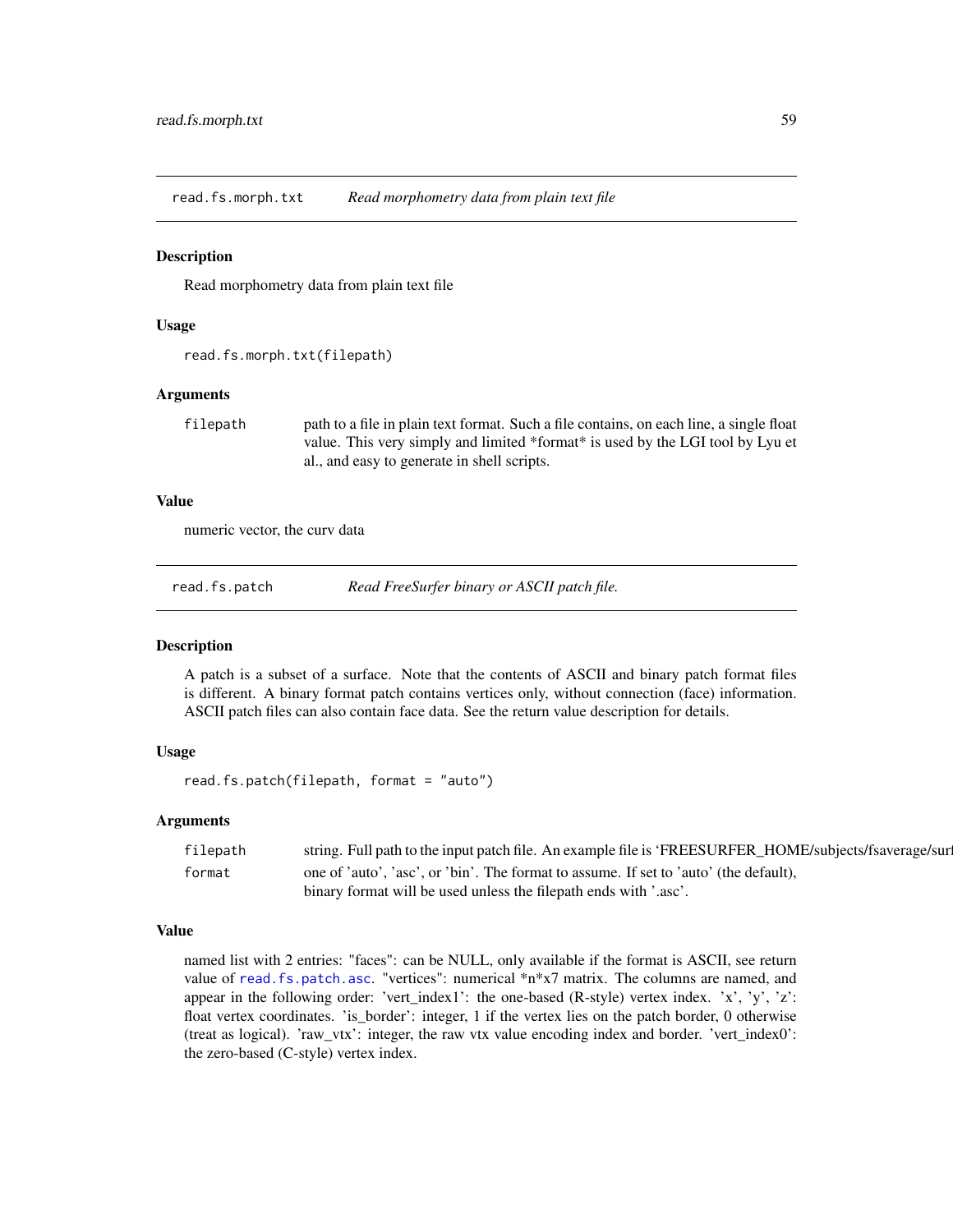## read.fs.morph.txt *Read morphometry data from plain text file*

### Description

Read morphometry data from plain text file

### Usage

```
read.fs.morph.txt(filepath)
```

### Arguments

| | |
|---|---|
| `filepath` | path to a file in plain text format. Such a file contains, on each line, a single float value. This very simply and limited *format* is used by the LGI tool by Lyu et al., and easy to generate in shell scripts. |

### Value

numeric vector, the curv data

## read.fs.patch *Read FreeSurfer binary or ASCII patch file.*

### Description

A patch is a subset of a surface. Note that the contents of ASCII and binary patch format files is different. A binary format patch contains vertices only, without connection (face) information. ASCII patch files can also contain face data. See the return value description for details.

### Usage

```
read.fs.patch(filepath, format = "auto")
```

### Arguments

| | |
|---|---|
| `filepath` | string. Full path to the input patch file. An example file is 'FREESURFER_HOME/subjects/fsaverage/surf |
| `format` | one of 'auto', 'asc', or 'bin'. The format to assume. If set to 'auto' (the default), binary format will be used unless the filepath ends with '.asc'. |

### Value

named list with 2 entries: "faces": can be NULL, only available if the format is ASCII, see return value of `read.fs.patch.asc`. "vertices": numerical *n*x7 matrix. The columns are named, and appear in the following order: 'vert_index1': the one-based (R-style) vertex index. 'x', 'y', 'z': float vertex coordinates. 'is_border': integer, 1 if the vertex lies on the patch border, 0 otherwise (treat as logical). 'raw_vtx': integer, the raw vtx value encoding index and border. 'vert_index0': the zero-based (C-style) vertex index.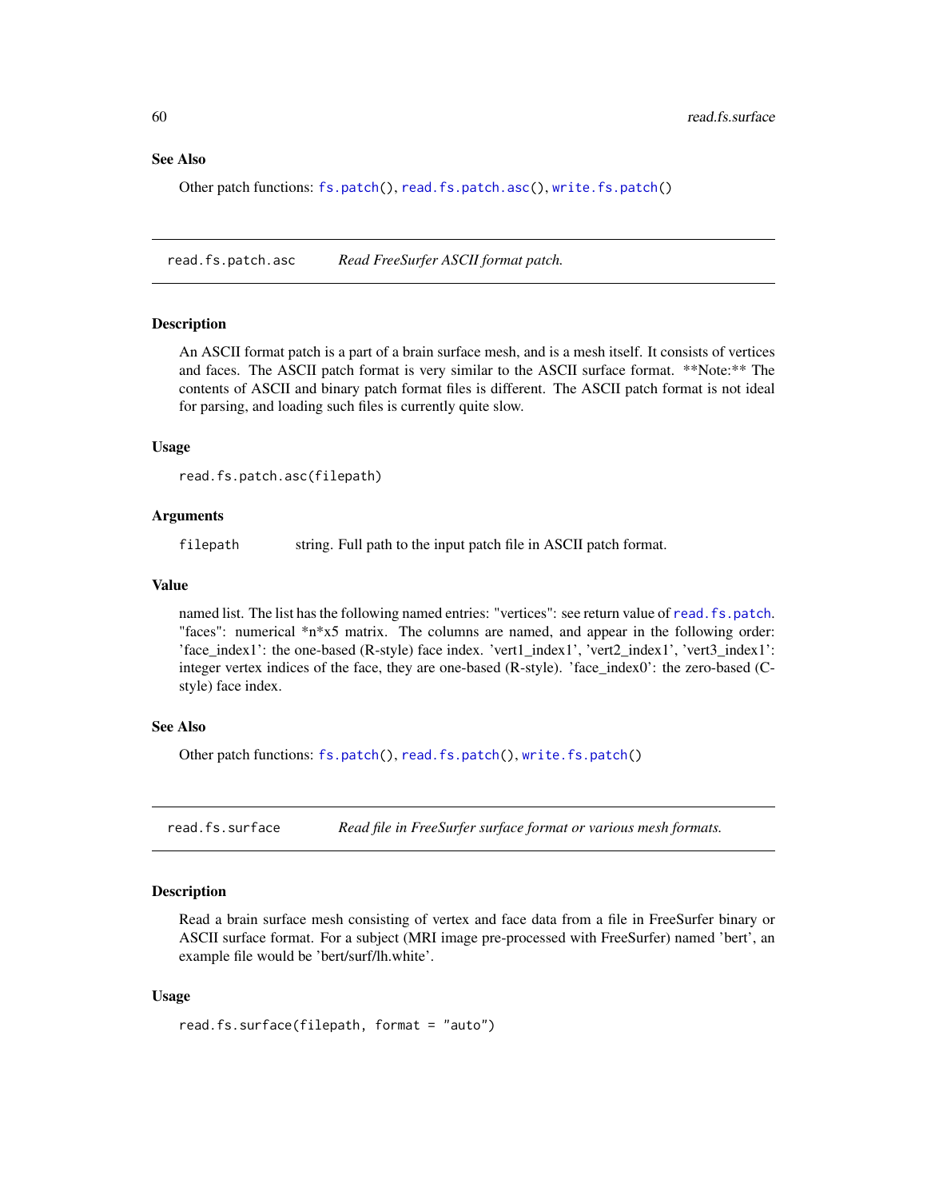### See Also

Other patch functions: `fs.patch()`, `read.fs.patch.asc()`, `write.fs.patch()`

---

## read.fs.patch.asc *Read FreeSurfer ASCII format patch.*

### Description

An ASCII format patch is a part of a brain surface mesh, and is a mesh itself. It consists of vertices and faces. The ASCII patch format is very similar to the ASCII surface format. **Note:** The contents of ASCII and binary patch format files is different. The ASCII patch format is not ideal for parsing, and loading such files is currently quite slow.

### Usage

```
read.fs.patch.asc(filepath)
```

### Arguments

| | |
|---|---|
| `filepath` | string. Full path to the input patch file in ASCII patch format. |

### Value

named list. The list has the following named entries: "vertices": see return value of `read.fs.patch`. "faces": numerical *n*x5 matrix. The columns are named, and appear in the following order: 'face_index1': the one-based (R-style) face index. 'vert1_index1', 'vert2_index1', 'vert3_index1': integer vertex indices of the face, they are one-based (R-style). 'face_index0': the zero-based (C-style) face index.

### See Also

Other patch functions: `fs.patch()`, `read.fs.patch()`, `write.fs.patch()`

---

## read.fs.surface *Read file in FreeSurfer surface format or various mesh formats.*

### Description

Read a brain surface mesh consisting of vertex and face data from a file in FreeSurfer binary or ASCII surface format. For a subject (MRI image pre-processed with FreeSurfer) named 'bert', an example file would be 'bert/surf/lh.white'.

### Usage

```
read.fs.surface(filepath, format = "auto")
```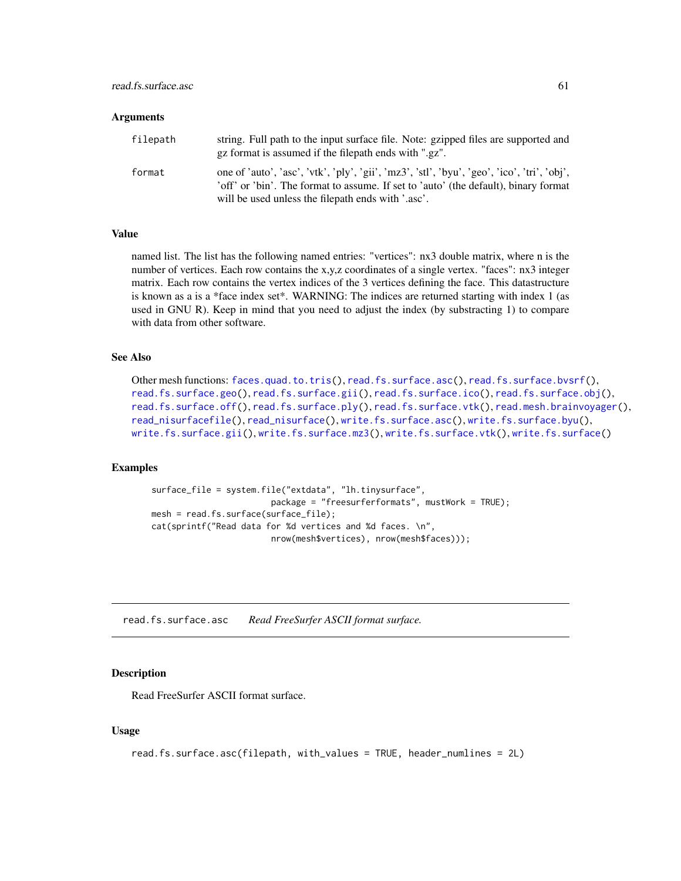### Arguments

| | |
|---|---|
| filepath | string. Full path to the input surface file. Note: gzipped files are supported and gz format is assumed if the filepath ends with ".gz". |
| format | one of 'auto', 'asc', 'vtk', 'ply', 'gii', 'mz3', 'stl', 'byu', 'geo', 'ico', 'tri', 'obj', 'off' or 'bin'. The format to assume. If set to 'auto' (the default), binary format will be used unless the filepath ends with '.asc'. |

### Value

named list. The list has the following named entries: "vertices": nx3 double matrix, where n is the number of vertices. Each row contains the x,y,z coordinates of a single vertex. "faces": nx3 integer matrix. Each row contains the vertex indices of the 3 vertices defining the face. This datastructure is known as a is a *face index set*. WARNING: The indices are returned starting with index 1 (as used in GNU R). Keep in mind that you need to adjust the index (by substracting 1) to compare with data from other software.

### See Also

Other mesh functions: faces.quad.to.tris(), read.fs.surface.asc(), read.fs.surface.bvsrf(), read.fs.surface.geo(), read.fs.surface.gii(), read.fs.surface.ico(), read.fs.surface.obj(), read.fs.surface.off(), read.fs.surface.ply(), read.fs.surface.vtk(), read.mesh.brainvoyager(), read_nisurfacefile(), read_nisurface(), write.fs.surface.asc(), write.fs.surface.byu(), write.fs.surface.gii(), write.fs.surface.mz3(), write.fs.surface.vtk(), write.fs.surface()

### Examples

```
surface_file = system.file("extdata", "lh.tinysurface",
                           package = "freesurferformats", mustWork = TRUE);
mesh = read.fs.surface(surface_file);
cat(sprintf("Read data for %d vertices and %d faces. \n",
                           nrow(mesh$vertices), nrow(mesh$faces)));
```

---

## read.fs.surface.asc    *Read FreeSurfer ASCII format surface.*

---

### Description

Read FreeSurfer ASCII format surface.

### Usage

```
read.fs.surface.asc(filepath, with_values = TRUE, header_numlines = 2L)
```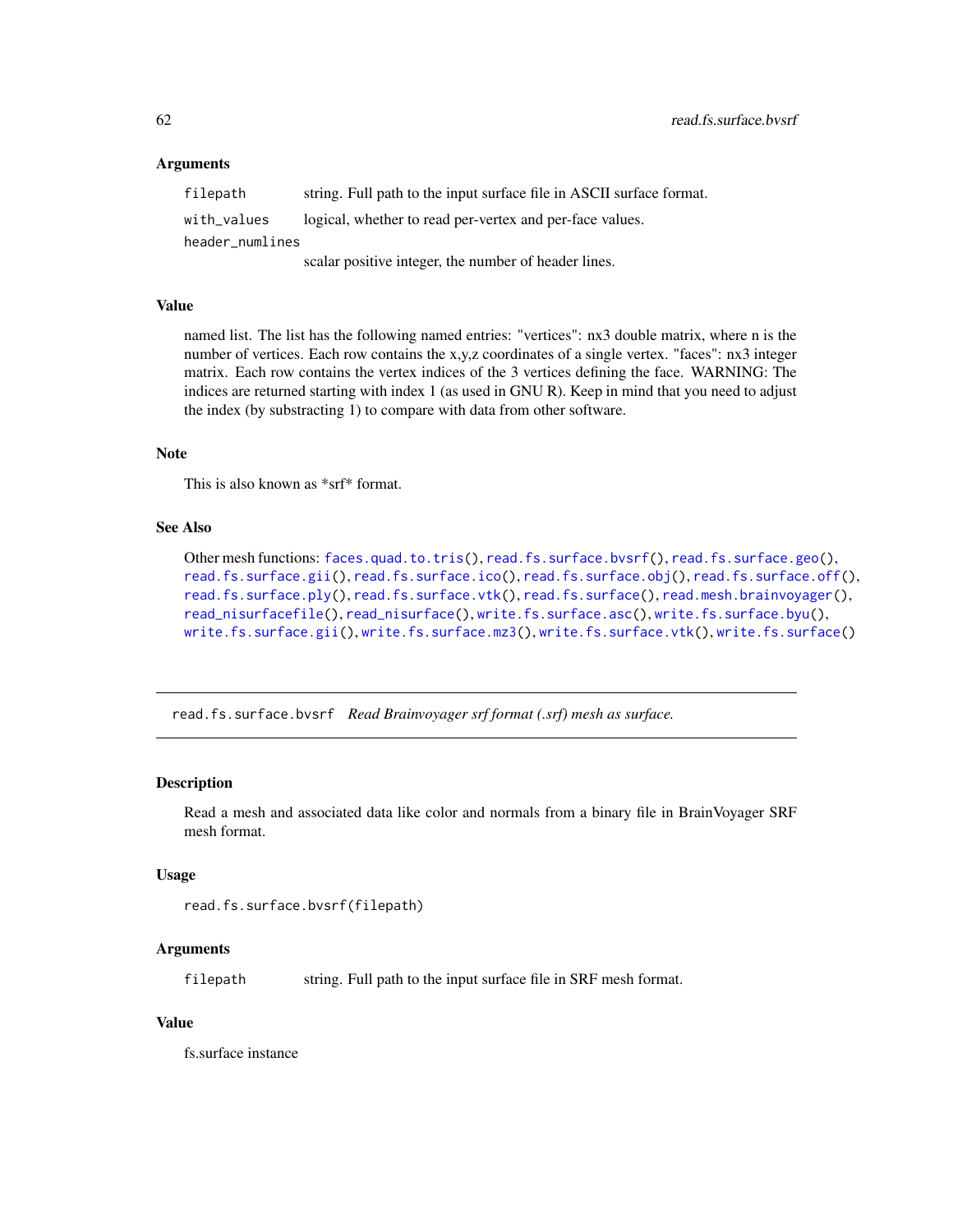### Arguments

| | |
|---|---|
| `filepath` | string. Full path to the input surface file in ASCII surface format. |
| `with_values` | logical, whether to read per-vertex and per-face values. |
| `header_numlines` | scalar positive integer, the number of header lines. |

### Value

named list. The list has the following named entries: "vertices": nx3 double matrix, where n is the number of vertices. Each row contains the x,y,z coordinates of a single vertex. "faces": nx3 integer matrix. Each row contains the vertex indices of the 3 vertices defining the face. WARNING: The indices are returned starting with index 1 (as used in GNU R). Keep in mind that you need to adjust the index (by substracting 1) to compare with data from other software.

### Note

This is also known as *srf* format.

### See Also

Other mesh functions: `faces.quad.to.tris()`, `read.fs.surface.bvsrf()`, `read.fs.surface.geo()`, `read.fs.surface.gii()`, `read.fs.surface.ico()`, `read.fs.surface.obj()`, `read.fs.surface.off()`, `read.fs.surface.ply()`, `read.fs.surface.vtk()`, `read.fs.surface()`, `read.mesh.brainvoyager()`, `read_nisurfacefile()`, `read_nisurface()`, `write.fs.surface.asc()`, `write.fs.surface.byu()`, `write.fs.surface.gii()`, `write.fs.surface.mz3()`, `write.fs.surface.vtk()`, `write.fs.surface()`

---

## `read.fs.surface.bvsrf` *Read Brainvoyager srf format (.srf) mesh as surface.*

---

### Description

Read a mesh and associated data like color and normals from a binary file in BrainVoyager SRF mesh format.

### Usage

```
read.fs.surface.bvsrf(filepath)
```

### Arguments

| | |
|---|---|
| `filepath` | string. Full path to the input surface file in SRF mesh format. |

### Value

fs.surface instance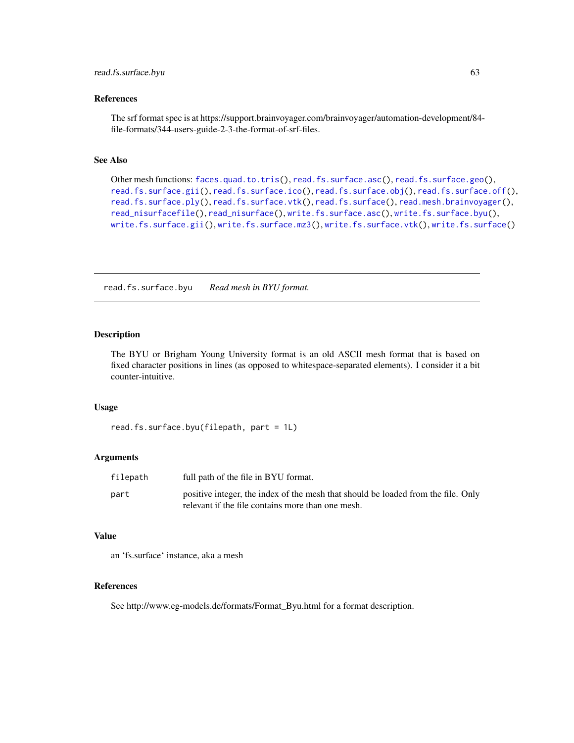### References

The srf format spec is at https://support.brainvoyager.com/brainvoyager/automation-development/84-file-formats/344-users-guide-2-3-the-format-of-srf-files.

### See Also

Other mesh functions: `faces.quad.to.tris()`, `read.fs.surface.asc()`, `read.fs.surface.geo()`, `read.fs.surface.gii()`, `read.fs.surface.ico()`, `read.fs.surface.obj()`, `read.fs.surface.off()`, `read.fs.surface.ply()`, `read.fs.surface.vtk()`, `read.fs.surface()`, `read.mesh.brainvoyager()`, `read_nisurfacefile()`, `read_nisurface()`, `write.fs.surface.asc()`, `write.fs.surface.byu()`, `write.fs.surface.gii()`, `write.fs.surface.mz3()`, `write.fs.surface.vtk()`, `write.fs.surface()`

---

## read.fs.surface.byu — *Read mesh in BYU format.*

### Description

The BYU or Brigham Young University format is an old ASCII mesh format that is based on fixed character positions in lines (as opposed to whitespace-separated elements). I consider it a bit counter-intuitive.

### Usage

```
read.fs.surface.byu(filepath, part = 1L)
```

### Arguments

| | |
|---|---|
| `filepath` | full path of the file in BYU format. |
| `part` | positive integer, the index of the mesh that should be loaded from the file. Only relevant if the file contains more than one mesh. |

### Value

an 'fs.surface' instance, aka a mesh

### References

See http://www.eg-models.de/formats/Format_Byu.html for a format description.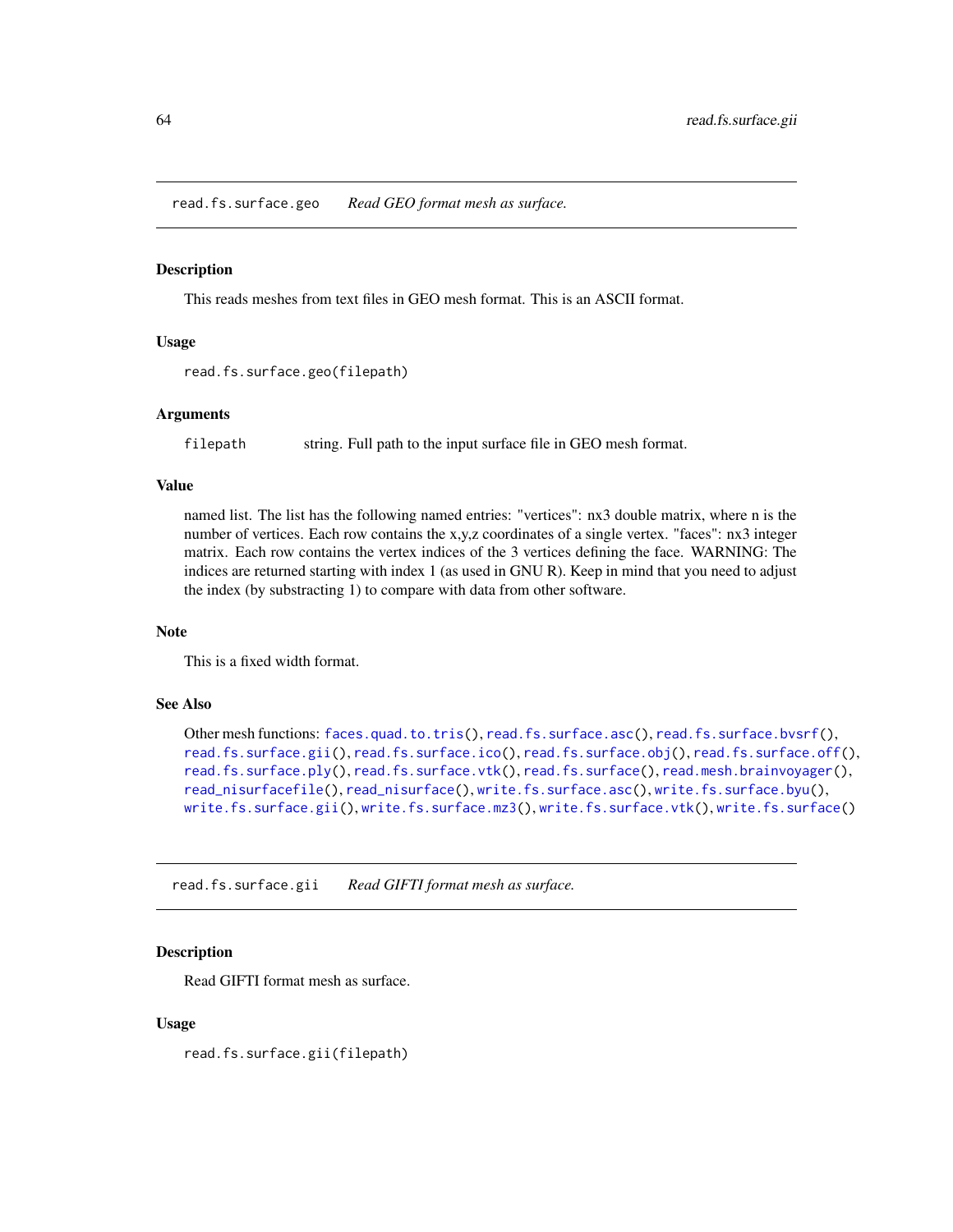## read.fs.surface.geo    *Read GEO format mesh as surface.*

### Description

This reads meshes from text files in GEO mesh format. This is an ASCII format.

### Usage

```
read.fs.surface.geo(filepath)
```

### Arguments

| | |
|---|---|
| `filepath` | string. Full path to the input surface file in GEO mesh format. |

### Value

named list. The list has the following named entries: "vertices": nx3 double matrix, where n is the number of vertices. Each row contains the x,y,z coordinates of a single vertex. "faces": nx3 integer matrix. Each row contains the vertex indices of the 3 vertices defining the face. WARNING: The indices are returned starting with index 1 (as used in GNU R). Keep in mind that you need to adjust the index (by substracting 1) to compare with data from other software.

### Note

This is a fixed width format.

### See Also

Other mesh functions: `faces.quad.to.tris()`, `read.fs.surface.asc()`, `read.fs.surface.bvsrf()`, `read.fs.surface.gii()`, `read.fs.surface.ico()`, `read.fs.surface.obj()`, `read.fs.surface.off()`, `read.fs.surface.ply()`, `read.fs.surface.vtk()`, `read.fs.surface()`, `read.mesh.brainvoyager()`, `read_nisurfacefile()`, `read_nisurface()`, `write.fs.surface.asc()`, `write.fs.surface.byu()`, `write.fs.surface.gii()`, `write.fs.surface.mz3()`, `write.fs.surface.vtk()`, `write.fs.surface()`

## read.fs.surface.gii    *Read GIFTI format mesh as surface.*

### Description

Read GIFTI format mesh as surface.

### Usage

```
read.fs.surface.gii(filepath)
```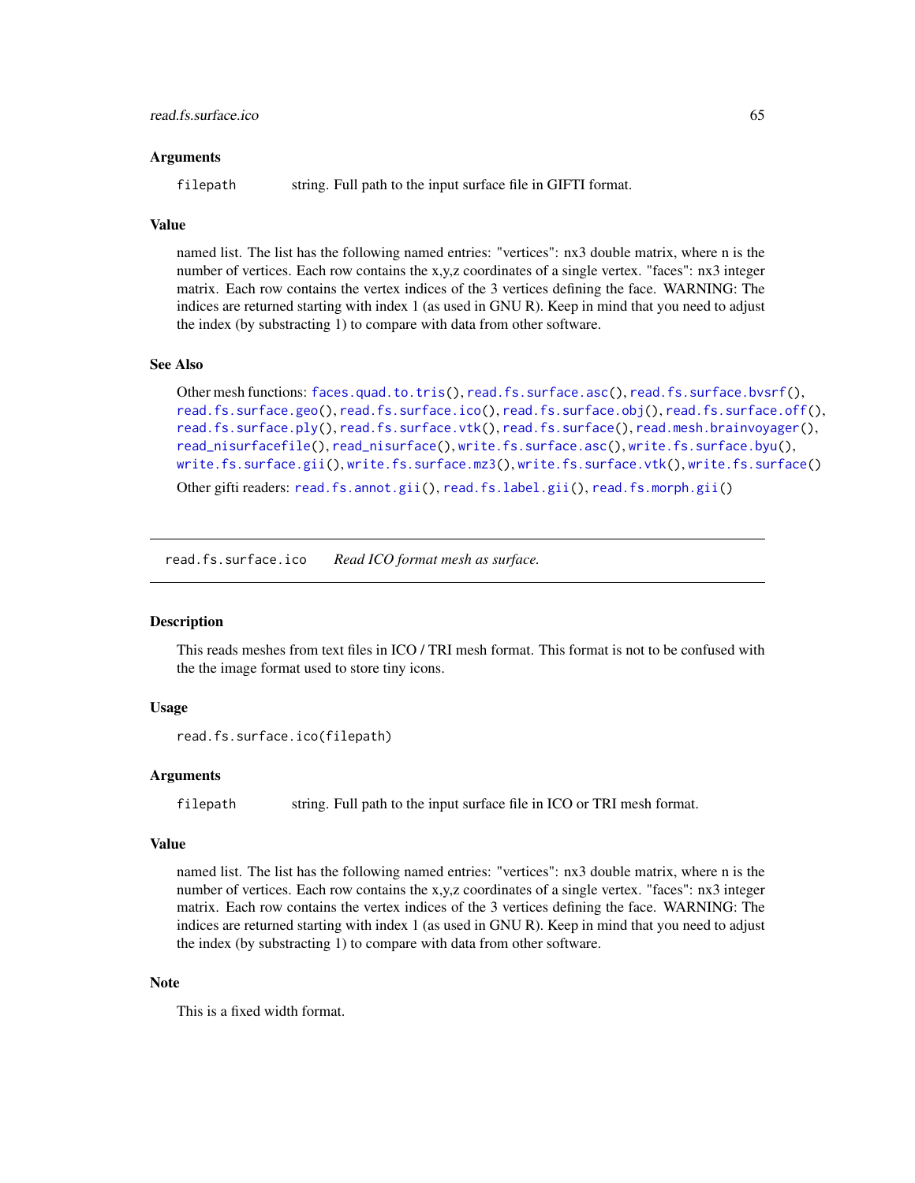### Arguments

`filepath` string. Full path to the input surface file in GIFTI format.

### Value

named list. The list has the following named entries: "vertices": nx3 double matrix, where n is the number of vertices. Each row contains the x,y,z coordinates of a single vertex. "faces": nx3 integer matrix. Each row contains the vertex indices of the 3 vertices defining the face. WARNING: The indices are returned starting with index 1 (as used in GNU R). Keep in mind that you need to adjust the index (by substracting 1) to compare with data from other software.

### See Also

Other mesh functions: `faces.quad.to.tris()`, `read.fs.surface.asc()`, `read.fs.surface.bvsrf()`, `read.fs.surface.geo()`, `read.fs.surface.ico()`, `read.fs.surface.obj()`, `read.fs.surface.off()`, `read.fs.surface.ply()`, `read.fs.surface.vtk()`, `read.fs.surface()`, `read.mesh.brainvoyager()`, `read_nisurfacefile()`, `read_nisurface()`, `write.fs.surface.asc()`, `write.fs.surface.byu()`, `write.fs.surface.gii()`, `write.fs.surface.mz3()`, `write.fs.surface.vtk()`, `write.fs.surface()`

Other gifti readers: `read.fs.annot.gii()`, `read.fs.label.gii()`, `read.fs.morph.gii()`

---

## read.fs.surface.ico *Read ICO format mesh as surface.*

### Description

This reads meshes from text files in ICO / TRI mesh format. This format is not to be confused with the the image format used to store tiny icons.

### Usage

```
read.fs.surface.ico(filepath)
```

### Arguments

`filepath` string. Full path to the input surface file in ICO or TRI mesh format.

### Value

named list. The list has the following named entries: "vertices": nx3 double matrix, where n is the number of vertices. Each row contains the x,y,z coordinates of a single vertex. "faces": nx3 integer matrix. Each row contains the vertex indices of the 3 vertices defining the face. WARNING: The indices are returned starting with index 1 (as used in GNU R). Keep in mind that you need to adjust the index (by substracting 1) to compare with data from other software.

### Note

This is a fixed width format.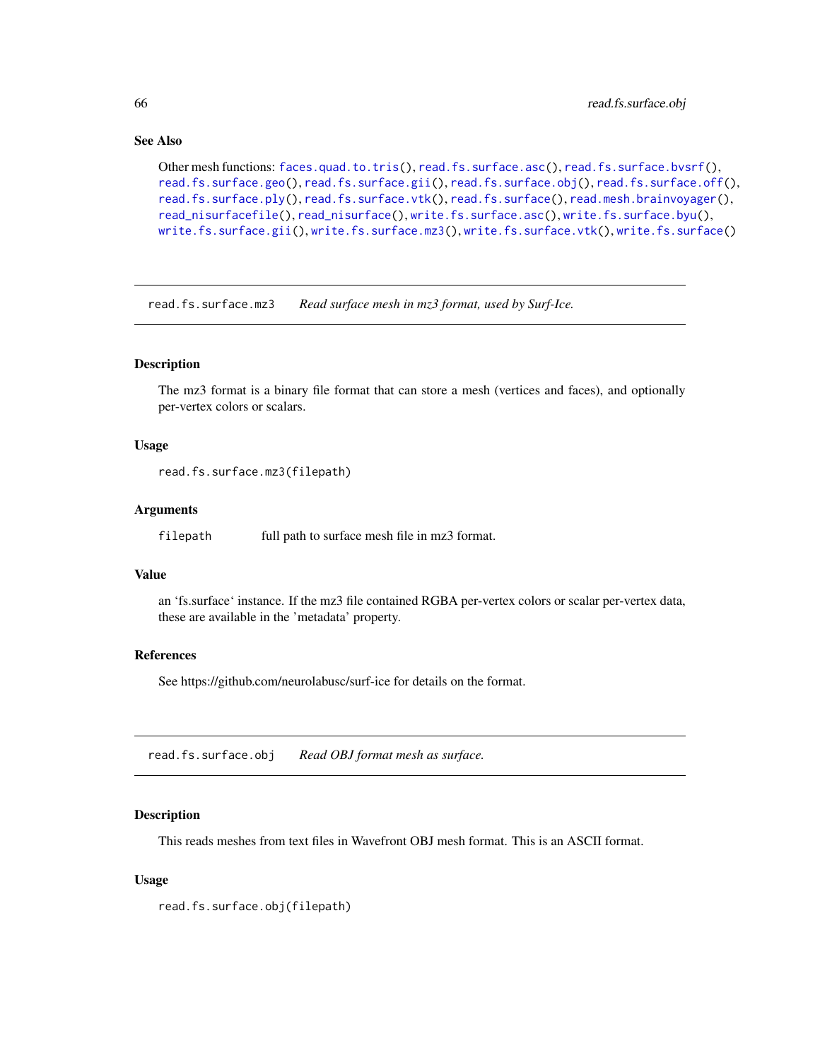### See Also

Other mesh functions: `faces.quad.to.tris()`, `read.fs.surface.asc()`, `read.fs.surface.bvsrf()`, `read.fs.surface.geo()`, `read.fs.surface.gii()`, `read.fs.surface.obj()`, `read.fs.surface.off()`, `read.fs.surface.ply()`, `read.fs.surface.vtk()`, `read.fs.surface()`, `read.mesh.brainvoyager()`, `read_nisurfacefile()`, `read_nisurface()`, `write.fs.surface.asc()`, `write.fs.surface.byu()`, `write.fs.surface.gii()`, `write.fs.surface.mz3()`, `write.fs.surface.vtk()`, `write.fs.surface()`

---

## read.fs.surface.mz3 — *Read surface mesh in mz3 format, used by Surf-Ice.*

### Description

The mz3 format is a binary file format that can store a mesh (vertices and faces), and optionally per-vertex colors or scalars.

### Usage

```
read.fs.surface.mz3(filepath)
```

### Arguments

| | |
|---|---|
| `filepath` | full path to surface mesh file in mz3 format. |

### Value

an 'fs.surface' instance. If the mz3 file contained RGBA per-vertex colors or scalar per-vertex data, these are available in the 'metadata' property.

### References

See https://github.com/neurolabusc/surf-ice for details on the format.

---

## read.fs.surface.obj — *Read OBJ format mesh as surface.*

### Description

This reads meshes from text files in Wavefront OBJ mesh format. This is an ASCII format.

### Usage

```
read.fs.surface.obj(filepath)
```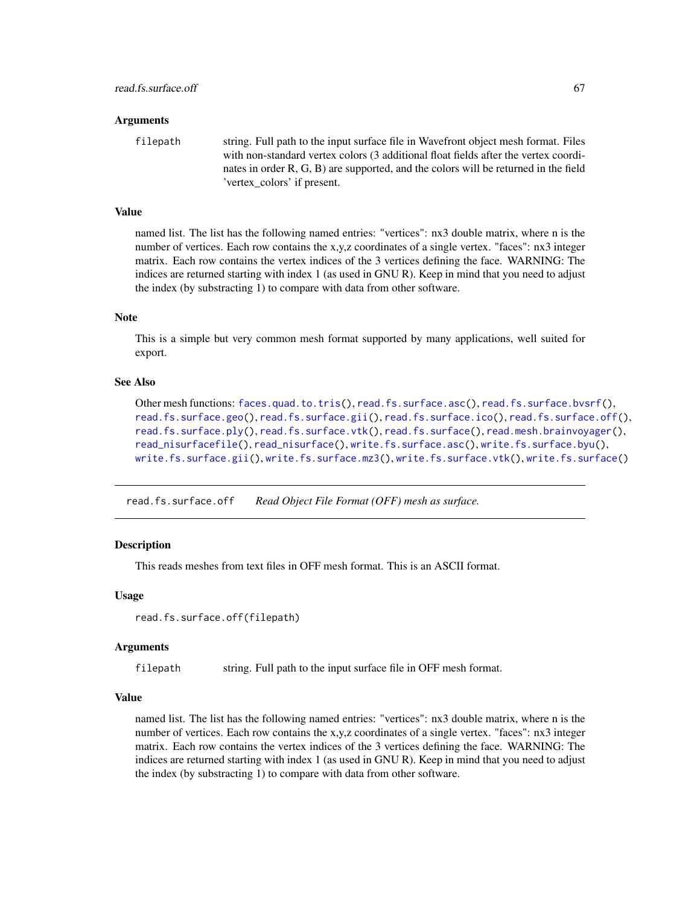### Arguments

`filepath` string. Full path to the input surface file in Wavefront object mesh format. Files with non-standard vertex colors (3 additional float fields after the vertex coordinates in order R, G, B) are supported, and the colors will be returned in the field 'vertex_colors' if present.

### Value

named list. The list has the following named entries: "vertices": nx3 double matrix, where n is the number of vertices. Each row contains the x,y,z coordinates of a single vertex. "faces": nx3 integer matrix. Each row contains the vertex indices of the 3 vertices defining the face. WARNING: The indices are returned starting with index 1 (as used in GNU R). Keep in mind that you need to adjust the index (by substracting 1) to compare with data from other software.

### Note

This is a simple but very common mesh format supported by many applications, well suited for export.

### See Also

Other mesh functions: `faces.quad.to.tris()`, `read.fs.surface.asc()`, `read.fs.surface.bvsrf()`, `read.fs.surface.geo()`, `read.fs.surface.gii()`, `read.fs.surface.ico()`, `read.fs.surface.off()`, `read.fs.surface.ply()`, `read.fs.surface.vtk()`, `read.fs.surface()`, `read.mesh.brainvoyager()`, `read_nisurfacefile()`, `read_nisurface()`, `write.fs.surface.asc()`, `write.fs.surface.byu()`, `write.fs.surface.gii()`, `write.fs.surface.mz3()`, `write.fs.surface.vtk()`, `write.fs.surface()`

---

## read.fs.surface.off &nbsp;&nbsp; *Read Object File Format (OFF) mesh as surface.*

---

### Description

This reads meshes from text files in OFF mesh format. This is an ASCII format.

### Usage

```
read.fs.surface.off(filepath)
```

### Arguments

`filepath` string. Full path to the input surface file in OFF mesh format.

### Value

named list. The list has the following named entries: "vertices": nx3 double matrix, where n is the number of vertices. Each row contains the x,y,z coordinates of a single vertex. "faces": nx3 integer matrix. Each row contains the vertex indices of the 3 vertices defining the face. WARNING: The indices are returned starting with index 1 (as used in GNU R). Keep in mind that you need to adjust the index (by substracting 1) to compare with data from other software.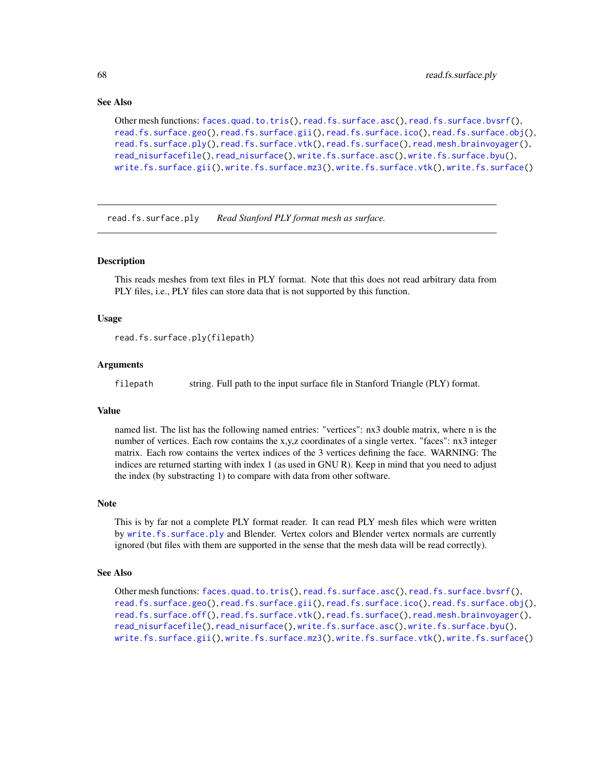### See Also

Other mesh functions: faces.quad.to.tris(), read.fs.surface.asc(), read.fs.surface.bvsrf(), read.fs.surface.geo(), read.fs.surface.gii(), read.fs.surface.ico(), read.fs.surface.obj(), read.fs.surface.ply(), read.fs.surface.vtk(), read.fs.surface(), read.mesh.brainvoyager(), read_nisurfacefile(), read_nisurface(), write.fs.surface.asc(), write.fs.surface.byu(), write.fs.surface.gii(), write.fs.surface.mz3(), write.fs.surface.vtk(), write.fs.surface()

---

## read.fs.surface.ply &nbsp;&nbsp;&nbsp; *Read Stanford PLY format mesh as surface.*

---

### Description

This reads meshes from text files in PLY format. Note that this does not read arbitrary data from PLY files, i.e., PLY files can store data that is not supported by this function.

### Usage

```
read.fs.surface.ply(filepath)
```

### Arguments

| | |
|---|---|
| filepath | string. Full path to the input surface file in Stanford Triangle (PLY) format. |

### Value

named list. The list has the following named entries: "vertices": nx3 double matrix, where n is the number of vertices. Each row contains the x,y,z coordinates of a single vertex. "faces": nx3 integer matrix. Each row contains the vertex indices of the 3 vertices defining the face. WARNING: The indices are returned starting with index 1 (as used in GNU R). Keep in mind that you need to adjust the index (by substracting 1) to compare with data from other software.

### Note

This is by far not a complete PLY format reader. It can read PLY mesh files which were written by write.fs.surface.ply and Blender. Vertex colors and Blender vertex normals are currently ignored (but files with them are supported in the sense that the mesh data will be read correctly).

### See Also

Other mesh functions: faces.quad.to.tris(), read.fs.surface.asc(), read.fs.surface.bvsrf(), read.fs.surface.geo(), read.fs.surface.gii(), read.fs.surface.ico(), read.fs.surface.obj(), read.fs.surface.off(), read.fs.surface.vtk(), read.fs.surface(), read.mesh.brainvoyager(), read_nisurfacefile(), read_nisurface(), write.fs.surface.asc(), write.fs.surface.byu(), write.fs.surface.gii(), write.fs.surface.mz3(), write.fs.surface.vtk(), write.fs.surface()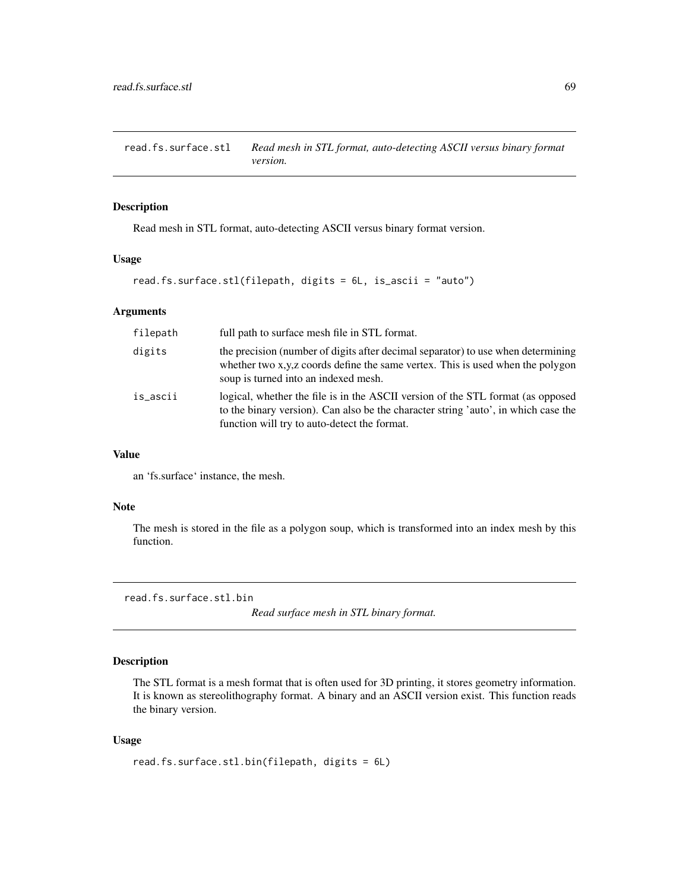## read.fs.surface.stl    *Read mesh in STL format, auto-detecting ASCII versus binary format version.*

### Description

Read mesh in STL format, auto-detecting ASCII versus binary format version.

### Usage

```
read.fs.surface.stl(filepath, digits = 6L, is_ascii = "auto")
```

### Arguments

| | |
|---|---|
| filepath | full path to surface mesh file in STL format. |
| digits | the precision (number of digits after decimal separator) to use when determining whether two x,y,z coords define the same vertex. This is used when the polygon soup is turned into an indexed mesh. |
| is_ascii | logical, whether the file is in the ASCII version of the STL format (as opposed to the binary version). Can also be the character string 'auto', in which case the function will try to auto-detect the format. |

### Value

an 'fs.surface' instance, the mesh.

### Note

The mesh is stored in the file as a polygon soup, which is transformed into an index mesh by this function.

## read.fs.surface.stl.bin    *Read surface mesh in STL binary format.*

### Description

The STL format is a mesh format that is often used for 3D printing, it stores geometry information. It is known as stereolithography format. A binary and an ASCII version exist. This function reads the binary version.

### Usage

```
read.fs.surface.stl.bin(filepath, digits = 6L)
```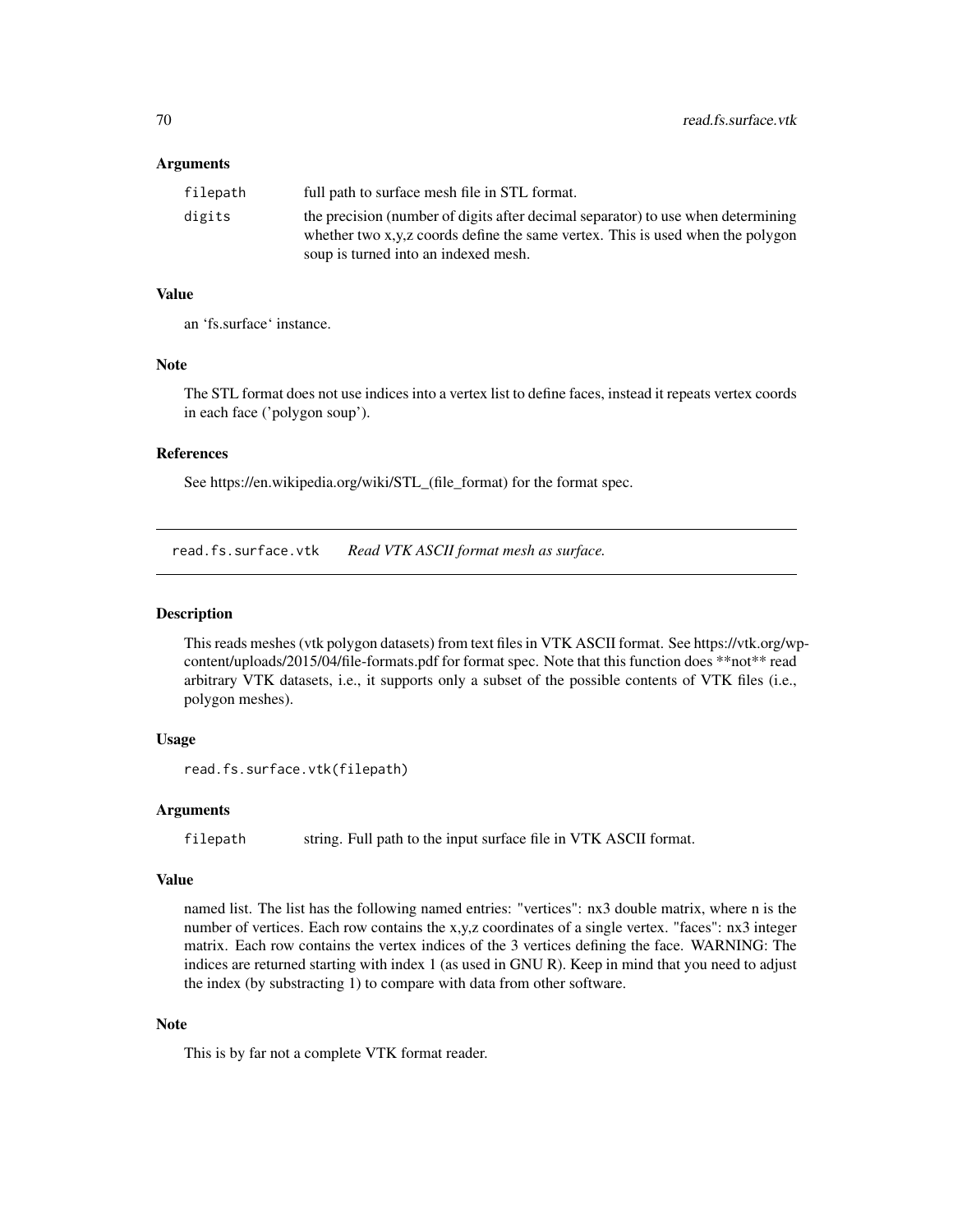### Arguments

| | |
|---|---|
| filepath | full path to surface mesh file in STL format. |
| digits | the precision (number of digits after decimal separator) to use when determining whether two x,y,z coords define the same vertex. This is used when the polygon soup is turned into an indexed mesh. |

### Value

an 'fs.surface' instance.

### Note

The STL format does not use indices into a vertex list to define faces, instead it repeats vertex coords in each face ('polygon soup').

### References

See https://en.wikipedia.org/wiki/STL_(file_format) for the format spec.

---

## read.fs.surface.vtk *Read VTK ASCII format mesh as surface.*

---

### Description

This reads meshes (vtk polygon datasets) from text files in VTK ASCII format. See https://vtk.org/wp-content/uploads/2015/04/file-formats.pdf for format spec. Note that this function does **not** read arbitrary VTK datasets, i.e., it supports only a subset of the possible contents of VTK files (i.e., polygon meshes).

### Usage

```
read.fs.surface.vtk(filepath)
```

### Arguments

| | |
|---|---|
| filepath | string. Full path to the input surface file in VTK ASCII format. |

### Value

named list. The list has the following named entries: "vertices": nx3 double matrix, where n is the number of vertices. Each row contains the x,y,z coordinates of a single vertex. "faces": nx3 integer matrix. Each row contains the vertex indices of the 3 vertices defining the face. WARNING: The indices are returned starting with index 1 (as used in GNU R). Keep in mind that you need to adjust the index (by substracting 1) to compare with data from other software.

### Note

This is by far not a complete VTK format reader.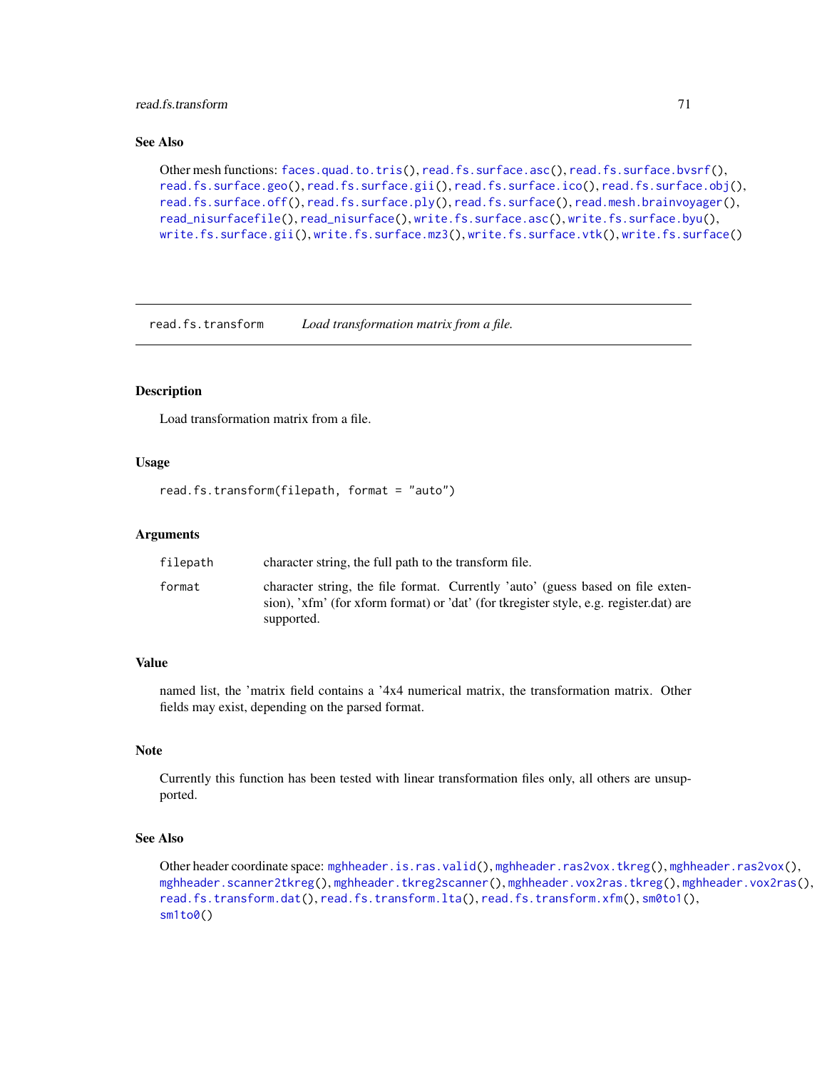### See Also

Other mesh functions: faces.quad.to.tris(), read.fs.surface.asc(), read.fs.surface.bvsrf(), read.fs.surface.geo(), read.fs.surface.gii(), read.fs.surface.ico(), read.fs.surface.obj(), read.fs.surface.off(), read.fs.surface.ply(), read.fs.surface(), read.mesh.brainvoyager(), read_nisurfacefile(), read_nisurface(), write.fs.surface.asc(), write.fs.surface.byu(), write.fs.surface.gii(), write.fs.surface.mz3(), write.fs.surface.vtk(), write.fs.surface()

---

## read.fs.transform    *Load transformation matrix from a file.*

### Description

Load transformation matrix from a file.

### Usage

```
read.fs.transform(filepath, format = "auto")
```

### Arguments

| | |
|---|---|
| filepath | character string, the full path to the transform file. |
| format | character string, the file format. Currently 'auto' (guess based on file extension), 'xfm' (for xform format) or 'dat' (for tkregister style, e.g. register.dat) are supported. |

### Value

named list, the 'matrix field contains a '4x4 numerical matrix, the transformation matrix. Other fields may exist, depending on the parsed format.

### Note

Currently this function has been tested with linear transformation files only, all others are unsupported.

### See Also

Other header coordinate space: mghheader.is.ras.valid(), mghheader.ras2vox.tkreg(), mghheader.ras2vox(), mghheader.scanner2tkreg(), mghheader.tkreg2scanner(), mghheader.vox2ras.tkreg(), mghheader.vox2ras(), read.fs.transform.dat(), read.fs.transform.lta(), read.fs.transform.xfm(), sm0to1(), sm1to0()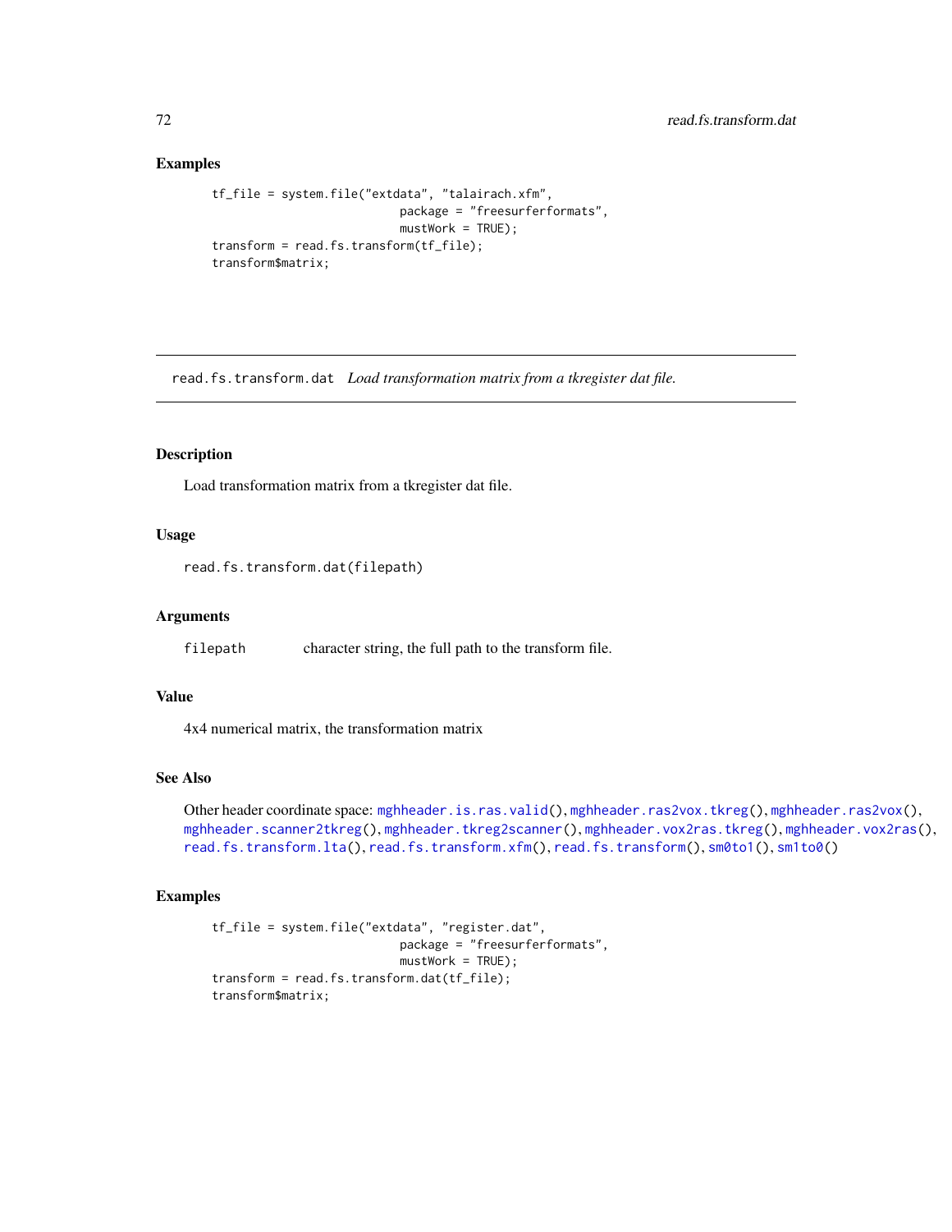## Examples

```
tf_file = system.file("extdata", "talairach.xfm",
                            package = "freesurferformats",
                            mustWork = TRUE);
transform = read.fs.transform(tf_file);
transform$matrix;
```

---

`read.fs.transform.dat` *Load transformation matrix from a tkregister dat file.*

---

### Description

Load transformation matrix from a tkregister dat file.

### Usage

```
read.fs.transform.dat(filepath)
```

### Arguments

`filepath` character string, the full path to the transform file.

### Value

4x4 numerical matrix, the transformation matrix

### See Also

Other header coordinate space: `mghheader.is.ras.valid()`, `mghheader.ras2vox.tkreg()`, `mghheader.ras2vox()`, `mghheader.scanner2tkreg()`, `mghheader.tkreg2scanner()`, `mghheader.vox2ras.tkreg()`, `mghheader.vox2ras()`, `read.fs.transform.lta()`, `read.fs.transform.xfm()`, `read.fs.transform()`, `sm0to1()`, `sm1to0()`

### Examples

```
tf_file = system.file("extdata", "register.dat",
                            package = "freesurferformats",
                            mustWork = TRUE);
transform = read.fs.transform.dat(tf_file);
transform$matrix;
```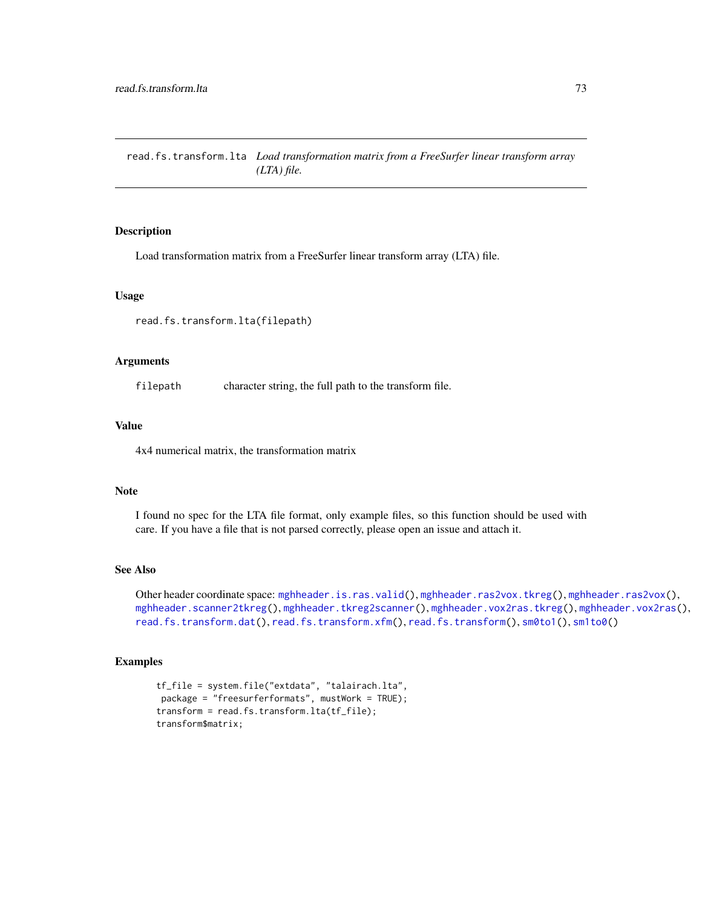# read.fs.transform.lta *Load transformation matrix from a FreeSurfer linear transform array (LTA) file.*

## Description

Load transformation matrix from a FreeSurfer linear transform array (LTA) file.

## Usage

```
read.fs.transform.lta(filepath)
```

## Arguments

| | |
|---|---|
| `filepath` | character string, the full path to the transform file. |

## Value

4x4 numerical matrix, the transformation matrix

## Note

I found no spec for the LTA file format, only example files, so this function should be used with care. If you have a file that is not parsed correctly, please open an issue and attach it.

## See Also

Other header coordinate space: `mghheader.is.ras.valid()`, `mghheader.ras2vox.tkreg()`, `mghheader.ras2vox()`, `mghheader.scanner2tkreg()`, `mghheader.tkreg2scanner()`, `mghheader.vox2ras.tkreg()`, `mghheader.vox2ras()`, `read.fs.transform.dat()`, `read.fs.transform.xfm()`, `read.fs.transform()`, `sm0to1()`, `sm1to0()`

## Examples

```
tf_file = system.file("extdata", "talairach.lta",
 package = "freesurferformats", mustWork = TRUE);
transform = read.fs.transform.lta(tf_file);
transform$matrix;
```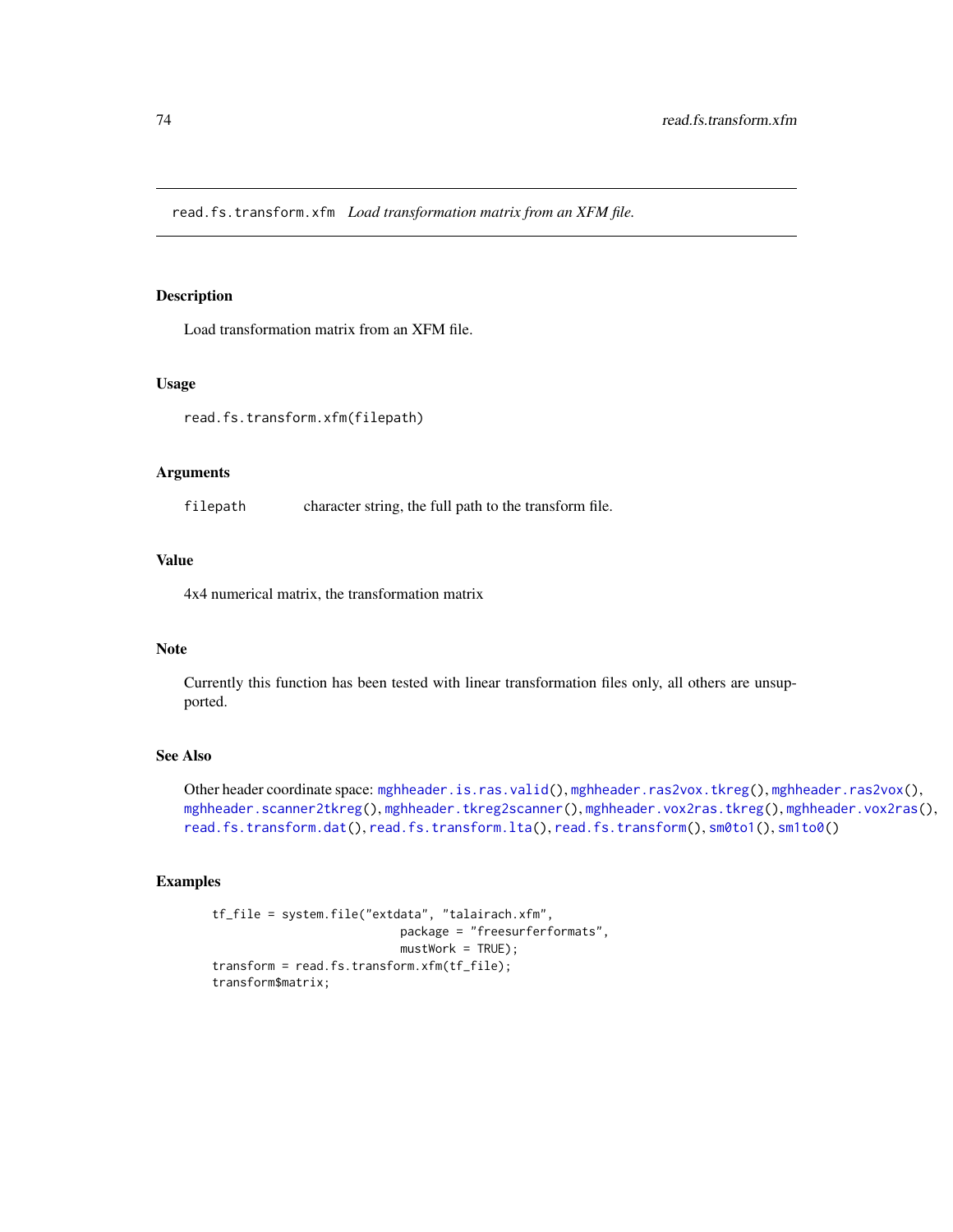`read.fs.transform.xfm` *Load transformation matrix from an XFM file.*

## Description

Load transformation matrix from an XFM file.

## Usage

```
read.fs.transform.xfm(filepath)
```

## Arguments

| | |
|---|---|
| `filepath` | character string, the full path to the transform file. |

## Value

4x4 numerical matrix, the transformation matrix

## Note

Currently this function has been tested with linear transformation files only, all others are unsupported.

## See Also

Other header coordinate space: `mghheader.is.ras.valid()`, `mghheader.ras2vox.tkreg()`, `mghheader.ras2vox()`, `mghheader.scanner2tkreg()`, `mghheader.tkreg2scanner()`, `mghheader.vox2ras.tkreg()`, `mghheader.vox2ras()`, `read.fs.transform.dat()`, `read.fs.transform.lta()`, `read.fs.transform()`, `sm0to1()`, `sm1to0()`

## Examples

```
tf_file = system.file("extdata", "talairach.xfm",
                      package = "freesurferformats",
                      mustWork = TRUE);
transform = read.fs.transform.xfm(tf_file);
transform$matrix;
```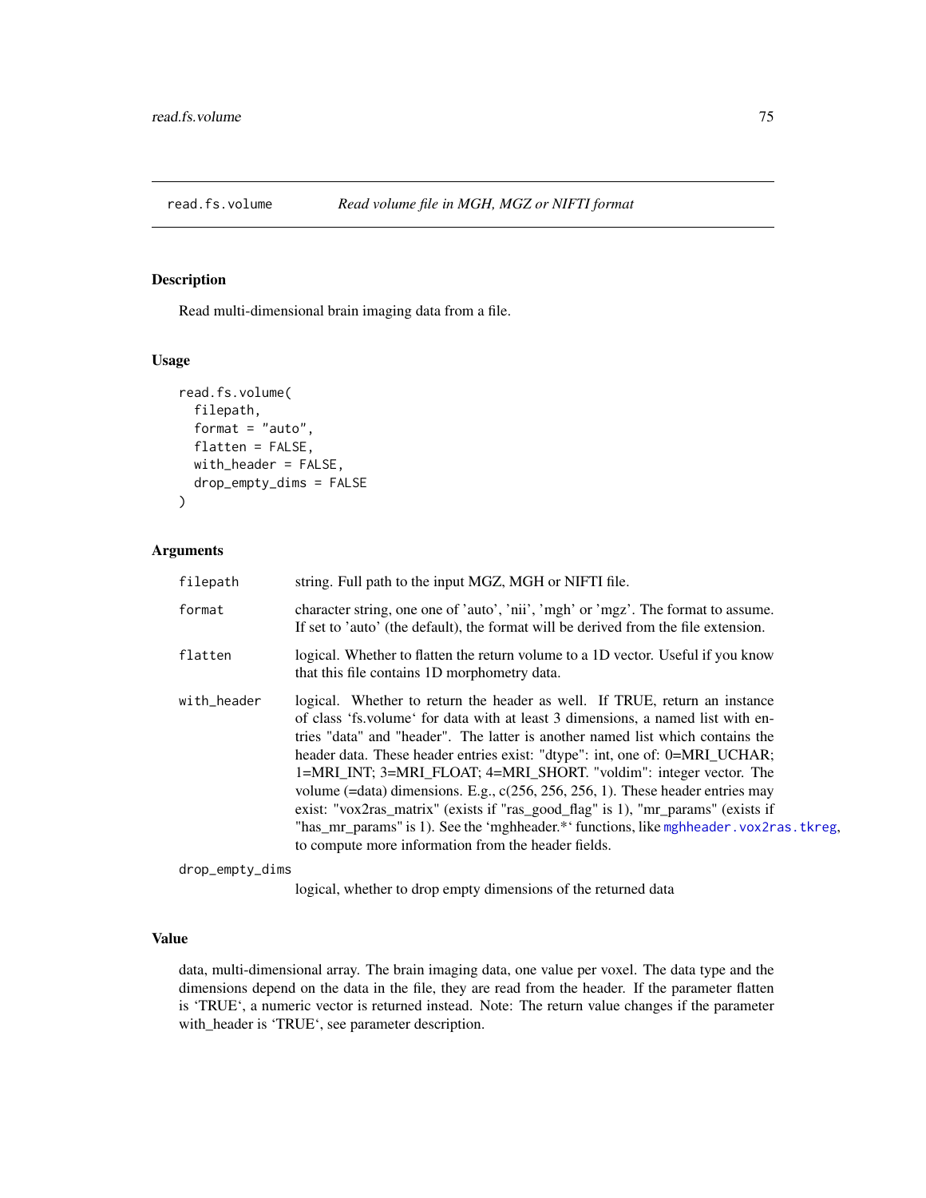## read.fs.volume — *Read volume file in MGH, MGZ or NIFTI format*

### Description

Read multi-dimensional brain imaging data from a file.

### Usage

```
read.fs.volume(
  filepath,
  format = "auto",
  flatten = FALSE,
  with_header = FALSE,
  drop_empty_dims = FALSE
)
```

### Arguments

| Argument | Description |
|---|---|
| `filepath` | string. Full path to the input MGZ, MGH or NIFTI file. |
| `format` | character string, one one of 'auto', 'nii', 'mgh' or 'mgz'. The format to assume. If set to 'auto' (the default), the format will be derived from the file extension. |
| `flatten` | logical. Whether to flatten the return volume to a 1D vector. Useful if you know that this file contains 1D morphometry data. |
| `with_header` | logical. Whether to return the header as well. If TRUE, return an instance of class 'fs.volume' for data with at least 3 dimensions, a named list with entries "data" and "header". The latter is another named list which contains the header data. These header entries exist: "dtype": int, one of: 0=MRI_UCHAR; 1=MRI_INT; 3=MRI_FLOAT; 4=MRI_SHORT. "voldim": integer vector. The volume (=data) dimensions. E.g., c(256, 256, 256, 1). These header entries may exist: "vox2ras_matrix" (exists if "ras_good_flag" is 1), "mr_params" (exists if "has_mr_params" is 1). See the 'mghheader.*' functions, like `mghheader.vox2ras.tkreg`, to compute more information from the header fields. |
| `drop_empty_dims` | logical, whether to drop empty dimensions of the returned data |

### Value

data, multi-dimensional array. The brain imaging data, one value per voxel. The data type and the dimensions depend on the data in the file, they are read from the header. If the parameter flatten is 'TRUE', a numeric vector is returned instead. Note: The return value changes if the parameter with_header is 'TRUE', see parameter description.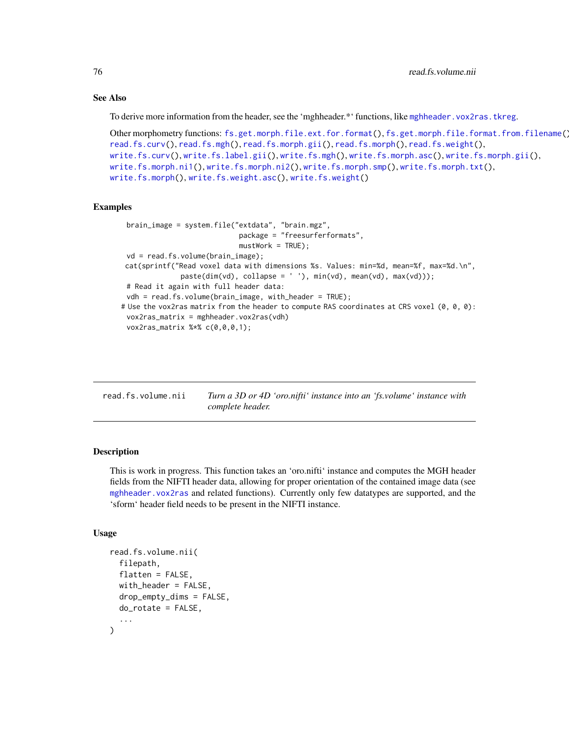### See Also

To derive more information from the header, see the 'mghheader.*' functions, like mghheader.vox2ras.tkreg.

Other morphometry functions: fs.get.morph.file.ext.for.format(), fs.get.morph.file.format.from.filename(), read.fs.curv(), read.fs.mgh(), read.fs.morph.gii(), read.fs.morph(), read.fs.weight(), write.fs.curv(), write.fs.label.gii(), write.fs.mgh(), write.fs.morph.asc(), write.fs.morph.gii(), write.fs.morph.ni1(), write.fs.morph.ni2(), write.fs.morph.smp(), write.fs.morph.txt(), write.fs.morph(), write.fs.weight.asc(), write.fs.weight()

### Examples

```
    brain_image = system.file("extdata", "brain.mgz",
                               package = "freesurferformats",
                               mustWork = TRUE);
    vd = read.fs.volume(brain_image);
   cat(sprintf("Read voxel data with dimensions %s. Values: min=%d, mean=%f, max=%d.\n",
               paste(dim(vd), collapse = ' '), min(vd), mean(vd), max(vd)));
    # Read it again with full header data:
    vdh = read.fs.volume(brain_image, with_header = TRUE);
  # Use the vox2ras matrix from the header to compute RAS coordinates at CRS voxel (0, 0, 0):
    vox2ras_matrix = mghheader.vox2ras(vdh)
    vox2ras_matrix %*% c(0,0,0,1);
```

---

## read.fs.volume.nii — *Turn a 3D or 4D 'oro.nifti' instance into an 'fs.volume' instance with complete header.*

### Description

This is work in progress. This function takes an 'oro.nifti' instance and computes the MGH header fields from the NIFTI header data, allowing for proper orientation of the contained image data (see mghheader.vox2ras and related functions). Currently only few datatypes are supported, and the 'sform' header field needs to be present in the NIFTI instance.

### Usage

```
read.fs.volume.nii(
  filepath,
  flatten = FALSE,
  with_header = FALSE,
  drop_empty_dims = FALSE,
  do_rotate = FALSE,
  ...
)
```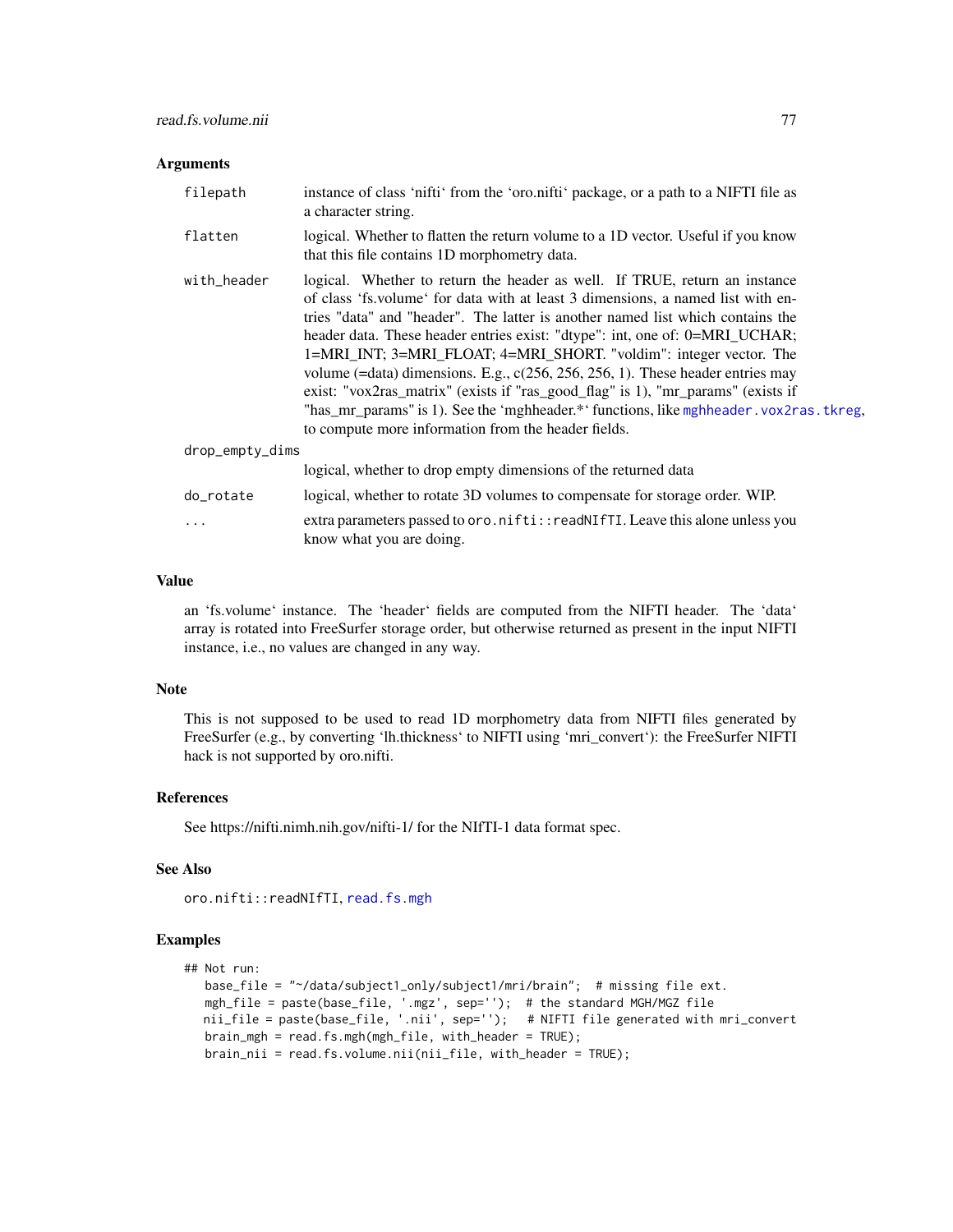### Arguments

| | |
|---|---|
| `filepath` | instance of class 'nifti' from the 'oro.nifti' package, or a path to a NIFTI file as a character string. |
| `flatten` | logical. Whether to flatten the return volume to a 1D vector. Useful if you know that this file contains 1D morphometry data. |
| `with_header` | logical. Whether to return the header as well. If TRUE, return an instance of class 'fs.volume' for data with at least 3 dimensions, a named list with entries "data" and "header". The latter is another named list which contains the header data. These header entries exist: "dtype": int, one of: 0=MRI_UCHAR; 1=MRI_INT; 3=MRI_FLOAT; 4=MRI_SHORT. "voldim": integer vector. The volume (=data) dimensions. E.g., c(256, 256, 256, 1). These header entries may exist: "vox2ras_matrix" (exists if "ras_good_flag" is 1), "mr_params" (exists if "has_mr_params" is 1). See the 'mghheader.*' functions, like `mghheader.vox2ras.tkreg`, to compute more information from the header fields. |
| `drop_empty_dims` | logical, whether to drop empty dimensions of the returned data |
| `do_rotate` | logical, whether to rotate 3D volumes to compensate for storage order. WIP. |
| `...` | extra parameters passed to `oro.nifti::readNIfTI`. Leave this alone unless you know what you are doing. |

### Value

an 'fs.volume' instance. The 'header' fields are computed from the NIFTI header. The 'data' array is rotated into FreeSurfer storage order, but otherwise returned as present in the input NIFTI instance, i.e., no values are changed in any way.

### Note

This is not supposed to be used to read 1D morphometry data from NIFTI files generated by FreeSurfer (e.g., by converting 'lh.thickness' to NIFTI using 'mri_convert'): the FreeSurfer NIFTI hack is not supported by oro.nifti.

### References

See https://nifti.nimh.nih.gov/nifti-1/ for the NIfTI-1 data format spec.

### See Also

`oro.nifti::readNIfTI`, `read.fs.mgh`

### Examples

```
## Not run:
   base_file = "~/data/subject1_only/subject1/mri/brain";  # missing file ext.
   mgh_file = paste(base_file, '.mgz', sep='');  # the standard MGH/MGZ file
   nii_file = paste(base_file, '.nii', sep='');   # NIFTI file generated with mri_convert
   brain_mgh = read.fs.mgh(mgh_file, with_header = TRUE);
   brain_nii = read.fs.volume.nii(nii_file, with_header = TRUE);
```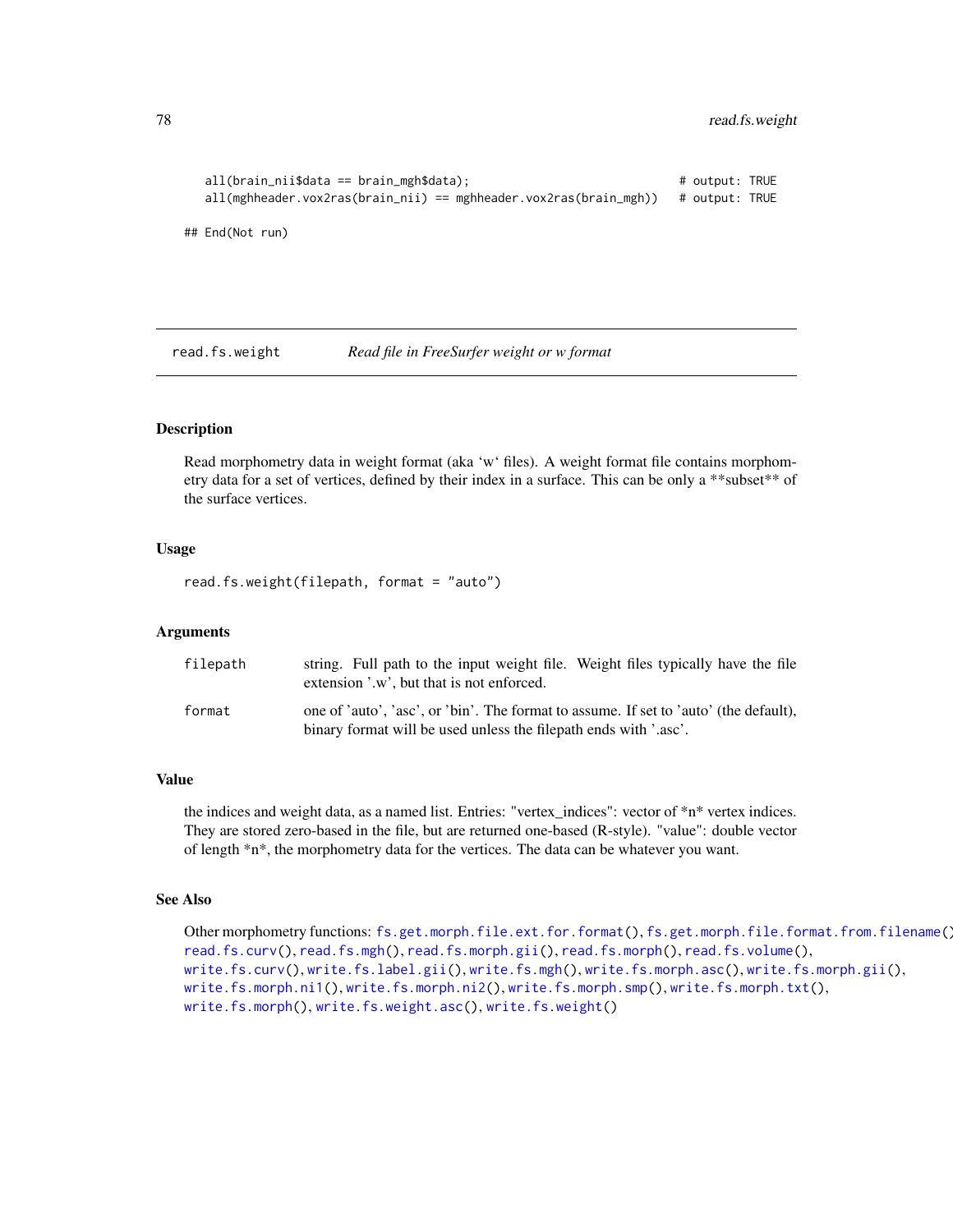```
    all(brain_nii$data == brain_mgh$data);                              # output: TRUE
    all(mghheader.vox2ras(brain_nii) == mghheader.vox2ras(brain_mgh))   # output: TRUE

## End(Not run)
```

## read.fs.weight *Read file in FreeSurfer weight or w format*

### Description

Read morphometry data in weight format (aka 'w' files). A weight format file contains morphometry data for a set of vertices, defined by their index in a surface. This can be only a **subset** of the surface vertices.

### Usage

```
read.fs.weight(filepath, format = "auto")
```

### Arguments

| | |
|---|---|
| filepath | string. Full path to the input weight file. Weight files typically have the file extension '.w', but that is not enforced. |
| format | one of 'auto', 'asc', or 'bin'. The format to assume. If set to 'auto' (the default), binary format will be used unless the filepath ends with '.asc'. |

### Value

the indices and weight data, as a named list. Entries: "vertex_indices": vector of *n* vertex indices. They are stored zero-based in the file, but are returned one-based (R-style). "value": double vector of length *n*, the morphometry data for the vertices. The data can be whatever you want.

### See Also

Other morphometry functions: fs.get.morph.file.ext.for.format(), fs.get.morph.file.format.from.filename(), read.fs.curv(), read.fs.mgh(), read.fs.morph.gii(), read.fs.morph(), read.fs.volume(), write.fs.curv(), write.fs.label.gii(), write.fs.mgh(), write.fs.morph.asc(), write.fs.morph.gii(), write.fs.morph.ni1(), write.fs.morph.ni2(), write.fs.morph.smp(), write.fs.morph.txt(), write.fs.morph(), write.fs.weight.asc(), write.fs.weight()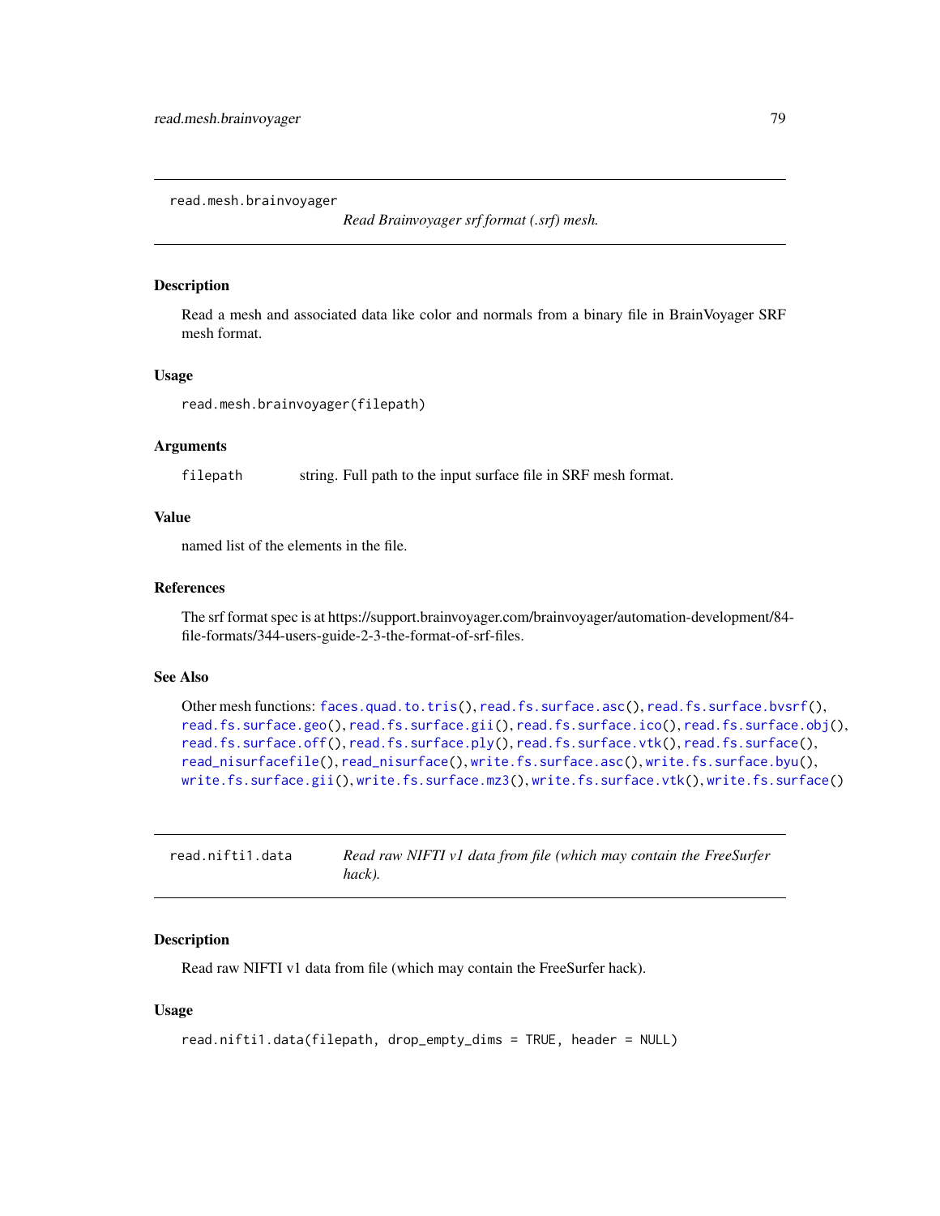## read.mesh.brainvoyager

*Read Brainvoyager srf format (.srf) mesh.*

### Description

Read a mesh and associated data like color and normals from a binary file in BrainVoyager SRF mesh format.

### Usage

```
read.mesh.brainvoyager(filepath)
```

### Arguments

| | |
|---|---|
| filepath | string. Full path to the input surface file in SRF mesh format. |

### Value

named list of the elements in the file.

### References

The srf format spec is at https://support.brainvoyager.com/brainvoyager/automation-development/84-file-formats/344-users-guide-2-3-the-format-of-srf-files.

### See Also

Other mesh functions: faces.quad.to.tris(), read.fs.surface.asc(), read.fs.surface.bvsrf(), read.fs.surface.geo(), read.fs.surface.gii(), read.fs.surface.ico(), read.fs.surface.obj(), read.fs.surface.off(), read.fs.surface.ply(), read.fs.surface.vtk(), read.fs.surface(), read_nisurfacefile(), read_nisurface(), write.fs.surface.asc(), write.fs.surface.byu(), write.fs.surface.gii(), write.fs.surface.mz3(), write.fs.surface.vtk(), write.fs.surface()

## read.nifti1.data

*Read raw NIFTI v1 data from file (which may contain the FreeSurfer hack).*

### Description

Read raw NIFTI v1 data from file (which may contain the FreeSurfer hack).

### Usage

```
read.nifti1.data(filepath, drop_empty_dims = TRUE, header = NULL)
```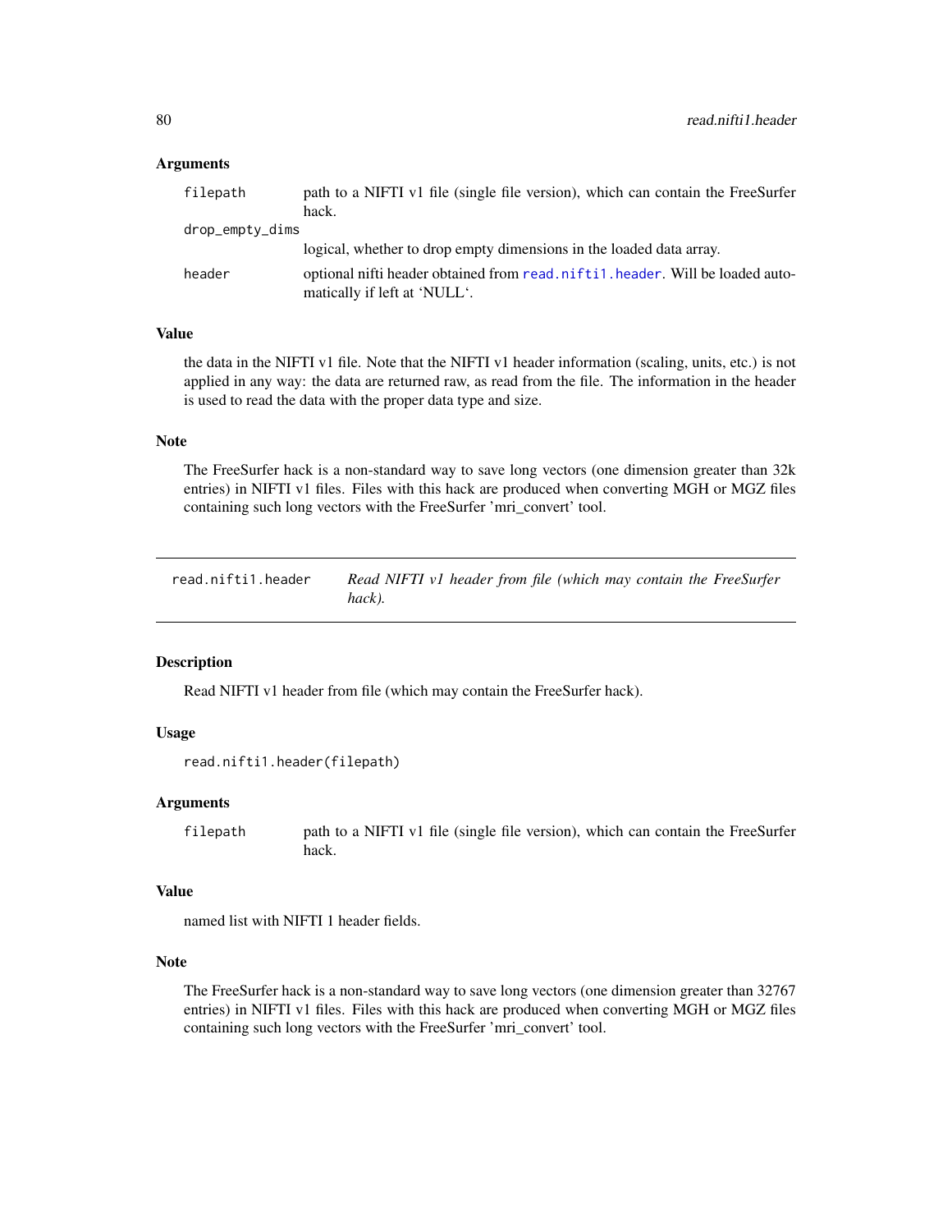### Arguments

`filepath` path to a NIFTI v1 file (single file version), which can contain the FreeSurfer hack.

`drop_empty_dims` logical, whether to drop empty dimensions in the loaded data array.

`header` optional nifti header obtained from `read.nifti1.header`. Will be loaded automatically if left at 'NULL'.

### Value

the data in the NIFTI v1 file. Note that the NIFTI v1 header information (scaling, units, etc.) is not applied in any way: the data are returned raw, as read from the file. The information in the header is used to read the data with the proper data type and size.

### Note

The FreeSurfer hack is a non-standard way to save long vectors (one dimension greater than 32k entries) in NIFTI v1 files. Files with this hack are produced when converting MGH or MGZ files containing such long vectors with the FreeSurfer 'mri_convert' tool.

---

## read.nifti1.header *Read NIFTI v1 header from file (which may contain the FreeSurfer hack).*

---

### Description

Read NIFTI v1 header from file (which may contain the FreeSurfer hack).

### Usage

```
read.nifti1.header(filepath)
```

### Arguments

`filepath` path to a NIFTI v1 file (single file version), which can contain the FreeSurfer hack.

### Value

named list with NIFTI 1 header fields.

### Note

The FreeSurfer hack is a non-standard way to save long vectors (one dimension greater than 32767 entries) in NIFTI v1 files. Files with this hack are produced when converting MGH or MGZ files containing such long vectors with the FreeSurfer 'mri_convert' tool.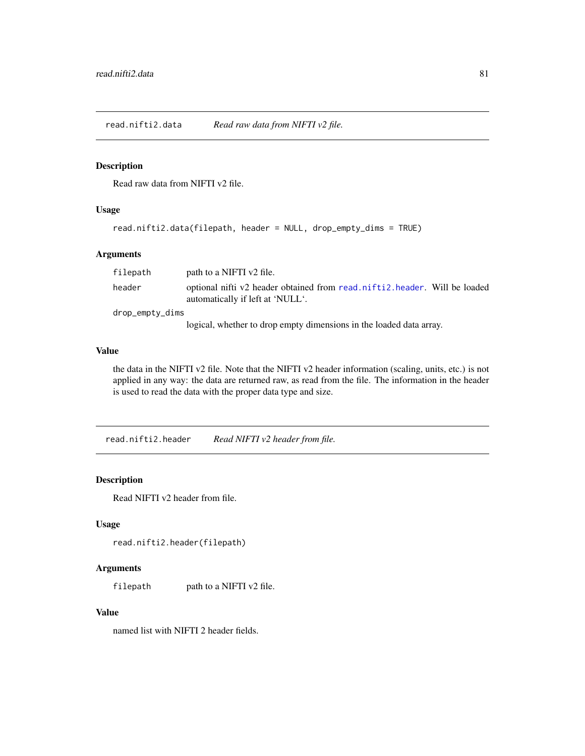## read.nifti2.data — *Read raw data from NIFTI v2 file.*

### Description

Read raw data from NIFTI v2 file.

### Usage

```
read.nifti2.data(filepath, header = NULL, drop_empty_dims = TRUE)
```

### Arguments

| | |
|---|---|
| `filepath` | path to a NIFTI v2 file. |
| `header` | optional nifti v2 header obtained from `read.nifti2.header`. Will be loaded automatically if left at 'NULL'. |
| `drop_empty_dims` | logical, whether to drop empty dimensions in the loaded data array. |

### Value

the data in the NIFTI v2 file. Note that the NIFTI v2 header information (scaling, units, etc.) is not applied in any way: the data are returned raw, as read from the file. The information in the header is used to read the data with the proper data type and size.

## read.nifti2.header — *Read NIFTI v2 header from file.*

### Description

Read NIFTI v2 header from file.

### Usage

```
read.nifti2.header(filepath)
```

### Arguments

| | |
|---|---|
| `filepath` | path to a NIFTI v2 file. |

### Value

named list with NIFTI 2 header fields.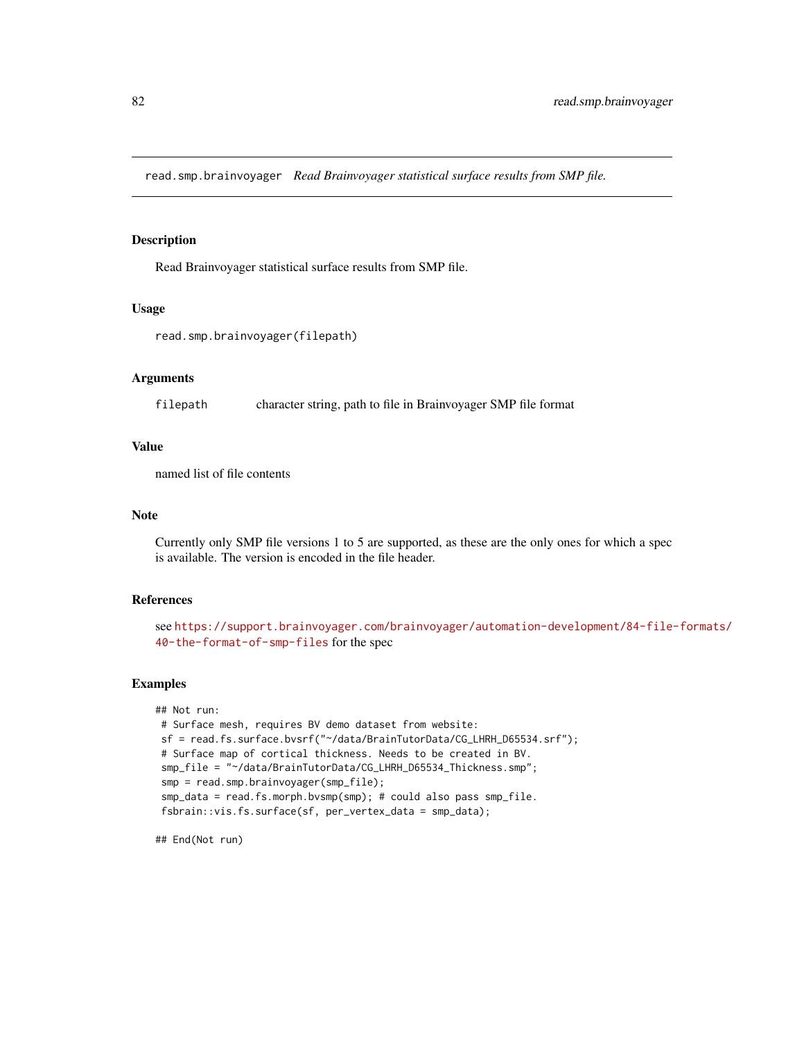read.smp.brainvoyager    *Read Brainvoyager statistical surface results from SMP file.*

## Description

Read Brainvoyager statistical surface results from SMP file.

## Usage

```
read.smp.brainvoyager(filepath)
```

## Arguments

| | |
|---|---|
| `filepath` | character string, path to file in Brainvoyager SMP file format |

## Value

named list of file contents

## Note

Currently only SMP file versions 1 to 5 are supported, as these are the only ones for which a spec is available. The version is encoded in the file header.

## References

see https://support.brainvoyager.com/brainvoyager/automation-development/84-file-formats/40-the-format-of-smp-files for the spec

## Examples

```
## Not run:
 # Surface mesh, requires BV demo dataset from website:
 sf = read.fs.surface.bvsrf("~/data/BrainTutorData/CG_LHRH_D65534.srf");
 # Surface map of cortical thickness. Needs to be created in BV.
 smp_file = "~/data/BrainTutorData/CG_LHRH_D65534_Thickness.smp";
 smp = read.smp.brainvoyager(smp_file);
 smp_data = read.fs.morph.bvsmp(smp); # could also pass smp_file.
 fsbrain::vis.fs.surface(sf, per_vertex_data = smp_data);

## End(Not run)
```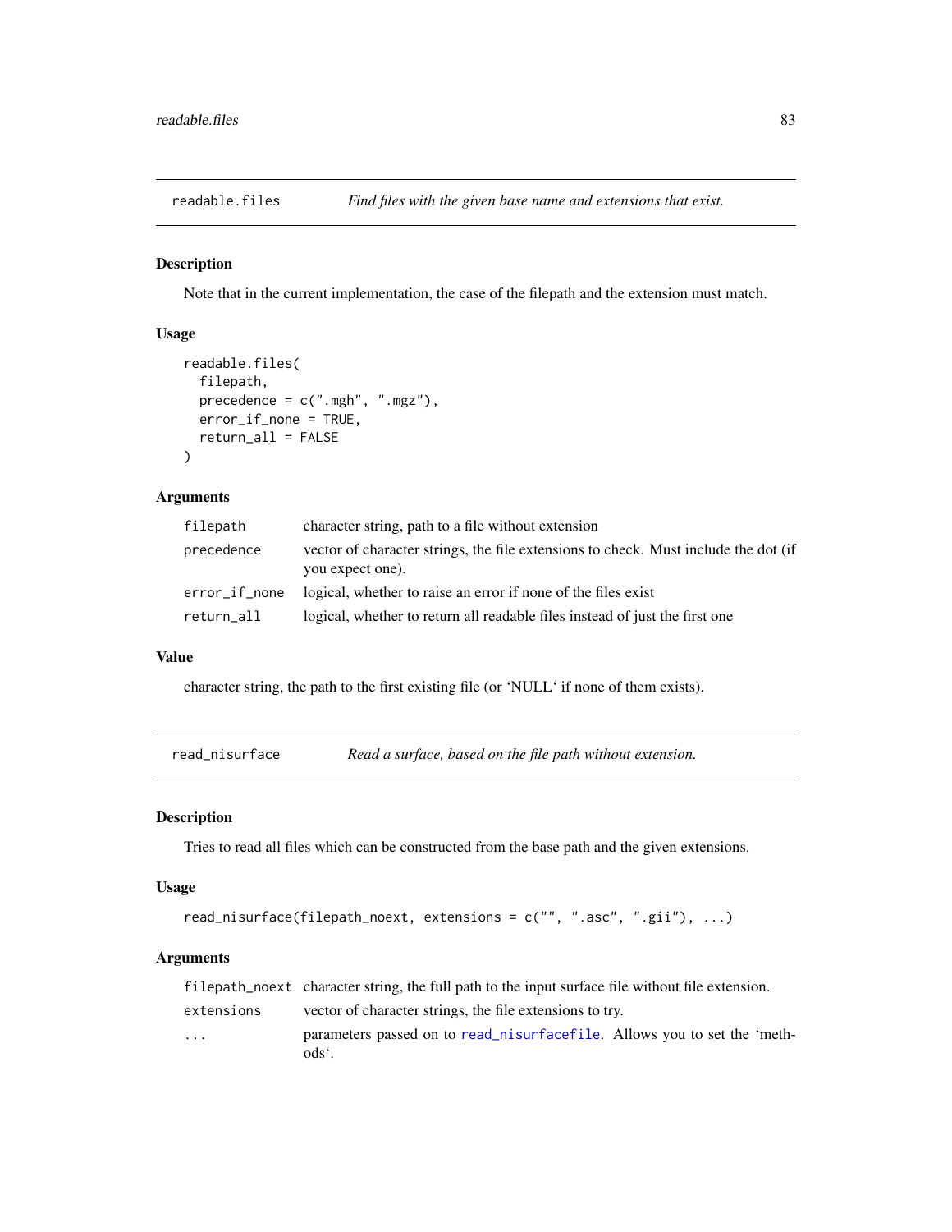## readable.files — *Find files with the given base name and extensions that exist.*

### Description

Note that in the current implementation, the case of the filepath and the extension must match.

### Usage

```
readable.files(
  filepath,
  precedence = c(".mgh", ".mgz"),
  error_if_none = TRUE,
  return_all = FALSE
)
```

### Arguments

| | |
|---|---|
| `filepath` | character string, path to a file without extension |
| `precedence` | vector of character strings, the file extensions to check. Must include the dot (if you expect one). |
| `error_if_none` | logical, whether to raise an error if none of the files exist |
| `return_all` | logical, whether to return all readable files instead of just the first one |

### Value

character string, the path to the first existing file (or 'NULL' if none of them exists).

## read_nisurface — *Read a surface, based on the file path without extension.*

### Description

Tries to read all files which can be constructed from the base path and the given extensions.

### Usage

```
read_nisurface(filepath_noext, extensions = c("", ".asc", ".gii"), ...)
```

### Arguments

| | |
|---|---|
| `filepath_noext` | character string, the full path to the input surface file without file extension. |
| `extensions` | vector of character strings, the file extensions to try. |
| `...` | parameters passed on to `read_nisurfacefile`. Allows you to set the 'methods'. |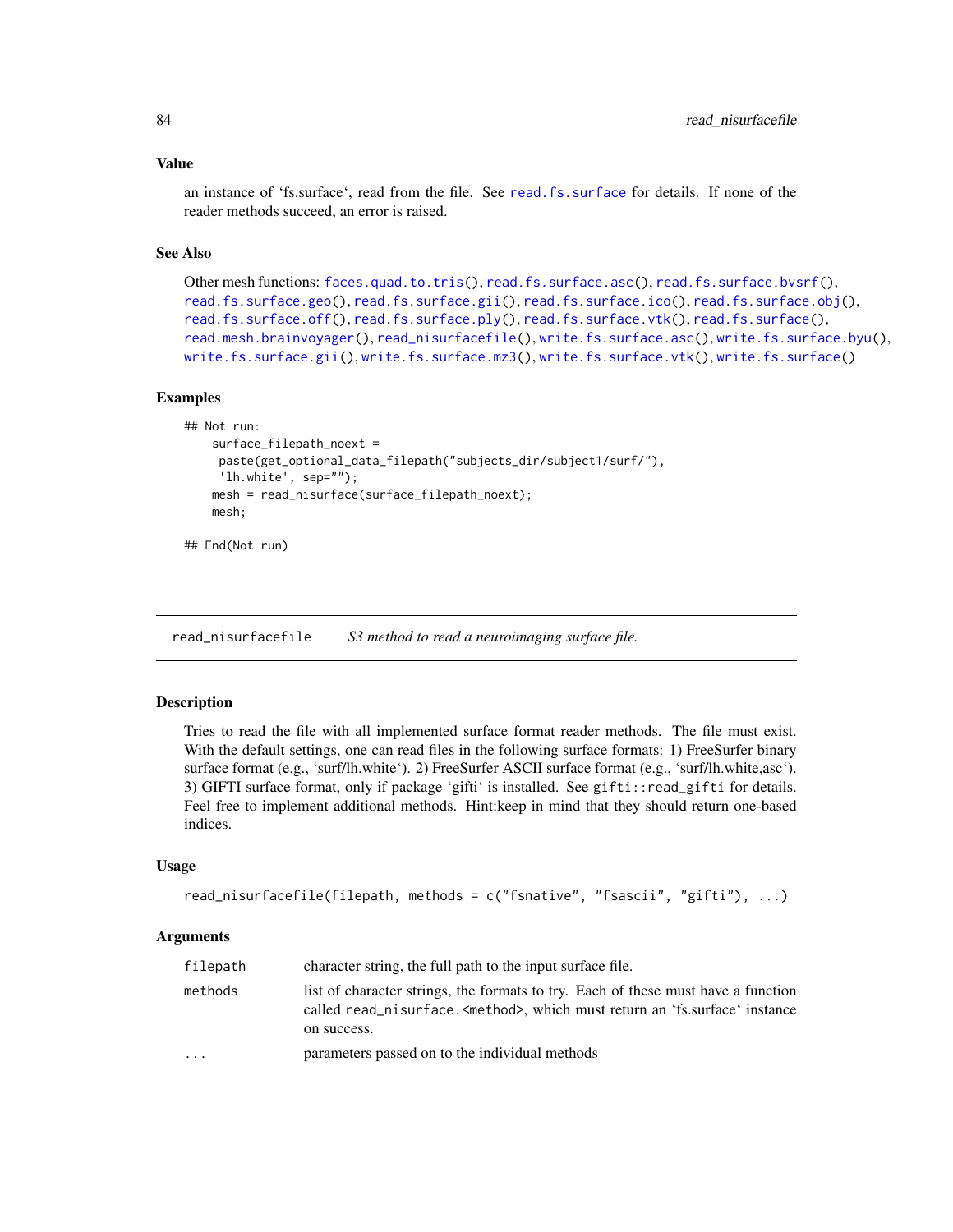### Value

an instance of 'fs.surface', read from the file. See read.fs.surface for details. If none of the reader methods succeed, an error is raised.

### See Also

Other mesh functions: faces.quad.to.tris(), read.fs.surface.asc(), read.fs.surface.bvsrf(), read.fs.surface.geo(), read.fs.surface.gii(), read.fs.surface.ico(), read.fs.surface.obj(), read.fs.surface.off(), read.fs.surface.ply(), read.fs.surface.vtk(), read.fs.surface(), read.mesh.brainvoyager(), read_nisurfacefile(), write.fs.surface.asc(), write.fs.surface.byu(), write.fs.surface.gii(), write.fs.surface.mz3(), write.fs.surface.vtk(), write.fs.surface()

### Examples

```
## Not run:
    surface_filepath_noext =
     paste(get_optional_data_filepath("subjects_dir/subject1/surf/"),
     'lh.white', sep="");
    mesh = read_nisurface(surface_filepath_noext);
    mesh;

## End(Not run)
```

## read_nisurfacefile    *S3 method to read a neuroimaging surface file.*

### Description

Tries to read the file with all implemented surface format reader methods. The file must exist. With the default settings, one can read files in the following surface formats: 1) FreeSurfer binary surface format (e.g., 'surf/lh.white'). 2) FreeSurfer ASCII surface format (e.g., 'surf/lh.white,asc'). 3) GIFTI surface format, only if package 'gifti' is installed. See `gifti::read_gifti` for details. Feel free to implement additional methods. Hint:keep in mind that they should return one-based indices.

### Usage

```
read_nisurfacefile(filepath, methods = c("fsnative", "fsascii", "gifti"), ...)
```

### Arguments

| | |
|---|---|
| filepath | character string, the full path to the input surface file. |
| methods | list of character strings, the formats to try. Each of these must have a function called `read_nisurface.<method>`, which must return an 'fs.surface' instance on success. |
| ... | parameters passed on to the individual methods |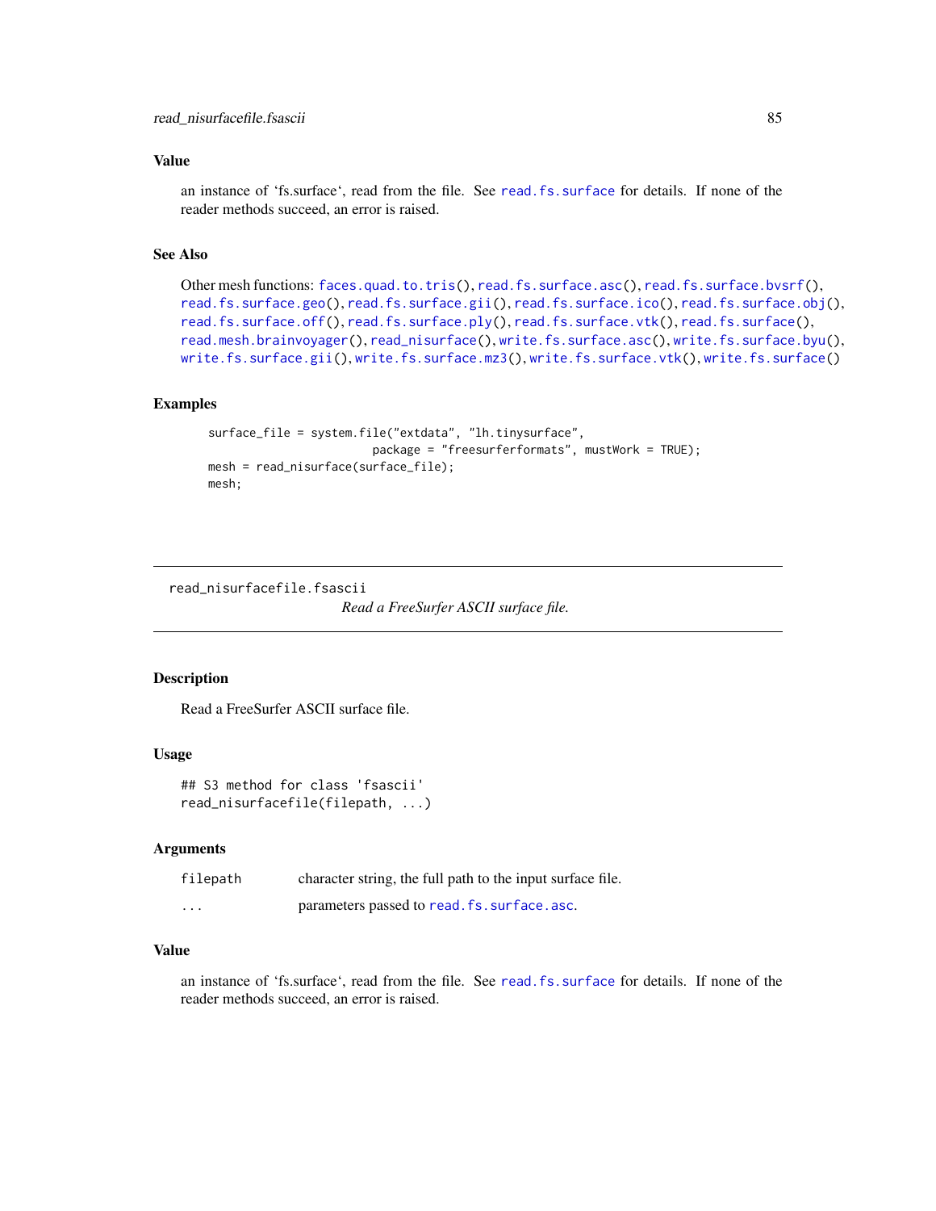### Value

an instance of 'fs.surface', read from the file. See read.fs.surface for details. If none of the reader methods succeed, an error is raised.

### See Also

Other mesh functions: faces.quad.to.tris(), read.fs.surface.asc(), read.fs.surface.bvsrf(), read.fs.surface.geo(), read.fs.surface.gii(), read.fs.surface.ico(), read.fs.surface.obj(), read.fs.surface.off(), read.fs.surface.ply(), read.fs.surface.vtk(), read.fs.surface(), read.mesh.brainvoyager(), read_nisurface(), write.fs.surface.asc(), write.fs.surface.byu(), write.fs.surface.gii(), write.fs.surface.mz3(), write.fs.surface.vtk(), write.fs.surface()

### Examples

```
surface_file = system.file("extdata", "lh.tinysurface",
                         package = "freesurferformats", mustWork = TRUE);
mesh = read_nisurface(surface_file);
mesh;
```

---

## read_nisurfacefile.fsascii

*Read a FreeSurfer ASCII surface file.*

---

### Description

Read a FreeSurfer ASCII surface file.

### Usage

```
## S3 method for class 'fsascii'
read_nisurfacefile(filepath, ...)
```

### Arguments

| | |
|---|---|
| filepath | character string, the full path to the input surface file. |
| ... | parameters passed to read.fs.surface.asc. |

### Value

an instance of 'fs.surface', read from the file. See read.fs.surface for details. If none of the reader methods succeed, an error is raised.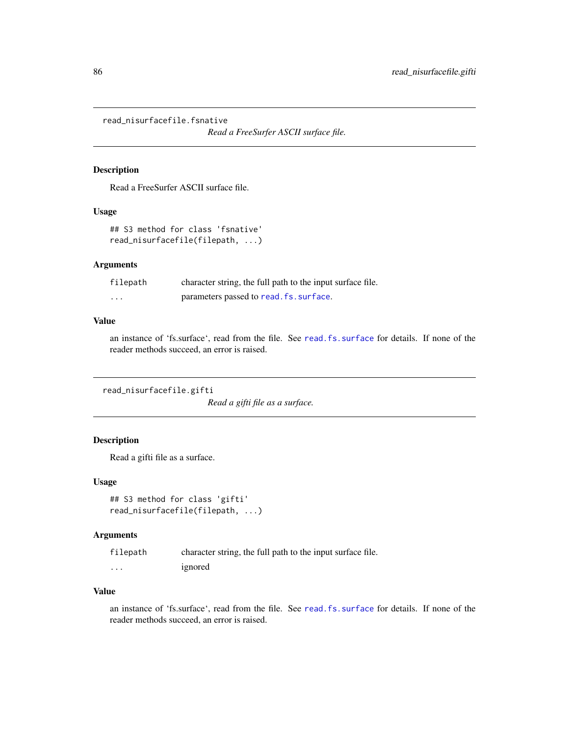## read_nisurfacefile.fsnative

*Read a FreeSurfer ASCII surface file.*

### Description

Read a FreeSurfer ASCII surface file.

### Usage

```
## S3 method for class 'fsnative'
read_nisurfacefile(filepath, ...)
```

### Arguments

| | |
|---|---|
| filepath | character string, the full path to the input surface file. |
| ... | parameters passed to read.fs.surface. |

### Value

an instance of 'fs.surface', read from the file. See read.fs.surface for details. If none of the reader methods succeed, an error is raised.

## read_nisurfacefile.gifti

*Read a gifti file as a surface.*

### Description

Read a gifti file as a surface.

### Usage

```
## S3 method for class 'gifti'
read_nisurfacefile(filepath, ...)
```

### Arguments

| | |
|---|---|
| filepath | character string, the full path to the input surface file. |
| ... | ignored |

### Value

an instance of 'fs.surface', read from the file. See read.fs.surface for details. If none of the reader methods succeed, an error is raised.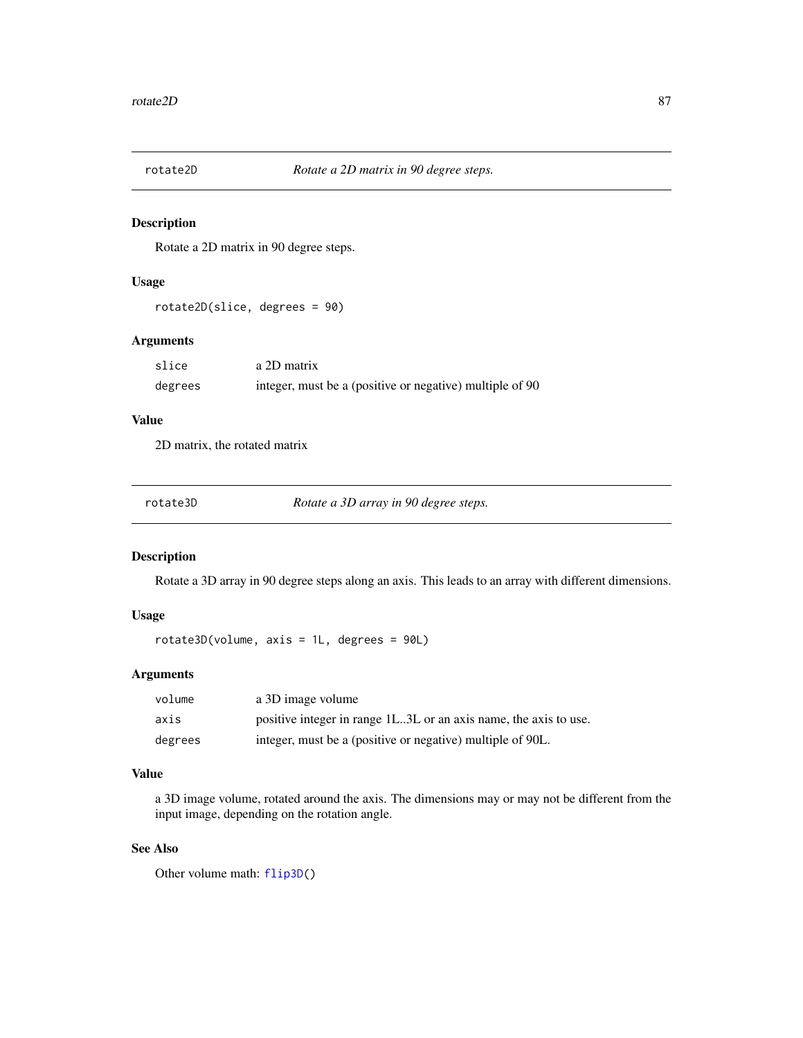## rotate2D — *Rotate a 2D matrix in 90 degree steps.*

### Description

Rotate a 2D matrix in 90 degree steps.

### Usage

```
rotate2D(slice, degrees = 90)
```

### Arguments

| | |
|---|---|
| slice | a 2D matrix |
| degrees | integer, must be a (positive or negative) multiple of 90 |

### Value

2D matrix, the rotated matrix

## rotate3D — *Rotate a 3D array in 90 degree steps.*

### Description

Rotate a 3D array in 90 degree steps along an axis. This leads to an array with different dimensions.

### Usage

```
rotate3D(volume, axis = 1L, degrees = 90L)
```

### Arguments

| | |
|---|---|
| volume | a 3D image volume |
| axis | positive integer in range 1L..3L or an axis name, the axis to use. |
| degrees | integer, must be a (positive or negative) multiple of 90L. |

### Value

a 3D image volume, rotated around the axis. The dimensions may or may not be different from the input image, depending on the rotation angle.

### See Also

Other volume math: flip3D()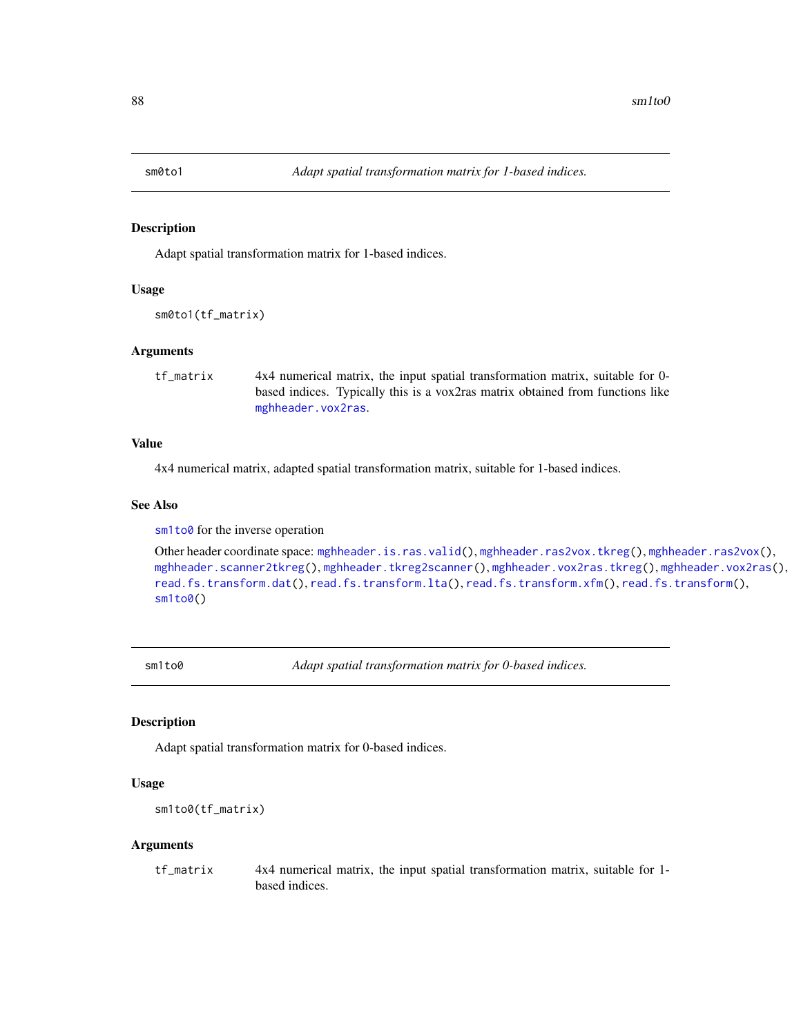## sm0to1 — *Adapt spatial transformation matrix for 1-based indices.*

### Description

Adapt spatial transformation matrix for 1-based indices.

### Usage

```
sm0to1(tf_matrix)
```

### Arguments

| | |
|---|---|
| tf_matrix | 4x4 numerical matrix, the input spatial transformation matrix, suitable for 0-based indices. Typically this is a vox2ras matrix obtained from functions like mghheader.vox2ras. |

### Value

4x4 numerical matrix, adapted spatial transformation matrix, suitable for 1-based indices.

### See Also

sm1to0 for the inverse operation

Other header coordinate space: mghheader.is.ras.valid(), mghheader.ras2vox.tkreg(), mghheader.ras2vox(), mghheader.scanner2tkreg(), mghheader.tkreg2scanner(), mghheader.vox2ras.tkreg(), mghheader.vox2ras(), read.fs.transform.dat(), read.fs.transform.lta(), read.fs.transform.xfm(), read.fs.transform(), sm1to0()

## sm1to0 — *Adapt spatial transformation matrix for 0-based indices.*

### Description

Adapt spatial transformation matrix for 0-based indices.

### Usage

```
sm1to0(tf_matrix)
```

### Arguments

| | |
|---|---|
| tf_matrix | 4x4 numerical matrix, the input spatial transformation matrix, suitable for 1-based indices. |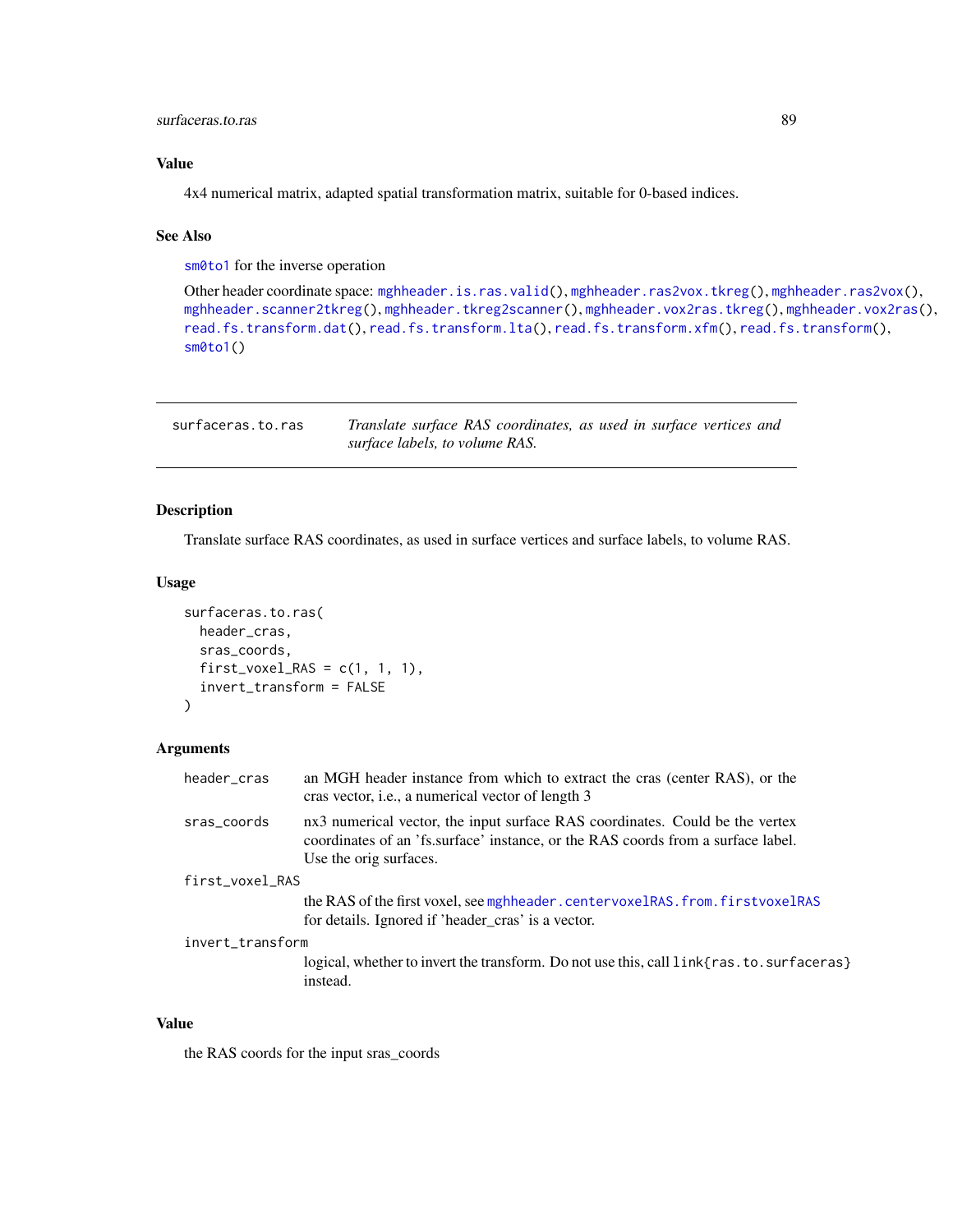### Value

4x4 numerical matrix, adapted spatial transformation matrix, suitable for 0-based indices.

### See Also

`sm0to1` for the inverse operation

Other header coordinate space: `mghheader.is.ras.valid()`, `mghheader.ras2vox.tkreg()`, `mghheader.ras2vox()`, `mghheader.scanner2tkreg()`, `mghheader.tkreg2scanner()`, `mghheader.vox2ras.tkreg()`, `mghheader.vox2ras()`, `read.fs.transform.dat()`, `read.fs.transform.lta()`, `read.fs.transform.xfm()`, `read.fs.transform()`, `sm0to1()`

---

## surfaceras.to.ras — *Translate surface RAS coordinates, as used in surface vertices and surface labels, to volume RAS.*

---

### Description

Translate surface RAS coordinates, as used in surface vertices and surface labels, to volume RAS.

### Usage

```
surfaceras.to.ras(
  header_cras,
  sras_coords,
  first_voxel_RAS = c(1, 1, 1),
  invert_transform = FALSE
)
```

### Arguments

| | |
|---|---|
| `header_cras` | an MGH header instance from which to extract the cras (center RAS), or the cras vector, i.e., a numerical vector of length 3 |
| `sras_coords` | nx3 numerical vector, the input surface RAS coordinates. Could be the vertex coordinates of an 'fs.surface' instance, or the RAS coords from a surface label. Use the orig surfaces. |
| `first_voxel_RAS` | the RAS of the first voxel, see `mghheader.centervoxelRAS.from.firstvoxelRAS` for details. Ignored if 'header_cras' is a vector. |
| `invert_transform` | logical, whether to invert the transform. Do not use this, call `link{ras.to.surfaceras}` instead. |

### Value

the RAS coords for the input sras_coords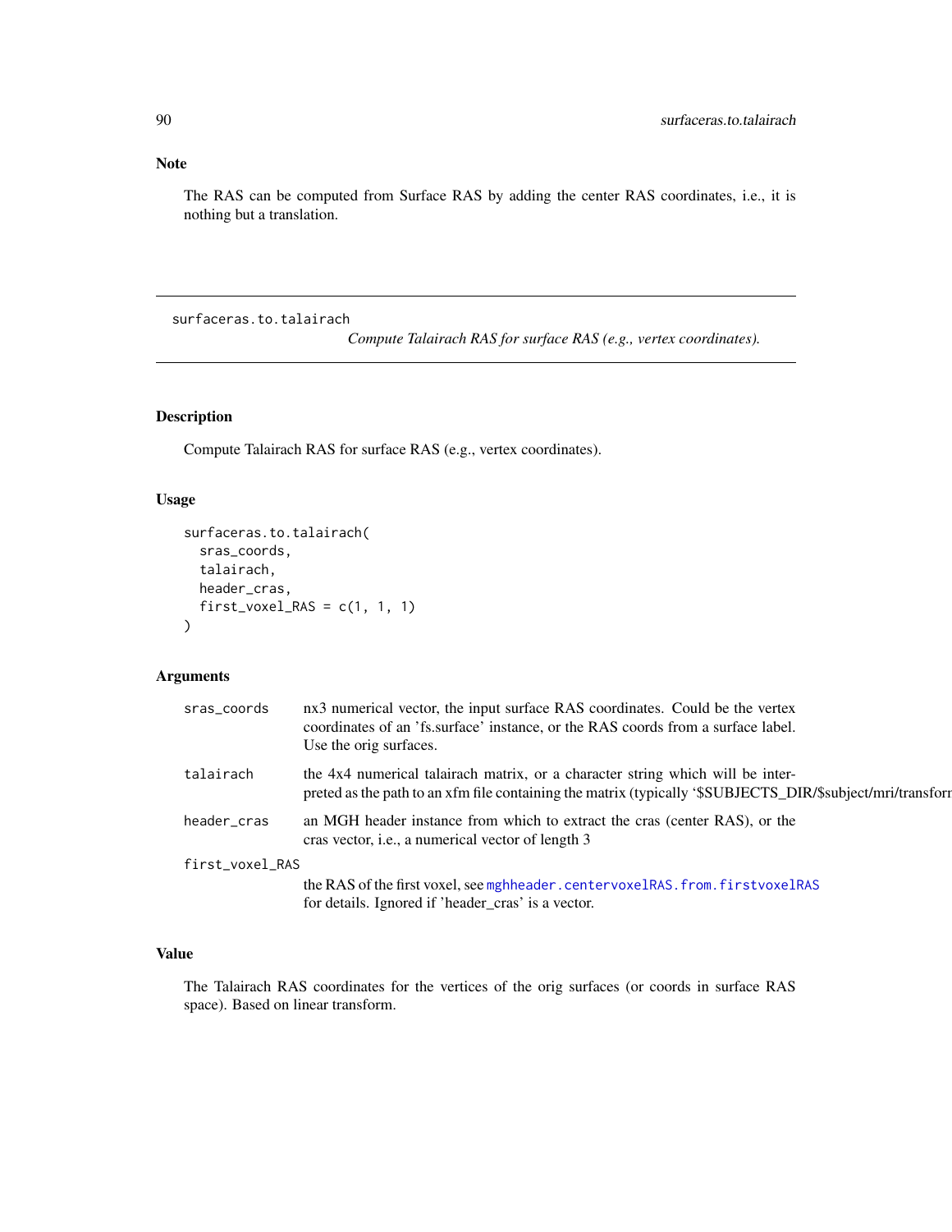## Note

The RAS can be computed from Surface RAS by adding the center RAS coordinates, i.e., it is nothing but a translation.

---

surfaceras.to.talairach    *Compute Talairach RAS for surface RAS (e.g., vertex coordinates).*

---

### Description

Compute Talairach RAS for surface RAS (e.g., vertex coordinates).

### Usage

```
surfaceras.to.talairach(
  sras_coords,
  talairach,
  header_cras,
  first_voxel_RAS = c(1, 1, 1)
)
```

### Arguments

| | |
|---|---|
| `sras_coords` | nx3 numerical vector, the input surface RAS coordinates. Could be the vertex coordinates of an 'fs.surface' instance, or the RAS coords from a surface label. Use the orig surfaces. |
| `talairach` | the 4x4 numerical talairach matrix, or a character string which will be interpreted as the path to an xfm file containing the matrix (typically '$SUBJECTS_DIR/$subject/mri/transforn |
| `header_cras` | an MGH header instance from which to extract the cras (center RAS), or the cras vector, i.e., a numerical vector of length 3 |
| `first_voxel_RAS` | the RAS of the first voxel, see `mghheader.centervoxelRAS.from.firstvoxelRAS` for details. Ignored if 'header_cras' is a vector. |

### Value

The Talairach RAS coordinates for the vertices of the orig surfaces (or coords in surface RAS space). Based on linear transform.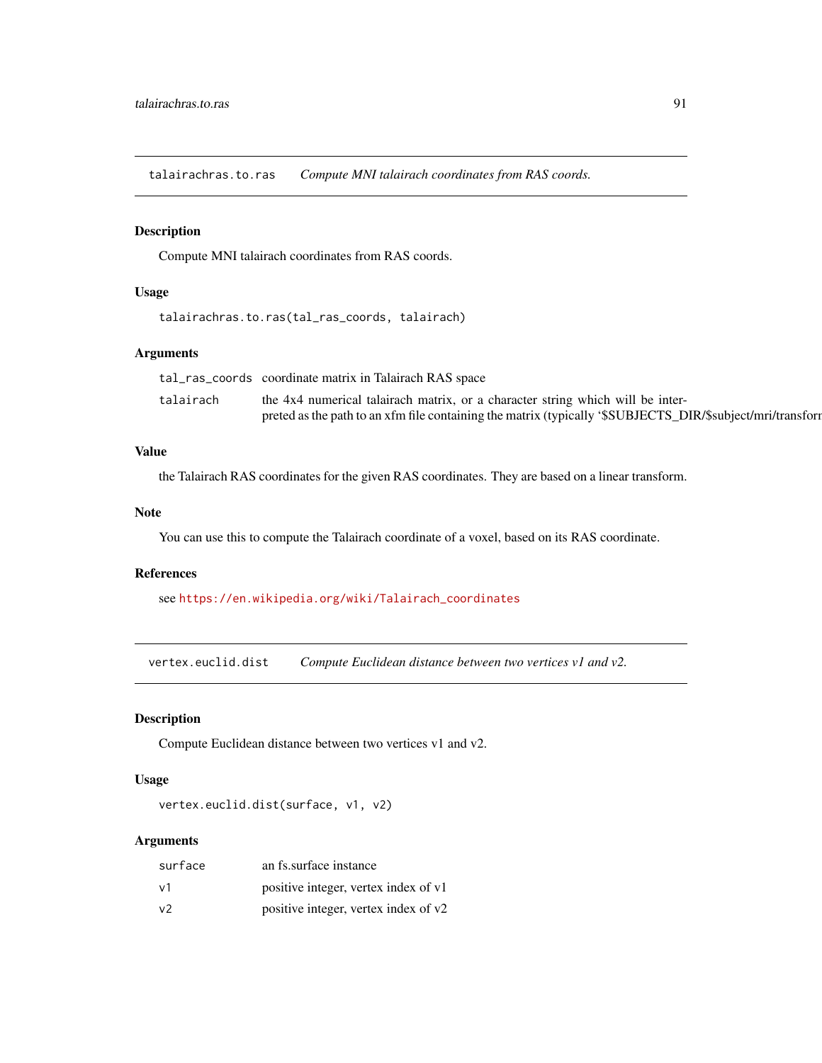## talairachras.to.ras *Compute MNI talairach coordinates from RAS coords.*

### Description

Compute MNI talairach coordinates from RAS coords.

### Usage

```
talairachras.to.ras(tal_ras_coords, talairach)
```

### Arguments

| | |
|---|---|
| tal_ras_coords | coordinate matrix in Talairach RAS space |
| talairach | the 4x4 numerical talairach matrix, or a character string which will be interpreted as the path to an xfm file containing the matrix (typically '$SUBJECTS_DIR/$subject/mri/transforn |

### Value

the Talairach RAS coordinates for the given RAS coordinates. They are based on a linear transform.

### Note

You can use this to compute the Talairach coordinate of a voxel, based on its RAS coordinate.

### References

see https://en.wikipedia.org/wiki/Talairach_coordinates

## vertex.euclid.dist *Compute Euclidean distance between two vertices v1 and v2.*

### Description

Compute Euclidean distance between two vertices v1 and v2.

### Usage

```
vertex.euclid.dist(surface, v1, v2)
```

### Arguments

| | |
|---|---|
| surface | an fs.surface instance |
| v1 | positive integer, vertex index of v1 |
| v2 | positive integer, vertex index of v2 |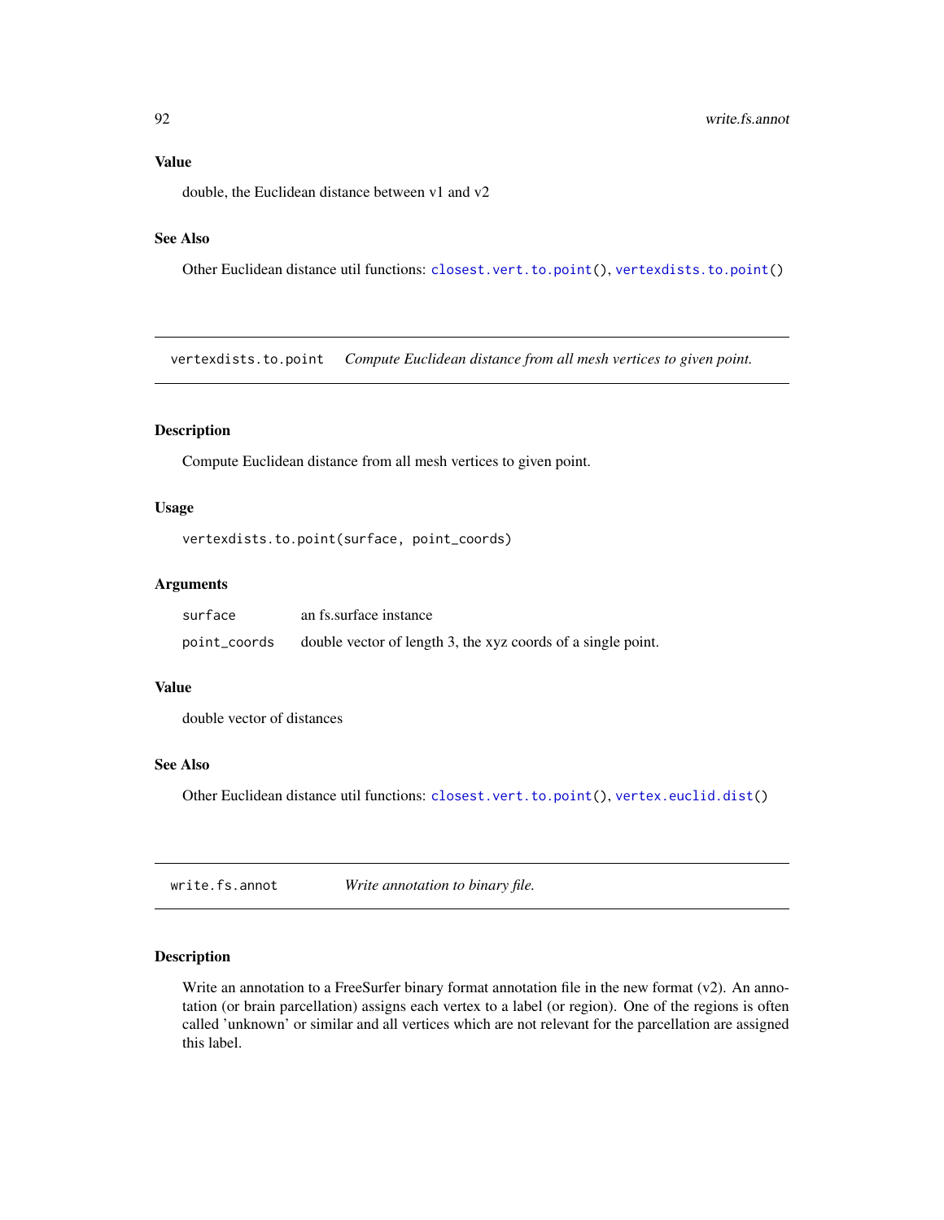### Value

double, the Euclidean distance between v1 and v2

### See Also

Other Euclidean distance util functions: closest.vert.to.point(), vertexdists.to.point()

---

## vertexdists.to.point *Compute Euclidean distance from all mesh vertices to given point.*

---

### Description

Compute Euclidean distance from all mesh vertices to given point.

### Usage

```
vertexdists.to.point(surface, point_coords)
```

### Arguments

| | |
|---|---|
| surface | an fs.surface instance |
| point_coords | double vector of length 3, the xyz coords of a single point. |

### Value

double vector of distances

### See Also

Other Euclidean distance util functions: closest.vert.to.point(), vertex.euclid.dist()

---

## write.fs.annot *Write annotation to binary file.*

---

### Description

Write an annotation to a FreeSurfer binary format annotation file in the new format (v2). An annotation (or brain parcellation) assigns each vertex to a label (or region). One of the regions is often called 'unknown' or similar and all vertices which are not relevant for the parcellation are assigned this label.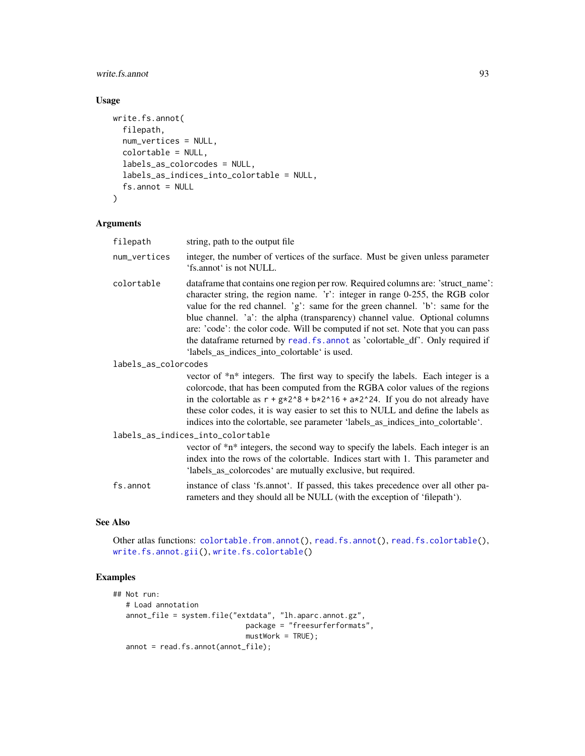## Usage

```
write.fs.annot(
  filepath,
  num_vertices = NULL,
  colortable = NULL,
  labels_as_colorcodes = NULL,
  labels_as_indices_into_colortable = NULL,
  fs.annot = NULL
)
```

## Arguments

| | |
|---|---|
| `filepath` | string, path to the output file |
| `num_vertices` | integer, the number of vertices of the surface. Must be given unless parameter 'fs.annot' is not NULL. |
| `colortable` | dataframe that contains one region per row. Required columns are: 'struct_name': character string, the region name. 'r': integer in range 0-255, the RGB color value for the red channel. 'g': same for the green channel. 'b': same for the blue channel. 'a': the alpha (transparency) channel value. Optional columns are: 'code': the color code. Will be computed if not set. Note that you can pass the dataframe returned by `read.fs.annot` as 'colortable_df'. Only required if 'labels_as_indices_into_colortable' is used. |
| `labels_as_colorcodes` | vector of *n* integers. The first way to specify the labels. Each integer is a colorcode, that has been computed from the RGBA color values of the regions in the colortable as `r + g*2^8 + b*2^16 + a*2^24`. If you do not already have these color codes, it is way easier to set this to NULL and define the labels as indices into the colortable, see parameter 'labels_as_indices_into_colortable'. |
| `labels_as_indices_into_colortable` | vector of *n* integers, the second way to specify the labels. Each integer is an index into the rows of the colortable. Indices start with 1. This parameter and 'labels_as_colorcodes' are mutually exclusive, but required. |
| `fs.annot` | instance of class 'fs.annot'. If passed, this takes precedence over all other parameters and they should all be NULL (with the exception of 'filepath'). |

## See Also

Other atlas functions: `colortable.from.annot()`, `read.fs.annot()`, `read.fs.colortable()`, `write.fs.annot.gii()`, `write.fs.colortable()`

## Examples

```
## Not run:
   # Load annotation
   annot_file = system.file("extdata", "lh.aparc.annot.gz",
                            package = "freesurferformats",
                            mustWork = TRUE);
   annot = read.fs.annot(annot_file);
```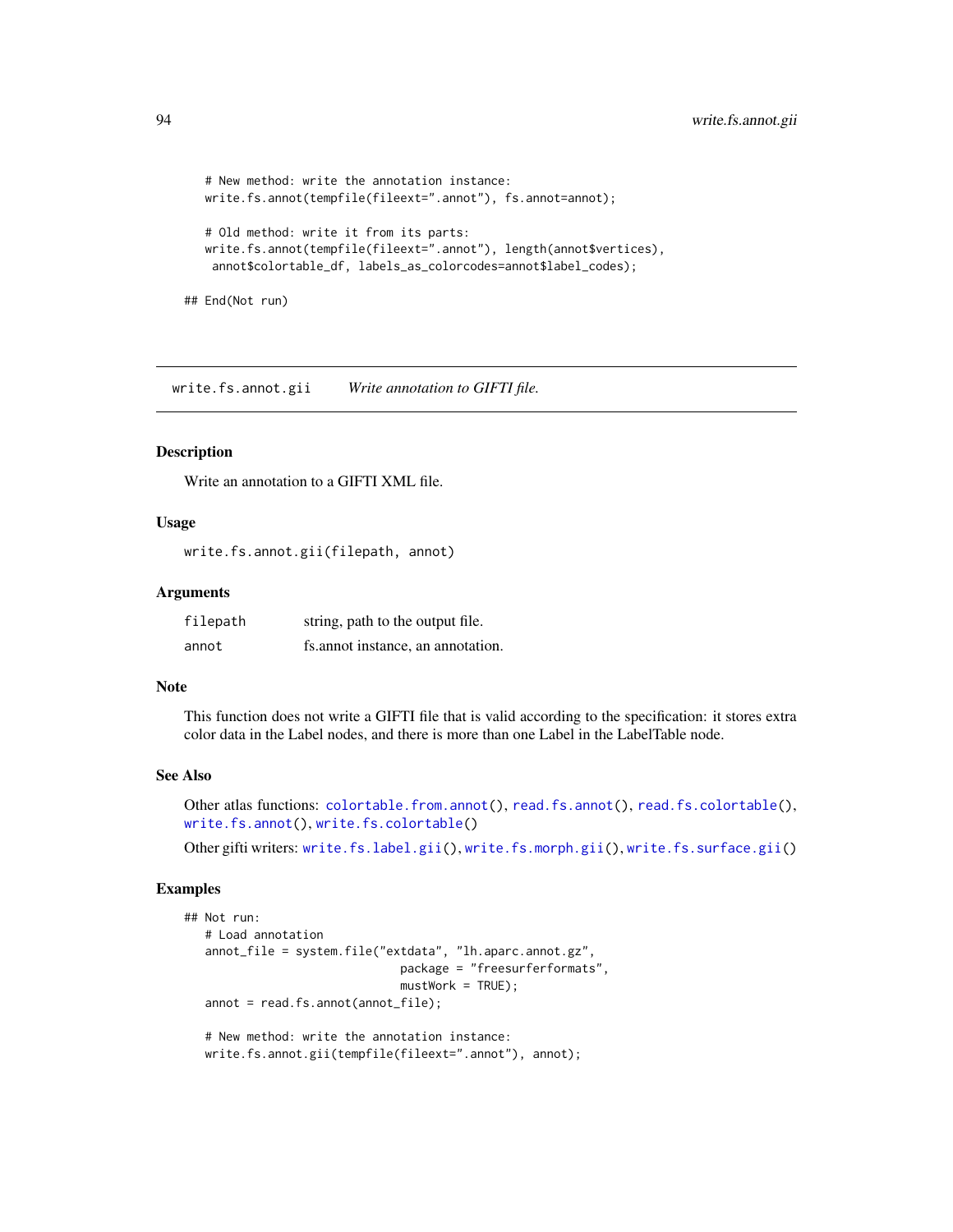```
    # New method: write the annotation instance:
    write.fs.annot(tempfile(fileext=".annot"), fs.annot=annot);

    # Old method: write it from its parts:
    write.fs.annot(tempfile(fileext=".annot"), length(annot$vertices),
     annot$colortable_df, labels_as_colorcodes=annot$label_codes);

## End(Not run)
```

---

`write.fs.annot.gii` *Write annotation to GIFTI file.*

---

### Description

Write an annotation to a GIFTI XML file.

### Usage

```
write.fs.annot.gii(filepath, annot)
```

### Arguments

| | |
|---|---|
| `filepath` | string, path to the output file. |
| `annot` | fs.annot instance, an annotation. |

### Note

This function does not write a GIFTI file that is valid according to the specification: it stores extra color data in the Label nodes, and there is more than one Label in the LabelTable node.

### See Also

Other atlas functions: `colortable.from.annot()`, `read.fs.annot()`, `read.fs.colortable()`, `write.fs.annot()`, `write.fs.colortable()`

Other gifti writers: `write.fs.label.gii()`, `write.fs.morph.gii()`, `write.fs.surface.gii()`

### Examples

```
## Not run:
    # Load annotation
    annot_file = system.file("extdata", "lh.aparc.annot.gz",
                             package = "freesurferformats",
                             mustWork = TRUE);
    annot = read.fs.annot(annot_file);

    # New method: write the annotation instance:
    write.fs.annot.gii(tempfile(fileext=".annot"), annot);
```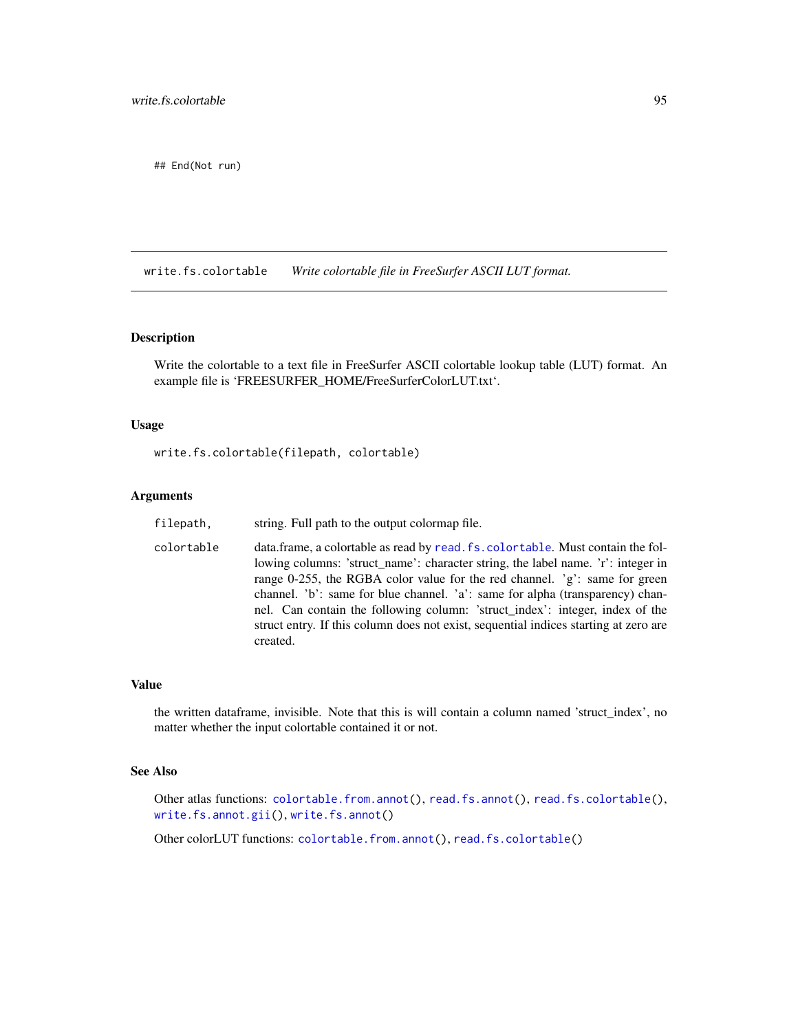```
## End(Not run)
```

## write.fs.colortable — *Write colortable file in FreeSurfer ASCII LUT format.*

### Description

Write the colortable to a text file in FreeSurfer ASCII colortable lookup table (LUT) format. An example file is 'FREESURFER_HOME/FreeSurferColorLUT.txt'.

### Usage

```
write.fs.colortable(filepath, colortable)
```

### Arguments

| | |
|---|---|
| `filepath,` | string. Full path to the output colormap file. |
| `colortable` | data.frame, a colortable as read by `read.fs.colortable`. Must contain the following columns: 'struct_name': character string, the label name. 'r': integer in range 0-255, the RGBA color value for the red channel. 'g': same for green channel. 'b': same for blue channel. 'a': same for alpha (transparency) channel. Can contain the following column: 'struct_index': integer, index of the struct entry. If this column does not exist, sequential indices starting at zero are created. |

### Value

the written dataframe, invisible. Note that this is will contain a column named 'struct_index', no matter whether the input colortable contained it or not.

### See Also

Other atlas functions: `colortable.from.annot()`, `read.fs.annot()`, `read.fs.colortable()`, `write.fs.annot.gii()`, `write.fs.annot()`

Other colorLUT functions: `colortable.from.annot()`, `read.fs.colortable()`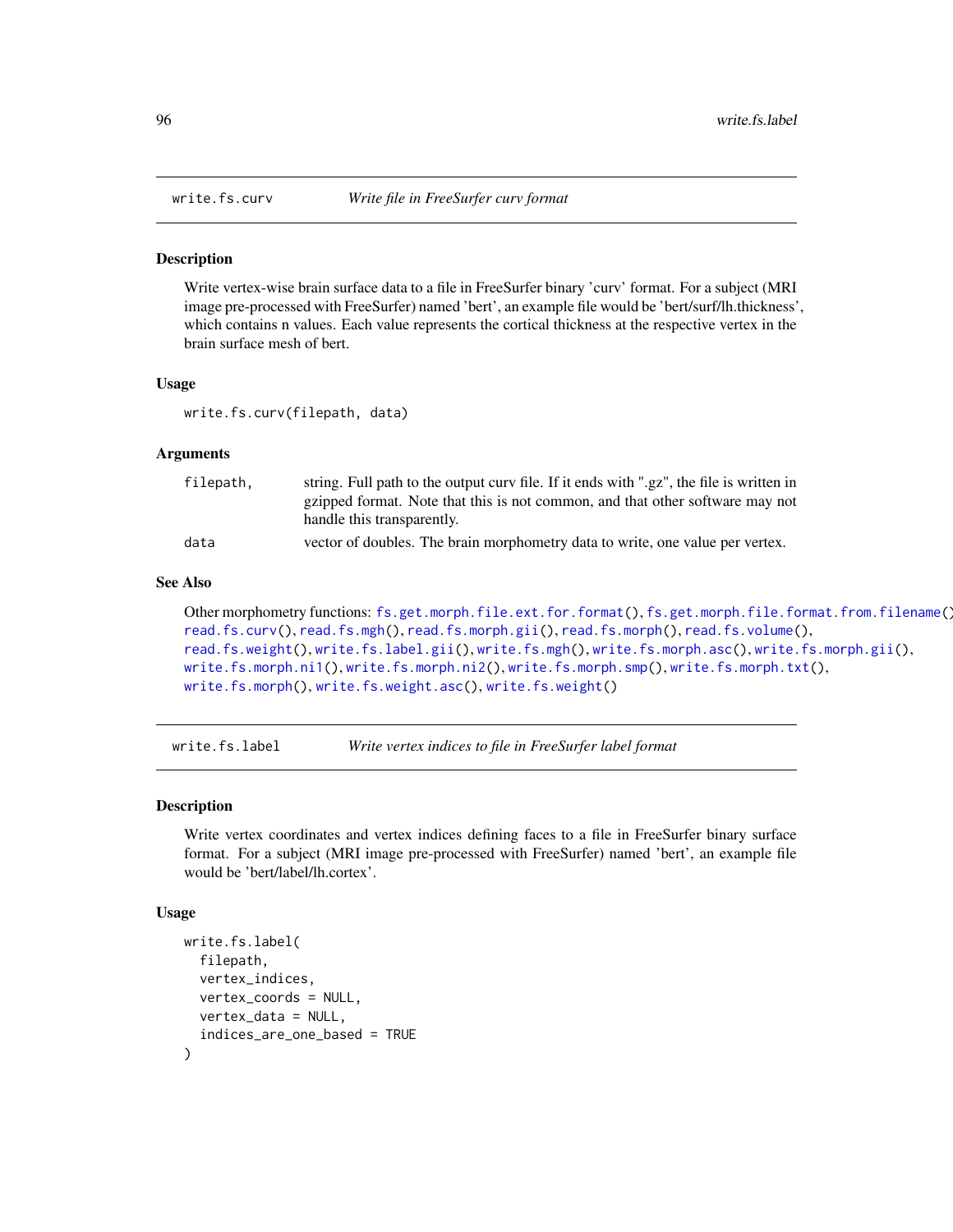## write.fs.curv — *Write file in FreeSurfer curv format*

### Description

Write vertex-wise brain surface data to a file in FreeSurfer binary 'curv' format. For a subject (MRI image pre-processed with FreeSurfer) named 'bert', an example file would be 'bert/surf/lh.thickness', which contains n values. Each value represents the cortical thickness at the respective vertex in the brain surface mesh of bert.

### Usage

```
write.fs.curv(filepath, data)
```

### Arguments

| | |
|---|---|
| `filepath,` | string. Full path to the output curv file. If it ends with ".gz", the file is written in gzipped format. Note that this is not common, and that other software may not handle this transparently. |
| `data` | vector of doubles. The brain morphometry data to write, one value per vertex. |

### See Also

Other morphometry functions: `fs.get.morph.file.ext.for.format()`, `fs.get.morph.file.format.from.filename()`, `read.fs.curv()`, `read.fs.mgh()`, `read.fs.morph.gii()`, `read.fs.morph()`, `read.fs.volume()`, `read.fs.weight()`, `write.fs.label.gii()`, `write.fs.mgh()`, `write.fs.morph.asc()`, `write.fs.morph.gii()`, `write.fs.morph.ni1()`, `write.fs.morph.ni2()`, `write.fs.morph.smp()`, `write.fs.morph.txt()`, `write.fs.morph()`, `write.fs.weight.asc()`, `write.fs.weight()`

## write.fs.label — *Write vertex indices to file in FreeSurfer label format*

### Description

Write vertex coordinates and vertex indices defining faces to a file in FreeSurfer binary surface format. For a subject (MRI image pre-processed with FreeSurfer) named 'bert', an example file would be 'bert/label/lh.cortex'.

### Usage

```
write.fs.label(
  filepath,
  vertex_indices,
  vertex_coords = NULL,
  vertex_data = NULL,
  indices_are_one_based = TRUE
)
```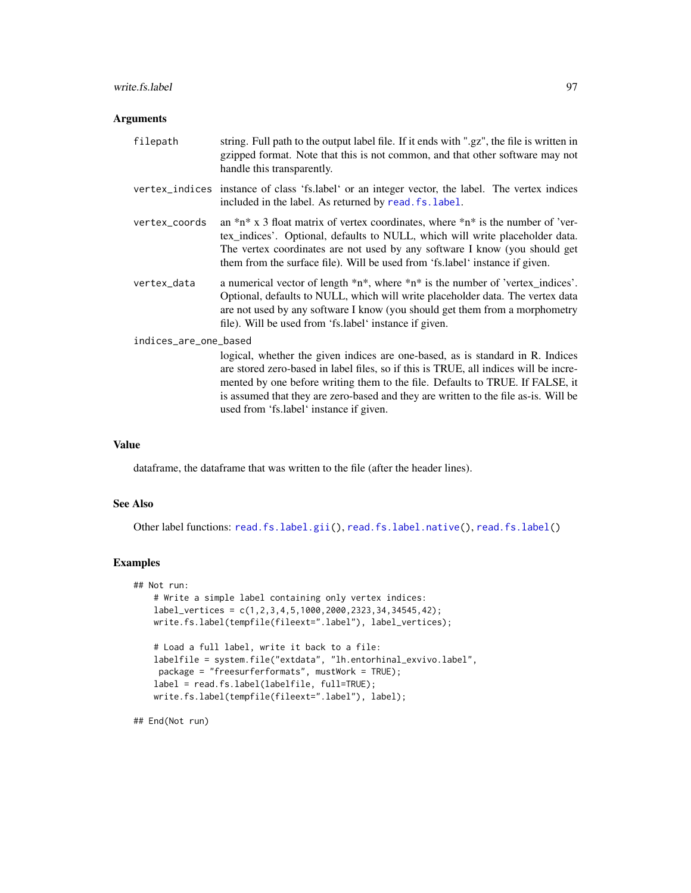### Arguments

filepath
: string. Full path to the output label file. If it ends with ".gz", the file is written in gzipped format. Note that this is not common, and that other software may not handle this transparently.

vertex_indices
: instance of class 'fs.label' or an integer vector, the label. The vertex indices included in the label. As returned by `read.fs.label`.

vertex_coords
: an *n* x 3 float matrix of vertex coordinates, where *n* is the number of 'vertex_indices'. Optional, defaults to NULL, which will write placeholder data. The vertex coordinates are not used by any software I know (you should get them from the surface file). Will be used from 'fs.label' instance if given.

vertex_data
: a numerical vector of length *n*, where *n* is the number of 'vertex_indices'. Optional, defaults to NULL, which will write placeholder data. The vertex data are not used by any software I know (you should get them from a morphometry file). Will be used from 'fs.label' instance if given.

indices_are_one_based
: logical, whether the given indices are one-based, as is standard in R. Indices are stored zero-based in label files, so if this is TRUE, all indices will be incremented by one before writing them to the file. Defaults to TRUE. If FALSE, it is assumed that they are zero-based and they are written to the file as-is. Will be used from 'fs.label' instance if given.

### Value

dataframe, the dataframe that was written to the file (after the header lines).

### See Also

Other label functions: `read.fs.label.gii()`, `read.fs.label.native()`, `read.fs.label()`

### Examples

```
## Not run:
    # Write a simple label containing only vertex indices:
    label_vertices = c(1,2,3,4,5,1000,2000,2323,34,34545,42);
    write.fs.label(tempfile(fileext=".label"), label_vertices);

    # Load a full label, write it back to a file:
    labelfile = system.file("extdata", "lh.entorhinal_exvivo.label",
     package = "freesurferformats", mustWork = TRUE);
    label = read.fs.label(labelfile, full=TRUE);
    write.fs.label(tempfile(fileext=".label"), label);

## End(Not run)
```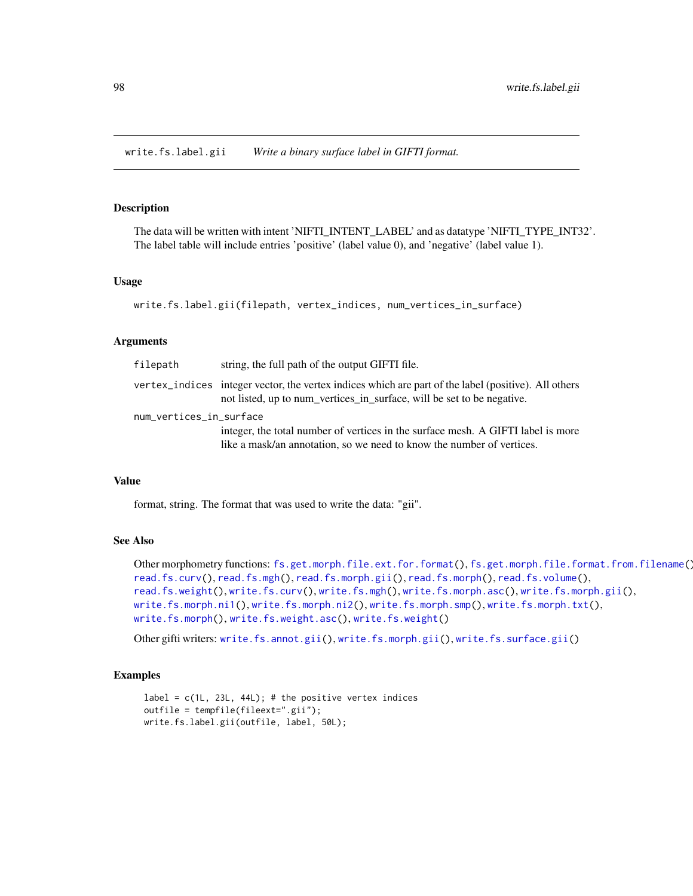## write.fs.label.gii — *Write a binary surface label in GIFTI format.*

### Description

The data will be written with intent 'NIFTI_INTENT_LABEL' and as datatype 'NIFTI_TYPE_INT32'. The label table will include entries 'positive' (label value 0), and 'negative' (label value 1).

### Usage

```
write.fs.label.gii(filepath, vertex_indices, num_vertices_in_surface)
```

### Arguments

| | |
|---|---|
| `filepath` | string, the full path of the output GIFTI file. |
| `vertex_indices` | integer vector, the vertex indices which are part of the label (positive). All others not listed, up to num_vertices_in_surface, will be set to be negative. |
| `num_vertices_in_surface` | integer, the total number of vertices in the surface mesh. A GIFTI label is more like a mask/an annotation, so we need to know the number of vertices. |

### Value

format, string. The format that was used to write the data: "gii".

### See Also

Other morphometry functions: `fs.get.morph.file.ext.for.format()`, `fs.get.morph.file.format.from.filename()`, `read.fs.curv()`, `read.fs.mgh()`, `read.fs.morph.gii()`, `read.fs.morph()`, `read.fs.volume()`, `read.fs.weight()`, `write.fs.curv()`, `write.fs.mgh()`, `write.fs.morph.asc()`, `write.fs.morph.gii()`, `write.fs.morph.ni1()`, `write.fs.morph.ni2()`, `write.fs.morph.smp()`, `write.fs.morph.txt()`, `write.fs.morph()`, `write.fs.weight.asc()`, `write.fs.weight()`

Other gifti writers: `write.fs.annot.gii()`, `write.fs.morph.gii()`, `write.fs.surface.gii()`

### Examples

```
label = c(1L, 23L, 44L); # the positive vertex indices
outfile = tempfile(fileext=".gii");
write.fs.label.gii(outfile, label, 50L);
```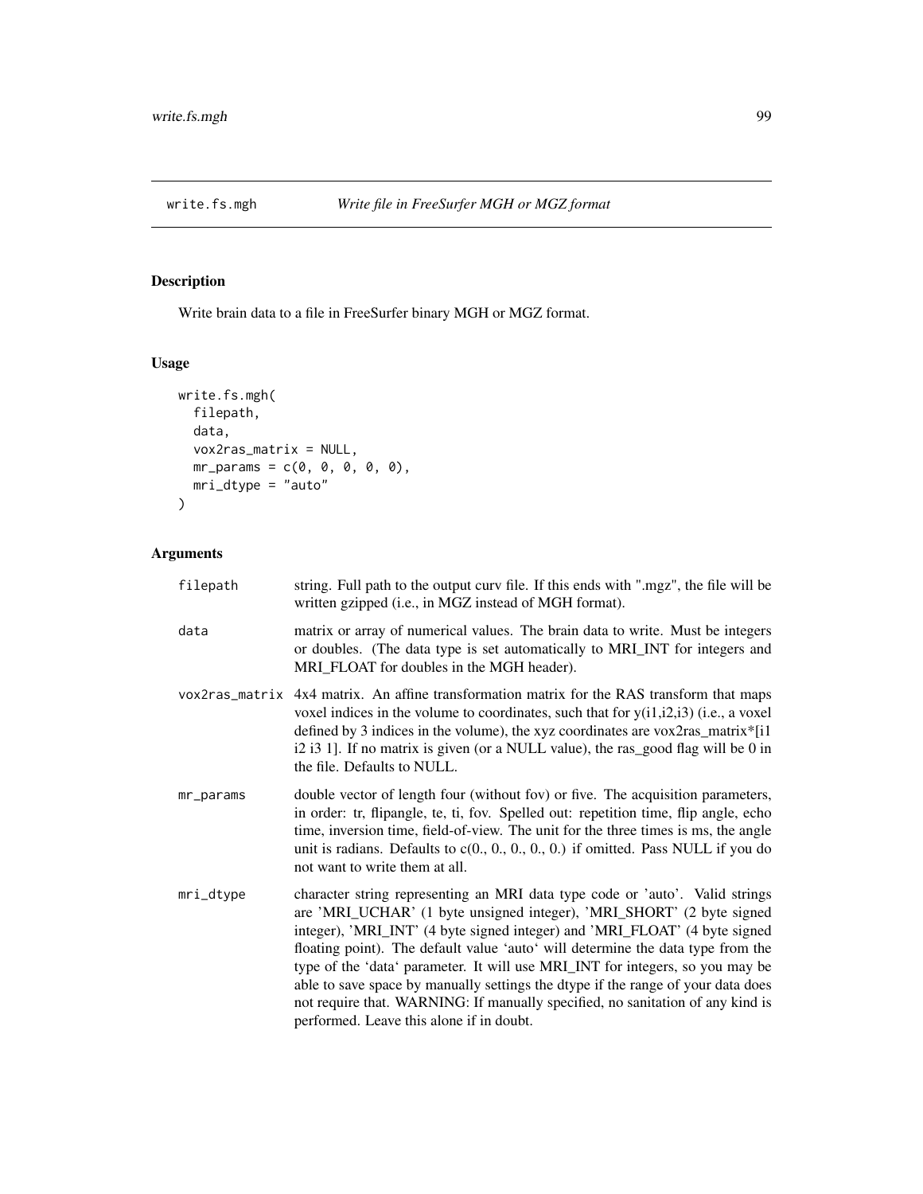# write.fs.mgh *Write file in FreeSurfer MGH or MGZ format*

## Description

Write brain data to a file in FreeSurfer binary MGH or MGZ format.

## Usage

```
write.fs.mgh(
  filepath,
  data,
  vox2ras_matrix = NULL,
  mr_params = c(0, 0, 0, 0, 0),
  mri_dtype = "auto"
)
```

## Arguments

| | |
|---|---|
| filepath | string. Full path to the output curv file. If this ends with ".mgz", the file will be written gzipped (i.e., in MGZ instead of MGH format). |
| data | matrix or array of numerical values. The brain data to write. Must be integers or doubles. (The data type is set automatically to MRI_INT for integers and MRI_FLOAT for doubles in the MGH header). |
| vox2ras_matrix | 4x4 matrix. An affine transformation matrix for the RAS transform that maps voxel indices in the volume to coordinates, such that for y(i1,i2,i3) (i.e., a voxel defined by 3 indices in the volume), the xyz coordinates are vox2ras_matrix*[i1 i2 i3 1]. If no matrix is given (or a NULL value), the ras_good flag will be 0 in the file. Defaults to NULL. |
| mr_params | double vector of length four (without fov) or five. The acquisition parameters, in order: tr, flipangle, te, ti, fov. Spelled out: repetition time, flip angle, echo time, inversion time, field-of-view. The unit for the three times is ms, the angle unit is radians. Defaults to c(0., 0., 0., 0., 0.) if omitted. Pass NULL if you do not want to write them at all. |
| mri_dtype | character string representing an MRI data type code or 'auto'. Valid strings are 'MRI_UCHAR' (1 byte unsigned integer), 'MRI_SHORT' (2 byte signed integer), 'MRI_INT' (4 byte signed integer) and 'MRI_FLOAT' (4 byte signed floating point). The default value 'auto' will determine the data type from the type of the 'data' parameter. It will use MRI_INT for integers, so you may be able to save space by manually settings the dtype if the range of your data does not require that. WARNING: If manually specified, no sanitation of any kind is performed. Leave this alone if in doubt. |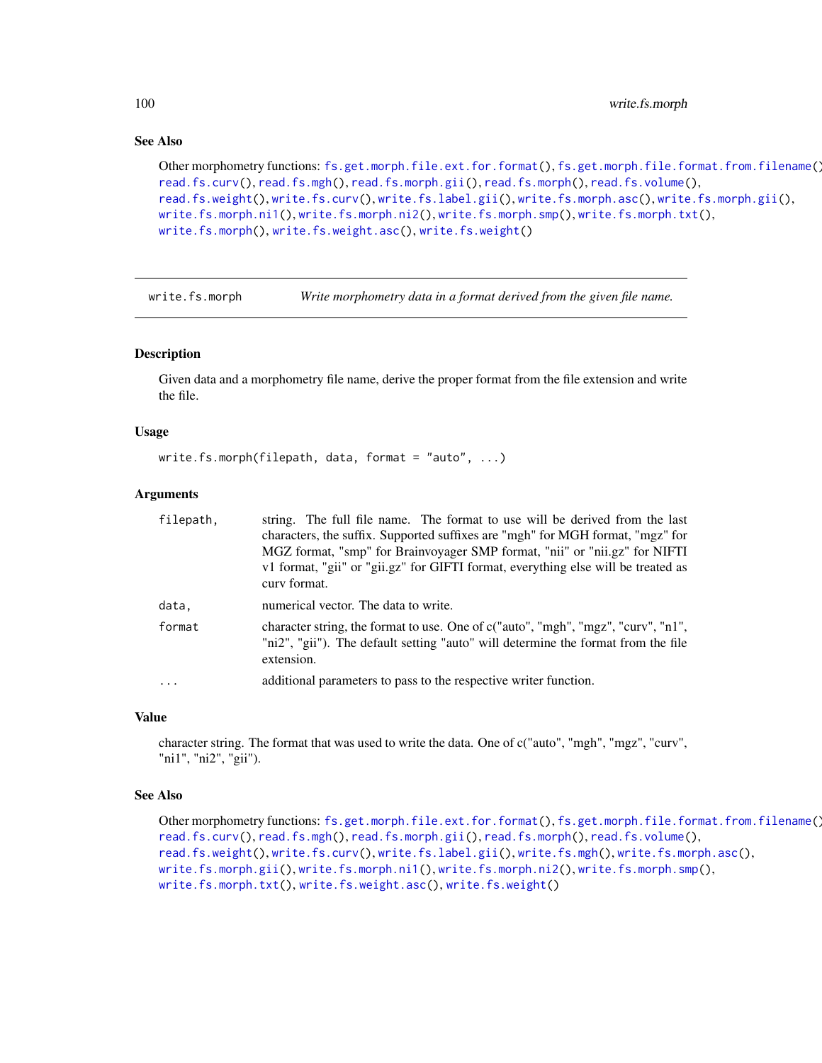### See Also

Other morphometry functions: fs.get.morph.file.ext.for.format(), fs.get.morph.file.format.from.filename(), read.fs.curv(), read.fs.mgh(), read.fs.morph.gii(), read.fs.morph(), read.fs.volume(), read.fs.weight(), write.fs.curv(), write.fs.label.gii(), write.fs.morph.asc(), write.fs.morph.gii(), write.fs.morph.ni1(), write.fs.morph.ni2(), write.fs.morph.smp(), write.fs.morph.txt(), write.fs.morph(), write.fs.weight.asc(), write.fs.weight()

---

## write.fs.morph — *Write morphometry data in a format derived from the given file name.*

### Description

Given data and a morphometry file name, derive the proper format from the file extension and write the file.

### Usage

```
write.fs.morph(filepath, data, format = "auto", ...)
```

### Arguments

| | |
|---|---|
| `filepath,` | string. The full file name. The format to use will be derived from the last characters, the suffix. Supported suffixes are "mgh" for MGH format, "mgz" for MGZ format, "smp" for Brainvoyager SMP format, "nii" or "nii.gz" for NIFTI v1 format, "gii" or "gii.gz" for GIFTI format, everything else will be treated as curv format. |
| `data,` | numerical vector. The data to write. |
| `format` | character string, the format to use. One of c("auto", "mgh", "mgz", "curv", "n1", "ni2", "gii"). The default setting "auto" will determine the format from the file extension. |
| `...` | additional parameters to pass to the respective writer function. |

### Value

character string. The format that was used to write the data. One of c("auto", "mgh", "mgz", "curv", "ni1", "ni2", "gii").

### See Also

Other morphometry functions: fs.get.morph.file.ext.for.format(), fs.get.morph.file.format.from.filename(), read.fs.curv(), read.fs.mgh(), read.fs.morph.gii(), read.fs.morph(), read.fs.volume(), read.fs.weight(), write.fs.curv(), write.fs.label.gii(), write.fs.mgh(), write.fs.morph.asc(), write.fs.morph.gii(), write.fs.morph.ni1(), write.fs.morph.ni2(), write.fs.morph.smp(), write.fs.morph.txt(), write.fs.weight.asc(), write.fs.weight()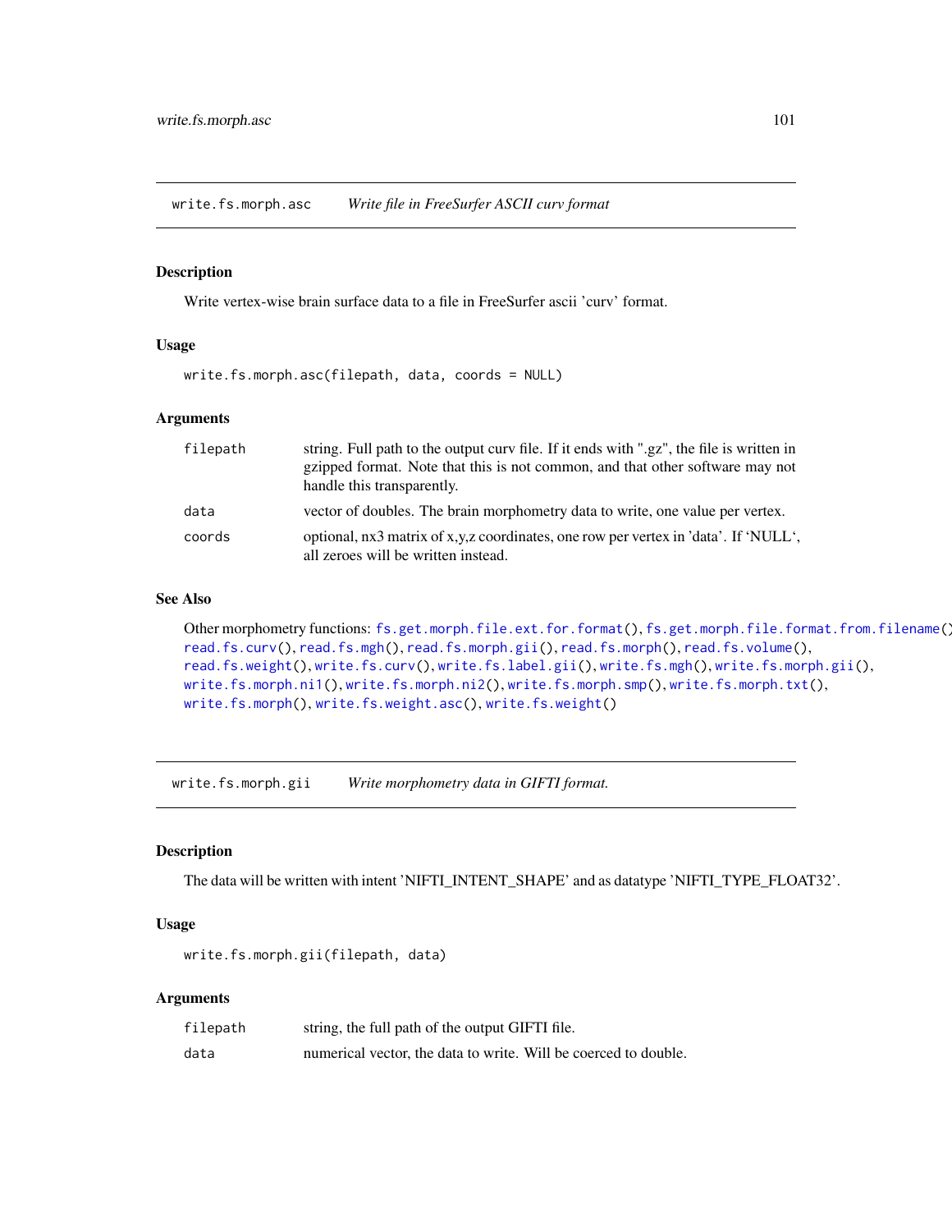## write.fs.morph.asc &nbsp;&nbsp;&nbsp; *Write file in FreeSurfer ASCII curv format*

### Description

Write vertex-wise brain surface data to a file in FreeSurfer ascii 'curv' format.

### Usage

```
write.fs.morph.asc(filepath, data, coords = NULL)
```

### Arguments

| | |
|---|---|
| `filepath` | string. Full path to the output curv file. If it ends with ".gz", the file is written in gzipped format. Note that this is not common, and that other software may not handle this transparently. |
| `data` | vector of doubles. The brain morphometry data to write, one value per vertex. |
| `coords` | optional, nx3 matrix of x,y,z coordinates, one row per vertex in 'data'. If 'NULL', all zeroes will be written instead. |

### See Also

Other morphometry functions: `fs.get.morph.file.ext.for.format()`, `fs.get.morph.file.format.from.filename()`, `read.fs.curv()`, `read.fs.mgh()`, `read.fs.morph.gii()`, `read.fs.morph()`, `read.fs.volume()`, `read.fs.weight()`, `write.fs.curv()`, `write.fs.label.gii()`, `write.fs.mgh()`, `write.fs.morph.gii()`, `write.fs.morph.ni1()`, `write.fs.morph.ni2()`, `write.fs.morph.smp()`, `write.fs.morph.txt()`, `write.fs.morph()`, `write.fs.weight.asc()`, `write.fs.weight()`

## write.fs.morph.gii &nbsp;&nbsp;&nbsp; *Write morphometry data in GIFTI format.*

### Description

The data will be written with intent 'NIFTI_INTENT_SHAPE' and as datatype 'NIFTI_TYPE_FLOAT32'.

### Usage

```
write.fs.morph.gii(filepath, data)
```

### Arguments

| | |
|---|---|
| `filepath` | string, the full path of the output GIFTI file. |
| `data` | numerical vector, the data to write. Will be coerced to double. |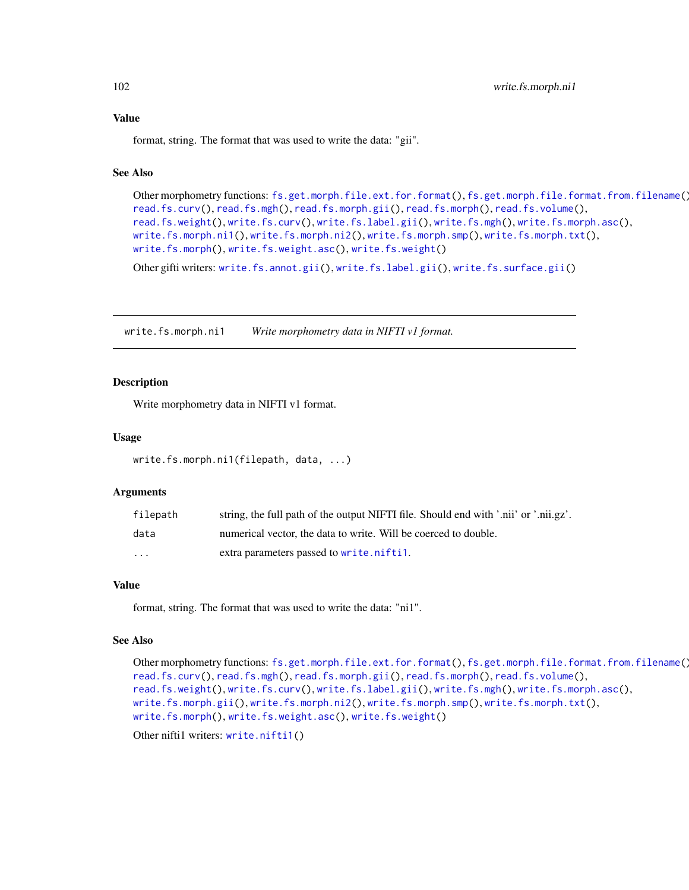### Value

format, string. The format that was used to write the data: "gii".

### See Also

Other morphometry functions: `fs.get.morph.file.ext.for.format()`, `fs.get.morph.file.format.from.filename()`, `read.fs.curv()`, `read.fs.mgh()`, `read.fs.morph.gii()`, `read.fs.morph()`, `read.fs.volume()`, `read.fs.weight()`, `write.fs.curv()`, `write.fs.label.gii()`, `write.fs.mgh()`, `write.fs.morph.asc()`, `write.fs.morph.ni1()`, `write.fs.morph.ni2()`, `write.fs.morph.smp()`, `write.fs.morph.txt()`, `write.fs.morph()`, `write.fs.weight.asc()`, `write.fs.weight()`

Other gifti writers: `write.fs.annot.gii()`, `write.fs.label.gii()`, `write.fs.surface.gii()`

---

## write.fs.morph.ni1 — *Write morphometry data in NIFTI v1 format.*

### Description

Write morphometry data in NIFTI v1 format.

### Usage

```
write.fs.morph.ni1(filepath, data, ...)
```

### Arguments

| | |
|---|---|
| `filepath` | string, the full path of the output NIFTI file. Should end with '.nii' or '.nii.gz'. |
| `data` | numerical vector, the data to write. Will be coerced to double. |
| `...` | extra parameters passed to `write.nifti1`. |

### Value

format, string. The format that was used to write the data: "ni1".

### See Also

Other morphometry functions: `fs.get.morph.file.ext.for.format()`, `fs.get.morph.file.format.from.filename()`, `read.fs.curv()`, `read.fs.mgh()`, `read.fs.morph.gii()`, `read.fs.morph()`, `read.fs.volume()`, `read.fs.weight()`, `write.fs.curv()`, `write.fs.label.gii()`, `write.fs.mgh()`, `write.fs.morph.asc()`, `write.fs.morph.gii()`, `write.fs.morph.ni2()`, `write.fs.morph.smp()`, `write.fs.morph.txt()`, `write.fs.morph()`, `write.fs.weight.asc()`, `write.fs.weight()`

Other nifti1 writers: `write.nifti1()`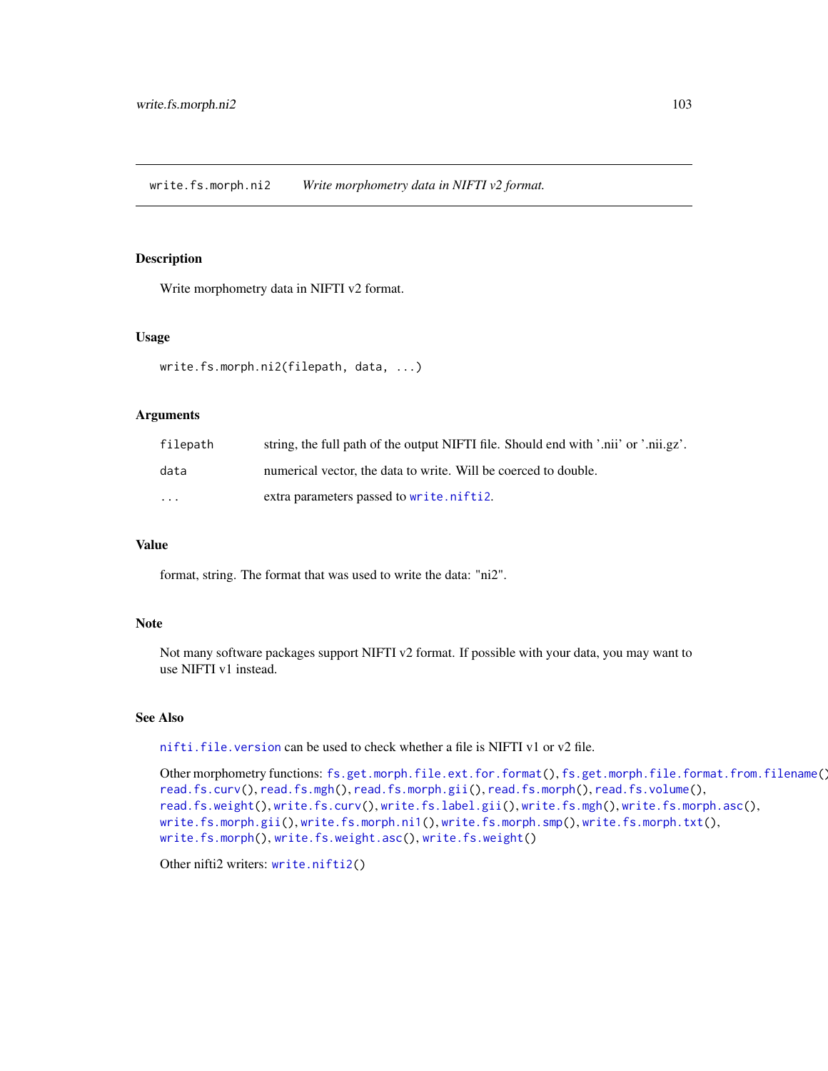write.fs.morph.ni2 — *Write morphometry data in NIFTI v2 format.*

## Description

Write morphometry data in NIFTI v2 format.

## Usage

```
write.fs.morph.ni2(filepath, data, ...)
```

## Arguments

| | |
|---|---|
| filepath | string, the full path of the output NIFTI file. Should end with '.nii' or '.nii.gz'. |
| data | numerical vector, the data to write. Will be coerced to double. |
| ... | extra parameters passed to write.nifti2. |

## Value

format, string. The format that was used to write the data: "ni2".

## Note

Not many software packages support NIFTI v2 format. If possible with your data, you may want to use NIFTI v1 instead.

## See Also

nifti.file.version can be used to check whether a file is NIFTI v1 or v2 file.

Other morphometry functions: fs.get.morph.file.ext.for.format(), fs.get.morph.file.format.from.filename(), read.fs.curv(), read.fs.mgh(), read.fs.morph.gii(), read.fs.morph(), read.fs.volume(), read.fs.weight(), write.fs.curv(), write.fs.label.gii(), write.fs.mgh(), write.fs.morph.asc(), write.fs.morph.gii(), write.fs.morph.ni1(), write.fs.morph.smp(), write.fs.morph.txt(), write.fs.morph(), write.fs.weight.asc(), write.fs.weight()

Other nifti2 writers: write.nifti2()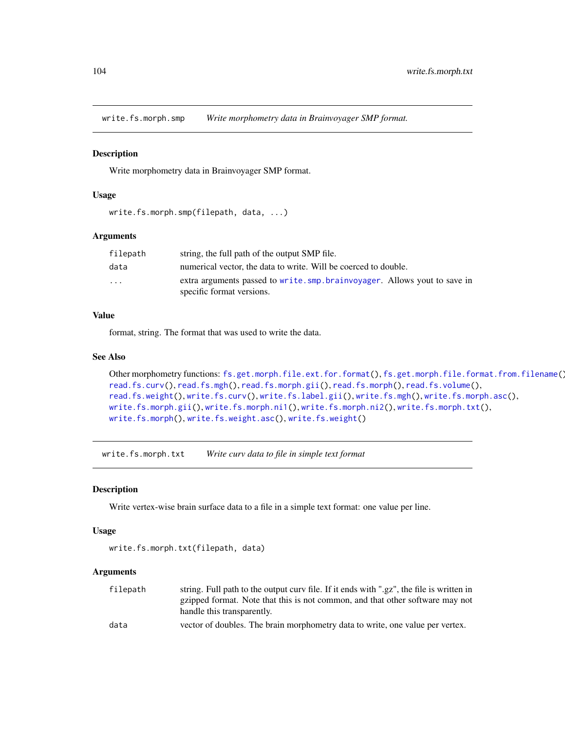## write.fs.morph.smp — *Write morphometry data in Brainvoyager SMP format.*

### Description

Write morphometry data in Brainvoyager SMP format.

### Usage

```
write.fs.morph.smp(filepath, data, ...)
```

### Arguments

| | |
|---|---|
| filepath | string, the full path of the output SMP file. |
| data | numerical vector, the data to write. Will be coerced to double. |
| ... | extra arguments passed to write.smp.brainvoyager. Allows yout to save in specific format versions. |

### Value

format, string. The format that was used to write the data.

### See Also

Other morphometry functions: fs.get.morph.file.ext.for.format(), fs.get.morph.file.format.from.filename(), read.fs.curv(), read.fs.mgh(), read.fs.morph.gii(), read.fs.morph(), read.fs.volume(), read.fs.weight(), write.fs.curv(), write.fs.label.gii(), write.fs.mgh(), write.fs.morph.asc(), write.fs.morph.gii(), write.fs.morph.ni1(), write.fs.morph.ni2(), write.fs.morph.txt(), write.fs.morph(), write.fs.weight.asc(), write.fs.weight()

## write.fs.morph.txt — *Write curv data to file in simple text format*

### Description

Write vertex-wise brain surface data to a file in a simple text format: one value per line.

### Usage

```
write.fs.morph.txt(filepath, data)
```

### Arguments

| | |
|---|---|
| filepath | string. Full path to the output curv file. If it ends with ".gz", the file is written in gzipped format. Note that this is not common, and that other software may not handle this transparently. |
| data | vector of doubles. The brain morphometry data to write, one value per vertex. |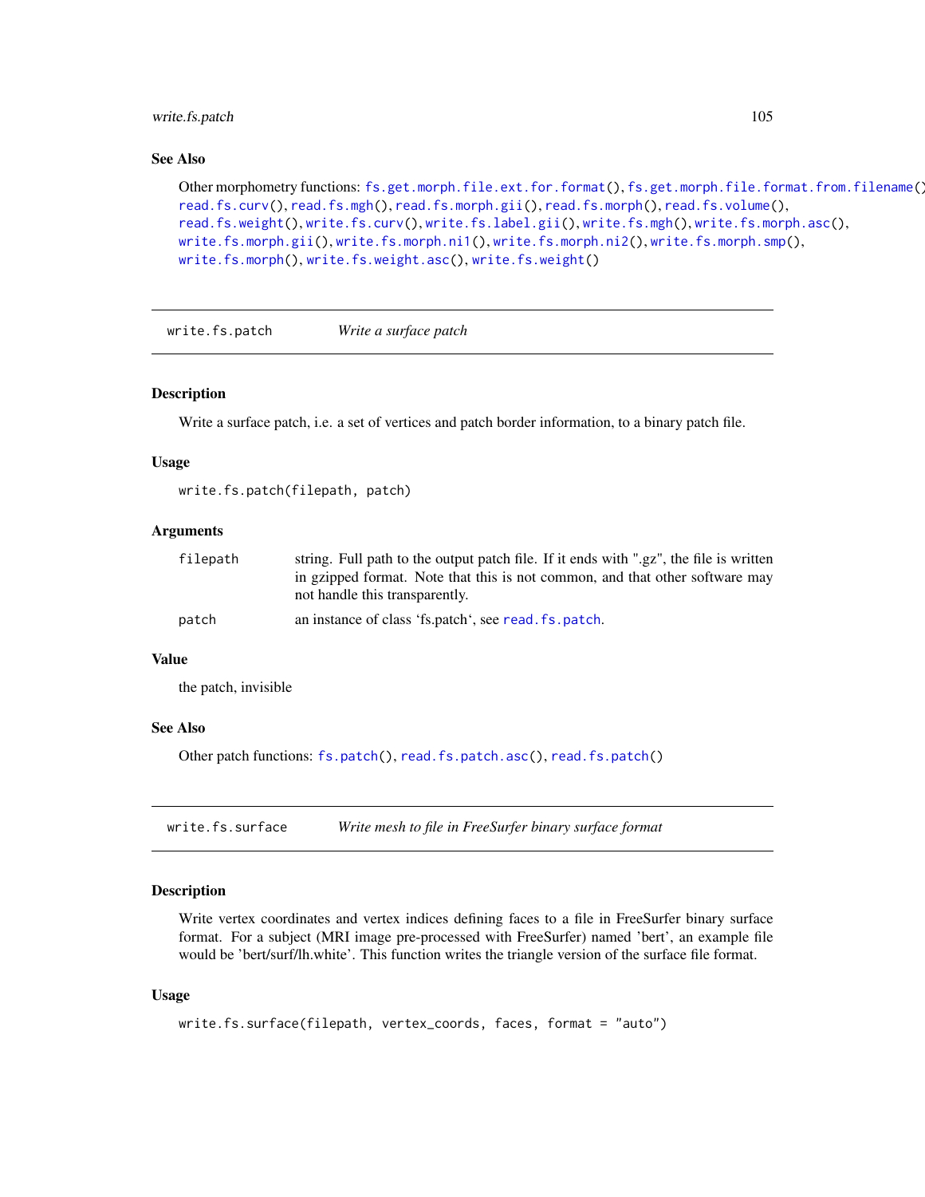## See Also

Other morphometry functions: `fs.get.morph.file.ext.for.format()`, `fs.get.morph.file.format.from.filename()`, `read.fs.curv()`, `read.fs.mgh()`, `read.fs.morph.gii()`, `read.fs.morph()`, `read.fs.volume()`, `read.fs.weight()`, `write.fs.curv()`, `write.fs.label.gii()`, `write.fs.mgh()`, `write.fs.morph.asc()`, `write.fs.morph.gii()`, `write.fs.morph.ni1()`, `write.fs.morph.ni2()`, `write.fs.morph.smp()`, `write.fs.morph()`, `write.fs.weight.asc()`, `write.fs.weight()`

---

# write.fs.patch — *Write a surface patch*

## Description

Write a surface patch, i.e. a set of vertices and patch border information, to a binary patch file.

## Usage

```
write.fs.patch(filepath, patch)
```

## Arguments

| | |
|---|---|
| `filepath` | string. Full path to the output patch file. If it ends with ".gz", the file is written in gzipped format. Note that this is not common, and that other software may not handle this transparently. |
| `patch` | an instance of class 'fs.patch', see `read.fs.patch`. |

## Value

the patch, invisible

## See Also

Other patch functions: `fs.patch()`, `read.fs.patch.asc()`, `read.fs.patch()`

---

# write.fs.surface — *Write mesh to file in FreeSurfer binary surface format*

## Description

Write vertex coordinates and vertex indices defining faces to a file in FreeSurfer binary surface format. For a subject (MRI image pre-processed with FreeSurfer) named 'bert', an example file would be 'bert/surf/lh.white'. This function writes the triangle version of the surface file format.

## Usage

```
write.fs.surface(filepath, vertex_coords, faces, format = "auto")
```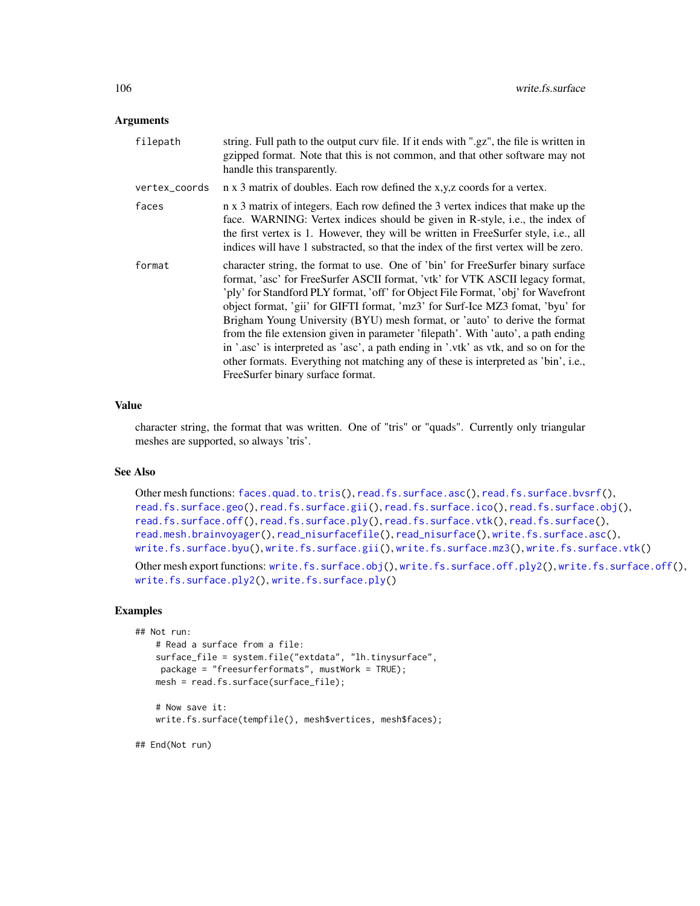### Arguments

| | |
|---|---|
| `filepath` | string. Full path to the output curv file. If it ends with ".gz", the file is written in gzipped format. Note that this is not common, and that other software may not handle this transparently. |
| `vertex_coords` | n x 3 matrix of doubles. Each row defined the x,y,z coords for a vertex. |
| `faces` | n x 3 matrix of integers. Each row defined the 3 vertex indices that make up the face. WARNING: Vertex indices should be given in R-style, i.e., the index of the first vertex is 1. However, they will be written in FreeSurfer style, i.e., all indices will have 1 substracted, so that the index of the first vertex will be zero. |
| `format` | character string, the format to use. One of 'bin' for FreeSurfer binary surface format, 'asc' for FreeSurfer ASCII format, 'vtk' for VTK ASCII legacy format, 'ply' for Standford PLY format, 'off' for Object File Format, 'obj' for Wavefront object format, 'gii' for GIFTI format, 'mz3' for Surf-Ice MZ3 fomat, 'byu' for Brigham Young University (BYU) mesh format, or 'auto' to derive the format from the file extension given in parameter 'filepath'. With 'auto', a path ending in '.asc' is interpreted as 'asc', a path ending in '.vtk' as vtk, and so on for the other formats. Everything not matching any of these is interpreted as 'bin', i.e., FreeSurfer binary surface format. |

### Value

character string, the format that was written. One of "tris" or "quads". Currently only triangular meshes are supported, so always 'tris'.

### See Also

Other mesh functions: `faces.quad.to.tris()`, `read.fs.surface.asc()`, `read.fs.surface.bvsrf()`, `read.fs.surface.geo()`, `read.fs.surface.gii()`, `read.fs.surface.ico()`, `read.fs.surface.obj()`, `read.fs.surface.off()`, `read.fs.surface.ply()`, `read.fs.surface.vtk()`, `read.fs.surface()`, `read.mesh.brainvoyager()`, `read_nisurfacefile()`, `read_nisurface()`, `write.fs.surface.asc()`, `write.fs.surface.byu()`, `write.fs.surface.gii()`, `write.fs.surface.mz3()`, `write.fs.surface.vtk()`

Other mesh export functions: `write.fs.surface.obj()`, `write.fs.surface.off.ply2()`, `write.fs.surface.off()`, `write.fs.surface.ply2()`, `write.fs.surface.ply()`

### Examples

```
## Not run:
    # Read a surface from a file:
    surface_file = system.file("extdata", "lh.tinysurface",
     package = "freesurferformats", mustWork = TRUE);
    mesh = read.fs.surface(surface_file);

    # Now save it:
    write.fs.surface(tempfile(), mesh$vertices, mesh$faces);

## End(Not run)
```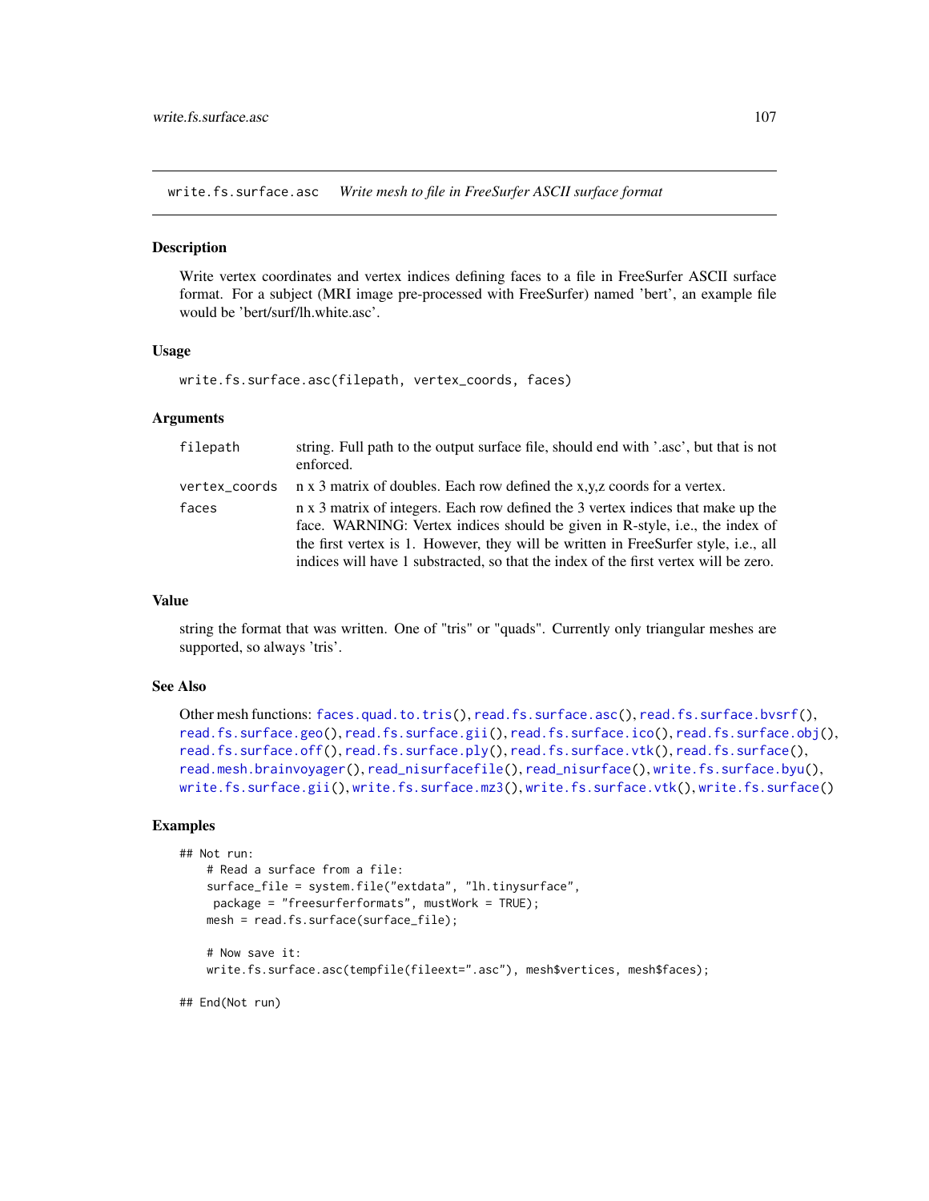# write.fs.surface.asc *Write mesh to file in FreeSurfer ASCII surface format*

### Description

Write vertex coordinates and vertex indices defining faces to a file in FreeSurfer ASCII surface format. For a subject (MRI image pre-processed with FreeSurfer) named 'bert', an example file would be 'bert/surf/lh.white.asc'.

### Usage

```
write.fs.surface.asc(filepath, vertex_coords, faces)
```

### Arguments

| | |
|---|---|
| `filepath` | string. Full path to the output surface file, should end with '.asc', but that is not enforced. |
| `vertex_coords` | n x 3 matrix of doubles. Each row defined the x,y,z coords for a vertex. |
| `faces` | n x 3 matrix of integers. Each row defined the 3 vertex indices that make up the face. WARNING: Vertex indices should be given in R-style, i.e., the index of the first vertex is 1. However, they will be written in FreeSurfer style, i.e., all indices will have 1 substracted, so that the index of the first vertex will be zero. |

### Value

string the format that was written. One of "tris" or "quads". Currently only triangular meshes are supported, so always 'tris'.

### See Also

Other mesh functions: `faces.quad.to.tris()`, `read.fs.surface.asc()`, `read.fs.surface.bvsrf()`, `read.fs.surface.geo()`, `read.fs.surface.gii()`, `read.fs.surface.ico()`, `read.fs.surface.obj()`, `read.fs.surface.off()`, `read.fs.surface.ply()`, `read.fs.surface.vtk()`, `read.fs.surface()`, `read.mesh.brainvoyager()`, `read_nisurfacefile()`, `read_nisurface()`, `write.fs.surface.byu()`, `write.fs.surface.gii()`, `write.fs.surface.mz3()`, `write.fs.surface.vtk()`, `write.fs.surface()`

### Examples

```
## Not run:
    # Read a surface from a file:
    surface_file = system.file("extdata", "lh.tinysurface",
     package = "freesurferformats", mustWork = TRUE);
    mesh = read.fs.surface(surface_file);

    # Now save it:
    write.fs.surface.asc(tempfile(fileext=".asc"), mesh$vertices, mesh$faces);

## End(Not run)
```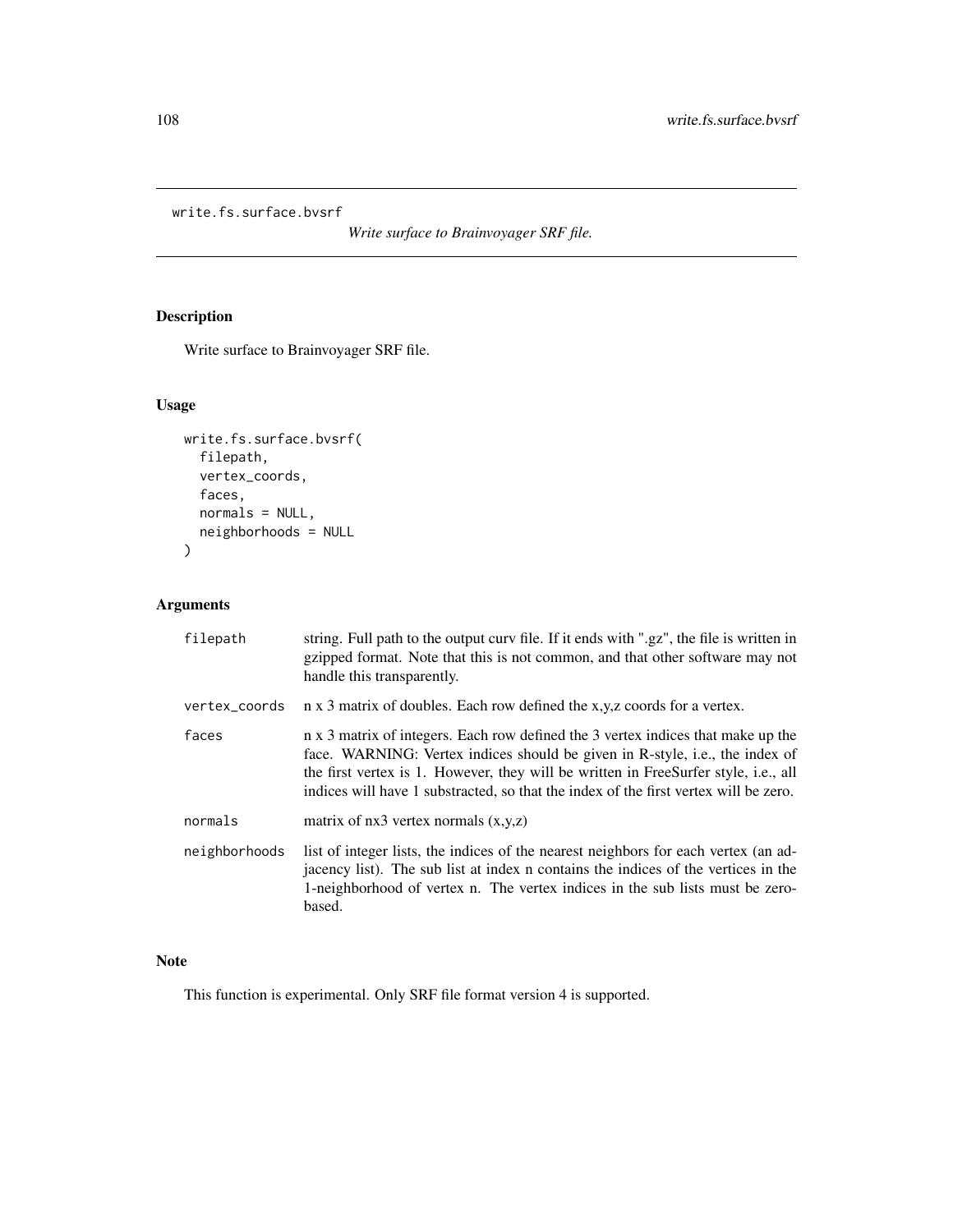write.fs.surface.bvsrf

*Write surface to Brainvoyager SRF file.*

## Description

Write surface to Brainvoyager SRF file.

## Usage

```
write.fs.surface.bvsrf(
  filepath,
  vertex_coords,
  faces,
  normals = NULL,
  neighborhoods = NULL
)
```

## Arguments

| | |
|---|---|
| filepath | string. Full path to the output curv file. If it ends with ".gz", the file is written in gzipped format. Note that this is not common, and that other software may not handle this transparently. |
| vertex_coords | n x 3 matrix of doubles. Each row defined the x,y,z coords for a vertex. |
| faces | n x 3 matrix of integers. Each row defined the 3 vertex indices that make up the face. WARNING: Vertex indices should be given in R-style, i.e., the index of the first vertex is 1. However, they will be written in FreeSurfer style, i.e., all indices will have 1 substracted, so that the index of the first vertex will be zero. |
| normals | matrix of nx3 vertex normals (x,y,z) |
| neighborhoods | list of integer lists, the indices of the nearest neighbors for each vertex (an adjacency list). The sub list at index n contains the indices of the vertices in the 1-neighborhood of vertex n. The vertex indices in the sub lists must be zero-based. |

## Note

This function is experimental. Only SRF file format version 4 is supported.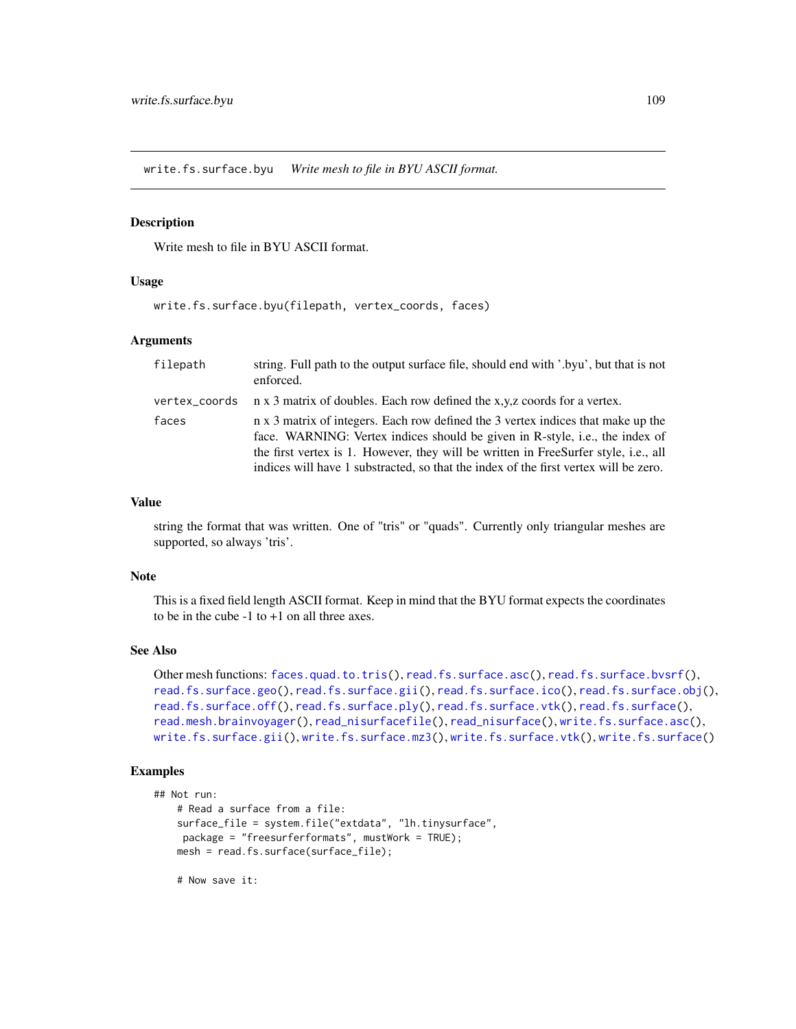`write.fs.surface.byu` *Write mesh to file in BYU ASCII format.*

## Description

Write mesh to file in BYU ASCII format.

## Usage

```
write.fs.surface.byu(filepath, vertex_coords, faces)
```

## Arguments

| | |
|---|---|
| `filepath` | string. Full path to the output surface file, should end with '.byu', but that is not enforced. |
| `vertex_coords` | n x 3 matrix of doubles. Each row defined the x,y,z coords for a vertex. |
| `faces` | n x 3 matrix of integers. Each row defined the 3 vertex indices that make up the face. WARNING: Vertex indices should be given in R-style, i.e., the index of the first vertex is 1. However, they will be written in FreeSurfer style, i.e., all indices will have 1 substracted, so that the index of the first vertex will be zero. |

## Value

string the format that was written. One of "tris" or "quads". Currently only triangular meshes are supported, so always 'tris'.

## Note

This is a fixed field length ASCII format. Keep in mind that the BYU format expects the coordinates to be in the cube -1 to +1 on all three axes.

## See Also

Other mesh functions: `faces.quad.to.tris()`, `read.fs.surface.asc()`, `read.fs.surface.bvsrf()`, `read.fs.surface.geo()`, `read.fs.surface.gii()`, `read.fs.surface.ico()`, `read.fs.surface.obj()`, `read.fs.surface.off()`, `read.fs.surface.ply()`, `read.fs.surface.vtk()`, `read.fs.surface()`, `read.mesh.brainvoyager()`, `read_nisurfacefile()`, `read_nisurface()`, `write.fs.surface.asc()`, `write.fs.surface.gii()`, `write.fs.surface.mz3()`, `write.fs.surface.vtk()`, `write.fs.surface()`

## Examples

```
## Not run:
    # Read a surface from a file:
    surface_file = system.file("extdata", "lh.tinysurface",
     package = "freesurferformats", mustWork = TRUE);
    mesh = read.fs.surface(surface_file);

    # Now save it:
```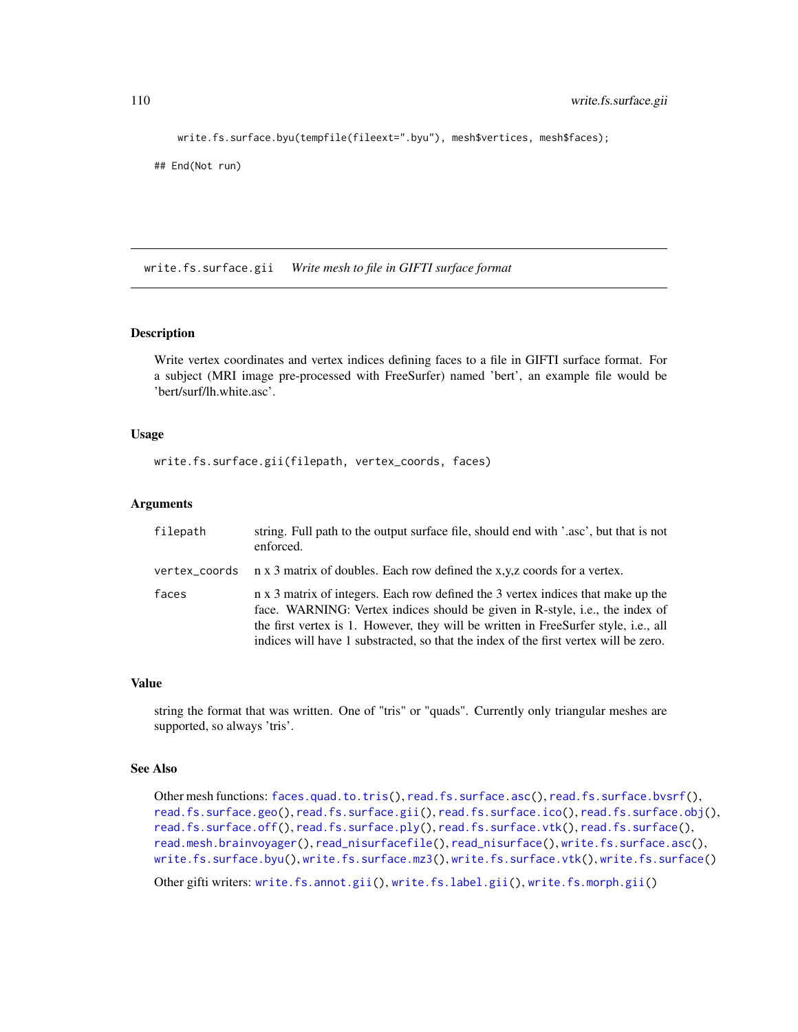```
    write.fs.surface.byu(tempfile(fileext=".byu"), mesh$vertices, mesh$faces);

## End(Not run)
```

## write.fs.surface.gii *Write mesh to file in GIFTI surface format*

### Description

Write vertex coordinates and vertex indices defining faces to a file in GIFTI surface format. For a subject (MRI image pre-processed with FreeSurfer) named 'bert', an example file would be 'bert/surf/lh.white.asc'.

### Usage

```
write.fs.surface.gii(filepath, vertex_coords, faces)
```

### Arguments

| | |
|---|---|
| `filepath` | string. Full path to the output surface file, should end with '.asc', but that is not enforced. |
| `vertex_coords` | n x 3 matrix of doubles. Each row defined the x,y,z coords for a vertex. |
| `faces` | n x 3 matrix of integers. Each row defined the 3 vertex indices that make up the face. WARNING: Vertex indices should be given in R-style, i.e., the index of the first vertex is 1. However, they will be written in FreeSurfer style, i.e., all indices will have 1 substracted, so that the index of the first vertex will be zero. |

### Value

string the format that was written. One of "tris" or "quads". Currently only triangular meshes are supported, so always 'tris'.

### See Also

Other mesh functions: `faces.quad.to.tris()`, `read.fs.surface.asc()`, `read.fs.surface.bvsrf()`, `read.fs.surface.geo()`, `read.fs.surface.gii()`, `read.fs.surface.ico()`, `read.fs.surface.obj()`, `read.fs.surface.off()`, `read.fs.surface.ply()`, `read.fs.surface.vtk()`, `read.fs.surface()`, `read.mesh.brainvoyager()`, `read_nisurfacefile()`, `read_nisurface()`, `write.fs.surface.asc()`, `write.fs.surface.byu()`, `write.fs.surface.mz3()`, `write.fs.surface.vtk()`, `write.fs.surface()`

Other gifti writers: `write.fs.annot.gii()`, `write.fs.label.gii()`, `write.fs.morph.gii()`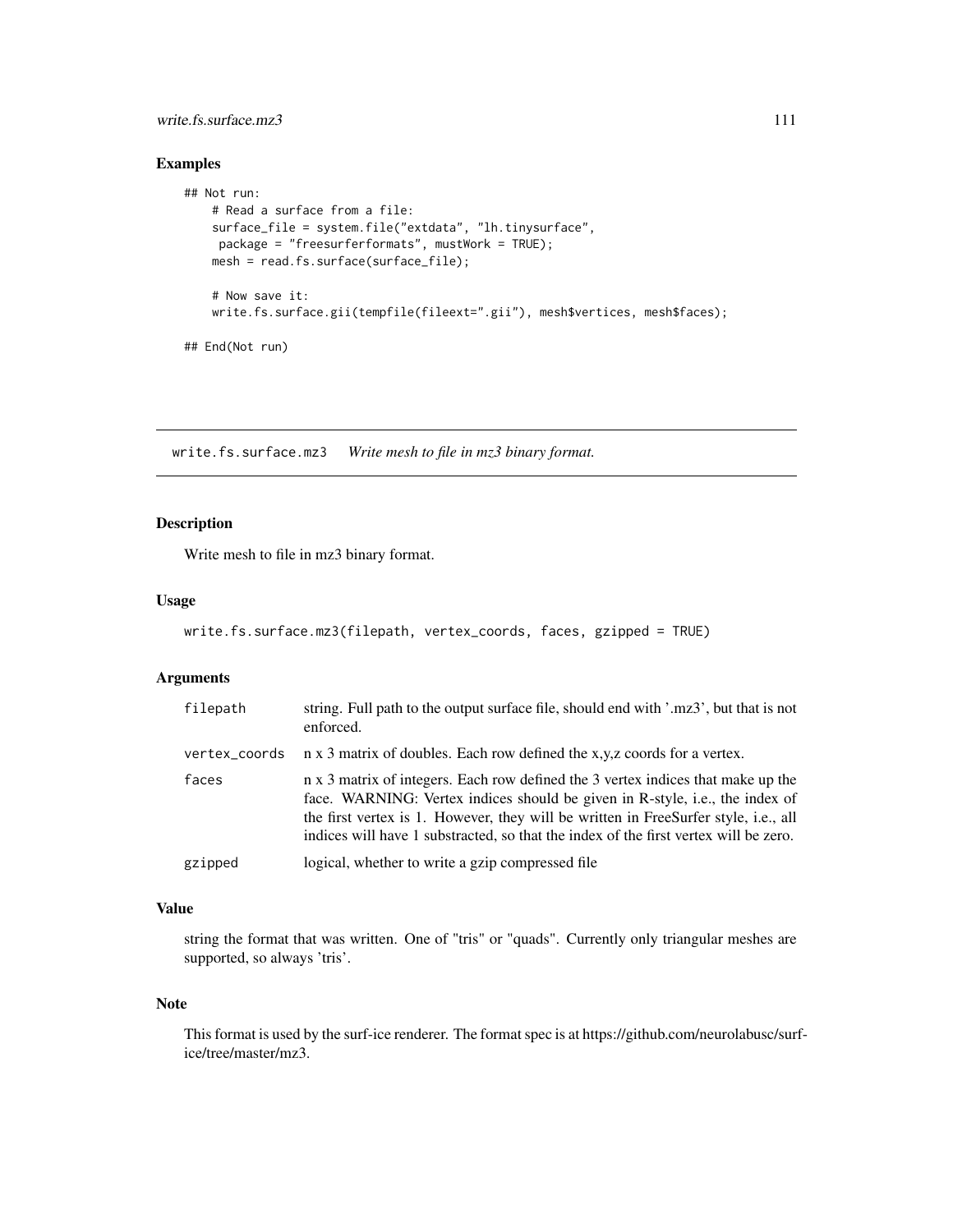## Examples

```
## Not run:
    # Read a surface from a file:
    surface_file = system.file("extdata", "lh.tinysurface",
     package = "freesurferformats", mustWork = TRUE);
    mesh = read.fs.surface(surface_file);

    # Now save it:
    write.fs.surface.gii(tempfile(fileext=".gii"), mesh$vertices, mesh$faces);

## End(Not run)
```

---

# write.fs.surface.mz3 *Write mesh to file in mz3 binary format.*

---

## Description

Write mesh to file in mz3 binary format.

## Usage

```
write.fs.surface.mz3(filepath, vertex_coords, faces, gzipped = TRUE)
```

## Arguments

| | |
|---|---|
| filepath | string. Full path to the output surface file, should end with '.mz3', but that is not enforced. |
| vertex_coords | n x 3 matrix of doubles. Each row defined the x,y,z coords for a vertex. |
| faces | n x 3 matrix of integers. Each row defined the 3 vertex indices that make up the face. WARNING: Vertex indices should be given in R-style, i.e., the index of the first vertex is 1. However, they will be written in FreeSurfer style, i.e., all indices will have 1 substracted, so that the index of the first vertex will be zero. |
| gzipped | logical, whether to write a gzip compressed file |

## Value

string the format that was written. One of "tris" or "quads". Currently only triangular meshes are supported, so always 'tris'.

## Note

This format is used by the surf-ice renderer. The format spec is at https://github.com/neurolabusc/surf-ice/tree/master/mz3.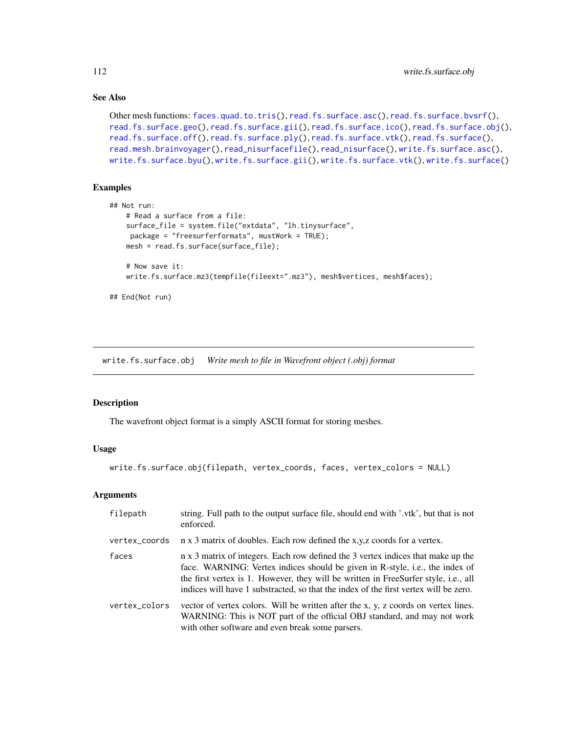### See Also

Other mesh functions: faces.quad.to.tris(), read.fs.surface.asc(), read.fs.surface.bvsrf(), read.fs.surface.geo(), read.fs.surface.gii(), read.fs.surface.ico(), read.fs.surface.obj(), read.fs.surface.off(), read.fs.surface.ply(), read.fs.surface.vtk(), read.fs.surface(), read.mesh.brainvoyager(), read_nisurfacefile(), read_nisurface(), write.fs.surface.asc(), write.fs.surface.byu(), write.fs.surface.gii(), write.fs.surface.vtk(), write.fs.surface()

### Examples

```
## Not run:
    # Read a surface from a file:
    surface_file = system.file("extdata", "lh.tinysurface",
     package = "freesurferformats", mustWork = TRUE);
    mesh = read.fs.surface(surface_file);

    # Now save it:
    write.fs.surface.mz3(tempfile(fileext=".mz3"), mesh$vertices, mesh$faces);

## End(Not run)
```

---

## write.fs.surface.obj    *Write mesh to file in Wavefront object (.obj) format*

### Description

The wavefront object format is a simply ASCII format for storing meshes.

### Usage

```
write.fs.surface.obj(filepath, vertex_coords, faces, vertex_colors = NULL)
```

### Arguments

| | |
|---|---|
| filepath | string. Full path to the output surface file, should end with '.vtk', but that is not enforced. |
| vertex_coords | n x 3 matrix of doubles. Each row defined the x,y,z coords for a vertex. |
| faces | n x 3 matrix of integers. Each row defined the 3 vertex indices that make up the face. WARNING: Vertex indices should be given in R-style, i.e., the index of the first vertex is 1. However, they will be written in FreeSurfer style, i.e., all indices will have 1 substracted, so that the index of the first vertex will be zero. |
| vertex_colors | vector of vertex colors. Will be written after the x, y, z coords on vertex lines. WARNING: This is NOT part of the official OBJ standard, and may not work with other software and even break some parsers. |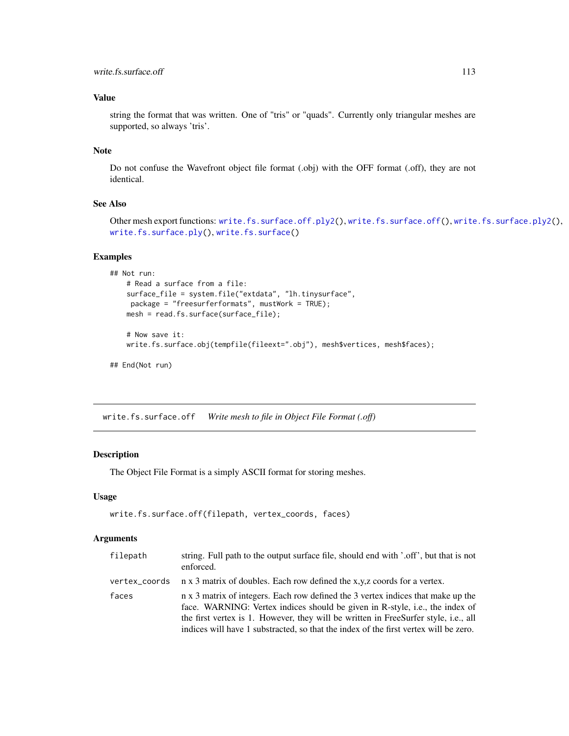## Value

string the format that was written. One of "tris" or "quads". Currently only triangular meshes are supported, so always 'tris'.

## Note

Do not confuse the Wavefront object file format (.obj) with the OFF format (.off), they are not identical.

## See Also

Other mesh export functions: `write.fs.surface.off.ply2()`, `write.fs.surface.off()`, `write.fs.surface.ply2()`, `write.fs.surface.ply()`, `write.fs.surface()`

## Examples

```
## Not run:
    # Read a surface from a file:
    surface_file = system.file("extdata", "lh.tinysurface",
     package = "freesurferformats", mustWork = TRUE);
    mesh = read.fs.surface(surface_file);

    # Now save it:
    write.fs.surface.obj(tempfile(fileext=".obj"), mesh$vertices, mesh$faces);

## End(Not run)
```

---

# write.fs.surface.off    *Write mesh to file in Object File Format (.off)*

## Description

The Object File Format is a simply ASCII format for storing meshes.

## Usage

```
write.fs.surface.off(filepath, vertex_coords, faces)
```

## Arguments

| | |
|---|---|
| `filepath` | string. Full path to the output surface file, should end with '.off', but that is not enforced. |
| `vertex_coords` | n x 3 matrix of doubles. Each row defined the x,y,z coords for a vertex. |
| `faces` | n x 3 matrix of integers. Each row defined the 3 vertex indices that make up the face. WARNING: Vertex indices should be given in R-style, i.e., the index of the first vertex is 1. However, they will be written in FreeSurfer style, i.e., all indices will have 1 substracted, so that the index of the first vertex will be zero. |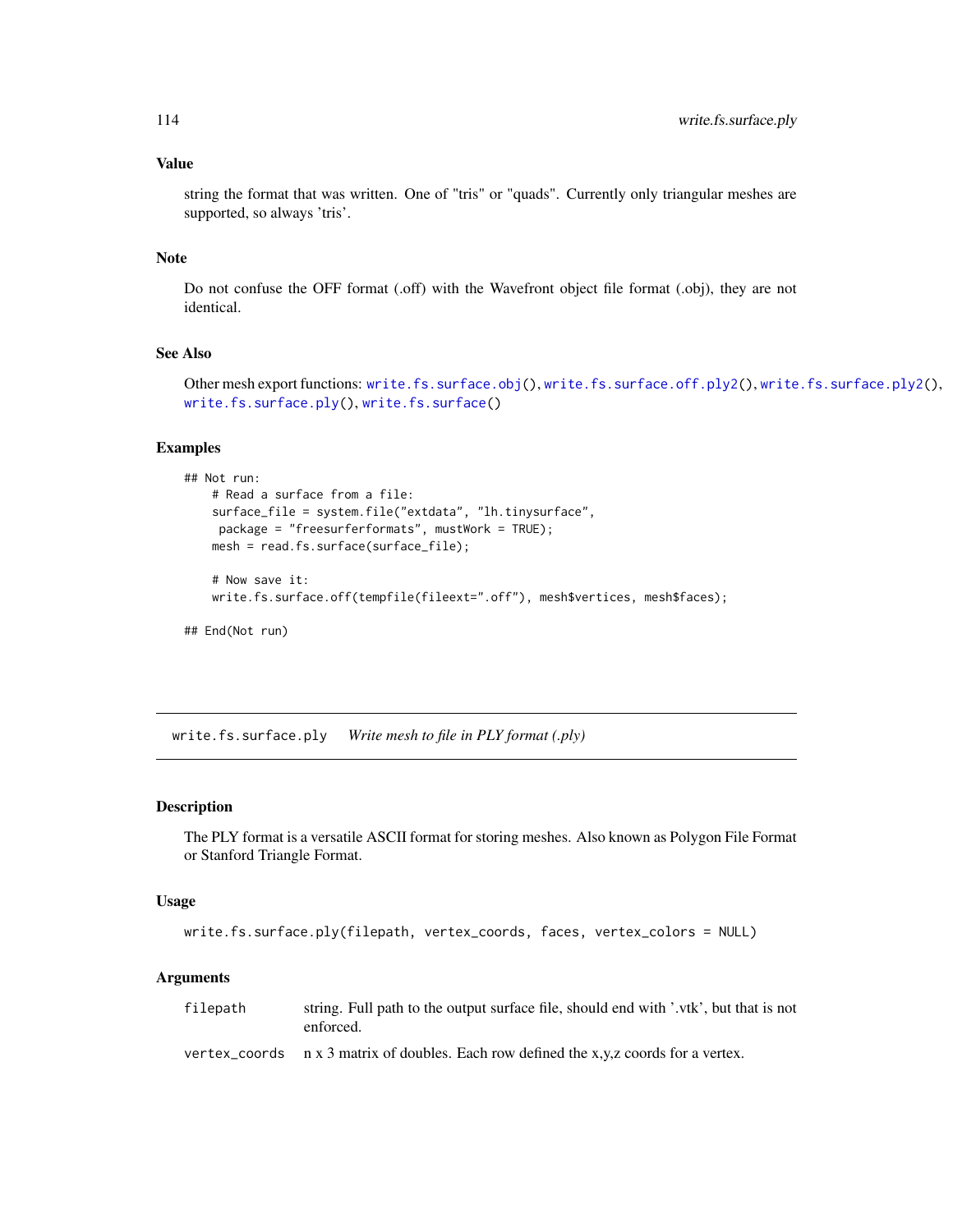### Value

string the format that was written. One of "tris" or "quads". Currently only triangular meshes are supported, so always 'tris'.

### Note

Do not confuse the OFF format (.off) with the Wavefront object file format (.obj), they are not identical.

### See Also

Other mesh export functions: write.fs.surface.obj(), write.fs.surface.off.ply2(), write.fs.surface.ply2(), write.fs.surface.ply(), write.fs.surface()

### Examples

```
## Not run:
    # Read a surface from a file:
    surface_file = system.file("extdata", "lh.tinysurface",
     package = "freesurferformats", mustWork = TRUE);
    mesh = read.fs.surface(surface_file);

    # Now save it:
    write.fs.surface.off(tempfile(fileext=".off"), mesh$vertices, mesh$faces);

## End(Not run)
```

---

## write.fs.surface.ply — *Write mesh to file in PLY format (.ply)*

---

### Description

The PLY format is a versatile ASCII format for storing meshes. Also known as Polygon File Format or Stanford Triangle Format.

### Usage

```
write.fs.surface.ply(filepath, vertex_coords, faces, vertex_colors = NULL)
```

### Arguments

| | |
|---|---|
| filepath | string. Full path to the output surface file, should end with '.vtk', but that is not enforced. |
| vertex_coords | n x 3 matrix of doubles. Each row defined the x,y,z coords for a vertex. |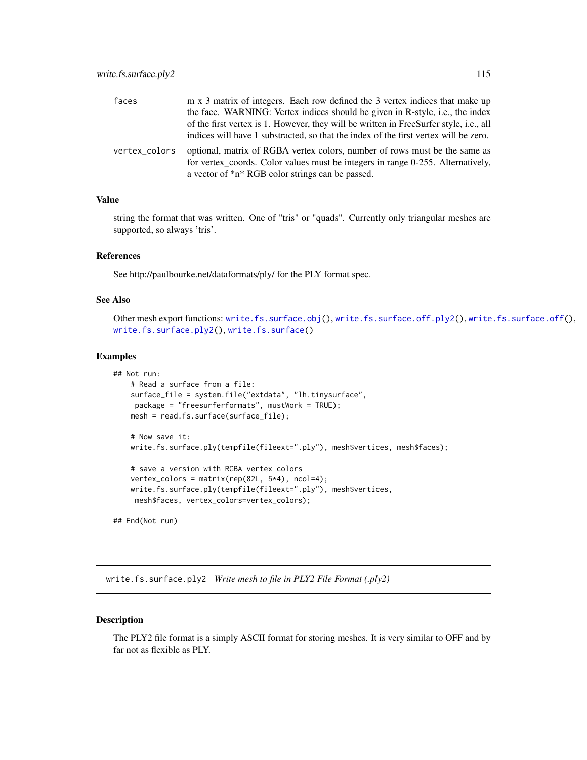| | |
|---|---|
| faces | m x 3 matrix of integers. Each row defined the 3 vertex indices that make up the face. WARNING: Vertex indices should be given in R-style, i.e., the index of the first vertex is 1. However, they will be written in FreeSurfer style, i.e., all indices will have 1 substracted, so that the index of the first vertex will be zero. |
| vertex_colors | optional, matrix of RGBA vertex colors, number of rows must be the same as for vertex_coords. Color values must be integers in range 0-255. Alternatively, a vector of *n* RGB color strings can be passed. |

### Value

string the format that was written. One of "tris" or "quads". Currently only triangular meshes are supported, so always 'tris'.

### References

See http://paulbourke.net/dataformats/ply/ for the PLY format spec.

### See Also

Other mesh export functions: write.fs.surface.obj(), write.fs.surface.off.ply2(), write.fs.surface.off(), write.fs.surface.ply2(), write.fs.surface()

### Examples

```
## Not run:
    # Read a surface from a file:
    surface_file = system.file("extdata", "lh.tinysurface",
     package = "freesurferformats", mustWork = TRUE);
    mesh = read.fs.surface(surface_file);

    # Now save it:
    write.fs.surface.ply(tempfile(fileext=".ply"), mesh$vertices, mesh$faces);

    # save a version with RGBA vertex colors
    vertex_colors = matrix(rep(82L, 5*4), ncol=4);
    write.fs.surface.ply(tempfile(fileext=".ply"), mesh$vertices,
     mesh$faces, vertex_colors=vertex_colors);

## End(Not run)
```

---

## write.fs.surface.ply2 *Write mesh to file in PLY2 File Format (.ply2)*

### Description

The PLY2 file format is a simply ASCII format for storing meshes. It is very similar to OFF and by far not as flexible as PLY.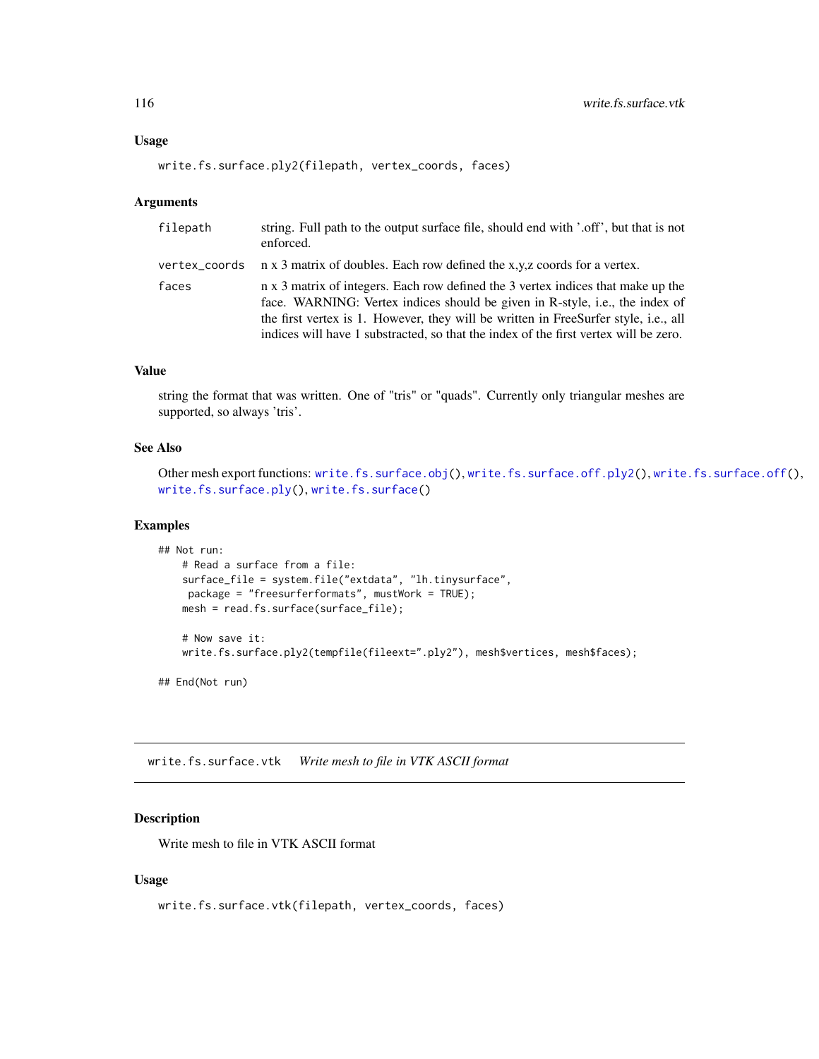### Usage

```
write.fs.surface.ply2(filepath, vertex_coords, faces)
```

### Arguments

| | |
|---|---|
| filepath | string. Full path to the output surface file, should end with '.off', but that is not enforced. |
| vertex_coords | n x 3 matrix of doubles. Each row defined the x,y,z coords for a vertex. |
| faces | n x 3 matrix of integers. Each row defined the 3 vertex indices that make up the face. WARNING: Vertex indices should be given in R-style, i.e., the index of the first vertex is 1. However, they will be written in FreeSurfer style, i.e., all indices will have 1 substracted, so that the index of the first vertex will be zero. |

### Value

string the format that was written. One of "tris" or "quads". Currently only triangular meshes are supported, so always 'tris'.

### See Also

Other mesh export functions: write.fs.surface.obj(), write.fs.surface.off.ply2(), write.fs.surface.off(), write.fs.surface.ply(), write.fs.surface()

### Examples

```
## Not run:
    # Read a surface from a file:
    surface_file = system.file("extdata", "lh.tinysurface",
     package = "freesurferformats", mustWork = TRUE);
    mesh = read.fs.surface(surface_file);

    # Now save it:
    write.fs.surface.ply2(tempfile(fileext=".ply2"), mesh$vertices, mesh$faces);

## End(Not run)
```

---

## write.fs.surface.vtk    *Write mesh to file in VTK ASCII format*

---

### Description

Write mesh to file in VTK ASCII format

### Usage

```
write.fs.surface.vtk(filepath, vertex_coords, faces)
```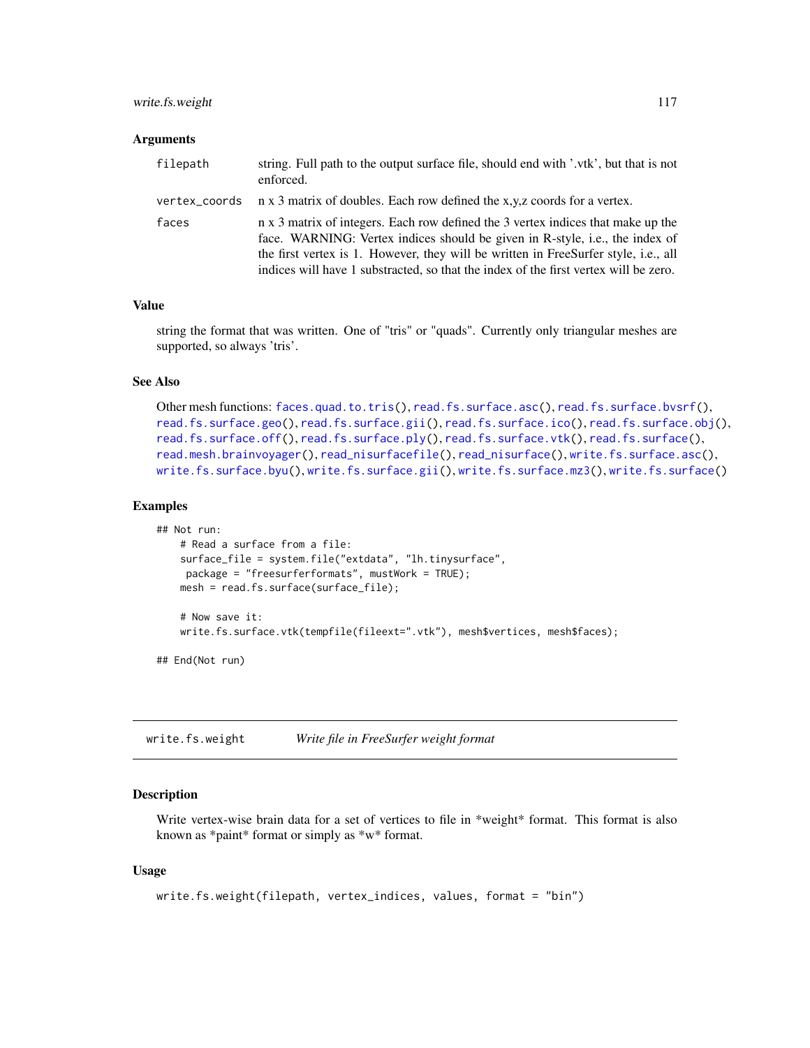### Arguments

| | |
|---|---|
| `filepath` | string. Full path to the output surface file, should end with '.vtk', but that is not enforced. |
| `vertex_coords` | n x 3 matrix of doubles. Each row defined the x,y,z coords for a vertex. |
| `faces` | n x 3 matrix of integers. Each row defined the 3 vertex indices that make up the face. WARNING: Vertex indices should be given in R-style, i.e., the index of the first vertex is 1. However, they will be written in FreeSurfer style, i.e., all indices will have 1 substracted, so that the index of the first vertex will be zero. |

### Value

string the format that was written. One of "tris" or "quads". Currently only triangular meshes are supported, so always 'tris'.

### See Also

Other mesh functions: `faces.quad.to.tris()`, `read.fs.surface.asc()`, `read.fs.surface.bvsrf()`, `read.fs.surface.geo()`, `read.fs.surface.gii()`, `read.fs.surface.ico()`, `read.fs.surface.obj()`, `read.fs.surface.off()`, `read.fs.surface.ply()`, `read.fs.surface.vtk()`, `read.fs.surface()`, `read.mesh.brainvoyager()`, `read_nisurfacefile()`, `read_nisurface()`, `write.fs.surface.asc()`, `write.fs.surface.byu()`, `write.fs.surface.gii()`, `write.fs.surface.mz3()`, `write.fs.surface()`

### Examples

```
## Not run:
    # Read a surface from a file:
    surface_file = system.file("extdata", "lh.tinysurface",
     package = "freesurferformats", mustWork = TRUE);
    mesh = read.fs.surface(surface_file);

    # Now save it:
    write.fs.surface.vtk(tempfile(fileext=".vtk"), mesh$vertices, mesh$faces);

## End(Not run)
```

---

## write.fs.weight — *Write file in FreeSurfer weight format*

### Description

Write vertex-wise brain data for a set of vertices to file in *weight* format. This format is also known as *paint* format or simply as *w* format.

### Usage

```
write.fs.weight(filepath, vertex_indices, values, format = "bin")
```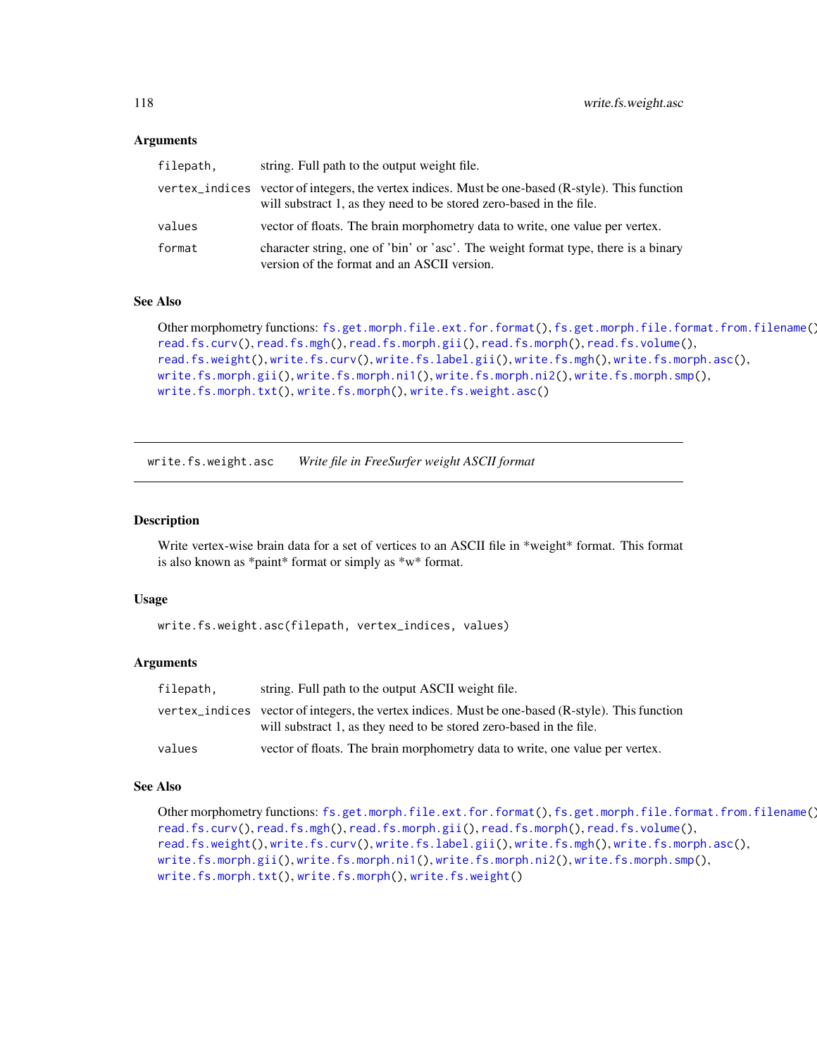## Arguments

| | |
|---|---|
| `filepath,` | string. Full path to the output weight file. |
| `vertex_indices` | vector of integers, the vertex indices. Must be one-based (R-style). This function will substract 1, as they need to be stored zero-based in the file. |
| `values` | vector of floats. The brain morphometry data to write, one value per vertex. |
| `format` | character string, one of 'bin' or 'asc'. The weight format type, there is a binary version of the format and an ASCII version. |

## See Also

Other morphometry functions: `fs.get.morph.file.ext.for.format()`, `fs.get.morph.file.format.from.filename()`, `read.fs.curv()`, `read.fs.mgh()`, `read.fs.morph.gii()`, `read.fs.morph()`, `read.fs.volume()`, `read.fs.weight()`, `write.fs.curv()`, `write.fs.label.gii()`, `write.fs.mgh()`, `write.fs.morph.asc()`, `write.fs.morph.gii()`, `write.fs.morph.ni1()`, `write.fs.morph.ni2()`, `write.fs.morph.smp()`, `write.fs.morph.txt()`, `write.fs.morph()`, `write.fs.weight.asc()`

---

# write.fs.weight.asc — *Write file in FreeSurfer weight ASCII format*

## Description

Write vertex-wise brain data for a set of vertices to an ASCII file in *weight* format. This format is also known as *paint* format or simply as *w* format.

## Usage

```
write.fs.weight.asc(filepath, vertex_indices, values)
```

## Arguments

| | |
|---|---|
| `filepath,` | string. Full path to the output ASCII weight file. |
| `vertex_indices` | vector of integers, the vertex indices. Must be one-based (R-style). This function will substract 1, as they need to be stored zero-based in the file. |
| `values` | vector of floats. The brain morphometry data to write, one value per vertex. |

## See Also

Other morphometry functions: `fs.get.morph.file.ext.for.format()`, `fs.get.morph.file.format.from.filename()`, `read.fs.curv()`, `read.fs.mgh()`, `read.fs.morph.gii()`, `read.fs.morph()`, `read.fs.volume()`, `read.fs.weight()`, `write.fs.curv()`, `write.fs.label.gii()`, `write.fs.mgh()`, `write.fs.morph.asc()`, `write.fs.morph.gii()`, `write.fs.morph.ni1()`, `write.fs.morph.ni2()`, `write.fs.morph.smp()`, `write.fs.morph.txt()`, `write.fs.morph()`, `write.fs.weight()`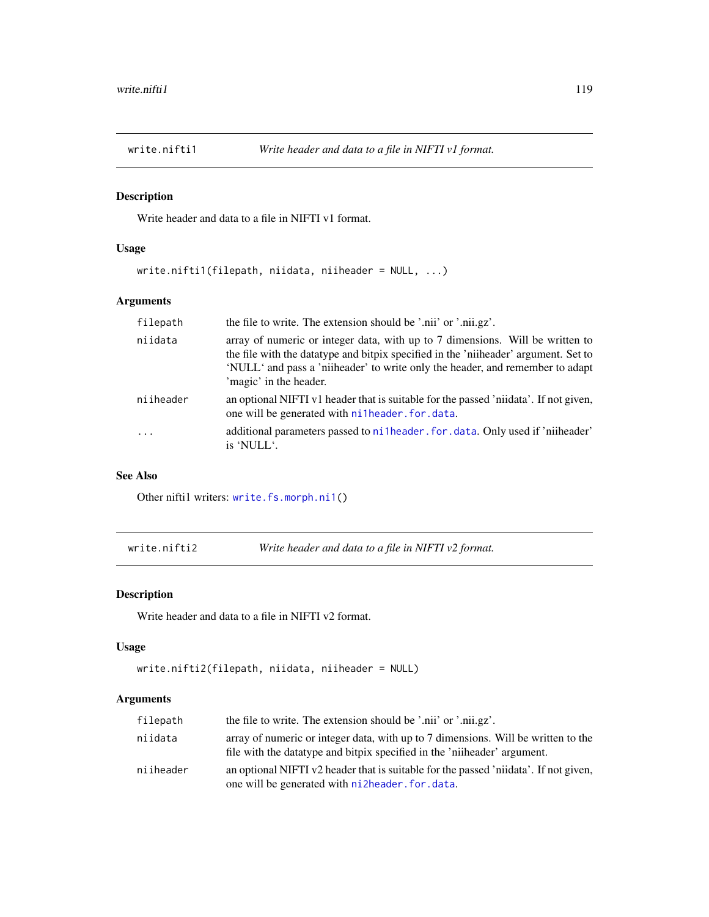## write.nifti1 — *Write header and data to a file in NIFTI v1 format.*

### Description

Write header and data to a file in NIFTI v1 format.

### Usage

```
write.nifti1(filepath, niidata, niiheader = NULL, ...)
```

### Arguments

| | |
|---|---|
| `filepath` | the file to write. The extension should be '.nii' or '.nii.gz'. |
| `niidata` | array of numeric or integer data, with up to 7 dimensions. Will be written to the file with the datatype and bitpix specified in the 'niiheader' argument. Set to 'NULL' and pass a 'niiheader' to write only the header, and remember to adapt 'magic' in the header. |
| `niiheader` | an optional NIFTI v1 header that is suitable for the passed 'niidata'. If not given, one will be generated with `ni1header.for.data`. |
| `...` | additional parameters passed to `ni1header.for.data`. Only used if 'niiheader' is 'NULL'. |

### See Also

Other nifti1 writers: `write.fs.morph.ni1()`

## write.nifti2 — *Write header and data to a file in NIFTI v2 format.*

### Description

Write header and data to a file in NIFTI v2 format.

### Usage

```
write.nifti2(filepath, niidata, niiheader = NULL)
```

### Arguments

| | |
|---|---|
| `filepath` | the file to write. The extension should be '.nii' or '.nii.gz'. |
| `niidata` | array of numeric or integer data, with up to 7 dimensions. Will be written to the file with the datatype and bitpix specified in the 'niiheader' argument. |
| `niiheader` | an optional NIFTI v2 header that is suitable for the passed 'niidata'. If not given, one will be generated with `ni2header.for.data`. |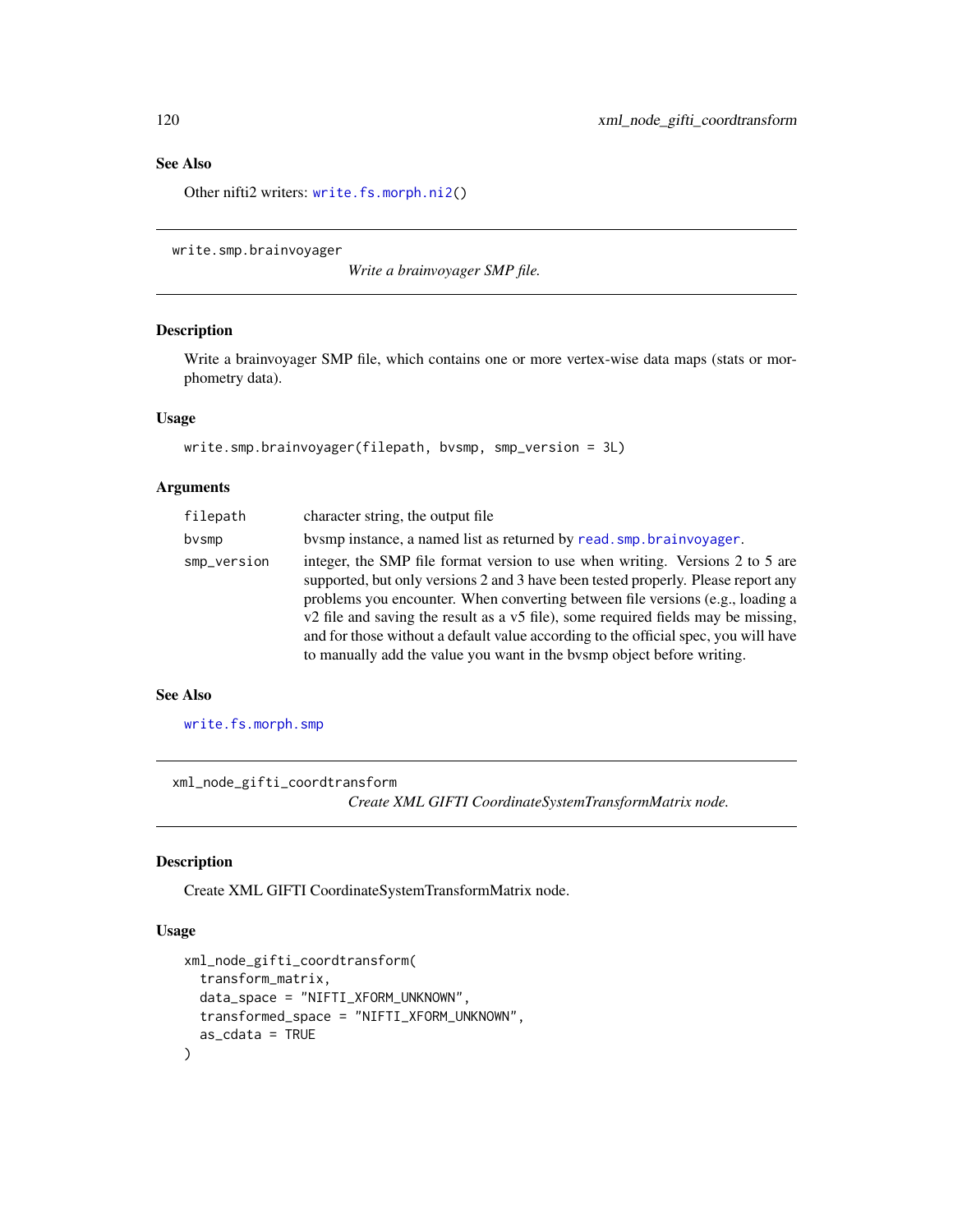## See Also

Other nifti2 writers: `write.fs.morph.ni2()`

---

## write.smp.brainvoyager

*Write a brainvoyager SMP file.*

### Description

Write a brainvoyager SMP file, which contains one or more vertex-wise data maps (stats or morphometry data).

### Usage

```
write.smp.brainvoyager(filepath, bvsmp, smp_version = 3L)
```

### Arguments

| | |
|---|---|
| `filepath` | character string, the output file |
| `bvsmp` | bvsmp instance, a named list as returned by `read.smp.brainvoyager`. |
| `smp_version` | integer, the SMP file format version to use when writing. Versions 2 to 5 are supported, but only versions 2 and 3 have been tested properly. Please report any problems you encounter. When converting between file versions (e.g., loading a v2 file and saving the result as a v5 file), some required fields may be missing, and for those without a default value according to the official spec, you will have to manually add the value you want in the bvsmp object before writing. |

### See Also

`write.fs.morph.smp`

---

## xml_node_gifti_coordtransform

*Create XML GIFTI CoordinateSystemTransformMatrix node.*

### Description

Create XML GIFTI CoordinateSystemTransformMatrix node.

### Usage

```
xml_node_gifti_coordtransform(
  transform_matrix,
  data_space = "NIFTI_XFORM_UNKNOWN",
  transformed_space = "NIFTI_XFORM_UNKNOWN",
  as_cdata = TRUE
)
```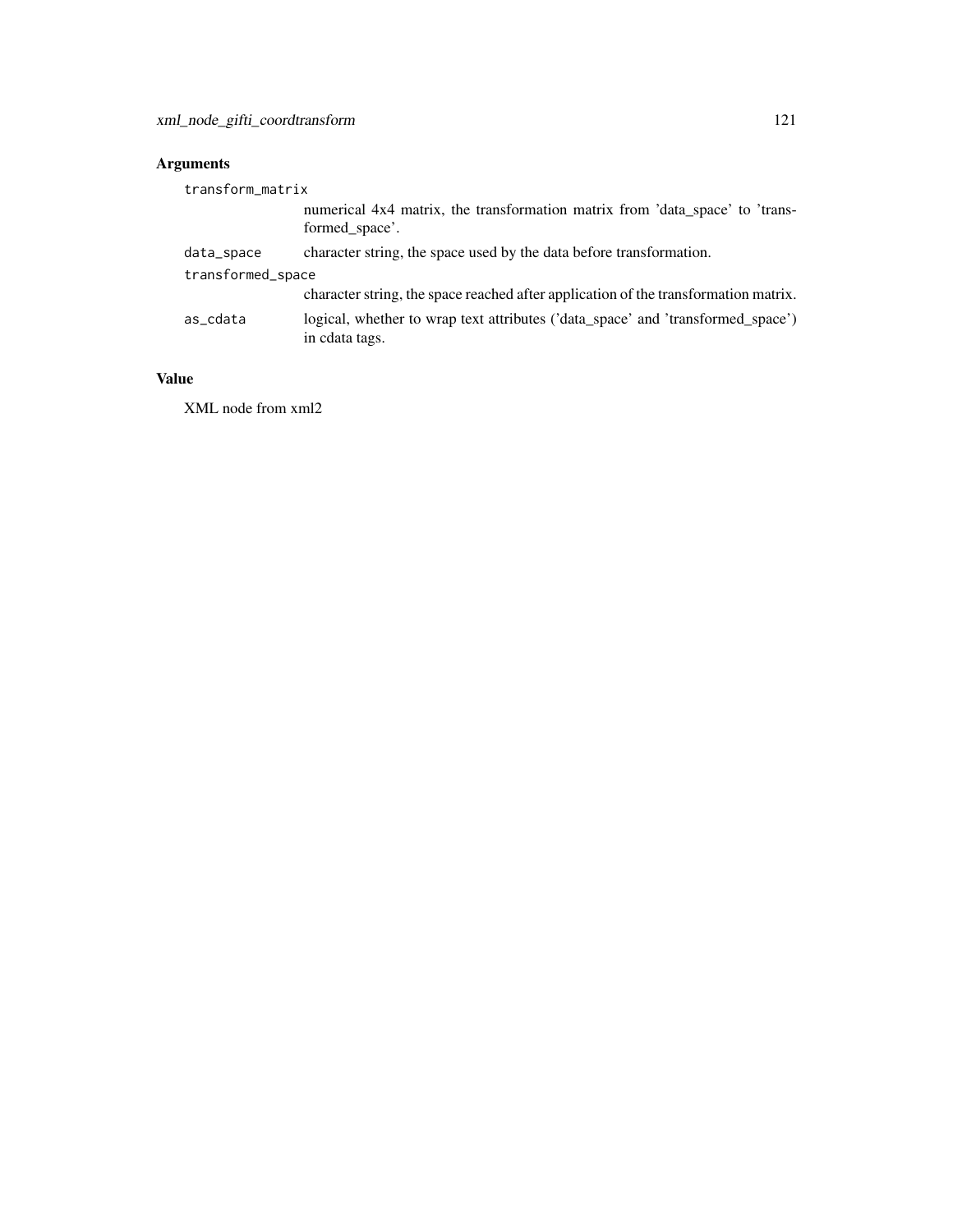## Arguments

`transform_matrix`
: numerical 4x4 matrix, the transformation matrix from 'data_space' to 'transformed_space'.

`data_space`
: character string, the space used by the data before transformation.

`transformed_space`
: character string, the space reached after application of the transformation matrix.

`as_cdata`
: logical, whether to wrap text attributes ('data_space' and 'transformed_space') in cdata tags.

## Value

XML node from xml2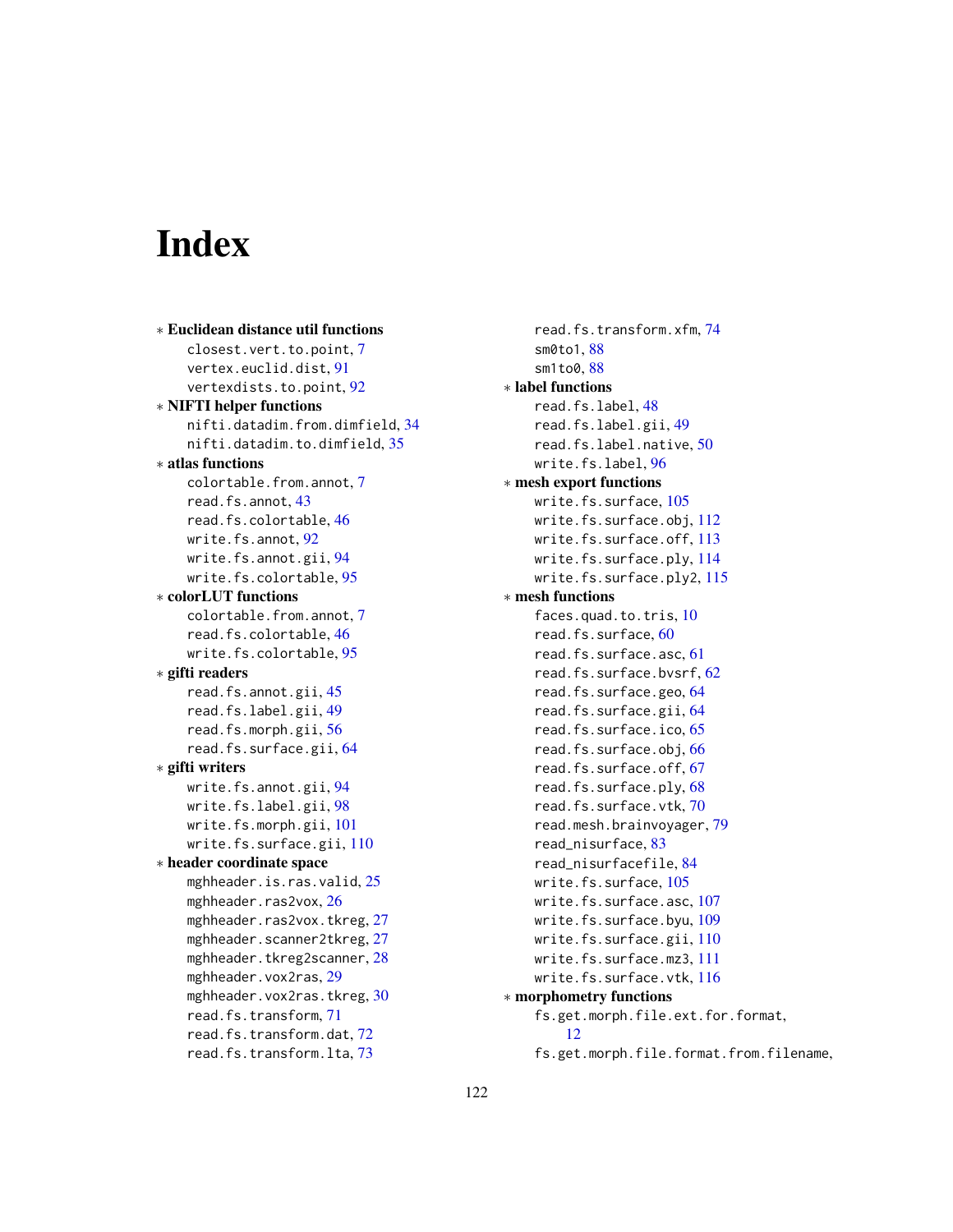# Index

∗ **Euclidean distance util functions**
  closest.vert.to.point, 7
  vertex.euclid.dist, 91
  vertexdists.to.point, 92

∗ **NIFTI helper functions**
  nifti.datadim.from.dimfield, 34
  nifti.datadim.to.dimfield, 35

∗ **atlas functions**
  colortable.from.annot, 7
  read.fs.annot, 43
  read.fs.colortable, 46
  write.fs.annot, 92
  write.fs.annot.gii, 94
  write.fs.colortable, 95

∗ **colorLUT functions**
  colortable.from.annot, 7
  read.fs.colortable, 46
  write.fs.colortable, 95

∗ **gifti readers**
  read.fs.annot.gii, 45
  read.fs.label.gii, 49
  read.fs.morph.gii, 56
  read.fs.surface.gii, 64

∗ **gifti writers**
  write.fs.annot.gii, 94
  write.fs.label.gii, 98
  write.fs.morph.gii, 101
  write.fs.surface.gii, 110

∗ **header coordinate space**
  mghheader.is.ras.valid, 25
  mghheader.ras2vox, 26
  mghheader.ras2vox.tkreg, 27
  mghheader.scanner2tkreg, 27
  mghheader.tkreg2scanner, 28
  mghheader.vox2ras, 29
  mghheader.vox2ras.tkreg, 30
  read.fs.transform, 71
  read.fs.transform.dat, 72
  read.fs.transform.lta, 73
  read.fs.transform.xfm, 74
  sm0to1, 88
  sm1to0, 88

∗ **label functions**
  read.fs.label, 48
  read.fs.label.gii, 49
  read.fs.label.native, 50
  write.fs.label, 96

∗ **mesh export functions**
  write.fs.surface, 105
  write.fs.surface.obj, 112
  write.fs.surface.off, 113
  write.fs.surface.ply, 114
  write.fs.surface.ply2, 115

∗ **mesh functions**
  faces.quad.to.tris, 10
  read.fs.surface, 60
  read.fs.surface.asc, 61
  read.fs.surface.bvsrf, 62
  read.fs.surface.geo, 64
  read.fs.surface.gii, 64
  read.fs.surface.ico, 65
  read.fs.surface.obj, 66
  read.fs.surface.off, 67
  read.fs.surface.ply, 68
  read.fs.surface.vtk, 70
  read.mesh.brainvoyager, 79
  read_nisurface, 83
  read_nisurfacefile, 84
  write.fs.surface, 105
  write.fs.surface.asc, 107
  write.fs.surface.byu, 109
  write.fs.surface.gii, 110
  write.fs.surface.mz3, 111
  write.fs.surface.vtk, 116

∗ **morphometry functions**
  fs.get.morph.file.ext.for.format, 12
  fs.get.morph.file.format.from.filename,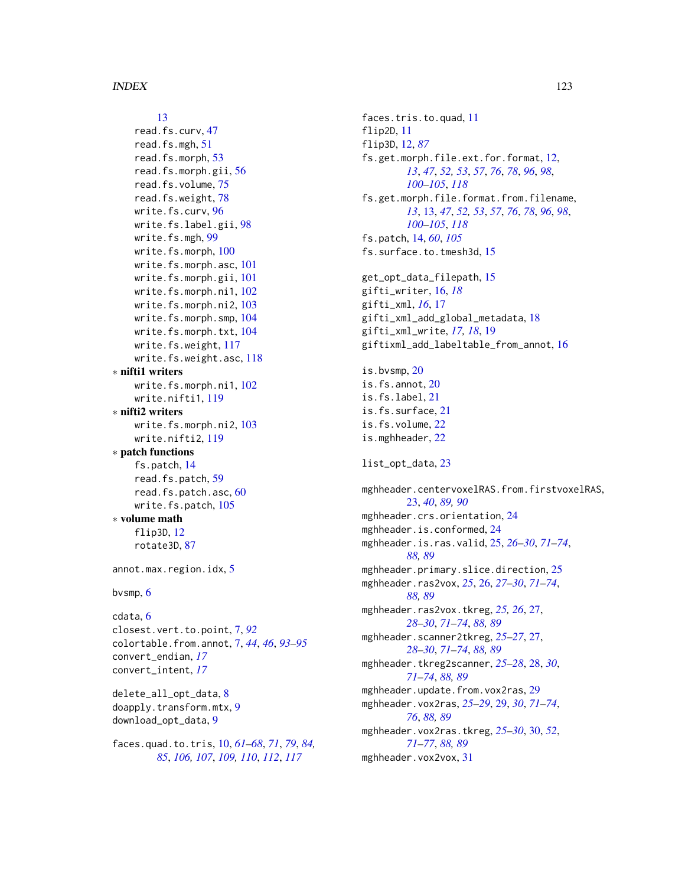13
read.fs.curv, 47
read.fs.mgh, 51
read.fs.morph, 53
read.fs.morph.gii, 56
read.fs.volume, 75
read.fs.weight, 78
write.fs.curv, 96
write.fs.label.gii, 98
write.fs.mgh, 99
write.fs.morph, 100
write.fs.morph.asc, 101
write.fs.morph.gii, 101
write.fs.morph.ni1, 102
write.fs.morph.ni2, 103
write.fs.morph.smp, 104
write.fs.morph.txt, 104
write.fs.weight, 117
write.fs.weight.asc, 118

* **nifti1 writers**
  write.fs.morph.ni1, 102
  write.nifti1, 119
* **nifti2 writers**
  write.fs.morph.ni2, 103
  write.nifti2, 119
* **patch functions**
  fs.patch, 14
  read.fs.patch, 59
  read.fs.patch.asc, 60
  write.fs.patch, 105
* **volume math**
  flip3D, 12
  rotate3D, 87

annot.max.region.idx, 5

bvsmp, 6

cdata, 6
closest.vert.to.point, 7, *92*
colortable.from.annot, 7, *44*, *46*, *93–95*
convert_endian, *17*
convert_intent, *17*

delete_all_opt_data, 8
doapply.transform.mtx, 9
download_opt_data, 9

faces.quad.to.tris, 10, *61–68*, *71*, *79*, *84*, *85*, *106*, *107*, *109*, *110*, *112*, *117*
faces.tris.to.quad, 11
flip2D, 11
flip3D, 12, *87*
fs.get.morph.file.ext.for.format, 12, *13*, *47*, *52*, *53*, *57*, *76*, *78*, *96*, *98*, *100–105*, *118*
fs.get.morph.file.format.from.filename, *13*, 13, *47*, *52*, *53*, *57*, *76*, *78*, *96*, *98*, *100–105*, *118*
fs.patch, 14, *60*, *105*
fs.surface.to.tmesh3d, 15

get_opt_data_filepath, 15
gifti_writer, 16, *18*
gifti_xml, *16*, 17
gifti_xml_add_global_metadata, 18
gifti_xml_write, *17*, *18*, 19
giftixml_add_labeltable_from_annot, 16

is.bvsmp, 20
is.fs.annot, 20
is.fs.label, 21
is.fs.surface, 21
is.fs.volume, 22
is.mghheader, 22

list_opt_data, 23

mghheader.centervoxelRAS.from.firstvoxelRAS, 23, *40*, *89*, *90*
mghheader.crs.orientation, 24
mghheader.is.conformed, 24
mghheader.is.ras.valid, 25, *26–30*, *71–74*, *88*, *89*
mghheader.primary.slice.direction, 25
mghheader.ras2vox, *25*, 26, *27–30*, *71–74*, *88*, *89*
mghheader.ras2vox.tkreg, *25*, *26*, 27, *28–30*, *71–74*, *88*, *89*
mghheader.scanner2tkreg, *25–27*, 27, *28–30*, *71–74*, *88*, *89*
mghheader.tkreg2scanner, *25–28*, 28, *30*, *71–74*, *88*, *89*
mghheader.update.from.vox2ras, 29
mghheader.vox2ras, *25–29*, 29, *30*, *71–74*, *76*, *88*, *89*
mghheader.vox2ras.tkreg, *25–30*, 30, *52*, *71–77*, *88*, *89*
mghheader.vox2vox, 31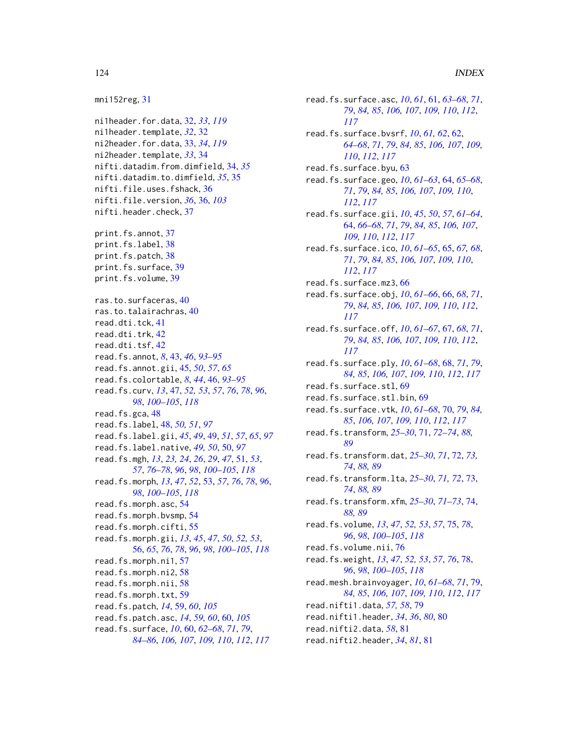mni152reg, 31

ni1header.for.data, 32, *33*, *119*
ni1header.template, *32*, 32
ni2header.for.data, 33, *34*, *119*
ni2header.template, *33*, 34
nifti.datadim.from.dimfield, 34, *35*
nifti.datadim.to.dimfield, *35*, 35
nifti.file.uses.fshack, 36
nifti.file.version, *36*, 36, *103*
nifti.header.check, 37

print.fs.annot, 37
print.fs.label, 38
print.fs.patch, 38
print.fs.surface, 39
print.fs.volume, 39

ras.to.surfaceras, 40
ras.to.talairachras, 40
read.dti.tck, 41
read.dti.trk, 42
read.dti.tsf, 42
read.fs.annot, *8*, 43, *46*, *93–95*
read.fs.annot.gii, 45, *50*, *57*, *65*
read.fs.colortable, *8*, *44*, 46, *93–95*
read.fs.curv, *13*, 47, *52, 53*, *57*, *76*, *78*, *96*, *98*, *100–105*, *118*
read.fs.gca, 48
read.fs.label, 48, *50, 51*, *97*
read.fs.label.gii, *45*, *49*, 49, *51*, *57*, *65*, *97*
read.fs.label.native, *49, 50*, 50, *97*
read.fs.mgh, *13*, *23, 24*, *26*, *29*, *47*, 51, *53*, *57*, *76–78*, *96*, *98*, *100–105*, *118*
read.fs.morph, *13*, *47*, *52*, 53, *57*, *76*, *78*, *96*, *98*, *100–105*, *118*
read.fs.morph.asc, 54
read.fs.morph.bvsmp, 54
read.fs.morph.cifti, 55
read.fs.morph.gii, *13*, *45*, *47*, *50*, *52, 53*, 56, *65*, *76*, *78*, *96*, *98*, *100–105*, *118*
read.fs.morph.ni1, 57
read.fs.morph.ni2, 58
read.fs.morph.nii, 58
read.fs.morph.txt, 59
read.fs.patch, *14*, 59, *60*, *105*
read.fs.patch.asc, *14*, *59, 60*, 60, *105*
read.fs.surface, *10*, 60, *62–68*, *71*, *79*, *84–86*, *106, 107*, *109, 110*, *112*, *117*
read.fs.surface.asc, *10*, *61*, 61, *63–68*, *71*, *79*, *84, 85*, *106, 107*, *109, 110*, *112*, *117*
read.fs.surface.bvsrf, *10*, *61, 62*, 62, *64–68*, *71*, *79*, *84, 85*, *106, 107*, *109, 110*, *112*, *117*
read.fs.surface.byu, 63
read.fs.surface.geo, *10*, *61–63*, 64, *65–68*, *71*, *79*, *84, 85*, *106, 107*, *109, 110*, *112*, *117*
read.fs.surface.gii, *10*, *45*, *50*, *57*, *61–64*, 64, *66–68*, *71*, *79*, *84, 85*, *106, 107*, *109, 110*, *112*, *117*
read.fs.surface.ico, *10*, *61–65*, 65, *67, 68*, *71*, *79*, *84, 85*, *106, 107*, *109, 110*, *112*, *117*
read.fs.surface.mz3, 66
read.fs.surface.obj, *10*, *61–66*, 66, *68*, *71*, *79*, *84, 85*, *106, 107*, *109, 110*, *112*, *117*
read.fs.surface.off, *10*, *61–67*, 67, *68*, *71*, *79*, *84, 85*, *106, 107*, *109, 110*, *112*, *117*
read.fs.surface.ply, *10*, *61–68*, 68, *71*, *79*, *84, 85*, *106, 107*, *109, 110*, *112*, *117*
read.fs.surface.stl, 69
read.fs.surface.stl.bin, 69
read.fs.surface.vtk, *10*, *61–68*, 70, *79*, *84, 85*, *106, 107*, *109, 110*, *112*, *117*
read.fs.transform, *25–30*, 71, *72–74*, *88, 89*
read.fs.transform.dat, *25–30*, *71*, 72, *73, 74*, *88, 89*
read.fs.transform.lta, *25–30*, *71, 72*, 73, *74*, *88, 89*
read.fs.transform.xfm, *25–30*, *71–73*, 74, *88, 89*
read.fs.volume, *13*, *47*, *52, 53*, *57*, 75, *78*, *96*, *98*, *100–105*, *118*
read.fs.volume.nii, 76
read.fs.weight, *13*, *47*, *52, 53*, *57*, *76*, 78, *96*, *98*, *100–105*, *118*
read.mesh.brainvoyager, *10*, *61–68*, *71*, 79, *84, 85*, *106, 107*, *109, 110*, *112*, *117*
read.nifti1.data, *57, 58*, 79
read.nifti1.header, *34*, *36*, *80*, 80
read.nifti2.data, *58*, 81
read.nifti2.header, *34*, *81*, 81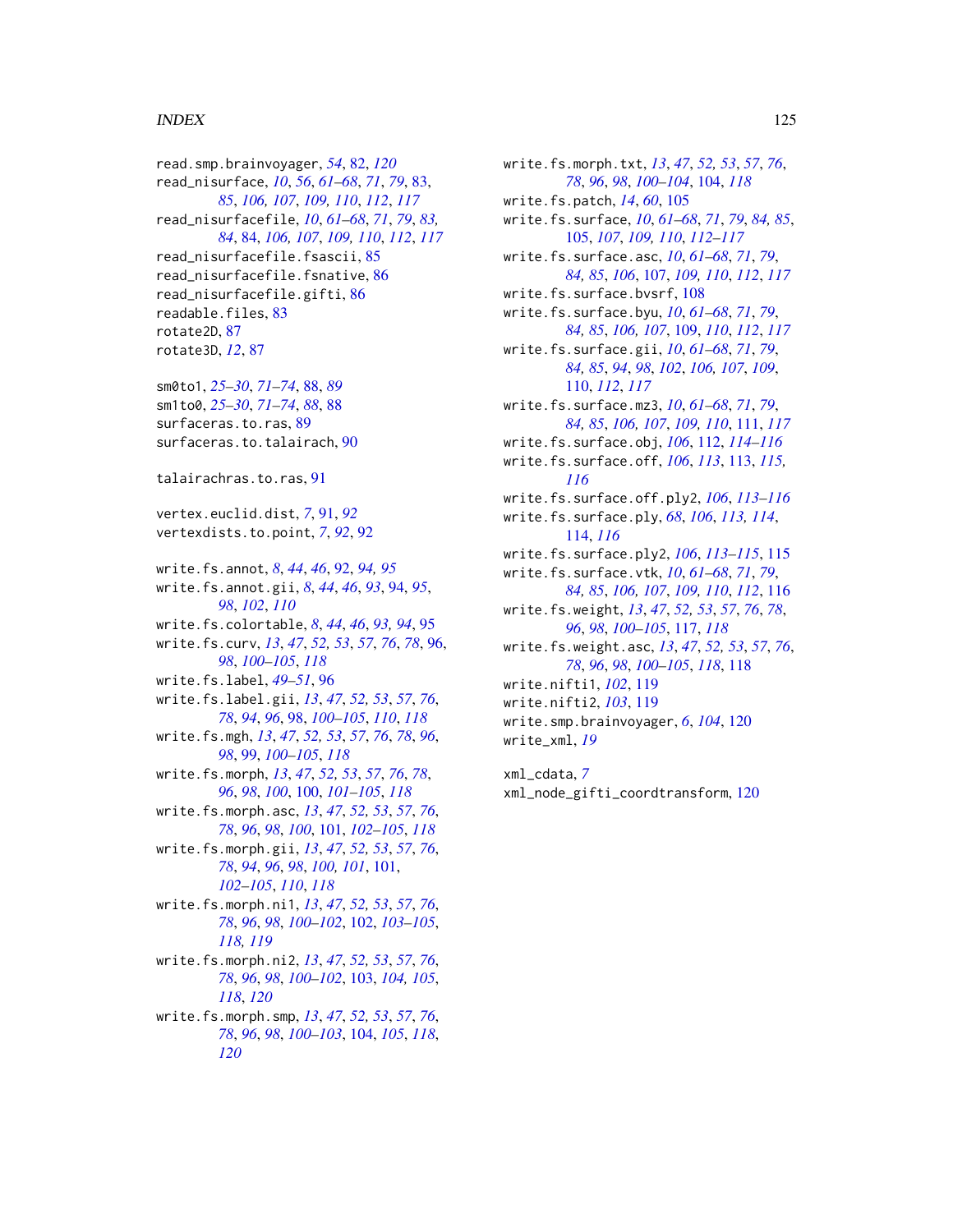read.smp.brainvoyager, *54*, 82, *120*
read_nisurface, *10*, *56*, *61–68*, *71*, *79*, 83, *85*, *106, 107*, *109, 110*, *112*, *117*
read_nisurfacefile, *10*, *61–68*, *71*, *79*, *83, 84*, 84, *106, 107*, *109, 110*, *112*, *117*
read_nisurfacefile.fsascii, 85
read_nisurfacefile.fsnative, 86
read_nisurfacefile.gifti, 86
readable.files, 83
rotate2D, 87
rotate3D, *12*, 87

sm0to1, *25–30*, *71–74*, 88, *89*
sm1to0, *25–30*, *71–74*, *88*, 88
surfaceras.to.ras, 89
surfaceras.to.talairach, 90

talairachras.to.ras, 91

vertex.euclid.dist, *7*, 91, *92*
vertexdists.to.point, *7*, *92*, 92

write.fs.annot, *8*, *44*, *46*, 92, *94, 95*
write.fs.annot.gii, *8*, *44*, *46*, *93*, 94, *95*, *98*, *102*, *110*
write.fs.colortable, *8*, *44*, *46*, *93, 94*, 95
write.fs.curv, *13*, *47*, *52, 53*, *57*, *76*, *78*, 96, *98*, *100–105*, *118*
write.fs.label, *49–51*, 96
write.fs.label.gii, *13*, *47*, *52, 53*, *57*, *76*, *78*, *94*, *96*, 98, *100–105*, *110*, *118*
write.fs.mgh, *13*, *47*, *52, 53*, *57*, *76*, *78*, *96*, *98*, 99, *100–105*, *118*
write.fs.morph, *13*, *47*, *52, 53*, *57*, *76*, *78*, *96*, *98*, *100*, 100, *101–105*, *118*
write.fs.morph.asc, *13*, *47*, *52, 53*, *57*, *76*, *78*, *96*, *98*, *100*, 101, *102–105*, *118*
write.fs.morph.gii, *13*, *47*, *52, 53*, *57*, *76*, *78*, *94*, *96*, *98*, *100, 101*, 101, *102–105*, *110*, *118*
write.fs.morph.ni1, *13*, *47*, *52, 53*, *57*, *76*, *78*, *96*, *98*, *100–102*, 102, *103–105*, *118, 119*
write.fs.morph.ni2, *13*, *47*, *52, 53*, *57*, *76*, *78*, *96*, *98*, *100–102*, 103, *104, 105*, *118*, *120*
write.fs.morph.smp, *13*, *47*, *52, 53*, *57*, *76*, *78*, *96*, *98*, *100–103*, 104, *105*, *118*, *120*
write.fs.morph.txt, *13*, *47*, *52, 53*, *57*, *76*, *78*, *96*, *98*, *100–104*, 104, *118*
write.fs.patch, *14*, *60*, 105
write.fs.surface, *10*, *61–68*, *71*, *79*, *84, 85*, 105, *107*, *109, 110*, *112–117*
write.fs.surface.asc, *10*, *61–68*, *71*, *79*, *84, 85*, *106*, 107, *109, 110*, *112*, *117*
write.fs.surface.bvsrf, 108
write.fs.surface.byu, *10*, *61–68*, *71*, *79*, *84, 85*, *106, 107*, 109, *110*, *112*, *117*
write.fs.surface.gii, *10*, *61–68*, *71*, *79*, *84, 85*, *94*, *98*, *102*, *106, 107*, *109*, 110, *112*, *117*
write.fs.surface.mz3, *10*, *61–68*, *71*, *79*, *84, 85*, *106, 107*, *109, 110*, 111, *117*
write.fs.surface.obj, *106*, 112, *114–116*
write.fs.surface.off, *106*, *113*, 113, *115, 116*
write.fs.surface.off.ply2, *106*, *113–116*
write.fs.surface.ply, *68*, *106*, *113, 114*, 114, *116*
write.fs.surface.ply2, *106*, *113–115*, 115
write.fs.surface.vtk, *10*, *61–68*, *71*, *79*, *84, 85*, *106, 107*, *109, 110*, *112*, 116
write.fs.weight, *13*, *47*, *52, 53*, *57*, *76*, *78*, *96*, *98*, *100–105*, 117, *118*
write.fs.weight.asc, *13*, *47*, *52, 53*, *57*, *76*, *78*, *96*, *98*, *100–105*, *118*, 118
write.nifti1, *102*, 119
write.nifti2, *103*, 119
write.smp.brainvoyager, *6*, *104*, 120
write_xml, *19*

xml_cdata, *7*
xml_node_gifti_coordtransform, 120